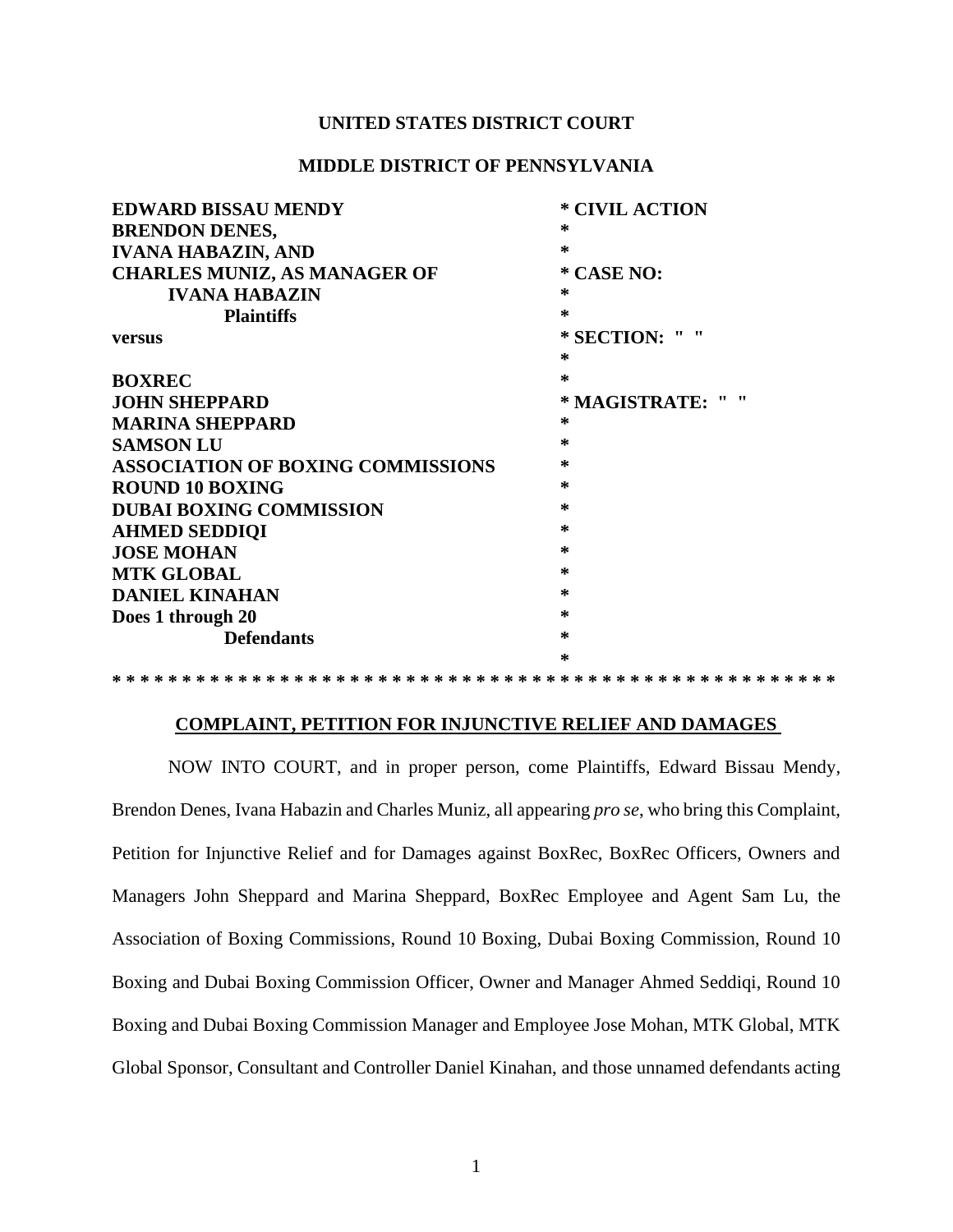**UNITED STATES DISTRICT COURT**

**MIDDLE DISTRICT OF PENNSYLVANIA**

| | |
|---|---|
| **EDWARD BISSAU MENDY** | * **CIVIL ACTION** |
| **BRENDON DENES,** | * |
| **IVANA HABAZIN, AND** | * |
| **CHARLES MUNIZ, AS MANAGER OF** | * **CASE NO:** |
| **IVANA HABAZIN** | * |
| **Plaintiffs** | * |
| **versus** | * **SECTION: " "** |
| | * |
| **BOXREC** | * |
| **JOHN SHEPPARD** | * **MAGISTRATE: " "** |
| **MARINA SHEPPARD** | * |
| **SAMSON LU** | * |
| **ASSOCIATION OF BOXING COMMISSIONS** | * |
| **ROUND 10 BOXING** | * |
| **DUBAI BOXING COMMISSION** | * |
| **AHMED SEDDIQI** | * |
| **JOSE MOHAN** | * |
| **MTK GLOBAL** | * |
| **DANIEL KINAHAN** | * |
| **Does 1 through 20** | * |
| **Defendants** | * |
| | * |

**\* \* \* \* \* \* \* \* \* \* \* \* \* \* \* \* \* \* \* \* \* \* \* \* \* \* \* \* \* \* \* \* \* \* \* \* \* \* \* \* \* \* \* \* \* \* \* \* \* \* \* \* \* \* \***

## COMPLAINT, PETITION FOR INJUNCTIVE RELIEF AND DAMAGES

NOW INTO COURT, and in proper person, come Plaintiffs, Edward Bissau Mendy, Brendon Denes, Ivana Habazin and Charles Muniz, all appearing *pro se*, who bring this Complaint, Petition for Injunctive Relief and for Damages against BoxRec, BoxRec Officers, Owners and Managers John Sheppard and Marina Sheppard, BoxRec Employee and Agent Sam Lu, the Association of Boxing Commissions, Round 10 Boxing, Dubai Boxing Commission, Round 10 Boxing and Dubai Boxing Commission Officer, Owner and Manager Ahmed Seddiqi, Round 10 Boxing and Dubai Boxing Commission Manager and Employee Jose Mohan, MTK Global, MTK Global Sponsor, Consultant and Controller Daniel Kinahan, and those unnamed defendants acting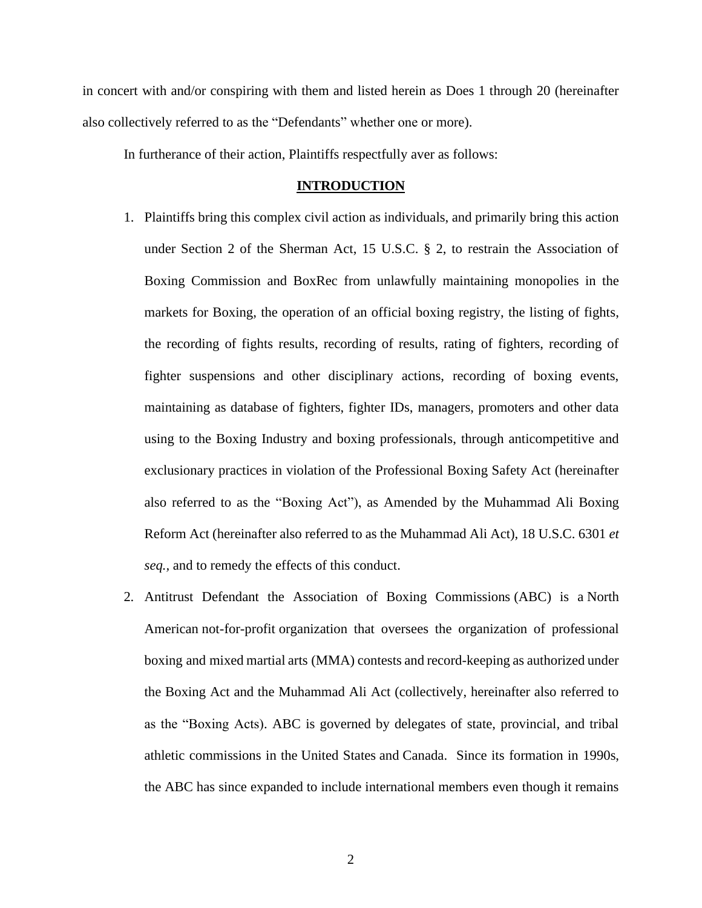in concert with and/or conspiring with them and listed herein as Does 1 through 20 (hereinafter also collectively referred to as the "Defendants" whether one or more).

In furtherance of their action, Plaintiffs respectfully aver as follows:

## **INTRODUCTION**

1. Plaintiffs bring this complex civil action as individuals, and primarily bring this action under Section 2 of the Sherman Act, 15 U.S.C. § 2, to restrain the Association of Boxing Commission and BoxRec from unlawfully maintaining monopolies in the markets for Boxing, the operation of an official boxing registry, the listing of fights, the recording of fights results, recording of results, rating of fighters, recording of fighter suspensions and other disciplinary actions, recording of boxing events, maintaining as database of fighters, fighter IDs, managers, promoters and other data using to the Boxing Industry and boxing professionals, through anticompetitive and exclusionary practices in violation of the Professional Boxing Safety Act (hereinafter also referred to as the "Boxing Act"), as Amended by the Muhammad Ali Boxing Reform Act (hereinafter also referred to as the Muhammad Ali Act), 18 U.S.C. 6301 *et seq.*, and to remedy the effects of this conduct.

2. Antitrust Defendant the Association of Boxing Commissions (ABC) is a North American not-for-profit organization that oversees the organization of professional boxing and mixed martial arts (MMA) contests and record-keeping as authorized under the Boxing Act and the Muhammad Ali Act (collectively, hereinafter also referred to as the "Boxing Acts). ABC is governed by delegates of state, provincial, and tribal athletic commissions in the United States and Canada. Since its formation in 1990s, the ABC has since expanded to include international members even though it remains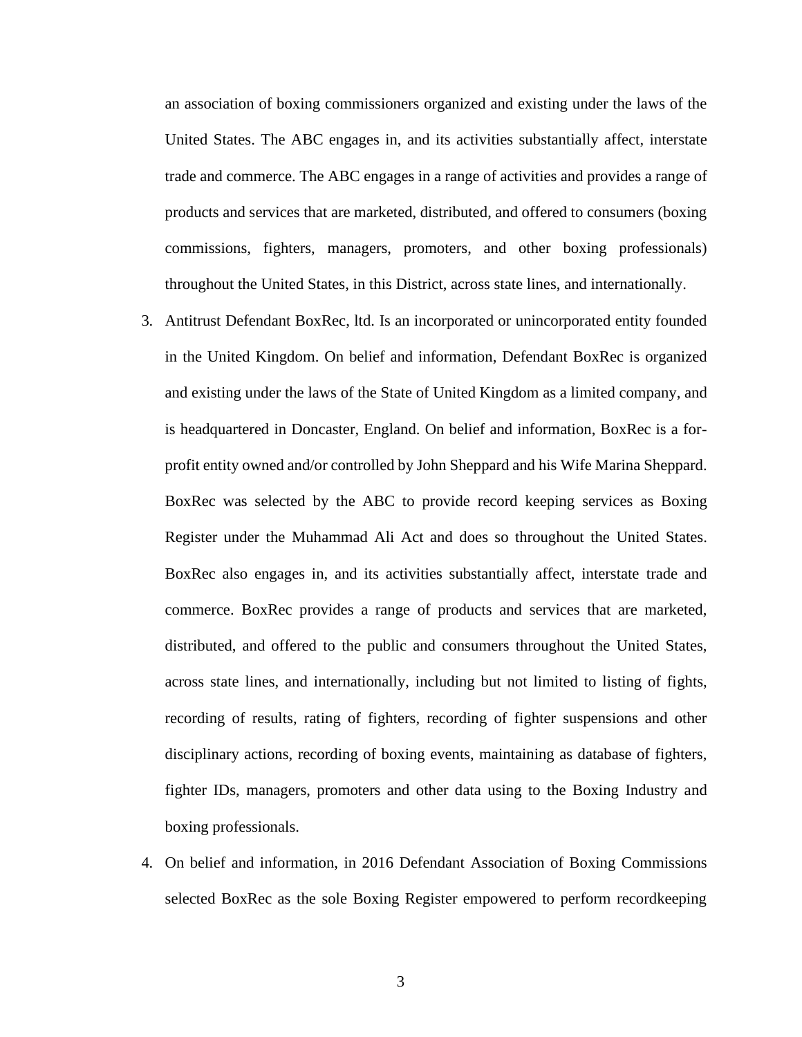an association of boxing commissioners organized and existing under the laws of the United States. The ABC engages in, and its activities substantially affect, interstate trade and commerce. The ABC engages in a range of activities and provides a range of products and services that are marketed, distributed, and offered to consumers (boxing commissions, fighters, managers, promoters, and other boxing professionals) throughout the United States, in this District, across state lines, and internationally.

3. Antitrust Defendant BoxRec, ltd. Is an incorporated or unincorporated entity founded in the United Kingdom. On belief and information, Defendant BoxRec is organized and existing under the laws of the State of United Kingdom as a limited company, and is headquartered in Doncaster, England. On belief and information, BoxRec is a for-profit entity owned and/or controlled by John Sheppard and his Wife Marina Sheppard. BoxRec was selected by the ABC to provide record keeping services as Boxing Register under the Muhammad Ali Act and does so throughout the United States. BoxRec also engages in, and its activities substantially affect, interstate trade and commerce. BoxRec provides a range of products and services that are marketed, distributed, and offered to the public and consumers throughout the United States, across state lines, and internationally, including but not limited to listing of fights, recording of results, rating of fighters, recording of fighter suspensions and other disciplinary actions, recording of boxing events, maintaining as database of fighters, fighter IDs, managers, promoters and other data using to the Boxing Industry and boxing professionals.

4. On belief and information, in 2016 Defendant Association of Boxing Commissions selected BoxRec as the sole Boxing Register empowered to perform recordkeeping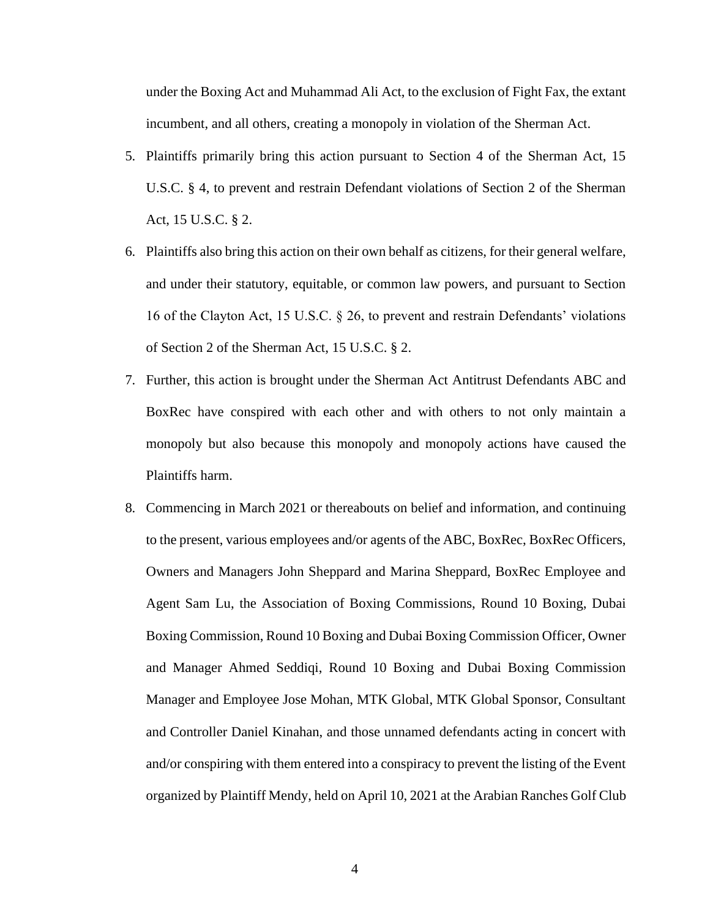under the Boxing Act and Muhammad Ali Act, to the exclusion of Fight Fax, the extant incumbent, and all others, creating a monopoly in violation of the Sherman Act.

5. Plaintiffs primarily bring this action pursuant to Section 4 of the Sherman Act, 15 U.S.C. § 4, to prevent and restrain Defendant violations of Section 2 of the Sherman Act, 15 U.S.C. § 2.

6. Plaintiffs also bring this action on their own behalf as citizens, for their general welfare, and under their statutory, equitable, or common law powers, and pursuant to Section 16 of the Clayton Act, 15 U.S.C. § 26, to prevent and restrain Defendants' violations of Section 2 of the Sherman Act, 15 U.S.C. § 2.

7. Further, this action is brought under the Sherman Act Antitrust Defendants ABC and BoxRec have conspired with each other and with others to not only maintain a monopoly but also because this monopoly and monopoly actions have caused the Plaintiffs harm.

8. Commencing in March 2021 or thereabouts on belief and information, and continuing to the present, various employees and/or agents of the ABC, BoxRec, BoxRec Officers, Owners and Managers John Sheppard and Marina Sheppard, BoxRec Employee and Agent Sam Lu, the Association of Boxing Commissions, Round 10 Boxing, Dubai Boxing Commission, Round 10 Boxing and Dubai Boxing Commission Officer, Owner and Manager Ahmed Seddiqi, Round 10 Boxing and Dubai Boxing Commission Manager and Employee Jose Mohan, MTK Global, MTK Global Sponsor, Consultant and Controller Daniel Kinahan, and those unnamed defendants acting in concert with and/or conspiring with them entered into a conspiracy to prevent the listing of the Event organized by Plaintiff Mendy, held on April 10, 2021 at the Arabian Ranches Golf Club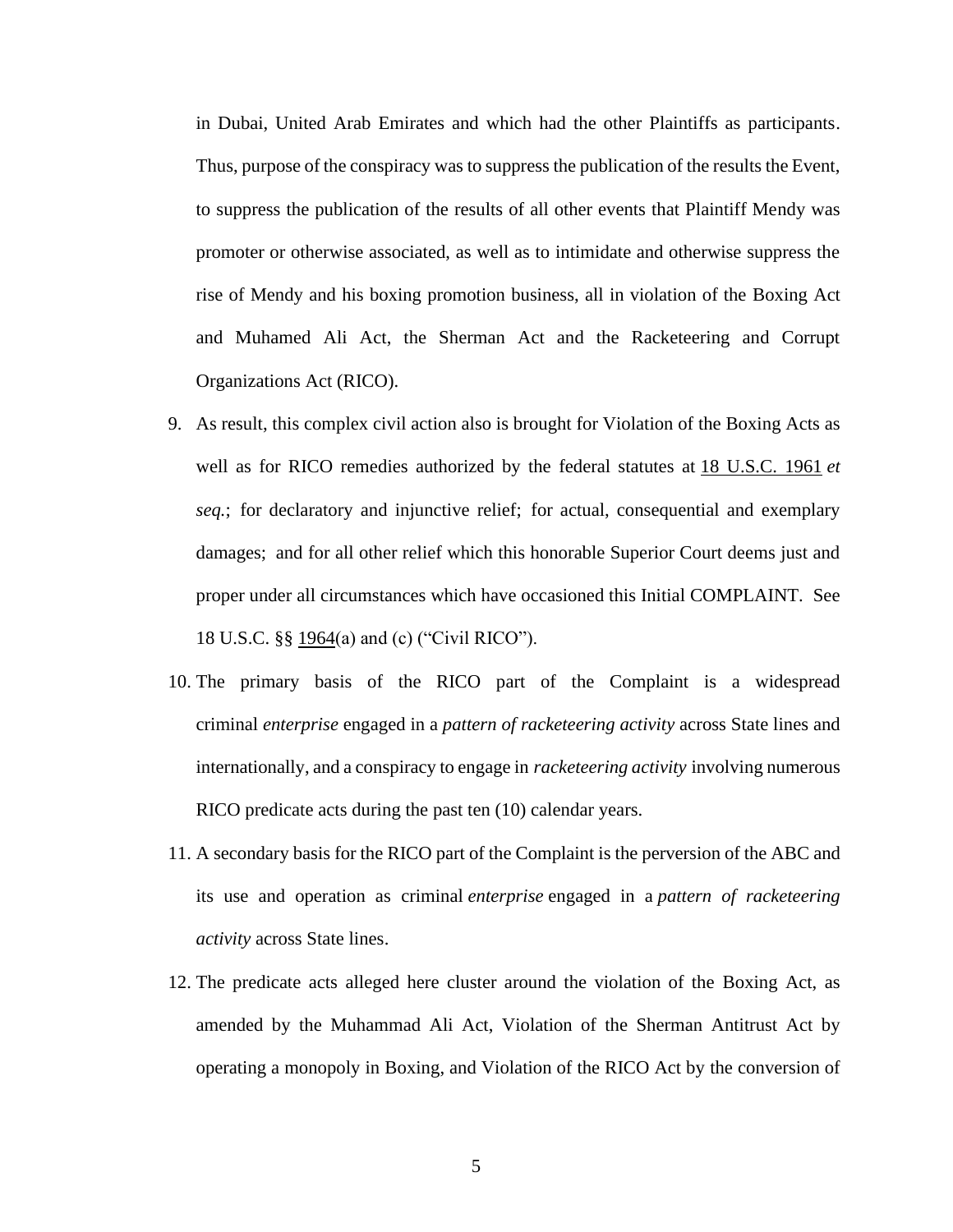in Dubai, United Arab Emirates and which had the other Plaintiffs as participants. Thus, purpose of the conspiracy was to suppress the publication of the results the Event, to suppress the publication of the results of all other events that Plaintiff Mendy was promoter or otherwise associated, as well as to intimidate and otherwise suppress the rise of Mendy and his boxing promotion business, all in violation of the Boxing Act and Muhamed Ali Act, the Sherman Act and the Racketeering and Corrupt Organizations Act (RICO).

9. As result, this complex civil action also is brought for Violation of the Boxing Acts as well as for RICO remedies authorized by the federal statutes at 18 U.S.C. 1961 *et seq.*; for declaratory and injunctive relief; for actual, consequential and exemplary damages; and for all other relief which this honorable Superior Court deems just and proper under all circumstances which have occasioned this Initial COMPLAINT. See 18 U.S.C. §§ 1964(a) and (c) ("Civil RICO").

10. The primary basis of the RICO part of the Complaint is a widespread criminal *enterprise* engaged in a *pattern of racketeering activity* across State lines and internationally, and a conspiracy to engage in *racketeering activity* involving numerous RICO predicate acts during the past ten (10) calendar years.

11. A secondary basis for the RICO part of the Complaint is the perversion of the ABC and its use and operation as criminal *enterprise* engaged in a *pattern of racketeering activity* across State lines.

12. The predicate acts alleged here cluster around the violation of the Boxing Act, as amended by the Muhammad Ali Act, Violation of the Sherman Antitrust Act by operating a monopoly in Boxing, and Violation of the RICO Act by the conversion of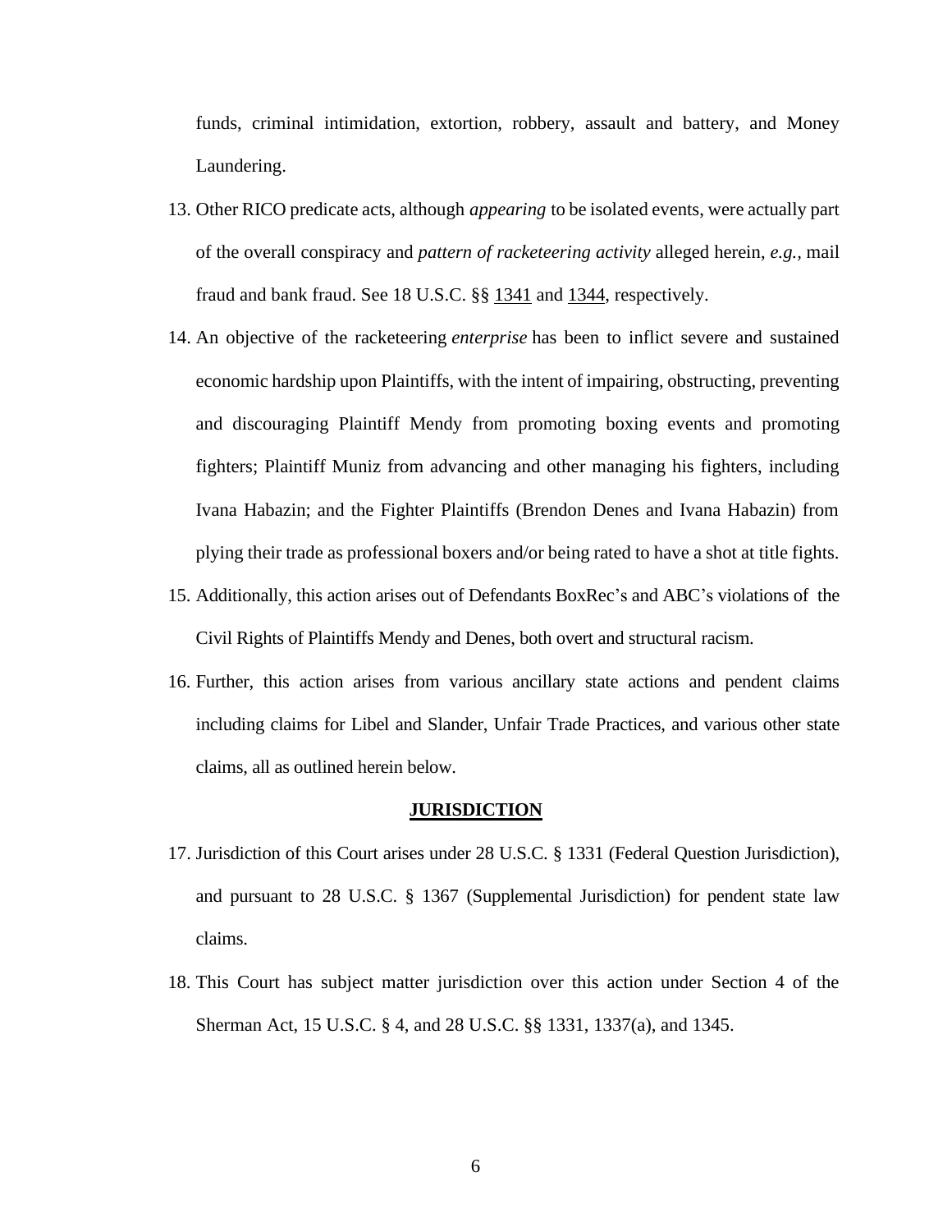funds, criminal intimidation, extortion, robbery, assault and battery, and Money Laundering.

13. Other RICO predicate acts, although *appearing* to be isolated events, were actually part of the overall conspiracy and *pattern of racketeering activity* alleged herein, *e.g.,* mail fraud and bank fraud. See 18 U.S.C. §§ 1341 and 1344, respectively.

14. An objective of the racketeering *enterprise* has been to inflict severe and sustained economic hardship upon Plaintiffs, with the intent of impairing, obstructing, preventing and discouraging Plaintiff Mendy from promoting boxing events and promoting fighters; Plaintiff Muniz from advancing and other managing his fighters, including Ivana Habazin; and the Fighter Plaintiffs (Brendon Denes and Ivana Habazin) from plying their trade as professional boxers and/or being rated to have a shot at title fights.

15. Additionally, this action arises out of Defendants BoxRec's and ABC's violations of the Civil Rights of Plaintiffs Mendy and Denes, both overt and structural racism.

16. Further, this action arises from various ancillary state actions and pendent claims including claims for Libel and Slander, Unfair Trade Practices, and various other state claims, all as outlined herein below.

## JURISDICTION

17. Jurisdiction of this Court arises under 28 U.S.C. § 1331 (Federal Question Jurisdiction), and pursuant to 28 U.S.C. § 1367 (Supplemental Jurisdiction) for pendent state law claims.

18. This Court has subject matter jurisdiction over this action under Section 4 of the Sherman Act, 15 U.S.C. § 4, and 28 U.S.C. §§ 1331, 1337(a), and 1345.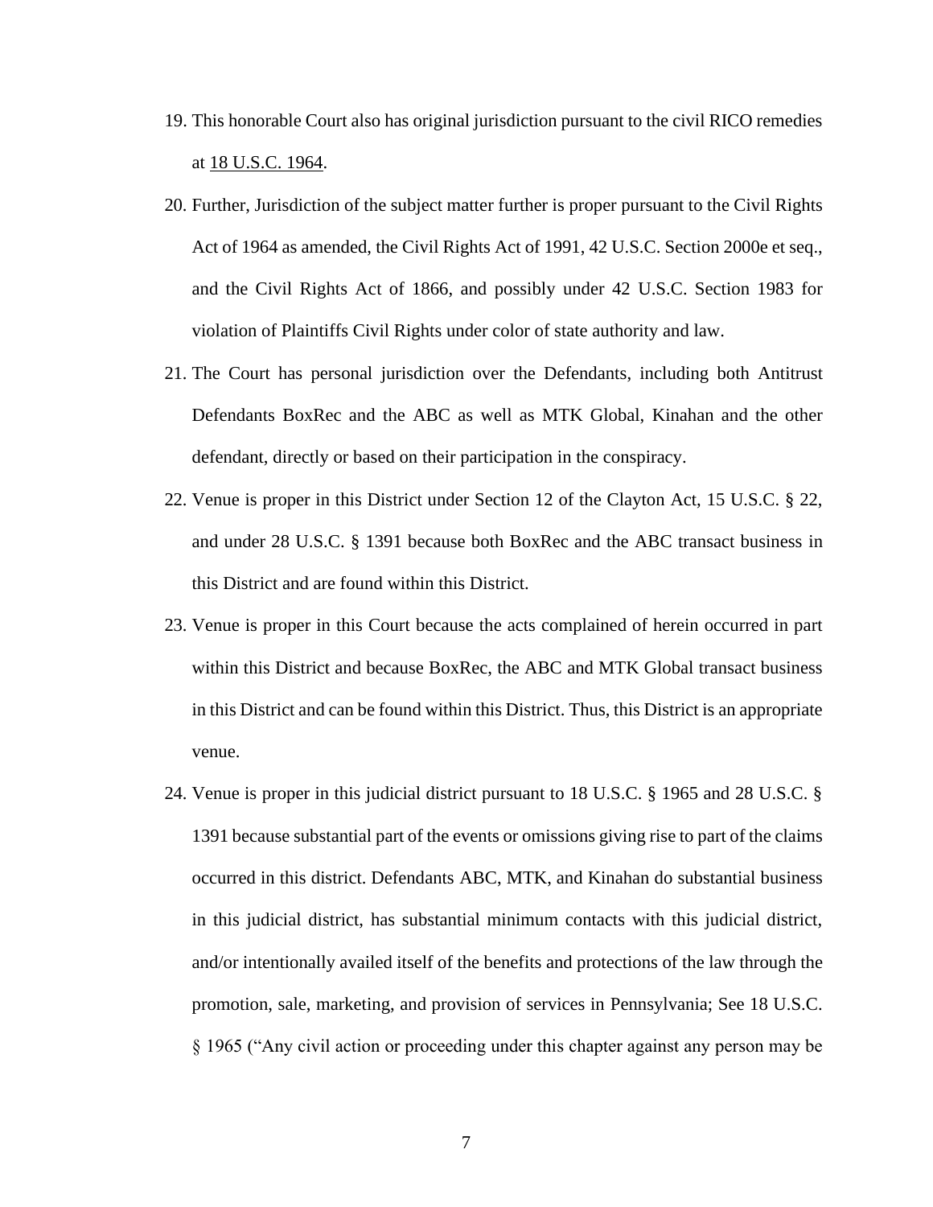19. This honorable Court also has original jurisdiction pursuant to the civil RICO remedies at 18 U.S.C. 1964.

20. Further, Jurisdiction of the subject matter further is proper pursuant to the Civil Rights Act of 1964 as amended, the Civil Rights Act of 1991, 42 U.S.C. Section 2000e et seq., and the Civil Rights Act of 1866, and possibly under 42 U.S.C. Section 1983 for violation of Plaintiffs Civil Rights under color of state authority and law.

21. The Court has personal jurisdiction over the Defendants, including both Antitrust Defendants BoxRec and the ABC as well as MTK Global, Kinahan and the other defendant, directly or based on their participation in the conspiracy.

22. Venue is proper in this District under Section 12 of the Clayton Act, 15 U.S.C. § 22, and under 28 U.S.C. § 1391 because both BoxRec and the ABC transact business in this District and are found within this District.

23. Venue is proper in this Court because the acts complained of herein occurred in part within this District and because BoxRec, the ABC and MTK Global transact business in this District and can be found within this District. Thus, this District is an appropriate venue.

24. Venue is proper in this judicial district pursuant to 18 U.S.C. § 1965 and 28 U.S.C. § 1391 because substantial part of the events or omissions giving rise to part of the claims occurred in this district. Defendants ABC, MTK, and Kinahan do substantial business in this judicial district, has substantial minimum contacts with this judicial district, and/or intentionally availed itself of the benefits and protections of the law through the promotion, sale, marketing, and provision of services in Pennsylvania; See 18 U.S.C. § 1965 ("Any civil action or proceeding under this chapter against any person may be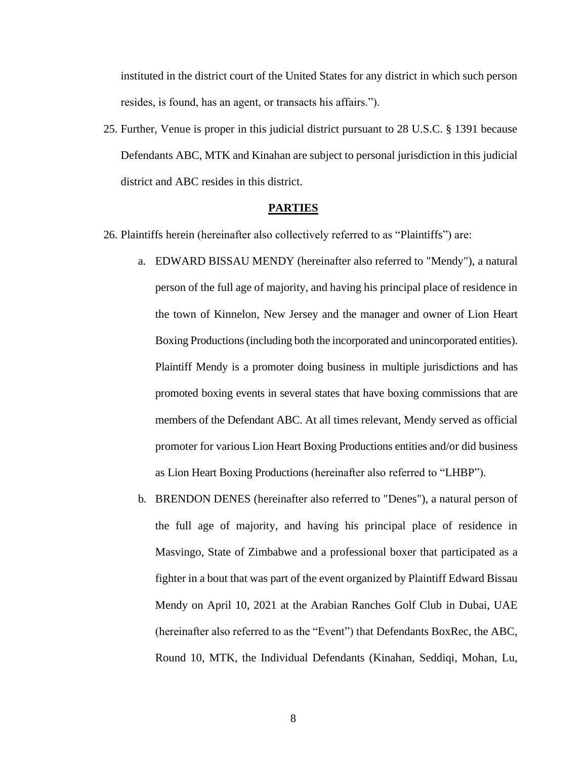instituted in the district court of the United States for any district in which such person resides, is found, has an agent, or transacts his affairs.").

25. Further, Venue is proper in this judicial district pursuant to 28 U.S.C. § 1391 because Defendants ABC, MTK and Kinahan are subject to personal jurisdiction in this judicial district and ABC resides in this district.

## PARTIES

26. Plaintiffs herein (hereinafter also collectively referred to as "Plaintiffs") are:

   a. EDWARD BISSAU MENDY (hereinafter also referred to "Mendy"), a natural person of the full age of majority, and having his principal place of residence in the town of Kinnelon, New Jersey and the manager and owner of Lion Heart Boxing Productions (including both the incorporated and unincorporated entities). Plaintiff Mendy is a promoter doing business in multiple jurisdictions and has promoted boxing events in several states that have boxing commissions that are members of the Defendant ABC. At all times relevant, Mendy served as official promoter for various Lion Heart Boxing Productions entities and/or did business as Lion Heart Boxing Productions (hereinafter also referred to "LHBP").

   b. BRENDON DENES (hereinafter also referred to "Denes"), a natural person of the full age of majority, and having his principal place of residence in Masvingo, State of Zimbabwe and a professional boxer that participated as a fighter in a bout that was part of the event organized by Plaintiff Edward Bissau Mendy on April 10, 2021 at the Arabian Ranches Golf Club in Dubai, UAE (hereinafter also referred to as the "Event") that Defendants BoxRec, the ABC, Round 10, MTK, the Individual Defendants (Kinahan, Seddiqi, Mohan, Lu,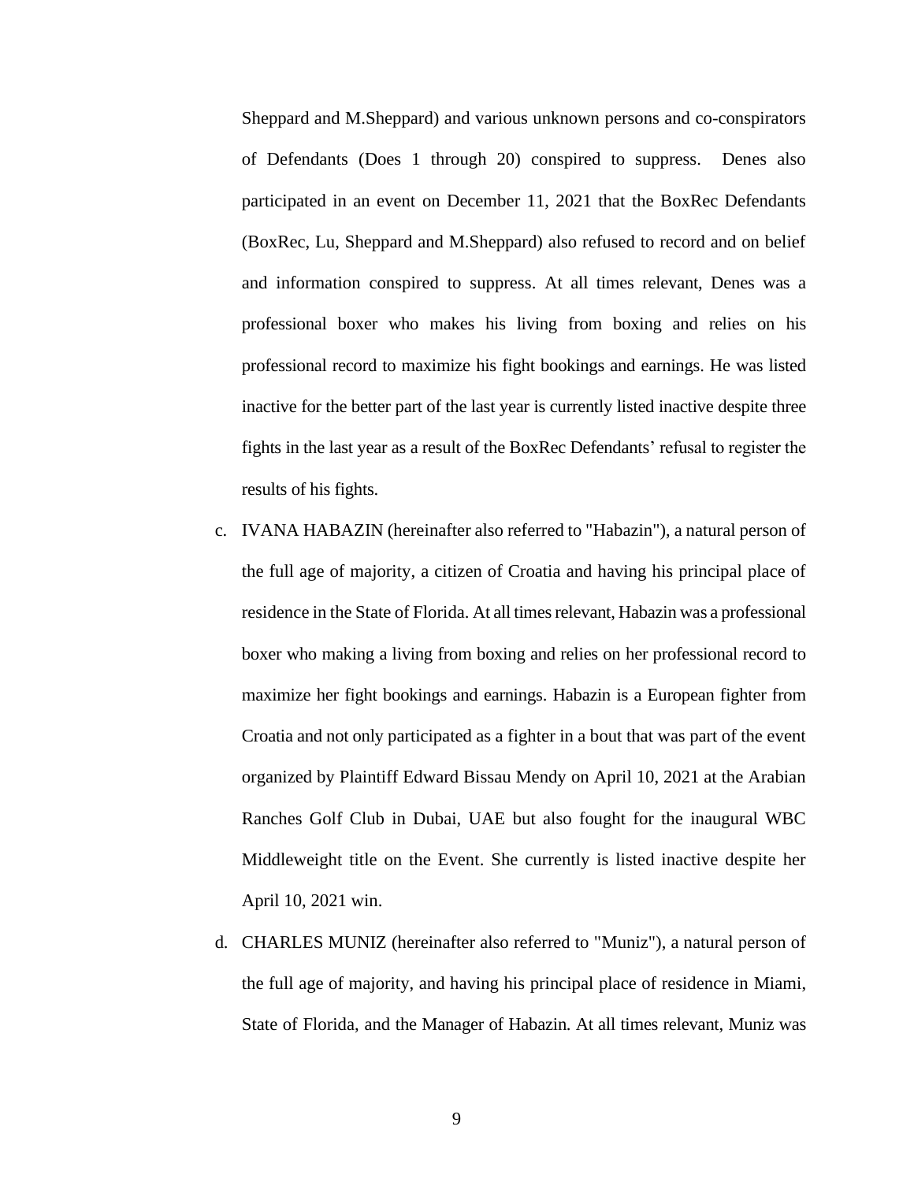Sheppard and M.Sheppard) and various unknown persons and co-conspirators of Defendants (Does 1 through 20) conspired to suppress. Denes also participated in an event on December 11, 2021 that the BoxRec Defendants (BoxRec, Lu, Sheppard and M.Sheppard) also refused to record and on belief and information conspired to suppress. At all times relevant, Denes was a professional boxer who makes his living from boxing and relies on his professional record to maximize his fight bookings and earnings. He was listed inactive for the better part of the last year is currently listed inactive despite three fights in the last year as a result of the BoxRec Defendants' refusal to register the results of his fights.

c. IVANA HABAZIN (hereinafter also referred to "Habazin"), a natural person of the full age of majority, a citizen of Croatia and having his principal place of residence in the State of Florida. At all times relevant, Habazin was a professional boxer who making a living from boxing and relies on her professional record to maximize her fight bookings and earnings. Habazin is a European fighter from Croatia and not only participated as a fighter in a bout that was part of the event organized by Plaintiff Edward Bissau Mendy on April 10, 2021 at the Arabian Ranches Golf Club in Dubai, UAE but also fought for the inaugural WBC Middleweight title on the Event. She currently is listed inactive despite her April 10, 2021 win.

d. CHARLES MUNIZ (hereinafter also referred to "Muniz"), a natural person of the full age of majority, and having his principal place of residence in Miami, State of Florida, and the Manager of Habazin. At all times relevant, Muniz was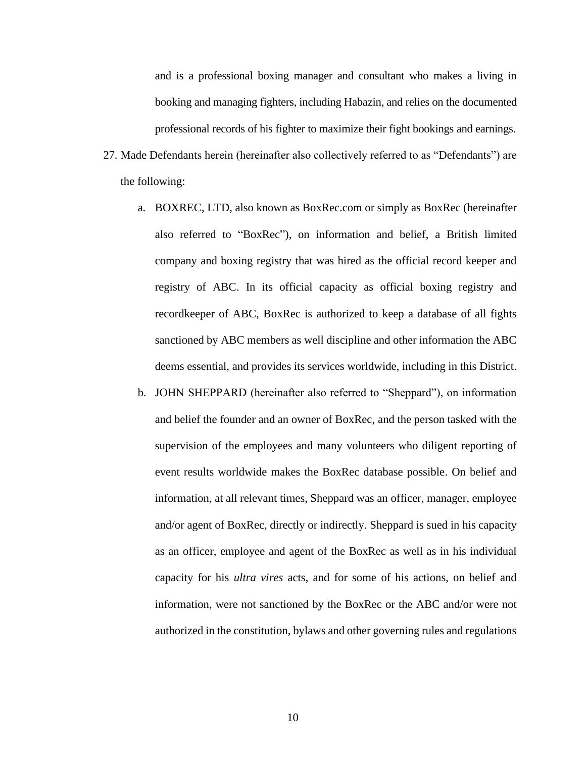and is a professional boxing manager and consultant who makes a living in booking and managing fighters, including Habazin, and relies on the documented professional records of his fighter to maximize their fight bookings and earnings.

27. Made Defendants herein (hereinafter also collectively referred to as "Defendants") are the following:

    a. BOXREC, LTD, also known as BoxRec.com or simply as BoxRec (hereinafter also referred to "BoxRec"), on information and belief, a British limited company and boxing registry that was hired as the official record keeper and registry of ABC. In its official capacity as official boxing registry and recordkeeper of ABC, BoxRec is authorized to keep a database of all fights sanctioned by ABC members as well discipline and other information the ABC deems essential, and provides its services worldwide, including in this District.

    b. JOHN SHEPPARD (hereinafter also referred to "Sheppard"), on information and belief the founder and an owner of BoxRec, and the person tasked with the supervision of the employees and many volunteers who diligent reporting of event results worldwide makes the BoxRec database possible. On belief and information, at all relevant times, Sheppard was an officer, manager, employee and/or agent of BoxRec, directly or indirectly. Sheppard is sued in his capacity as an officer, employee and agent of the BoxRec as well as in his individual capacity for his *ultra vires* acts, and for some of his actions, on belief and information, were not sanctioned by the BoxRec or the ABC and/or were not authorized in the constitution, bylaws and other governing rules and regulations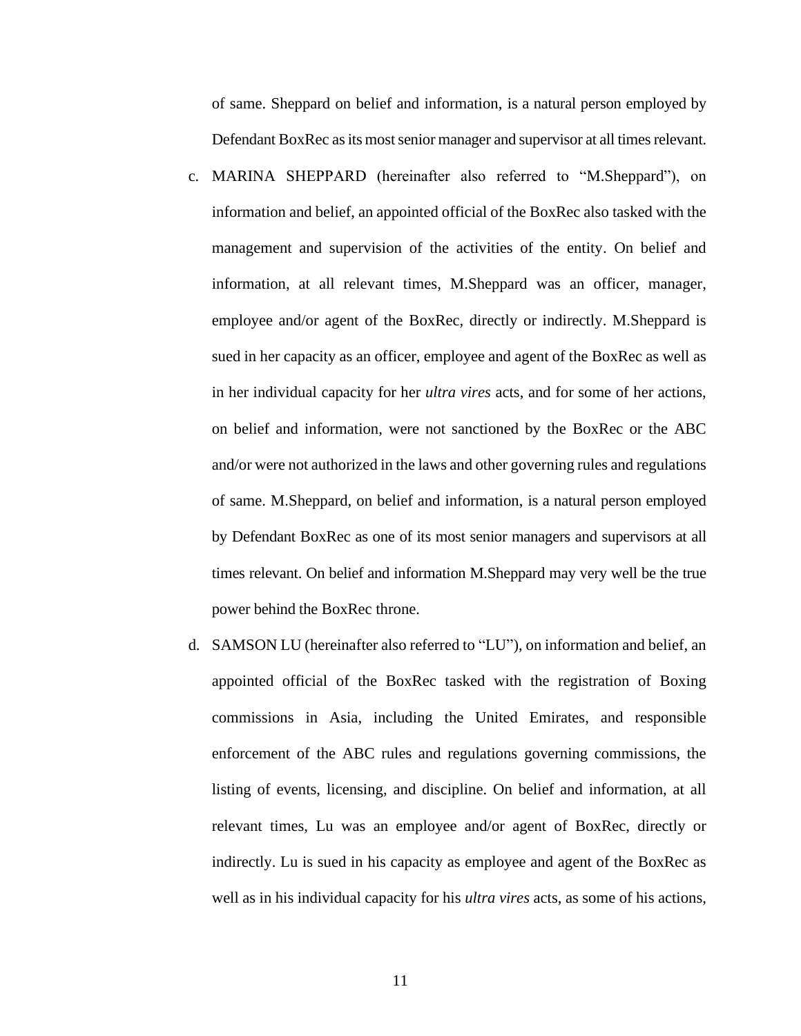of same. Sheppard on belief and information, is a natural person employed by Defendant BoxRec as its most senior manager and supervisor at all times relevant.

c. MARINA SHEPPARD (hereinafter also referred to "M.Sheppard"), on information and belief, an appointed official of the BoxRec also tasked with the management and supervision of the activities of the entity. On belief and information, at all relevant times, M.Sheppard was an officer, manager, employee and/or agent of the BoxRec, directly or indirectly. M.Sheppard is sued in her capacity as an officer, employee and agent of the BoxRec as well as in her individual capacity for her *ultra vires* acts, and for some of her actions, on belief and information, were not sanctioned by the BoxRec or the ABC and/or were not authorized in the laws and other governing rules and regulations of same. M.Sheppard, on belief and information, is a natural person employed by Defendant BoxRec as one of its most senior managers and supervisors at all times relevant. On belief and information M.Sheppard may very well be the true power behind the BoxRec throne.

d. SAMSON LU (hereinafter also referred to "LU"), on information and belief, an appointed official of the BoxRec tasked with the registration of Boxing commissions in Asia, including the United Emirates, and responsible enforcement of the ABC rules and regulations governing commissions, the listing of events, licensing, and discipline. On belief and information, at all relevant times, Lu was an employee and/or agent of BoxRec, directly or indirectly. Lu is sued in his capacity as employee and agent of the BoxRec as well as in his individual capacity for his *ultra vires* acts, as some of his actions,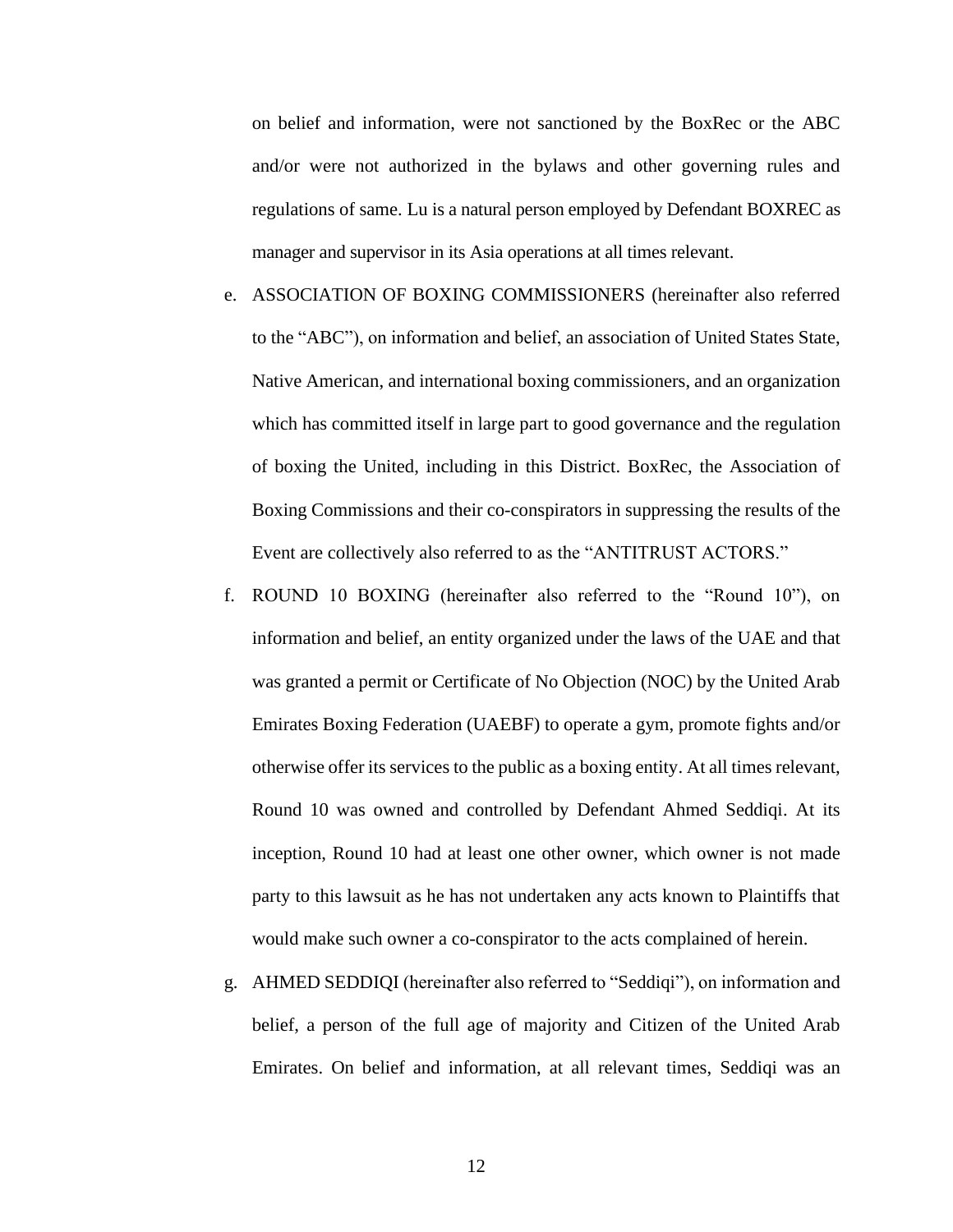on belief and information, were not sanctioned by the BoxRec or the ABC and/or were not authorized in the bylaws and other governing rules and regulations of same. Lu is a natural person employed by Defendant BOXREC as manager and supervisor in its Asia operations at all times relevant.

e. ASSOCIATION OF BOXING COMMISSIONERS (hereinafter also referred to the "ABC"), on information and belief, an association of United States State, Native American, and international boxing commissioners, and an organization which has committed itself in large part to good governance and the regulation of boxing the United, including in this District. BoxRec, the Association of Boxing Commissions and their co-conspirators in suppressing the results of the Event are collectively also referred to as the "ANTITRUST ACTORS."

f. ROUND 10 BOXING (hereinafter also referred to the "Round 10"), on information and belief, an entity organized under the laws of the UAE and that was granted a permit or Certificate of No Objection (NOC) by the United Arab Emirates Boxing Federation (UAEBF) to operate a gym, promote fights and/or otherwise offer its services to the public as a boxing entity. At all times relevant, Round 10 was owned and controlled by Defendant Ahmed Seddiqi. At its inception, Round 10 had at least one other owner, which owner is not made party to this lawsuit as he has not undertaken any acts known to Plaintiffs that would make such owner a co-conspirator to the acts complained of herein.

g. AHMED SEDDIQI (hereinafter also referred to "Seddiqi"), on information and belief, a person of the full age of majority and Citizen of the United Arab Emirates. On belief and information, at all relevant times, Seddiqi was an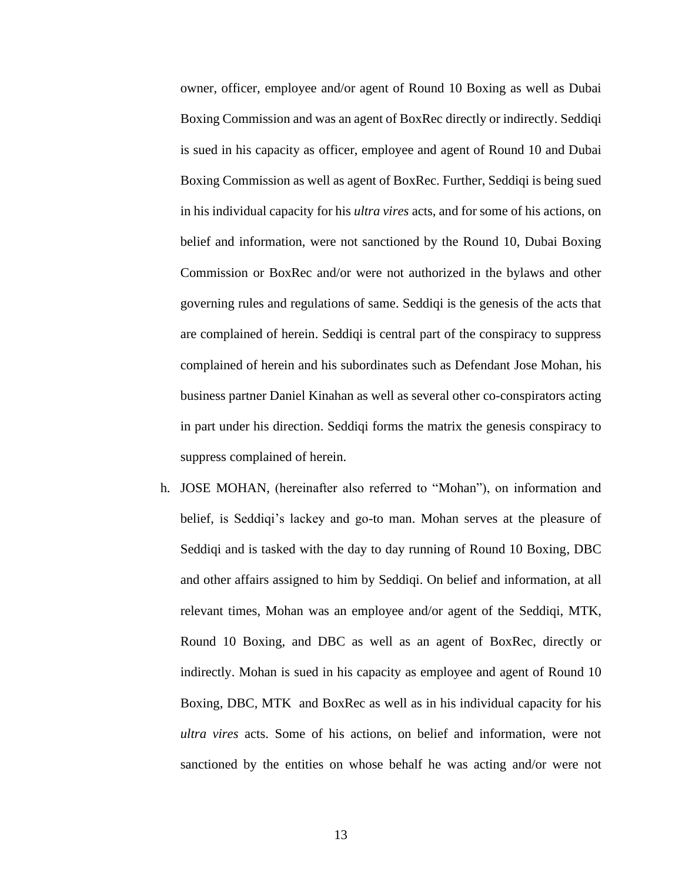owner, officer, employee and/or agent of Round 10 Boxing as well as Dubai Boxing Commission and was an agent of BoxRec directly or indirectly. Seddiqi is sued in his capacity as officer, employee and agent of Round 10 and Dubai Boxing Commission as well as agent of BoxRec. Further, Seddiqi is being sued in his individual capacity for his *ultra vires* acts, and for some of his actions, on belief and information, were not sanctioned by the Round 10, Dubai Boxing Commission or BoxRec and/or were not authorized in the bylaws and other governing rules and regulations of same. Seddiqi is the genesis of the acts that are complained of herein. Seddiqi is central part of the conspiracy to suppress complained of herein and his subordinates such as Defendant Jose Mohan, his business partner Daniel Kinahan as well as several other co-conspirators acting in part under his direction. Seddiqi forms the matrix the genesis conspiracy to suppress complained of herein.

h. JOSE MOHAN, (hereinafter also referred to "Mohan"), on information and belief, is Seddiqi's lackey and go-to man. Mohan serves at the pleasure of Seddiqi and is tasked with the day to day running of Round 10 Boxing, DBC and other affairs assigned to him by Seddiqi. On belief and information, at all relevant times, Mohan was an employee and/or agent of the Seddiqi, MTK, Round 10 Boxing, and DBC as well as an agent of BoxRec, directly or indirectly. Mohan is sued in his capacity as employee and agent of Round 10 Boxing, DBC, MTK and BoxRec as well as in his individual capacity for his *ultra vires* acts. Some of his actions, on belief and information, were not sanctioned by the entities on whose behalf he was acting and/or were not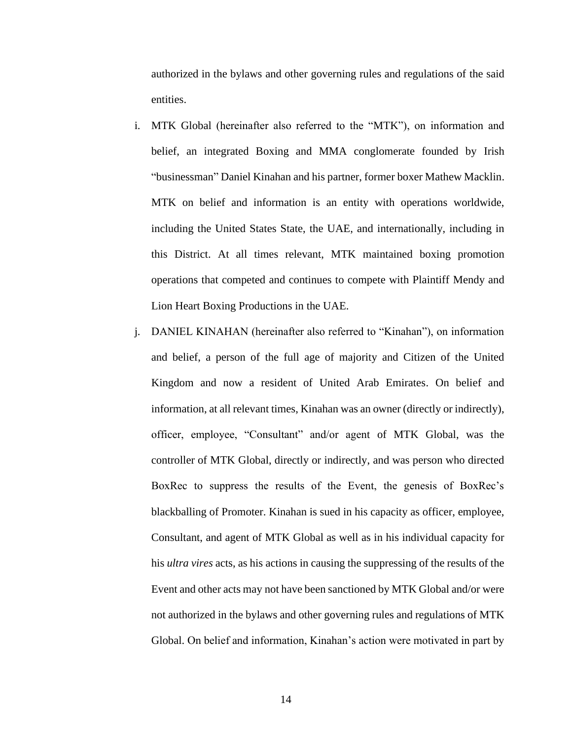authorized in the bylaws and other governing rules and regulations of the said entities.

i. MTK Global (hereinafter also referred to the "MTK"), on information and belief, an integrated Boxing and MMA conglomerate founded by Irish "businessman" Daniel Kinahan and his partner, former boxer Mathew Macklin. MTK on belief and information is an entity with operations worldwide, including the United States State, the UAE, and internationally, including in this District. At all times relevant, MTK maintained boxing promotion operations that competed and continues to compete with Plaintiff Mendy and Lion Heart Boxing Productions in the UAE.

j. DANIEL KINAHAN (hereinafter also referred to "Kinahan"), on information and belief, a person of the full age of majority and Citizen of the United Kingdom and now a resident of United Arab Emirates. On belief and information, at all relevant times, Kinahan was an owner (directly or indirectly), officer, employee, "Consultant" and/or agent of MTK Global, was the controller of MTK Global, directly or indirectly, and was person who directed BoxRec to suppress the results of the Event, the genesis of BoxRec's blackballing of Promoter. Kinahan is sued in his capacity as officer, employee, Consultant, and agent of MTK Global as well as in his individual capacity for his *ultra vires* acts, as his actions in causing the suppressing of the results of the Event and other acts may not have been sanctioned by MTK Global and/or were not authorized in the bylaws and other governing rules and regulations of MTK Global. On belief and information, Kinahan's action were motivated in part by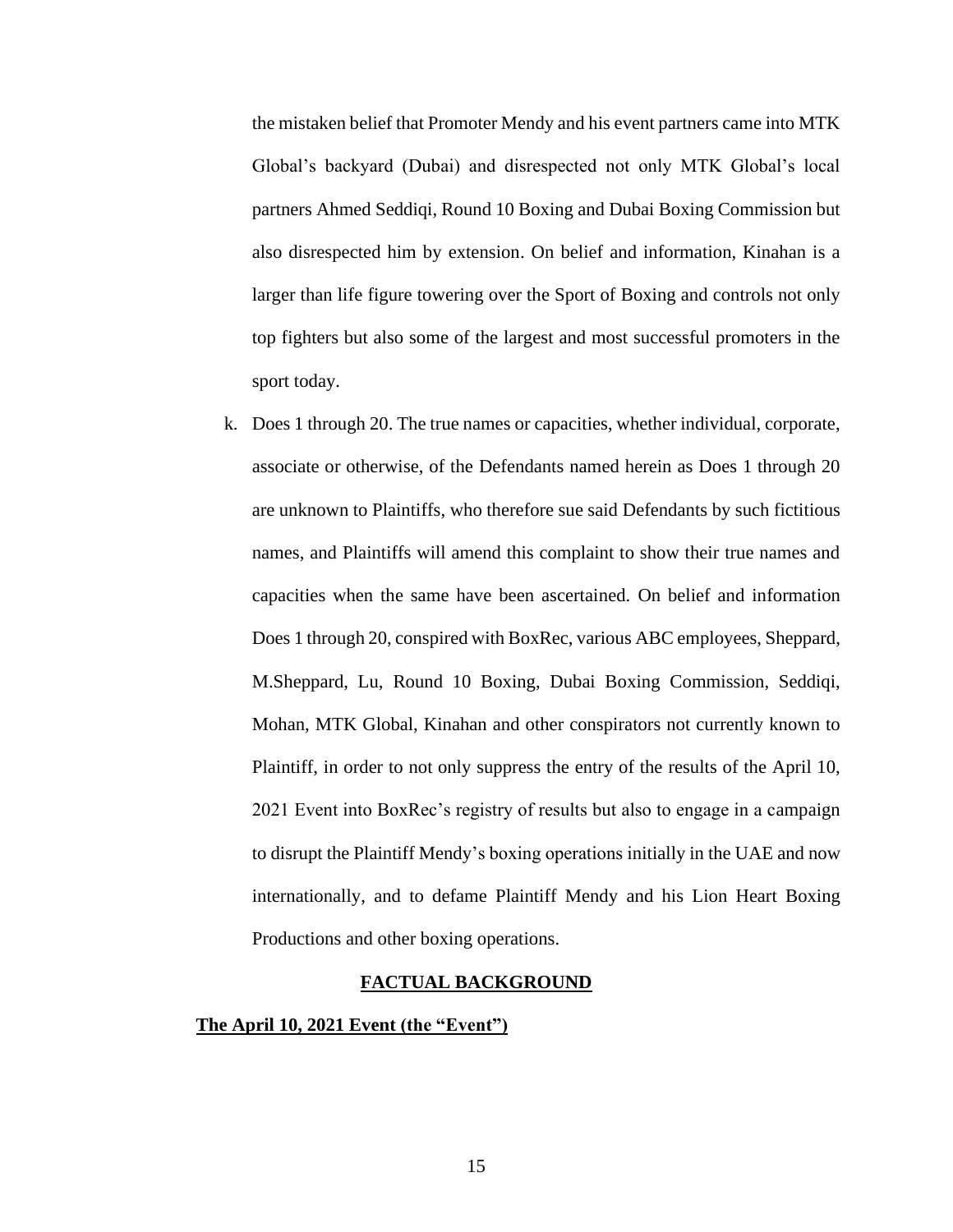the mistaken belief that Promoter Mendy and his event partners came into MTK Global's backyard (Dubai) and disrespected not only MTK Global's local partners Ahmed Seddiqi, Round 10 Boxing and Dubai Boxing Commission but also disrespected him by extension. On belief and information, Kinahan is a larger than life figure towering over the Sport of Boxing and controls not only top fighters but also some of the largest and most successful promoters in the sport today.

k. Does 1 through 20. The true names or capacities, whether individual, corporate, associate or otherwise, of the Defendants named herein as Does 1 through 20 are unknown to Plaintiffs, who therefore sue said Defendants by such fictitious names, and Plaintiffs will amend this complaint to show their true names and capacities when the same have been ascertained. On belief and information Does 1 through 20, conspired with BoxRec, various ABC employees, Sheppard, M.Sheppard, Lu, Round 10 Boxing, Dubai Boxing Commission, Seddiqi, Mohan, MTK Global, Kinahan and other conspirators not currently known to Plaintiff, in order to not only suppress the entry of the results of the April 10, 2021 Event into BoxRec's registry of results but also to engage in a campaign to disrupt the Plaintiff Mendy's boxing operations initially in the UAE and now internationally, and to defame Plaintiff Mendy and his Lion Heart Boxing Productions and other boxing operations.

## **FACTUAL BACKGROUND**

### **The April 10, 2021 Event (the "Event")**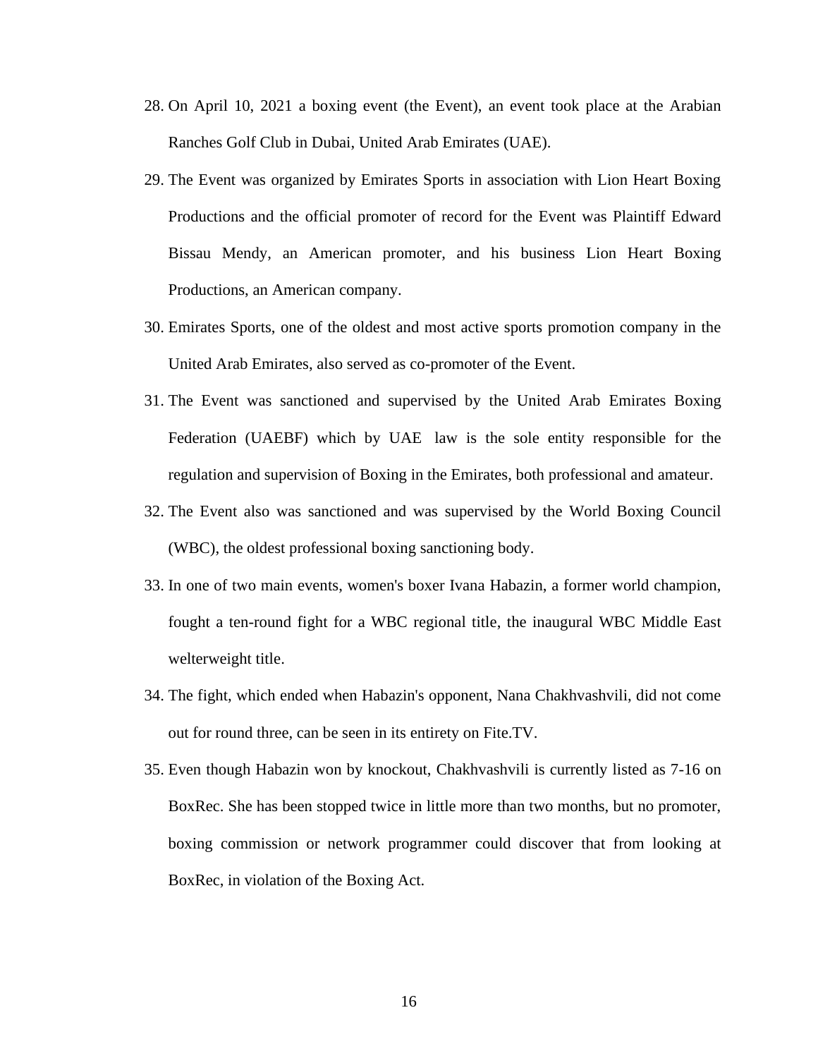28. On April 10, 2021 a boxing event (the Event), an event took place at the Arabian Ranches Golf Club in Dubai, United Arab Emirates (UAE).
29. The Event was organized by Emirates Sports in association with Lion Heart Boxing Productions and the official promoter of record for the Event was Plaintiff Edward Bissau Mendy, an American promoter, and his business Lion Heart Boxing Productions, an American company.
30. Emirates Sports, one of the oldest and most active sports promotion company in the United Arab Emirates, also served as co-promoter of the Event.
31. The Event was sanctioned and supervised by the United Arab Emirates Boxing Federation (UAEBF) which by UAE law is the sole entity responsible for the regulation and supervision of Boxing in the Emirates, both professional and amateur.
32. The Event also was sanctioned and was supervised by the World Boxing Council (WBC), the oldest professional boxing sanctioning body.
33. In one of two main events, women's boxer Ivana Habazin, a former world champion, fought a ten-round fight for a WBC regional title, the inaugural WBC Middle East welterweight title.
34. The fight, which ended when Habazin's opponent, Nana Chakhvashvili, did not come out for round three, can be seen in its entirety on Fite.TV.
35. Even though Habazin won by knockout, Chakhvashvili is currently listed as 7-16 on BoxRec. She has been stopped twice in little more than two months, but no promoter, boxing commission or network programmer could discover that from looking at BoxRec, in violation of the Boxing Act.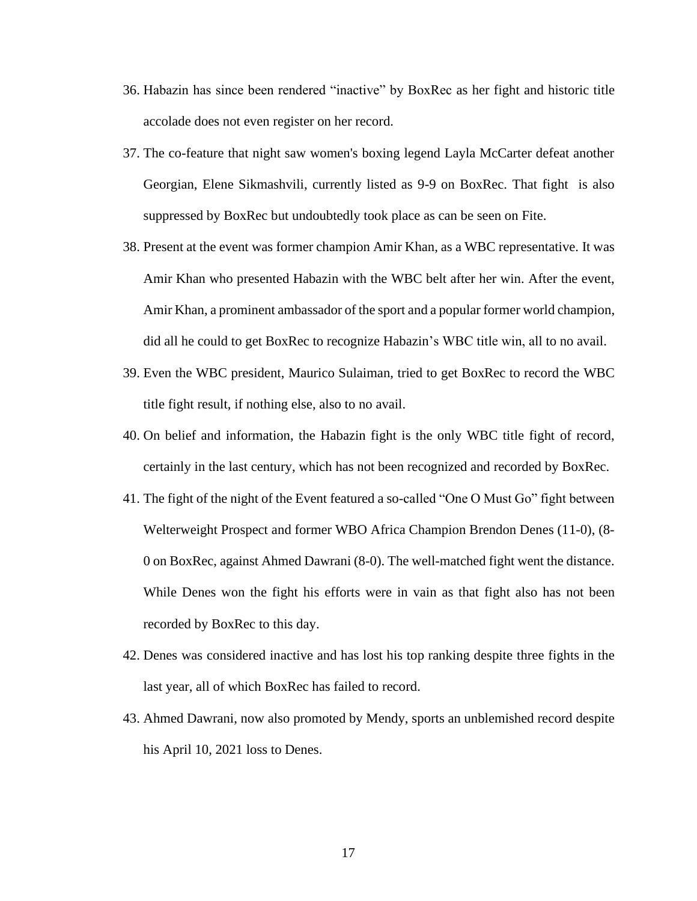36. Habazin has since been rendered "inactive" by BoxRec as her fight and historic title accolade does not even register on her record.

37. The co-feature that night saw women's boxing legend Layla McCarter defeat another Georgian, Elene Sikmashvili, currently listed as 9-9 on BoxRec. That fight is also suppressed by BoxRec but undoubtedly took place as can be seen on Fite.

38. Present at the event was former champion Amir Khan, as a WBC representative. It was Amir Khan who presented Habazin with the WBC belt after her win. After the event, Amir Khan, a prominent ambassador of the sport and a popular former world champion, did all he could to get BoxRec to recognize Habazin's WBC title win, all to no avail.

39. Even the WBC president, Maurico Sulaiman, tried to get BoxRec to record the WBC title fight result, if nothing else, also to no avail.

40. On belief and information, the Habazin fight is the only WBC title fight of record, certainly in the last century, which has not been recognized and recorded by BoxRec.

41. The fight of the night of the Event featured a so-called "One O Must Go" fight between Welterweight Prospect and former WBO Africa Champion Brendon Denes (11-0), (8-0 on BoxRec, against Ahmed Dawrani (8-0). The well-matched fight went the distance. While Denes won the fight his efforts were in vain as that fight also has not been recorded by BoxRec to this day.

42. Denes was considered inactive and has lost his top ranking despite three fights in the last year, all of which BoxRec has failed to record.

43. Ahmed Dawrani, now also promoted by Mendy, sports an unblemished record despite his April 10, 2021 loss to Denes.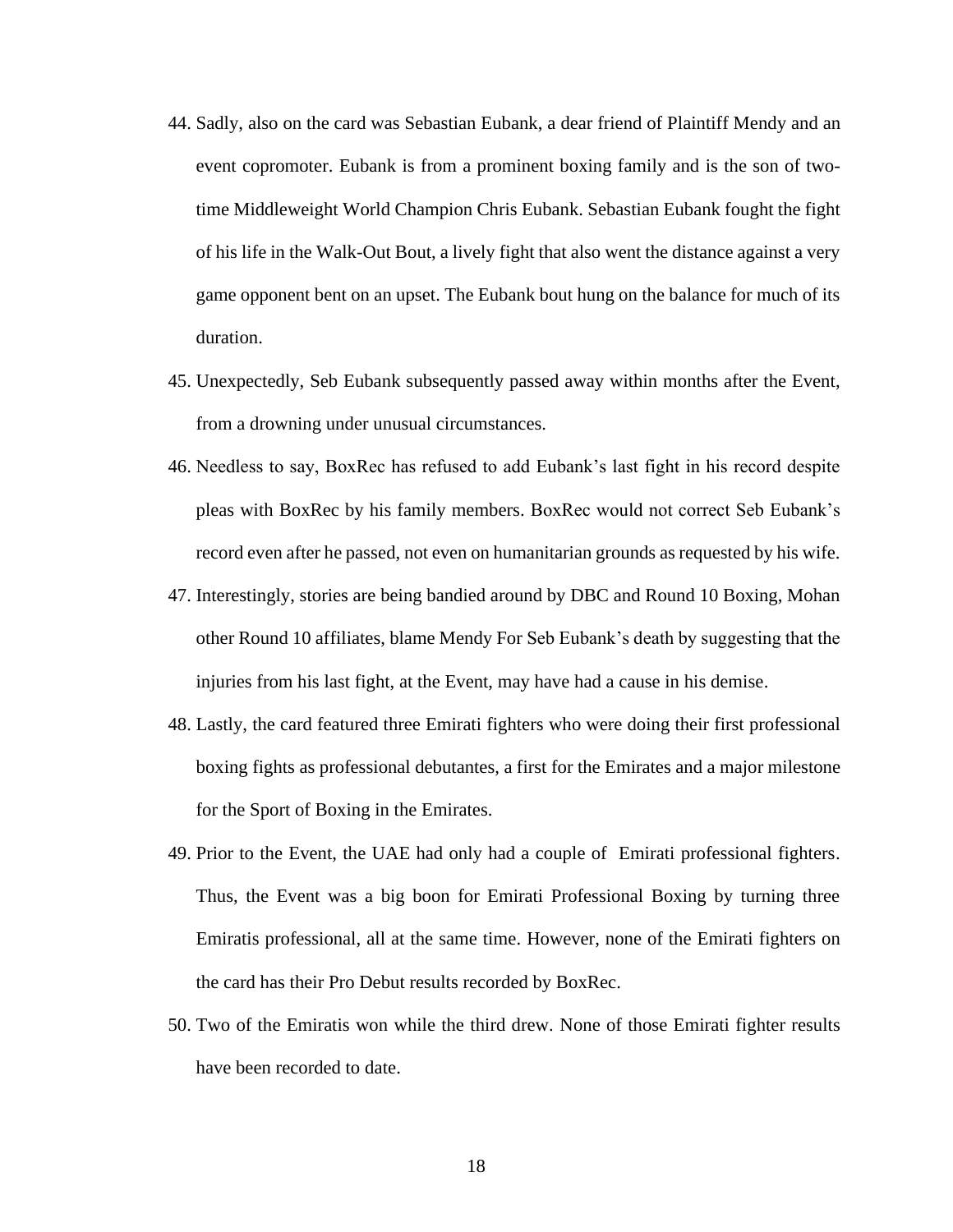44. Sadly, also on the card was Sebastian Eubank, a dear friend of Plaintiff Mendy and an event copromoter. Eubank is from a prominent boxing family and is the son of two-time Middleweight World Champion Chris Eubank. Sebastian Eubank fought the fight of his life in the Walk-Out Bout, a lively fight that also went the distance against a very game opponent bent on an upset. The Eubank bout hung on the balance for much of its duration.
45. Unexpectedly, Seb Eubank subsequently passed away within months after the Event, from a drowning under unusual circumstances.
46. Needless to say, BoxRec has refused to add Eubank's last fight in his record despite pleas with BoxRec by his family members. BoxRec would not correct Seb Eubank's record even after he passed, not even on humanitarian grounds as requested by his wife.
47. Interestingly, stories are being bandied around by DBC and Round 10 Boxing, Mohan other Round 10 affiliates, blame Mendy For Seb Eubank's death by suggesting that the injuries from his last fight, at the Event, may have had a cause in his demise.
48. Lastly, the card featured three Emirati fighters who were doing their first professional boxing fights as professional debutantes, a first for the Emirates and a major milestone for the Sport of Boxing in the Emirates.
49. Prior to the Event, the UAE had only had a couple of Emirati professional fighters. Thus, the Event was a big boon for Emirati Professional Boxing by turning three Emiratis professional, all at the same time. However, none of the Emirati fighters on the card has their Pro Debut results recorded by BoxRec.
50. Two of the Emiratis won while the third drew. None of those Emirati fighter results have been recorded to date.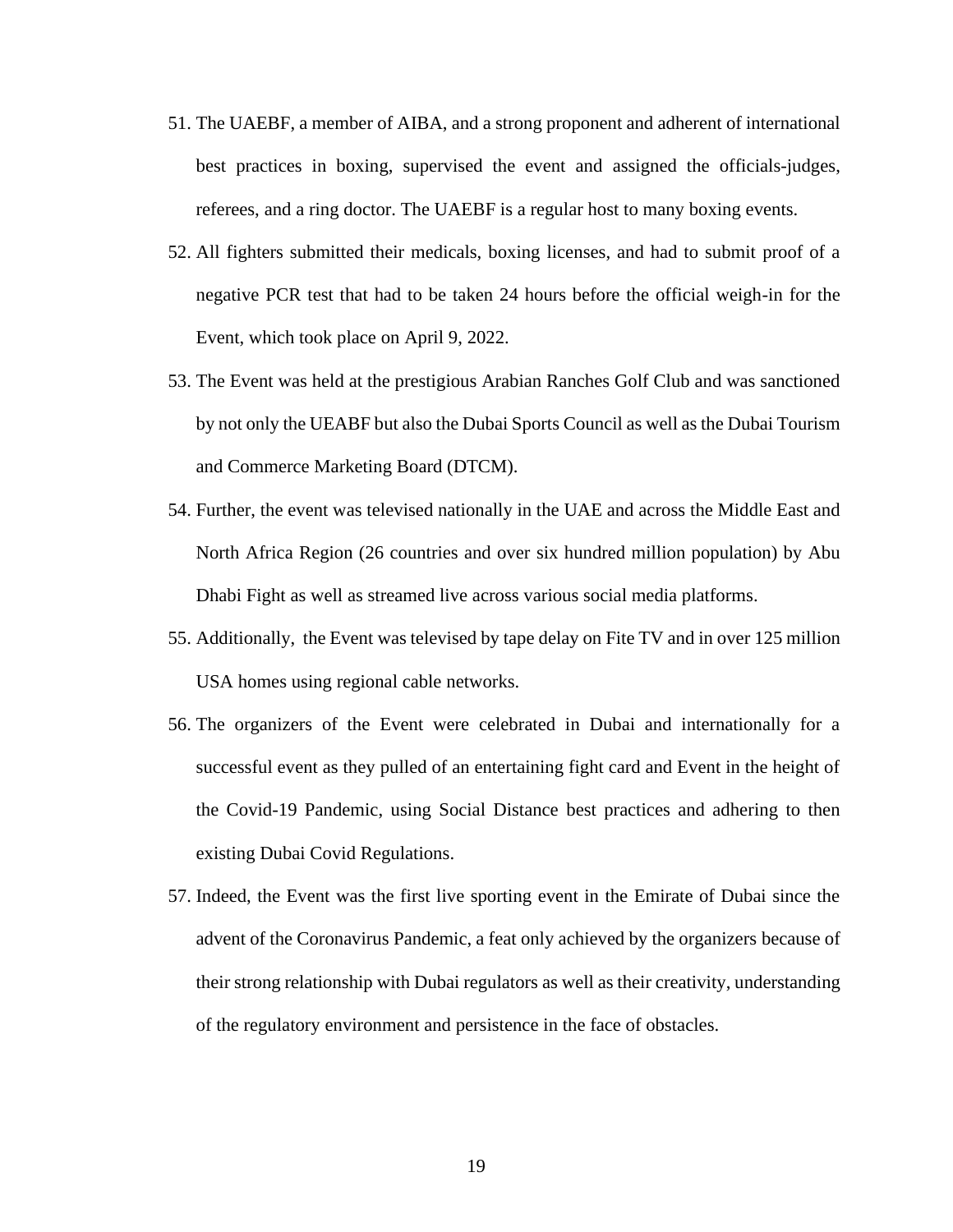51. The UAEBF, a member of AIBA, and a strong proponent and adherent of international best practices in boxing, supervised the event and assigned the officials-judges, referees, and a ring doctor. The UAEBF is a regular host to many boxing events.

52. All fighters submitted their medicals, boxing licenses, and had to submit proof of a negative PCR test that had to be taken 24 hours before the official weigh-in for the Event, which took place on April 9, 2022.

53. The Event was held at the prestigious Arabian Ranches Golf Club and was sanctioned by not only the UEABF but also the Dubai Sports Council as well as the Dubai Tourism and Commerce Marketing Board (DTCM).

54. Further, the event was televised nationally in the UAE and across the Middle East and North Africa Region (26 countries and over six hundred million population) by Abu Dhabi Fight as well as streamed live across various social media platforms.

55. Additionally, the Event was televised by tape delay on Fite TV and in over 125 million USA homes using regional cable networks.

56. The organizers of the Event were celebrated in Dubai and internationally for a successful event as they pulled of an entertaining fight card and Event in the height of the Covid-19 Pandemic, using Social Distance best practices and adhering to then existing Dubai Covid Regulations.

57. Indeed, the Event was the first live sporting event in the Emirate of Dubai since the advent of the Coronavirus Pandemic, a feat only achieved by the organizers because of their strong relationship with Dubai regulators as well as their creativity, understanding of the regulatory environment and persistence in the face of obstacles.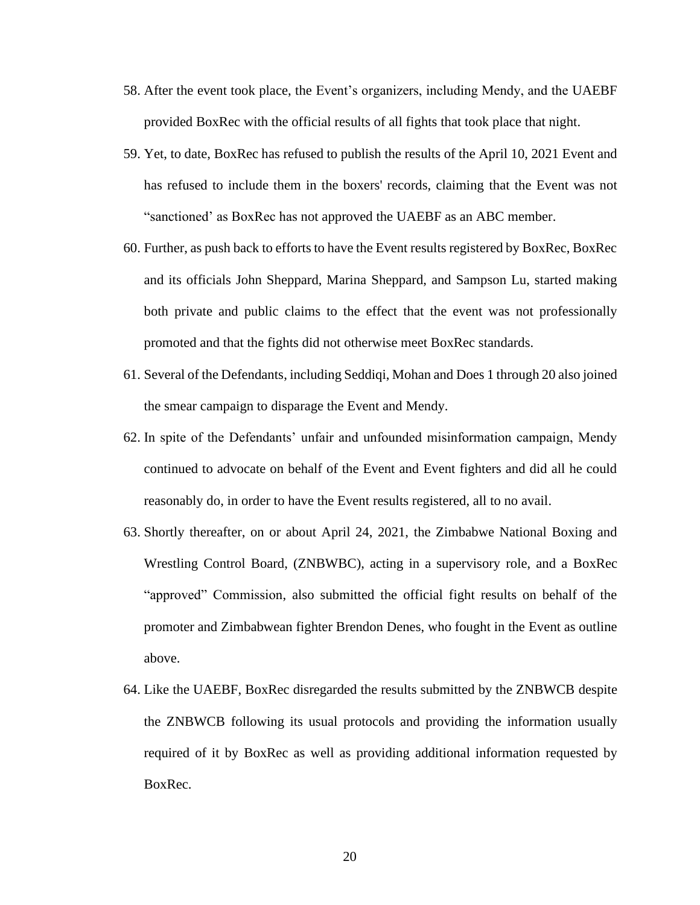58. After the event took place, the Event's organizers, including Mendy, and the UAEBF provided BoxRec with the official results of all fights that took place that night.
59. Yet, to date, BoxRec has refused to publish the results of the April 10, 2021 Event and has refused to include them in the boxers' records, claiming that the Event was not "sanctioned' as BoxRec has not approved the UAEBF as an ABC member.
60. Further, as push back to efforts to have the Event results registered by BoxRec, BoxRec and its officials John Sheppard, Marina Sheppard, and Sampson Lu, started making both private and public claims to the effect that the event was not professionally promoted and that the fights did not otherwise meet BoxRec standards.
61. Several of the Defendants, including Seddiqi, Mohan and Does 1 through 20 also joined the smear campaign to disparage the Event and Mendy.
62. In spite of the Defendants' unfair and unfounded misinformation campaign, Mendy continued to advocate on behalf of the Event and Event fighters and did all he could reasonably do, in order to have the Event results registered, all to no avail.
63. Shortly thereafter, on or about April 24, 2021, the Zimbabwe National Boxing and Wrestling Control Board, (ZNBWBC), acting in a supervisory role, and a BoxRec "approved" Commission, also submitted the official fight results on behalf of the promoter and Zimbabwean fighter Brendon Denes, who fought in the Event as outline above.
64. Like the UAEBF, BoxRec disregarded the results submitted by the ZNBWCB despite the ZNBWCB following its usual protocols and providing the information usually required of it by BoxRec as well as providing additional information requested by BoxRec.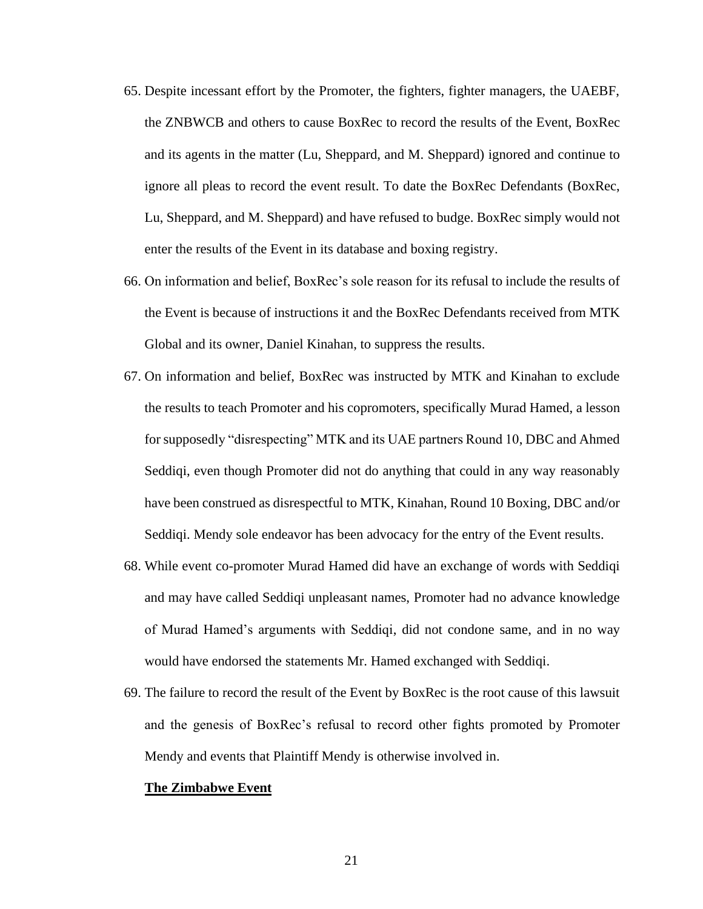65. Despite incessant effort by the Promoter, the fighters, fighter managers, the UAEBF, the ZNBWCB and others to cause BoxRec to record the results of the Event, BoxRec and its agents in the matter (Lu, Sheppard, and M. Sheppard) ignored and continue to ignore all pleas to record the event result. To date the BoxRec Defendants (BoxRec, Lu, Sheppard, and M. Sheppard) and have refused to budge. BoxRec simply would not enter the results of the Event in its database and boxing registry.

66. On information and belief, BoxRec's sole reason for its refusal to include the results of the Event is because of instructions it and the BoxRec Defendants received from MTK Global and its owner, Daniel Kinahan, to suppress the results.

67. On information and belief, BoxRec was instructed by MTK and Kinahan to exclude the results to teach Promoter and his copromoters, specifically Murad Hamed, a lesson for supposedly "disrespecting" MTK and its UAE partners Round 10, DBC and Ahmed Seddiqi, even though Promoter did not do anything that could in any way reasonably have been construed as disrespectful to MTK, Kinahan, Round 10 Boxing, DBC and/or Seddiqi. Mendy sole endeavor has been advocacy for the entry of the Event results.

68. While event co-promoter Murad Hamed did have an exchange of words with Seddiqi and may have called Seddiqi unpleasant names, Promoter had no advance knowledge of Murad Hamed's arguments with Seddiqi, did not condone same, and in no way would have endorsed the statements Mr. Hamed exchanged with Seddiqi.

69. The failure to record the result of the Event by BoxRec is the root cause of this lawsuit and the genesis of BoxRec's refusal to record other fights promoted by Promoter Mendy and events that Plaintiff Mendy is otherwise involved in.

**The Zimbabwe Event**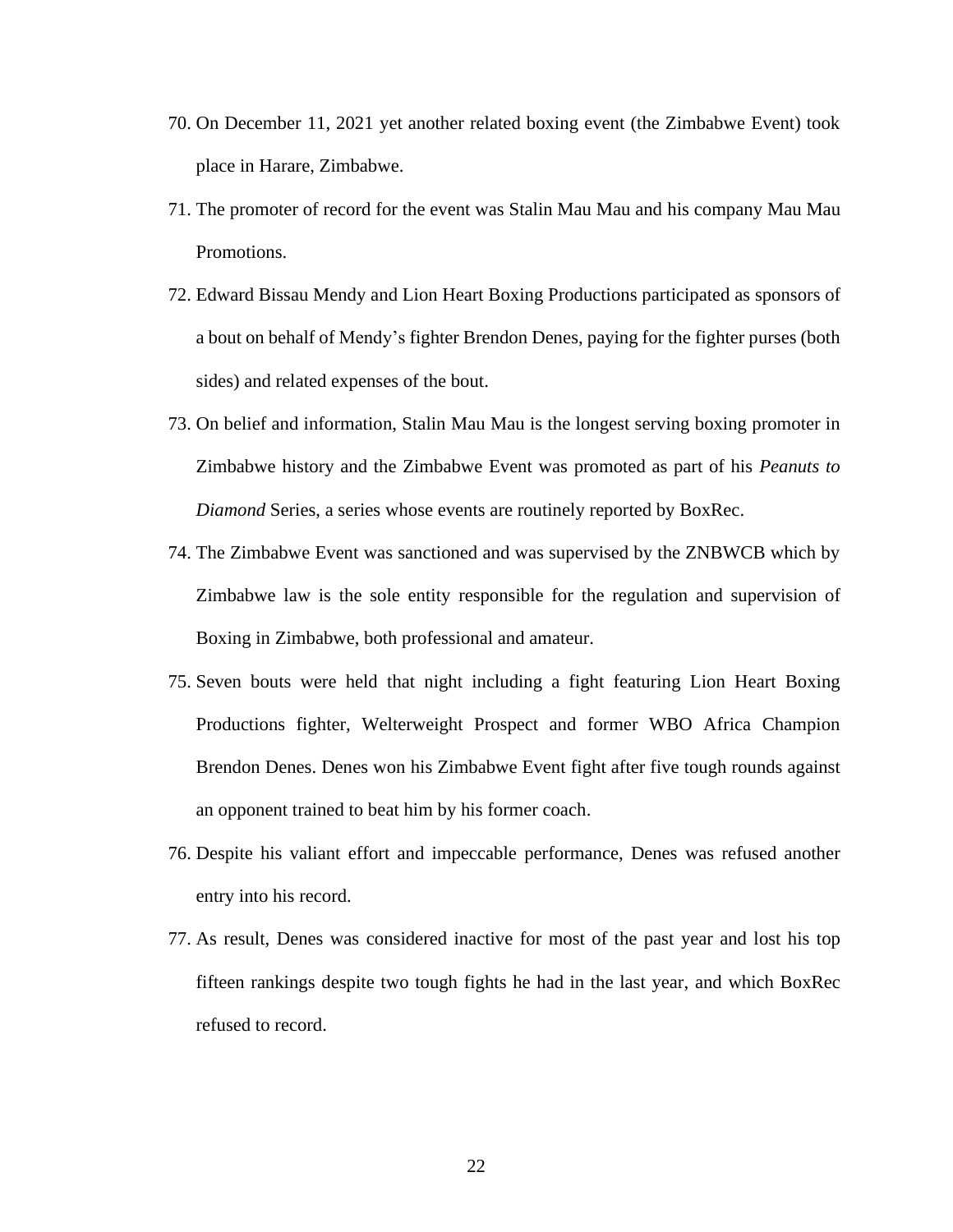70. On December 11, 2021 yet another related boxing event (the Zimbabwe Event) took place in Harare, Zimbabwe.

71. The promoter of record for the event was Stalin Mau Mau and his company Mau Mau Promotions.

72. Edward Bissau Mendy and Lion Heart Boxing Productions participated as sponsors of a bout on behalf of Mendy's fighter Brendon Denes, paying for the fighter purses (both sides) and related expenses of the bout.

73. On belief and information, Stalin Mau Mau is the longest serving boxing promoter in Zimbabwe history and the Zimbabwe Event was promoted as part of his *Peanuts to Diamond* Series, a series whose events are routinely reported by BoxRec.

74. The Zimbabwe Event was sanctioned and was supervised by the ZNBWCB which by Zimbabwe law is the sole entity responsible for the regulation and supervision of Boxing in Zimbabwe, both professional and amateur.

75. Seven bouts were held that night including a fight featuring Lion Heart Boxing Productions fighter, Welterweight Prospect and former WBO Africa Champion Brendon Denes. Denes won his Zimbabwe Event fight after five tough rounds against an opponent trained to beat him by his former coach.

76. Despite his valiant effort and impeccable performance, Denes was refused another entry into his record.

77. As result, Denes was considered inactive for most of the past year and lost his top fifteen rankings despite two tough fights he had in the last year, and which BoxRec refused to record.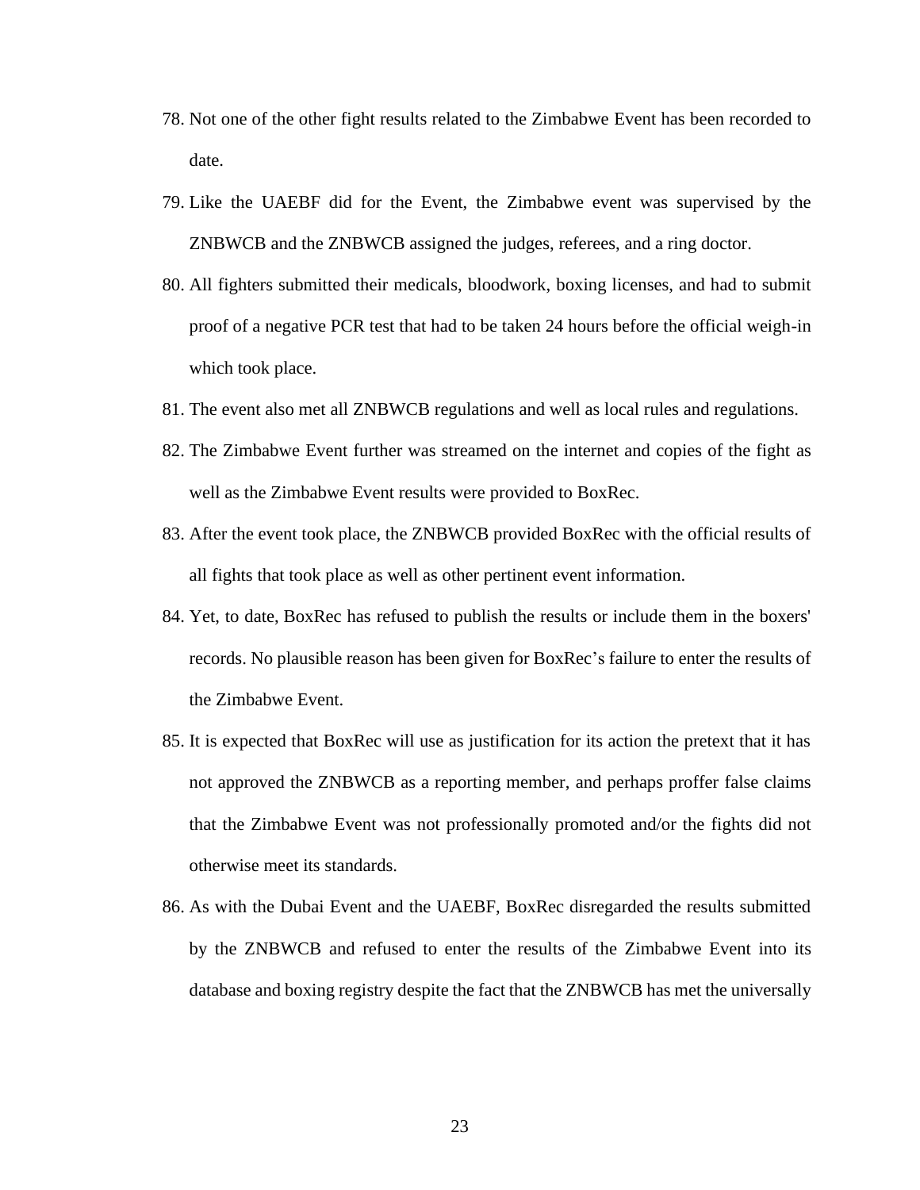78. Not one of the other fight results related to the Zimbabwe Event has been recorded to date.

79. Like the UAEBF did for the Event, the Zimbabwe event was supervised by the ZNBWCB and the ZNBWCB assigned the judges, referees, and a ring doctor.

80. All fighters submitted their medicals, bloodwork, boxing licenses, and had to submit proof of a negative PCR test that had to be taken 24 hours before the official weigh-in which took place.

81. The event also met all ZNBWCB regulations and well as local rules and regulations.

82. The Zimbabwe Event further was streamed on the internet and copies of the fight as well as the Zimbabwe Event results were provided to BoxRec.

83. After the event took place, the ZNBWCB provided BoxRec with the official results of all fights that took place as well as other pertinent event information.

84. Yet, to date, BoxRec has refused to publish the results or include them in the boxers' records. No plausible reason has been given for BoxRec's failure to enter the results of the Zimbabwe Event.

85. It is expected that BoxRec will use as justification for its action the pretext that it has not approved the ZNBWCB as a reporting member, and perhaps proffer false claims that the Zimbabwe Event was not professionally promoted and/or the fights did not otherwise meet its standards.

86. As with the Dubai Event and the UAEBF, BoxRec disregarded the results submitted by the ZNBWCB and refused to enter the results of the Zimbabwe Event into its database and boxing registry despite the fact that the ZNBWCB has met the universally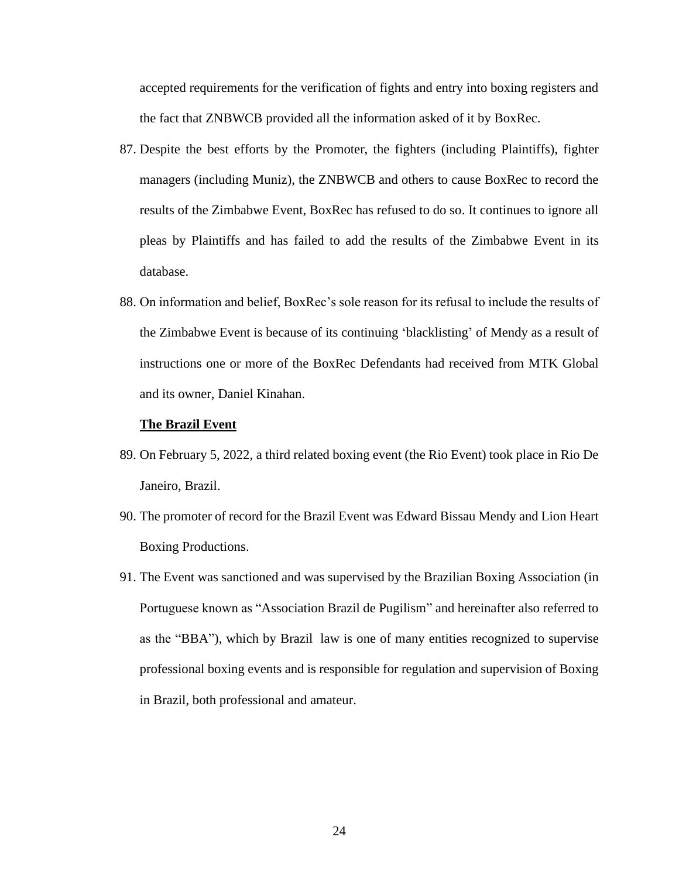accepted requirements for the verification of fights and entry into boxing registers and the fact that ZNBWCB provided all the information asked of it by BoxRec.

87. Despite the best efforts by the Promoter, the fighters (including Plaintiffs), fighter managers (including Muniz), the ZNBWCB and others to cause BoxRec to record the results of the Zimbabwe Event, BoxRec has refused to do so. It continues to ignore all pleas by Plaintiffs and has failed to add the results of the Zimbabwe Event in its database.

88. On information and belief, BoxRec's sole reason for its refusal to include the results of the Zimbabwe Event is because of its continuing 'blacklisting' of Mendy as a result of instructions one or more of the BoxRec Defendants had received from MTK Global and its owner, Daniel Kinahan.

**<u>The Brazil Event</u>**

89. On February 5, 2022, a third related boxing event (the Rio Event) took place in Rio De Janeiro, Brazil.

90. The promoter of record for the Brazil Event was Edward Bissau Mendy and Lion Heart Boxing Productions.

91. The Event was sanctioned and was supervised by the Brazilian Boxing Association (in Portuguese known as "Association Brazil de Pugilism" and hereinafter also referred to as the "BBA"), which by Brazil law is one of many entities recognized to supervise professional boxing events and is responsible for regulation and supervision of Boxing in Brazil, both professional and amateur.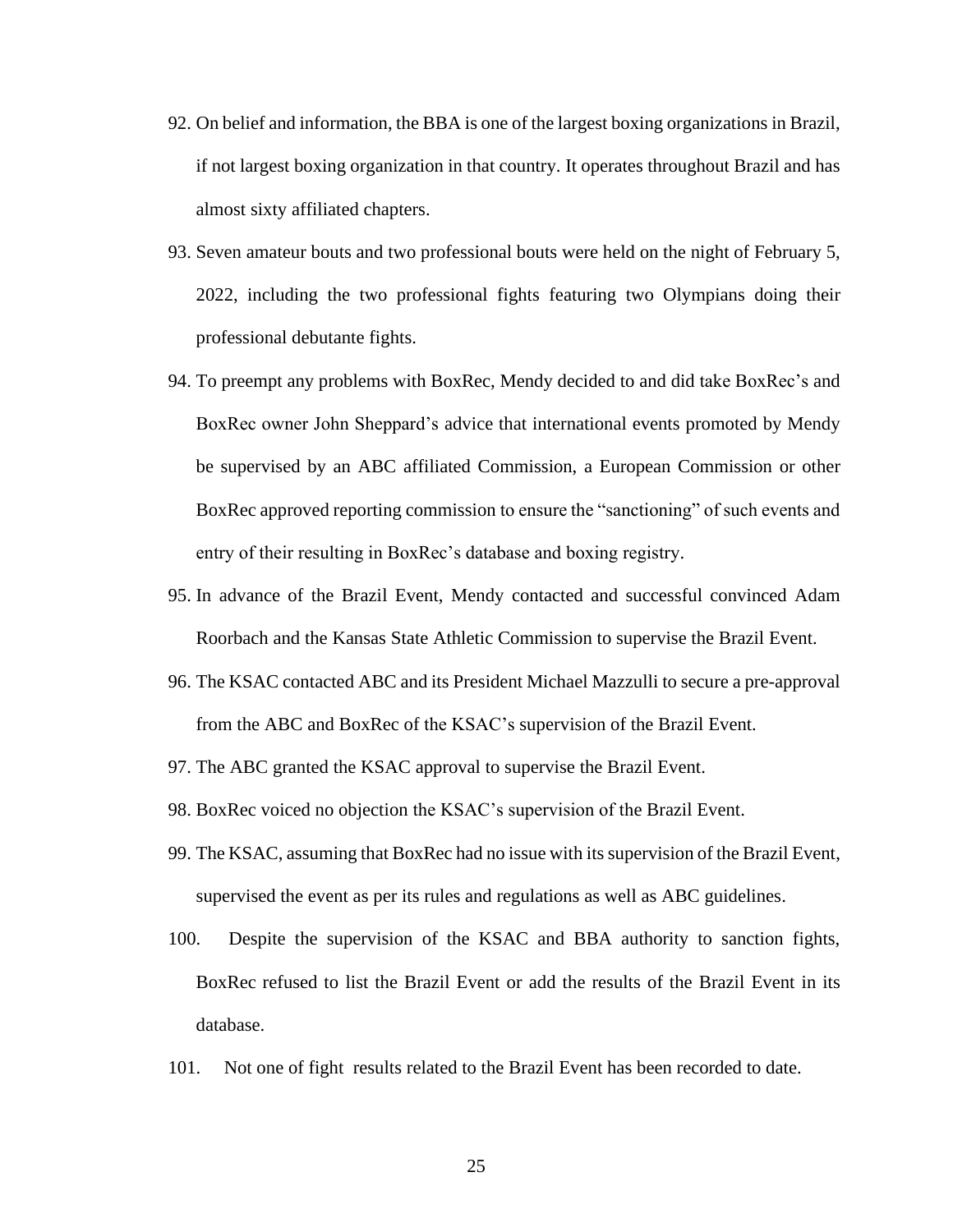92. On belief and information, the BBA is one of the largest boxing organizations in Brazil, if not largest boxing organization in that country. It operates throughout Brazil and has almost sixty affiliated chapters.

93. Seven amateur bouts and two professional bouts were held on the night of February 5, 2022, including the two professional fights featuring two Olympians doing their professional debutante fights.

94. To preempt any problems with BoxRec, Mendy decided to and did take BoxRec's and BoxRec owner John Sheppard's advice that international events promoted by Mendy be supervised by an ABC affiliated Commission, a European Commission or other BoxRec approved reporting commission to ensure the "sanctioning" of such events and entry of their resulting in BoxRec's database and boxing registry.

95. In advance of the Brazil Event, Mendy contacted and successful convinced Adam Roorbach and the Kansas State Athletic Commission to supervise the Brazil Event.

96. The KSAC contacted ABC and its President Michael Mazzulli to secure a pre-approval from the ABC and BoxRec of the KSAC's supervision of the Brazil Event.

97. The ABC granted the KSAC approval to supervise the Brazil Event.

98. BoxRec voiced no objection the KSAC's supervision of the Brazil Event.

99. The KSAC, assuming that BoxRec had no issue with its supervision of the Brazil Event, supervised the event as per its rules and regulations as well as ABC guidelines.

100. Despite the supervision of the KSAC and BBA authority to sanction fights, BoxRec refused to list the Brazil Event or add the results of the Brazil Event in its database.

101. Not one of fight results related to the Brazil Event has been recorded to date.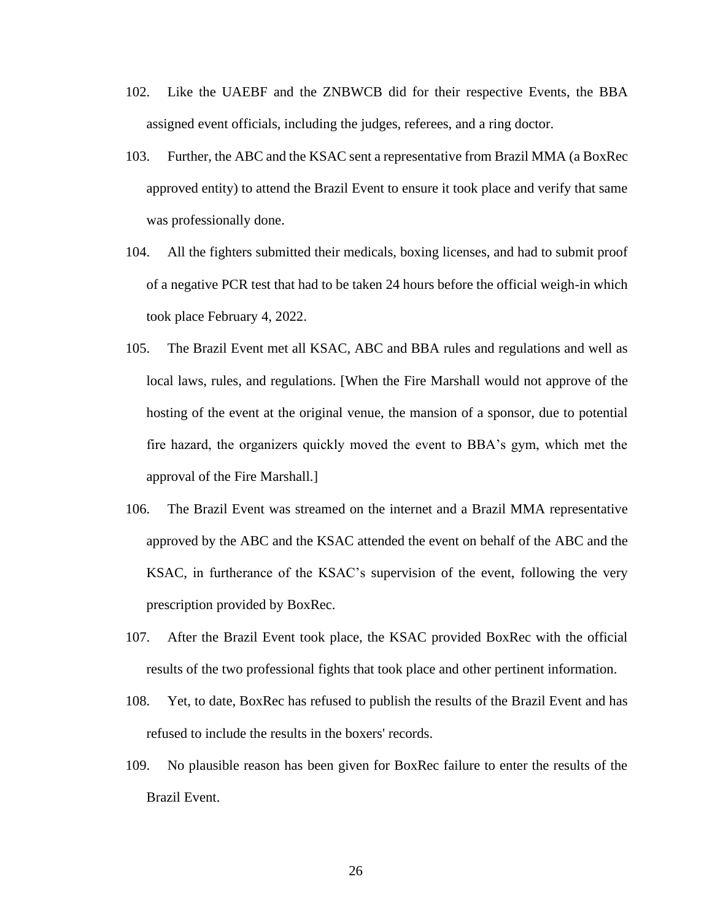102. Like the UAEBF and the ZNBWCB did for their respective Events, the BBA assigned event officials, including the judges, referees, and a ring doctor.

103. Further, the ABC and the KSAC sent a representative from Brazil MMA (a BoxRec approved entity) to attend the Brazil Event to ensure it took place and verify that same was professionally done.

104. All the fighters submitted their medicals, boxing licenses, and had to submit proof of a negative PCR test that had to be taken 24 hours before the official weigh-in which took place February 4, 2022.

105. The Brazil Event met all KSAC, ABC and BBA rules and regulations and well as local laws, rules, and regulations. [When the Fire Marshall would not approve of the hosting of the event at the original venue, the mansion of a sponsor, due to potential fire hazard, the organizers quickly moved the event to BBA's gym, which met the approval of the Fire Marshall.]

106. The Brazil Event was streamed on the internet and a Brazil MMA representative approved by the ABC and the KSAC attended the event on behalf of the ABC and the KSAC, in furtherance of the KSAC's supervision of the event, following the very prescription provided by BoxRec.

107. After the Brazil Event took place, the KSAC provided BoxRec with the official results of the two professional fights that took place and other pertinent information.

108. Yet, to date, BoxRec has refused to publish the results of the Brazil Event and has refused to include the results in the boxers' records.

109. No plausible reason has been given for BoxRec failure to enter the results of the Brazil Event.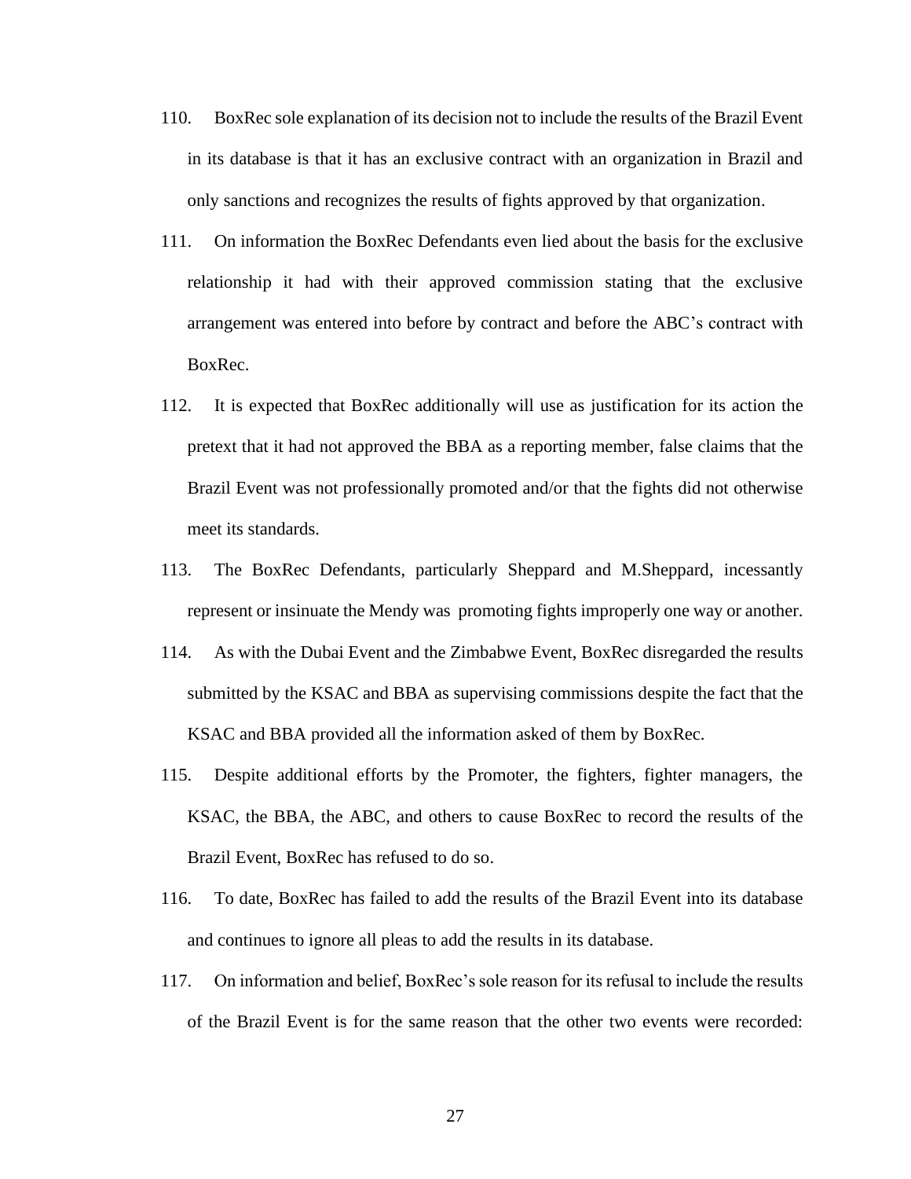110. BoxRec sole explanation of its decision not to include the results of the Brazil Event in its database is that it has an exclusive contract with an organization in Brazil and only sanctions and recognizes the results of fights approved by that organization.

111. On information the BoxRec Defendants even lied about the basis for the exclusive relationship it had with their approved commission stating that the exclusive arrangement was entered into before by contract and before the ABC's contract with BoxRec.

112. It is expected that BoxRec additionally will use as justification for its action the pretext that it had not approved the BBA as a reporting member, false claims that the Brazil Event was not professionally promoted and/or that the fights did not otherwise meet its standards.

113. The BoxRec Defendants, particularly Sheppard and M.Sheppard, incessantly represent or insinuate the Mendy was promoting fights improperly one way or another.

114. As with the Dubai Event and the Zimbabwe Event, BoxRec disregarded the results submitted by the KSAC and BBA as supervising commissions despite the fact that the KSAC and BBA provided all the information asked of them by BoxRec.

115. Despite additional efforts by the Promoter, the fighters, fighter managers, the KSAC, the BBA, the ABC, and others to cause BoxRec to record the results of the Brazil Event, BoxRec has refused to do so.

116. To date, BoxRec has failed to add the results of the Brazil Event into its database and continues to ignore all pleas to add the results in its database.

117. On information and belief, BoxRec's sole reason for its refusal to include the results of the Brazil Event is for the same reason that the other two events were recorded: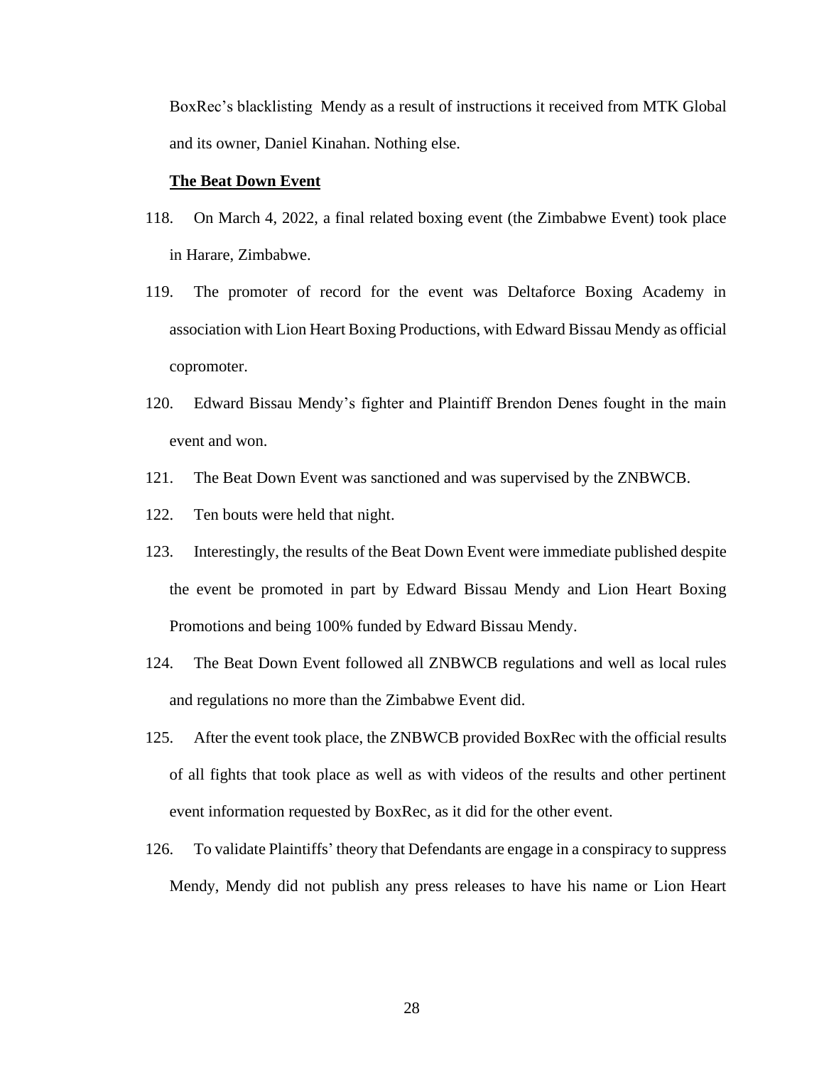BoxRec's blacklisting  Mendy as a result of instructions it received from MTK Global and its owner, Daniel Kinahan. Nothing else.

**The Beat Down Event**

118. On March 4, 2022, a final related boxing event (the Zimbabwe Event) took place in Harare, Zimbabwe.

119. The promoter of record for the event was Deltaforce Boxing Academy in association with Lion Heart Boxing Productions, with Edward Bissau Mendy as official copromoter.

120. Edward Bissau Mendy's fighter and Plaintiff Brendon Denes fought in the main event and won.

121. The Beat Down Event was sanctioned and was supervised by the ZNBWCB.

122. Ten bouts were held that night.

123. Interestingly, the results of the Beat Down Event were immediate published despite the event be promoted in part by Edward Bissau Mendy and Lion Heart Boxing Promotions and being 100% funded by Edward Bissau Mendy.

124. The Beat Down Event followed all ZNBWCB regulations and well as local rules and regulations no more than the Zimbabwe Event did.

125. After the event took place, the ZNBWCB provided BoxRec with the official results of all fights that took place as well as with videos of the results and other pertinent event information requested by BoxRec, as it did for the other event.

126. To validate Plaintiffs' theory that Defendants are engage in a conspiracy to suppress Mendy, Mendy did not publish any press releases to have his name or Lion Heart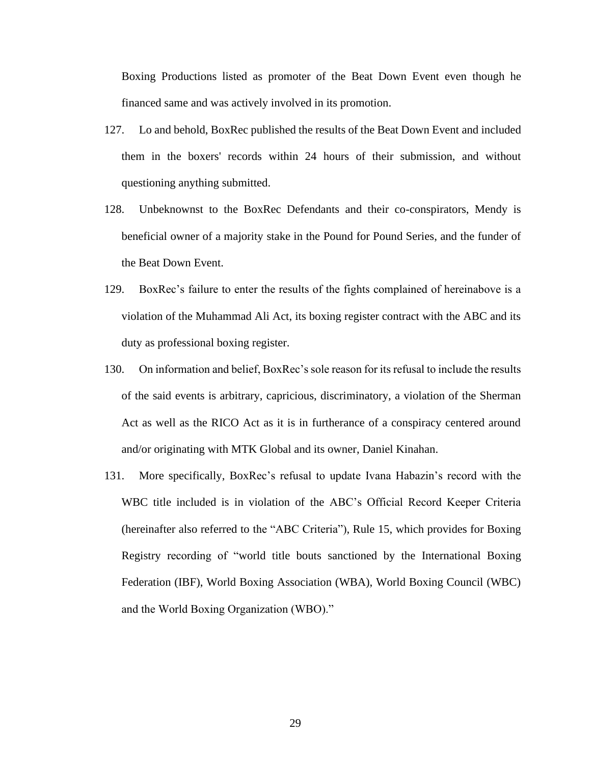Boxing Productions listed as promoter of the Beat Down Event even though he financed same and was actively involved in its promotion.

127. Lo and behold, BoxRec published the results of the Beat Down Event and included them in the boxers' records within 24 hours of their submission, and without questioning anything submitted.

128. Unbeknownst to the BoxRec Defendants and their co-conspirators, Mendy is beneficial owner of a majority stake in the Pound for Pound Series, and the funder of the Beat Down Event.

129. BoxRec's failure to enter the results of the fights complained of hereinabove is a violation of the Muhammad Ali Act, its boxing register contract with the ABC and its duty as professional boxing register.

130. On information and belief, BoxRec's sole reason for its refusal to include the results of the said events is arbitrary, capricious, discriminatory, a violation of the Sherman Act as well as the RICO Act as it is in furtherance of a conspiracy centered around and/or originating with MTK Global and its owner, Daniel Kinahan.

131. More specifically, BoxRec's refusal to update Ivana Habazin's record with the WBC title included is in violation of the ABC's Official Record Keeper Criteria (hereinafter also referred to the "ABC Criteria"), Rule 15, which provides for Boxing Registry recording of "world title bouts sanctioned by the International Boxing Federation (IBF), World Boxing Association (WBA), World Boxing Council (WBC) and the World Boxing Organization (WBO)."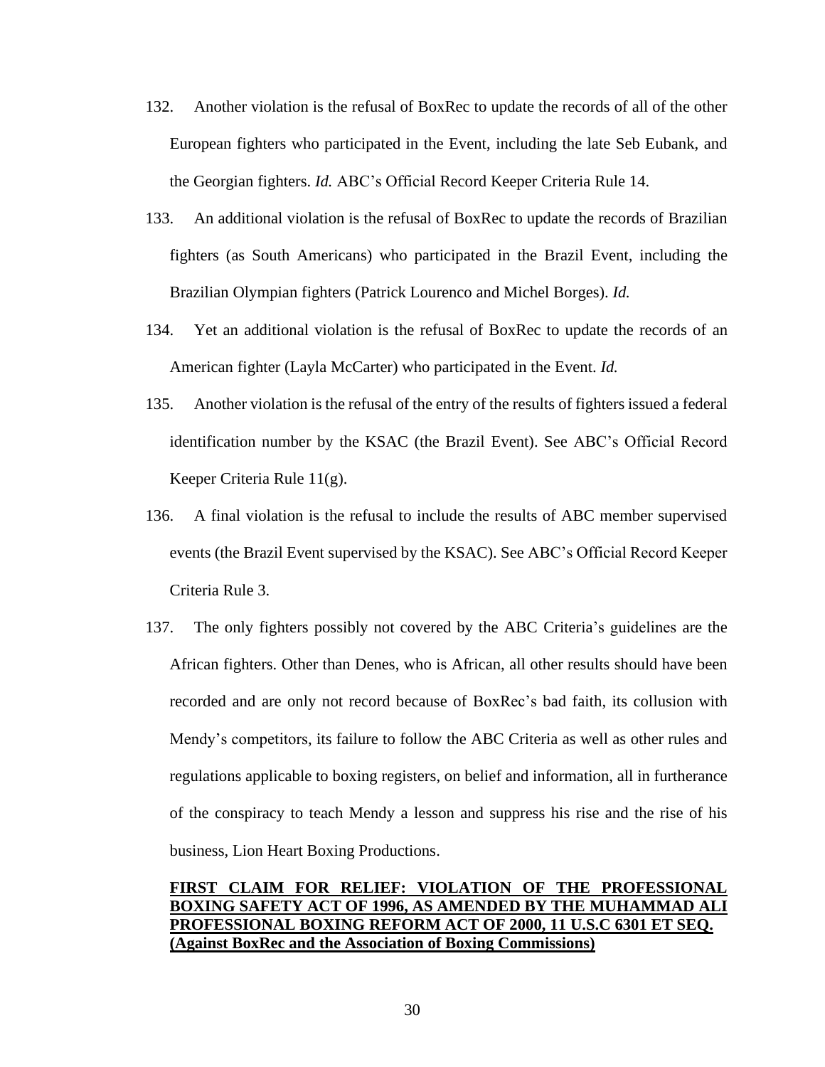132. Another violation is the refusal of BoxRec to update the records of all of the other European fighters who participated in the Event, including the late Seb Eubank, and the Georgian fighters. *Id.* ABC's Official Record Keeper Criteria Rule 14.

133. An additional violation is the refusal of BoxRec to update the records of Brazilian fighters (as South Americans) who participated in the Brazil Event, including the Brazilian Olympian fighters (Patrick Lourenco and Michel Borges). *Id.*

134. Yet an additional violation is the refusal of BoxRec to update the records of an American fighter (Layla McCarter) who participated in the Event. *Id.*

135. Another violation is the refusal of the entry of the results of fighters issued a federal identification number by the KSAC (the Brazil Event). See ABC's Official Record Keeper Criteria Rule 11(g).

136. A final violation is the refusal to include the results of ABC member supervised events (the Brazil Event supervised by the KSAC). See ABC's Official Record Keeper Criteria Rule 3.

137. The only fighters possibly not covered by the ABC Criteria's guidelines are the African fighters. Other than Denes, who is African, all other results should have been recorded and are only not record because of BoxRec's bad faith, its collusion with Mendy's competitors, its failure to follow the ABC Criteria as well as other rules and regulations applicable to boxing registers, on belief and information, all in furtherance of the conspiracy to teach Mendy a lesson and suppress his rise and the rise of his business, Lion Heart Boxing Productions.

## **FIRST CLAIM FOR RELIEF: VIOLATION OF THE PROFESSIONAL BOXING SAFETY ACT OF 1996, AS AMENDED BY THE MUHAMMAD ALI PROFESSIONAL BOXING REFORM ACT OF 2000, 11 U.S.C 6301 ET SEQ. (Against BoxRec and the Association of Boxing Commissions)**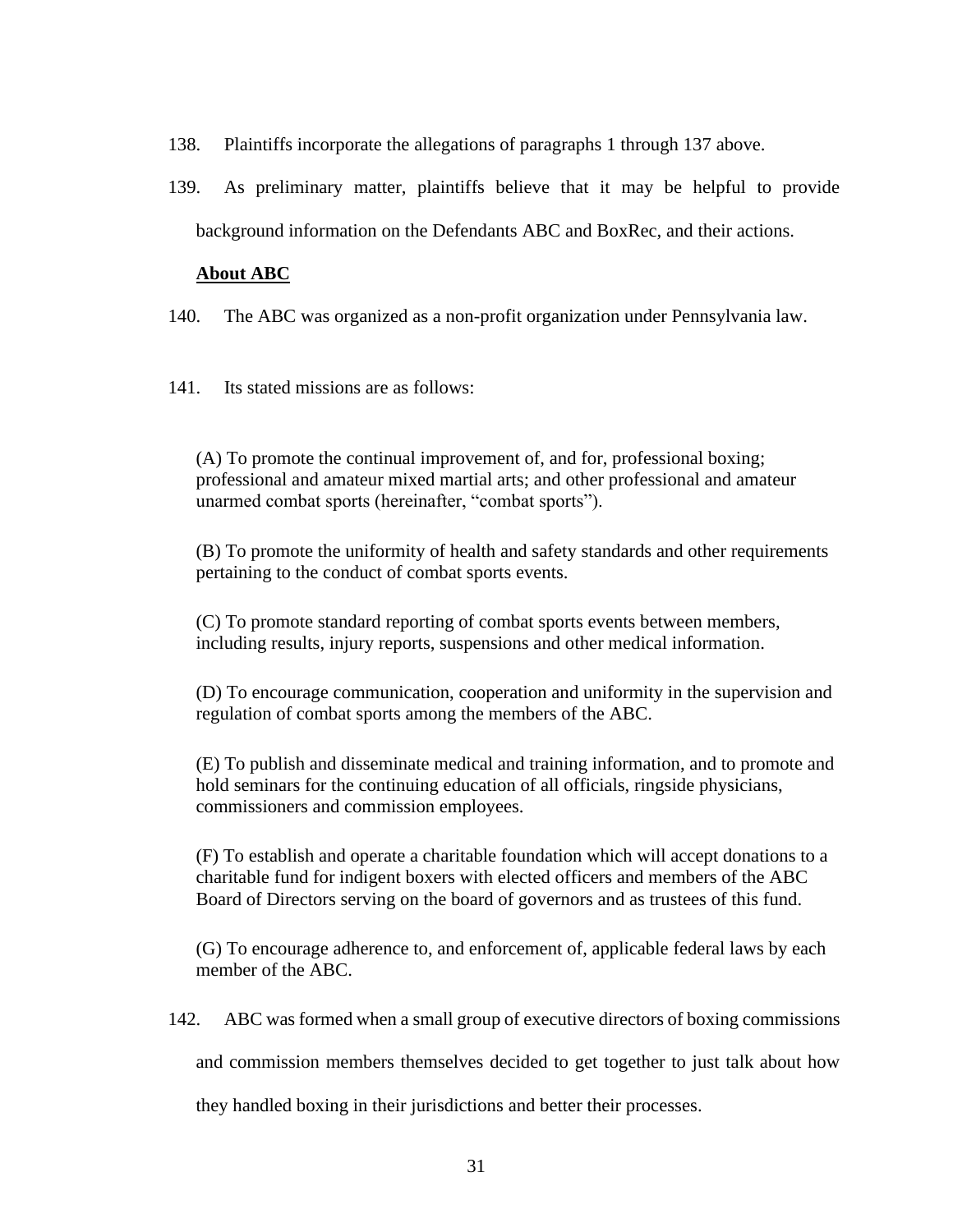138. Plaintiffs incorporate the allegations of paragraphs 1 through 137 above.

139. As preliminary matter, plaintiffs believe that it may be helpful to provide background information on the Defendants ABC and BoxRec, and their actions.

**About ABC**

140. The ABC was organized as a non-profit organization under Pennsylvania law.

141. Its stated missions are as follows:

> (A) To promote the continual improvement of, and for, professional boxing; professional and amateur mixed martial arts; and other professional and amateur unarmed combat sports (hereinafter, "combat sports").
>
> (B) To promote the uniformity of health and safety standards and other requirements pertaining to the conduct of combat sports events.
>
> (C) To promote standard reporting of combat sports events between members, including results, injury reports, suspensions and other medical information.
>
> (D) To encourage communication, cooperation and uniformity in the supervision and regulation of combat sports among the members of the ABC.
>
> (E) To publish and disseminate medical and training information, and to promote and hold seminars for the continuing education of all officials, ringside physicians, commissioners and commission employees.
>
> (F) To establish and operate a charitable foundation which will accept donations to a charitable fund for indigent boxers with elected officers and members of the ABC Board of Directors serving on the board of governors and as trustees of this fund.
>
> (G) To encourage adherence to, and enforcement of, applicable federal laws by each member of the ABC.

142. ABC was formed when a small group of executive directors of boxing commissions and commission members themselves decided to get together to just talk about how they handled boxing in their jurisdictions and better their processes.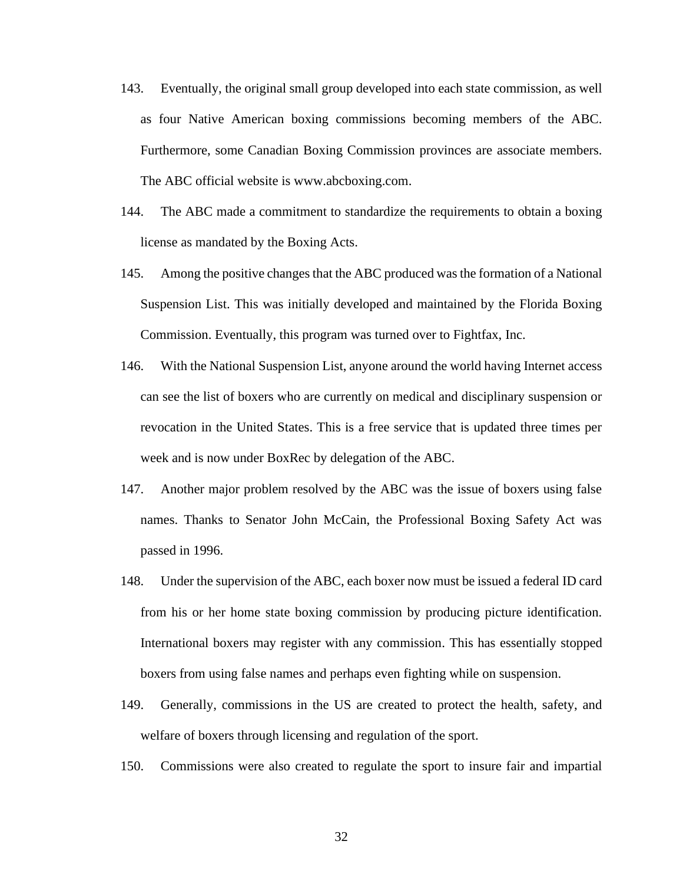143. Eventually, the original small group developed into each state commission, as well as four Native American boxing commissions becoming members of the ABC. Furthermore, some Canadian Boxing Commission provinces are associate members. The ABC official website is www.abcboxing.com.

144. The ABC made a commitment to standardize the requirements to obtain a boxing license as mandated by the Boxing Acts.

145. Among the positive changes that the ABC produced was the formation of a National Suspension List. This was initially developed and maintained by the Florida Boxing Commission. Eventually, this program was turned over to Fightfax, Inc.

146. With the National Suspension List, anyone around the world having Internet access can see the list of boxers who are currently on medical and disciplinary suspension or revocation in the United States. This is a free service that is updated three times per week and is now under BoxRec by delegation of the ABC.

147. Another major problem resolved by the ABC was the issue of boxers using false names. Thanks to Senator John McCain, the Professional Boxing Safety Act was passed in 1996.

148. Under the supervision of the ABC, each boxer now must be issued a federal ID card from his or her home state boxing commission by producing picture identification. International boxers may register with any commission. This has essentially stopped boxers from using false names and perhaps even fighting while on suspension.

149. Generally, commissions in the US are created to protect the health, safety, and welfare of boxers through licensing and regulation of the sport.

150. Commissions were also created to regulate the sport to insure fair and impartial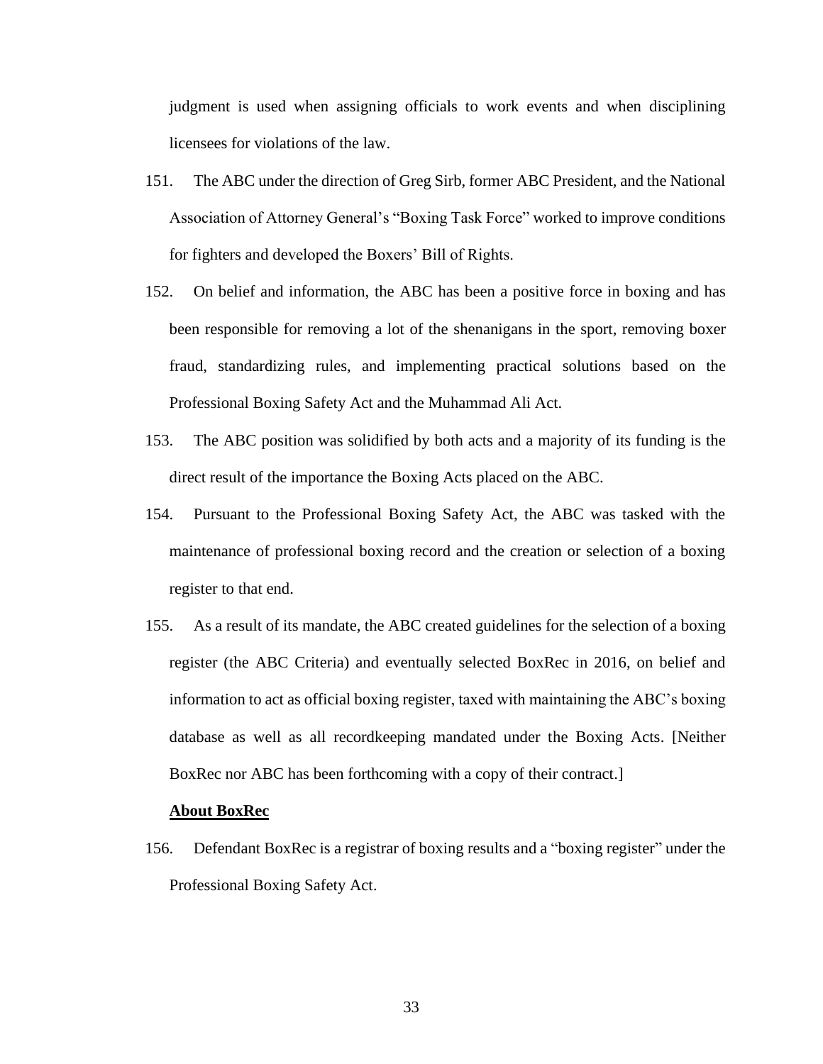judgment is used when assigning officials to work events and when disciplining licensees for violations of the law.

151. The ABC under the direction of Greg Sirb, former ABC President, and the National Association of Attorney General's "Boxing Task Force" worked to improve conditions for fighters and developed the Boxers' Bill of Rights.

152. On belief and information, the ABC has been a positive force in boxing and has been responsible for removing a lot of the shenanigans in the sport, removing boxer fraud, standardizing rules, and implementing practical solutions based on the Professional Boxing Safety Act and the Muhammad Ali Act.

153. The ABC position was solidified by both acts and a majority of its funding is the direct result of the importance the Boxing Acts placed on the ABC.

154. Pursuant to the Professional Boxing Safety Act, the ABC was tasked with the maintenance of professional boxing record and the creation or selection of a boxing register to that end.

155. As a result of its mandate, the ABC created guidelines for the selection of a boxing register (the ABC Criteria) and eventually selected BoxRec in 2016, on belief and information to act as official boxing register, taxed with maintaining the ABC's boxing database as well as all recordkeeping mandated under the Boxing Acts. [Neither BoxRec nor ABC has been forthcoming with a copy of their contract.]

**<u>About BoxRec</u>**

156. Defendant BoxRec is a registrar of boxing results and a "boxing register" under the Professional Boxing Safety Act.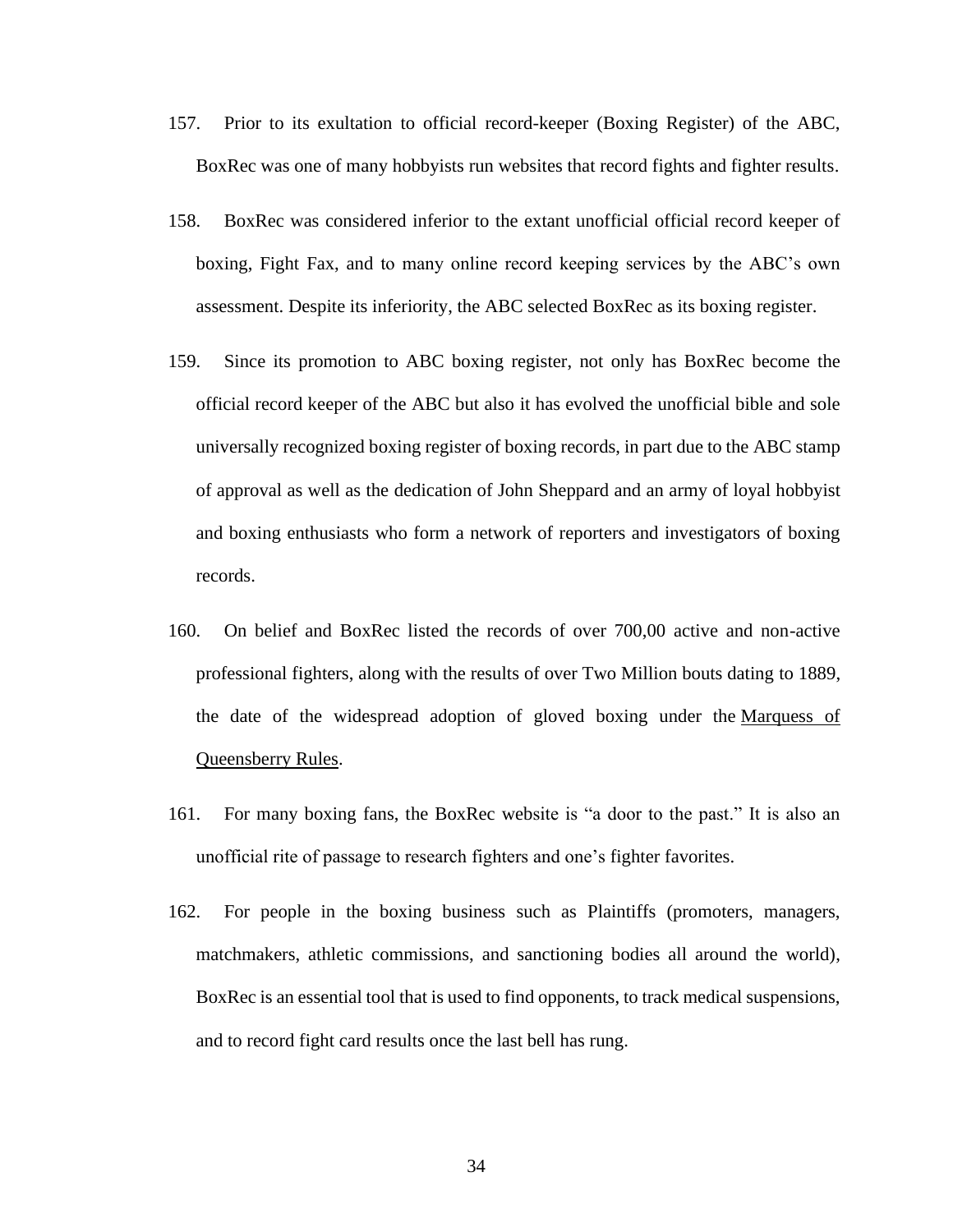157. Prior to its exultation to official record-keeper (Boxing Register) of the ABC, BoxRec was one of many hobbyists run websites that record fights and fighter results.

158. BoxRec was considered inferior to the extant unofficial official record keeper of boxing, Fight Fax, and to many online record keeping services by the ABC's own assessment. Despite its inferiority, the ABC selected BoxRec as its boxing register.

159. Since its promotion to ABC boxing register, not only has BoxRec become the official record keeper of the ABC but also it has evolved the unofficial bible and sole universally recognized boxing register of boxing records, in part due to the ABC stamp of approval as well as the dedication of John Sheppard and an army of loyal hobbyist and boxing enthusiasts who form a network of reporters and investigators of boxing records.

160. On belief and BoxRec listed the records of over 700,00 active and non-active professional fighters, along with the results of over Two Million bouts dating to 1889, the date of the widespread adoption of gloved boxing under the Marquess of Queensberry Rules.

161. For many boxing fans, the BoxRec website is "a door to the past." It is also an unofficial rite of passage to research fighters and one's fighter favorites.

162. For people in the boxing business such as Plaintiffs (promoters, managers, matchmakers, athletic commissions, and sanctioning bodies all around the world), BoxRec is an essential tool that is used to find opponents, to track medical suspensions, and to record fight card results once the last bell has rung.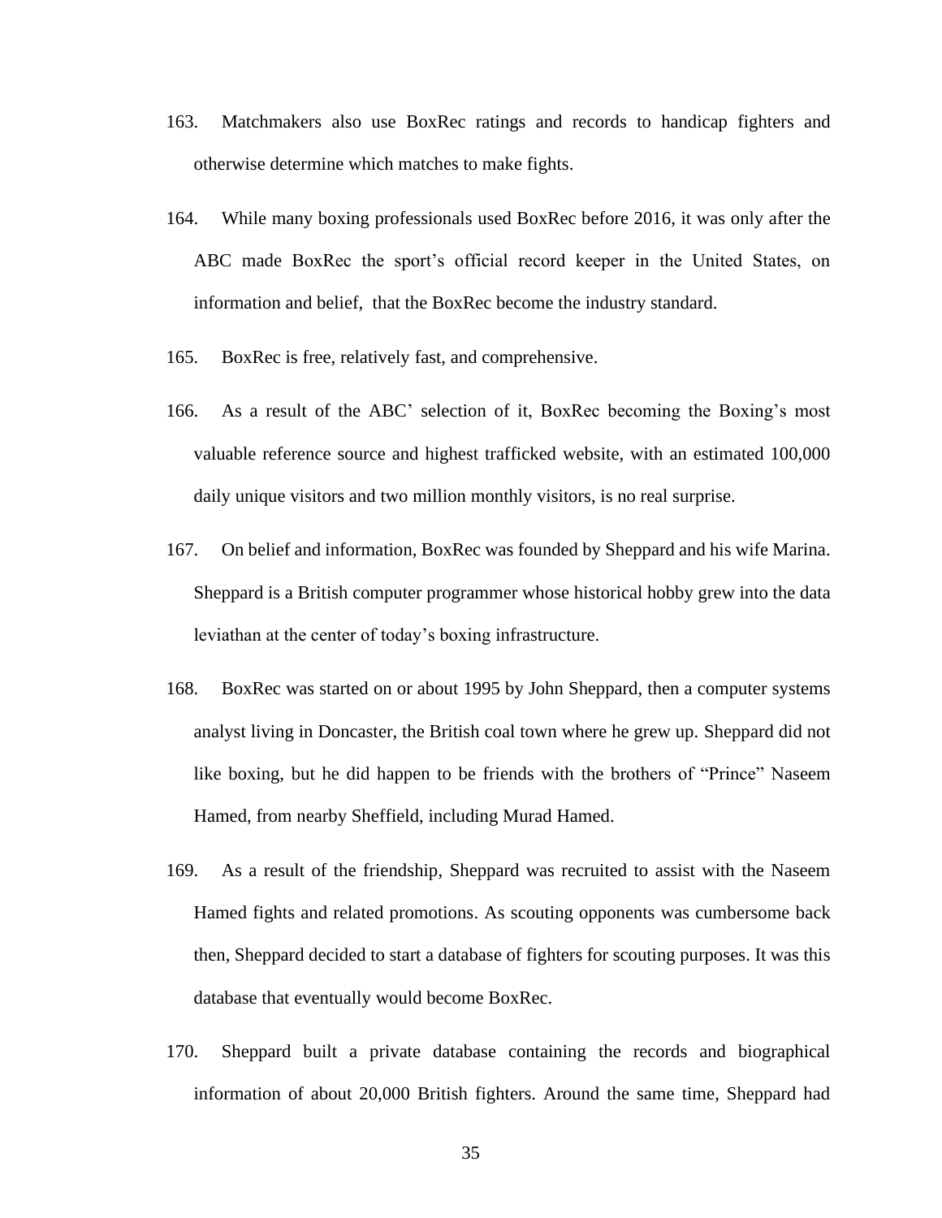163. Matchmakers also use BoxRec ratings and records to handicap fighters and otherwise determine which matches to make fights.

164. While many boxing professionals used BoxRec before 2016, it was only after the ABC made BoxRec the sport's official record keeper in the United States, on information and belief, that the BoxRec become the industry standard.

165. BoxRec is free, relatively fast, and comprehensive.

166. As a result of the ABC' selection of it, BoxRec becoming the Boxing's most valuable reference source and highest trafficked website, with an estimated 100,000 daily unique visitors and two million monthly visitors, is no real surprise.

167. On belief and information, BoxRec was founded by Sheppard and his wife Marina. Sheppard is a British computer programmer whose historical hobby grew into the data leviathan at the center of today's boxing infrastructure.

168. BoxRec was started on or about 1995 by John Sheppard, then a computer systems analyst living in Doncaster, the British coal town where he grew up. Sheppard did not like boxing, but he did happen to be friends with the brothers of "Prince" Naseem Hamed, from nearby Sheffield, including Murad Hamed.

169. As a result of the friendship, Sheppard was recruited to assist with the Naseem Hamed fights and related promotions. As scouting opponents was cumbersome back then, Sheppard decided to start a database of fighters for scouting purposes. It was this database that eventually would become BoxRec.

170. Sheppard built a private database containing the records and biographical information of about 20,000 British fighters. Around the same time, Sheppard had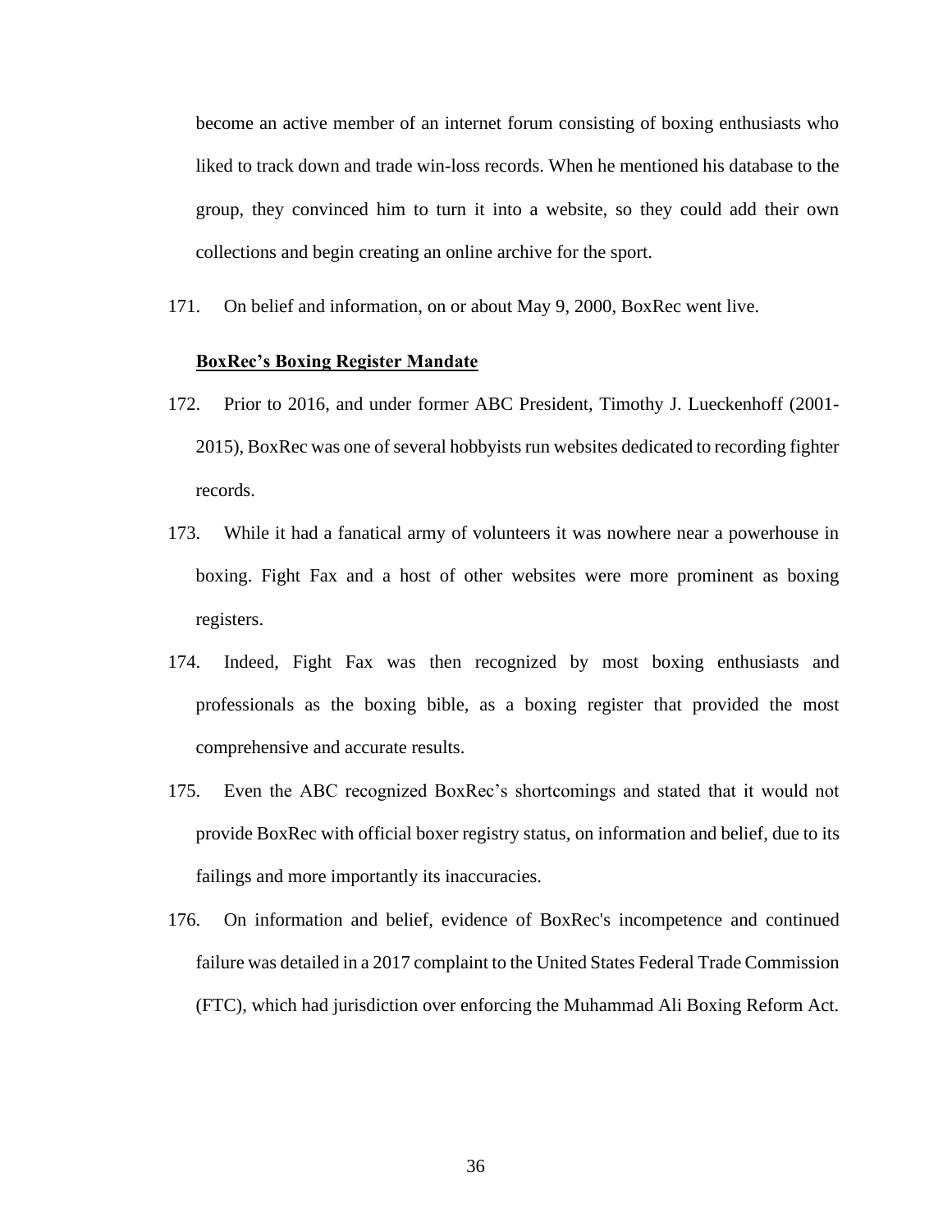become an active member of an internet forum consisting of boxing enthusiasts who liked to track down and trade win-loss records. When he mentioned his database to the group, they convinced him to turn it into a website, so they could add their own collections and begin creating an online archive for the sport.

171. On belief and information, on or about May 9, 2000, BoxRec went live.

**<u>BoxRec's Boxing Register Mandate</u>**

172. Prior to 2016, and under former ABC President, Timothy J. Lueckenhoff (2001-2015), BoxRec was one of several hobbyists run websites dedicated to recording fighter records.

173. While it had a fanatical army of volunteers it was nowhere near a powerhouse in boxing. Fight Fax and a host of other websites were more prominent as boxing registers.

174. Indeed, Fight Fax was then recognized by most boxing enthusiasts and professionals as the boxing bible, as a boxing register that provided the most comprehensive and accurate results.

175. Even the ABC recognized BoxRec's shortcomings and stated that it would not provide BoxRec with official boxer registry status, on information and belief, due to its failings and more importantly its inaccuracies.

176. On information and belief, evidence of BoxRec's incompetence and continued failure was detailed in a 2017 complaint to the United States Federal Trade Commission (FTC), which had jurisdiction over enforcing the Muhammad Ali Boxing Reform Act.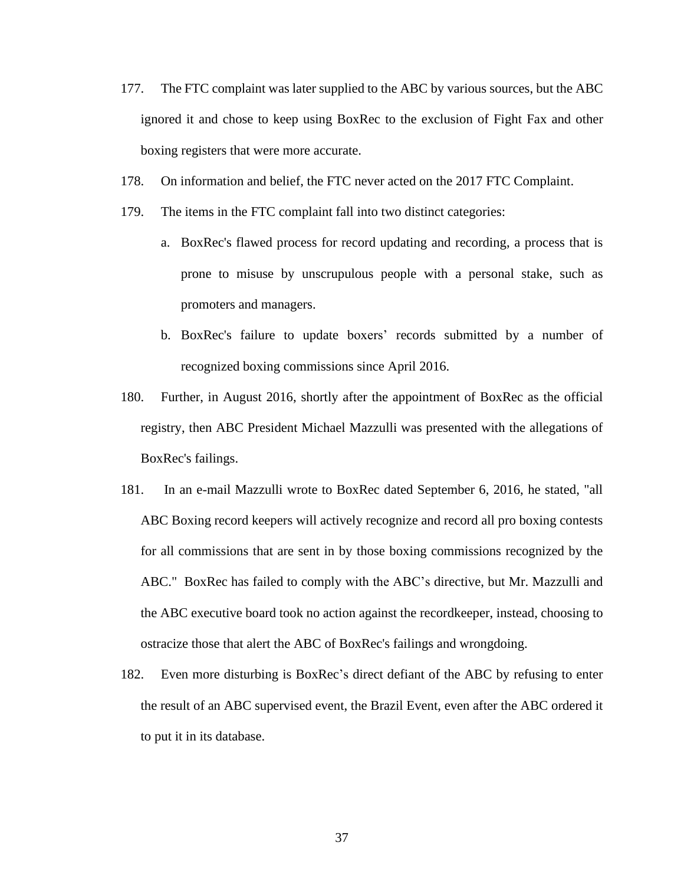177. The FTC complaint was later supplied to the ABC by various sources, but the ABC ignored it and chose to keep using BoxRec to the exclusion of Fight Fax and other boxing registers that were more accurate.

178. On information and belief, the FTC never acted on the 2017 FTC Complaint.

179. The items in the FTC complaint fall into two distinct categories:

  a. BoxRec's flawed process for record updating and recording, a process that is prone to misuse by unscrupulous people with a personal stake, such as promoters and managers.

  b. BoxRec's failure to update boxers' records submitted by a number of recognized boxing commissions since April 2016.

180. Further, in August 2016, shortly after the appointment of BoxRec as the official registry, then ABC President Michael Mazzulli was presented with the allegations of BoxRec's failings.

181. In an e-mail Mazzulli wrote to BoxRec dated September 6, 2016, he stated, "all ABC Boxing record keepers will actively recognize and record all pro boxing contests for all commissions that are sent in by those boxing commissions recognized by the ABC." BoxRec has failed to comply with the ABC's directive, but Mr. Mazzulli and the ABC executive board took no action against the recordkeeper, instead, choosing to ostracize those that alert the ABC of BoxRec's failings and wrongdoing.

182. Even more disturbing is BoxRec's direct defiant of the ABC by refusing to enter the result of an ABC supervised event, the Brazil Event, even after the ABC ordered it to put it in its database.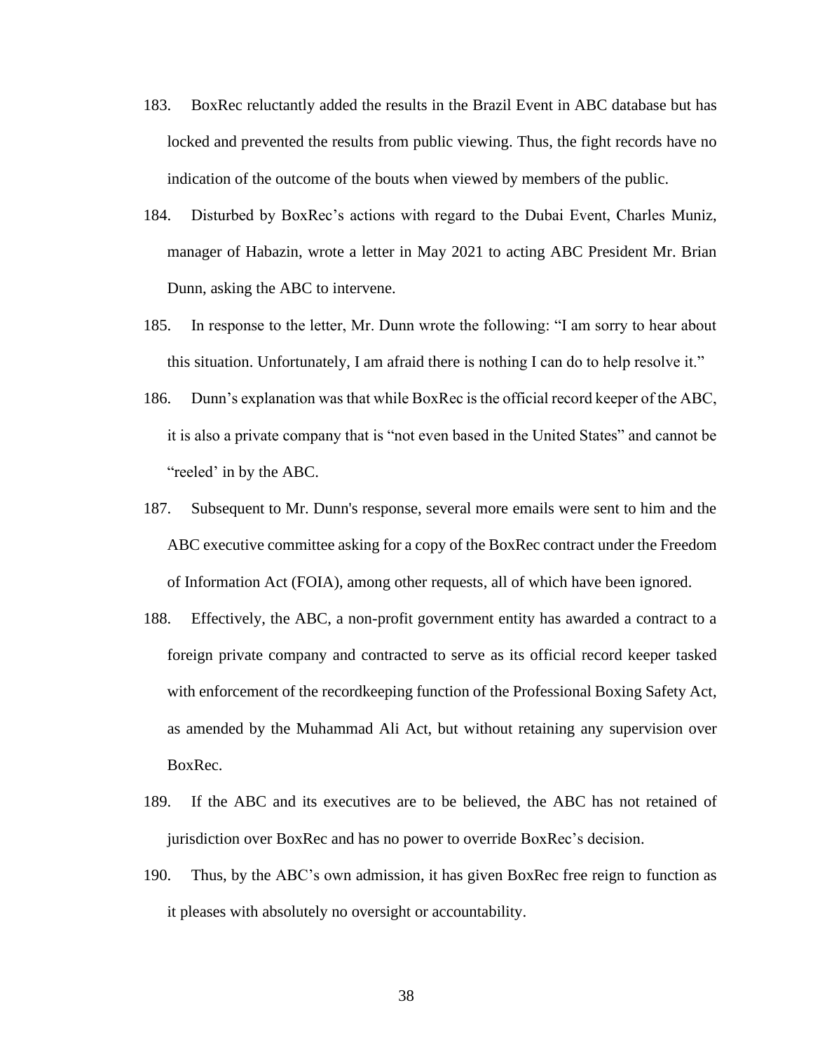183. BoxRec reluctantly added the results in the Brazil Event in ABC database but has locked and prevented the results from public viewing. Thus, the fight records have no indication of the outcome of the bouts when viewed by members of the public.

184. Disturbed by BoxRec's actions with regard to the Dubai Event, Charles Muniz, manager of Habazin, wrote a letter in May 2021 to acting ABC President Mr. Brian Dunn, asking the ABC to intervene.

185. In response to the letter, Mr. Dunn wrote the following: "I am sorry to hear about this situation. Unfortunately, I am afraid there is nothing I can do to help resolve it."

186. Dunn's explanation was that while BoxRec is the official record keeper of the ABC, it is also a private company that is "not even based in the United States" and cannot be "reeled' in by the ABC.

187. Subsequent to Mr. Dunn's response, several more emails were sent to him and the ABC executive committee asking for a copy of the BoxRec contract under the Freedom of Information Act (FOIA), among other requests, all of which have been ignored.

188. Effectively, the ABC, a non-profit government entity has awarded a contract to a foreign private company and contracted to serve as its official record keeper tasked with enforcement of the recordkeeping function of the Professional Boxing Safety Act, as amended by the Muhammad Ali Act, but without retaining any supervision over BoxRec.

189. If the ABC and its executives are to be believed, the ABC has not retained of jurisdiction over BoxRec and has no power to override BoxRec's decision.

190. Thus, by the ABC's own admission, it has given BoxRec free reign to function as it pleases with absolutely no oversight or accountability.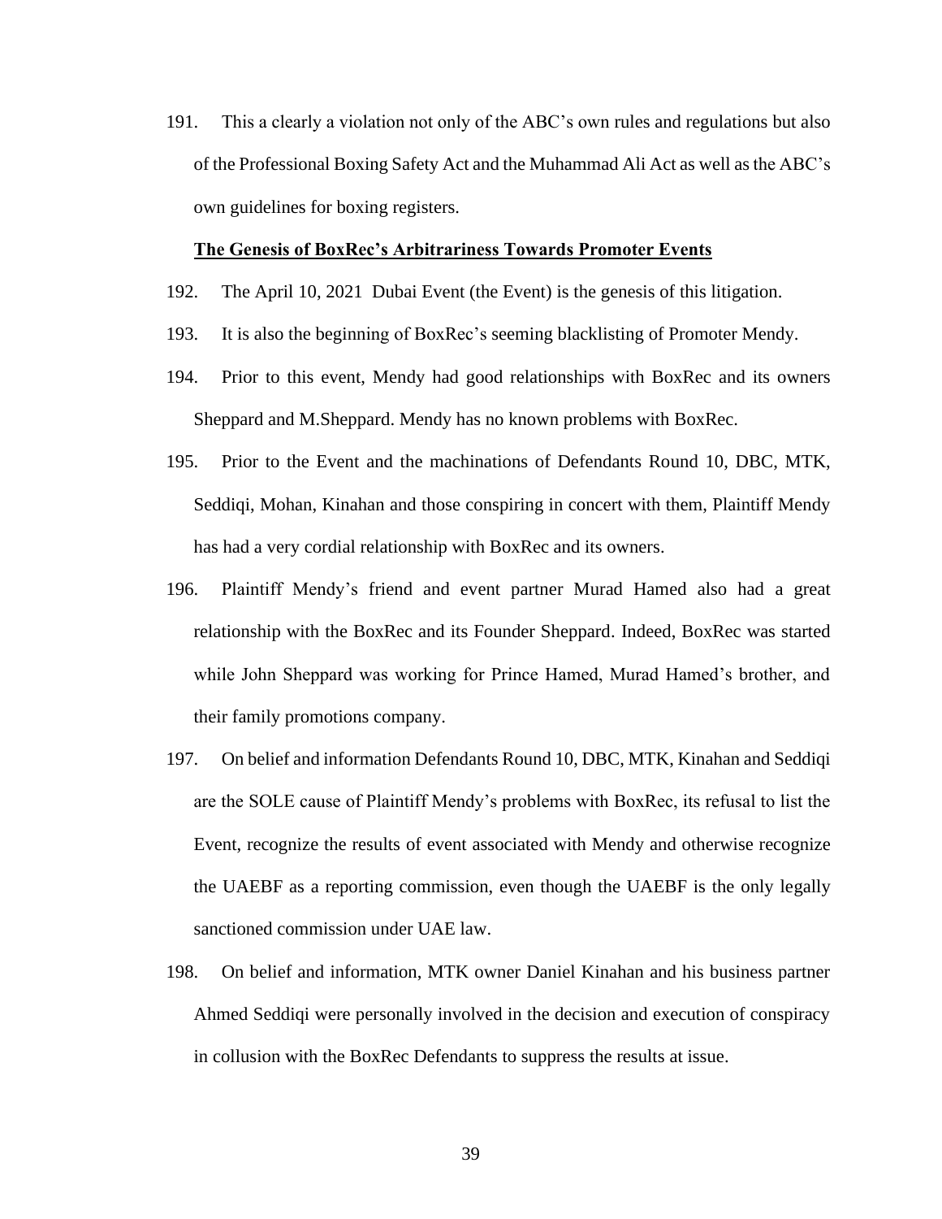191. This a clearly a violation not only of the ABC's own rules and regulations but also of the Professional Boxing Safety Act and the Muhammad Ali Act as well as the ABC's own guidelines for boxing registers.

**<u>The Genesis of BoxRec's Arbitrariness Towards Promoter Events</u>**

192. The April 10, 2021 Dubai Event (the Event) is the genesis of this litigation.

193. It is also the beginning of BoxRec's seeming blacklisting of Promoter Mendy.

194. Prior to this event, Mendy had good relationships with BoxRec and its owners Sheppard and M.Sheppard. Mendy has no known problems with BoxRec.

195. Prior to the Event and the machinations of Defendants Round 10, DBC, MTK, Seddiqi, Mohan, Kinahan and those conspiring in concert with them, Plaintiff Mendy has had a very cordial relationship with BoxRec and its owners.

196. Plaintiff Mendy's friend and event partner Murad Hamed also had a great relationship with the BoxRec and its Founder Sheppard. Indeed, BoxRec was started while John Sheppard was working for Prince Hamed, Murad Hamed's brother, and their family promotions company.

197. On belief and information Defendants Round 10, DBC, MTK, Kinahan and Seddiqi are the SOLE cause of Plaintiff Mendy's problems with BoxRec, its refusal to list the Event, recognize the results of event associated with Mendy and otherwise recognize the UAEBF as a reporting commission, even though the UAEBF is the only legally sanctioned commission under UAE law.

198. On belief and information, MTK owner Daniel Kinahan and his business partner Ahmed Seddiqi were personally involved in the decision and execution of conspiracy in collusion with the BoxRec Defendants to suppress the results at issue.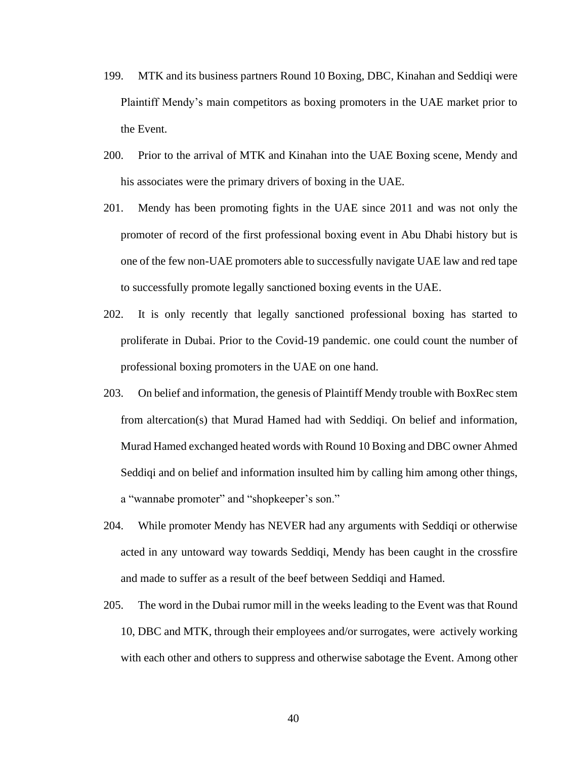199. MTK and its business partners Round 10 Boxing, DBC, Kinahan and Seddiqi were Plaintiff Mendy's main competitors as boxing promoters in the UAE market prior to the Event.

200. Prior to the arrival of MTK and Kinahan into the UAE Boxing scene, Mendy and his associates were the primary drivers of boxing in the UAE.

201. Mendy has been promoting fights in the UAE since 2011 and was not only the promoter of record of the first professional boxing event in Abu Dhabi history but is one of the few non-UAE promoters able to successfully navigate UAE law and red tape to successfully promote legally sanctioned boxing events in the UAE.

202. It is only recently that legally sanctioned professional boxing has started to proliferate in Dubai. Prior to the Covid-19 pandemic. one could count the number of professional boxing promoters in the UAE on one hand.

203. On belief and information, the genesis of Plaintiff Mendy trouble with BoxRec stem from altercation(s) that Murad Hamed had with Seddiqi. On belief and information, Murad Hamed exchanged heated words with Round 10 Boxing and DBC owner Ahmed Seddiqi and on belief and information insulted him by calling him among other things, a "wannabe promoter" and "shopkeeper's son."

204. While promoter Mendy has NEVER had any arguments with Seddiqi or otherwise acted in any untoward way towards Seddiqi, Mendy has been caught in the crossfire and made to suffer as a result of the beef between Seddiqi and Hamed.

205. The word in the Dubai rumor mill in the weeks leading to the Event was that Round 10, DBC and MTK, through their employees and/or surrogates, were actively working with each other and others to suppress and otherwise sabotage the Event. Among other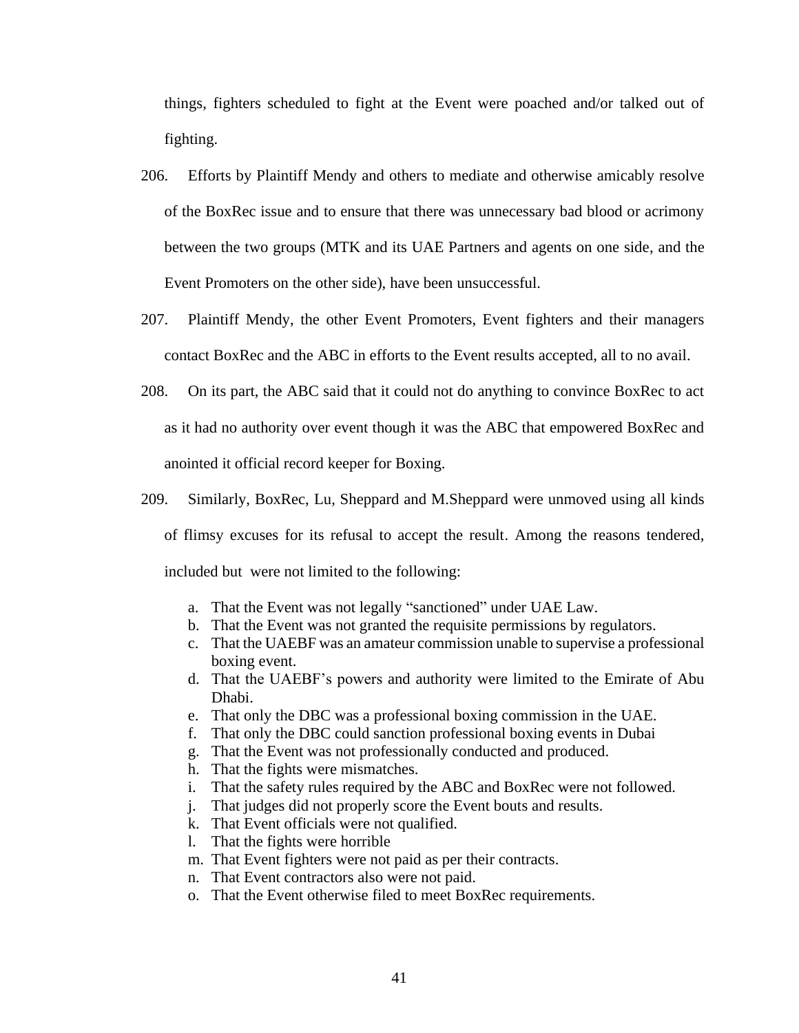things, fighters scheduled to fight at the Event were poached and/or talked out of fighting.

206. Efforts by Plaintiff Mendy and others to mediate and otherwise amicably resolve of the BoxRec issue and to ensure that there was unnecessary bad blood or acrimony between the two groups (MTK and its UAE Partners and agents on one side, and the Event Promoters on the other side), have been unsuccessful.

207. Plaintiff Mendy, the other Event Promoters, Event fighters and their managers contact BoxRec and the ABC in efforts to the Event results accepted, all to no avail.

208. On its part, the ABC said that it could not do anything to convince BoxRec to act as it had no authority over event though it was the ABC that empowered BoxRec and anointed it official record keeper for Boxing.

209. Similarly, BoxRec, Lu, Sheppard and M.Sheppard were unmoved using all kinds of flimsy excuses for its refusal to accept the result. Among the reasons tendered, included but were not limited to the following:

a. That the Event was not legally "sanctioned" under UAE Law.
b. That the Event was not granted the requisite permissions by regulators.
c. That the UAEBF was an amateur commission unable to supervise a professional boxing event.
d. That the UAEBF's powers and authority were limited to the Emirate of Abu Dhabi.
e. That only the DBC was a professional boxing commission in the UAE.
f. That only the DBC could sanction professional boxing events in Dubai
g. That the Event was not professionally conducted and produced.
h. That the fights were mismatches.
i. That the safety rules required by the ABC and BoxRec were not followed.
j. That judges did not properly score the Event bouts and results.
k. That Event officials were not qualified.
l. That the fights were horrible
m. That Event fighters were not paid as per their contracts.
n. That Event contractors also were not paid.
o. That the Event otherwise filed to meet BoxRec requirements.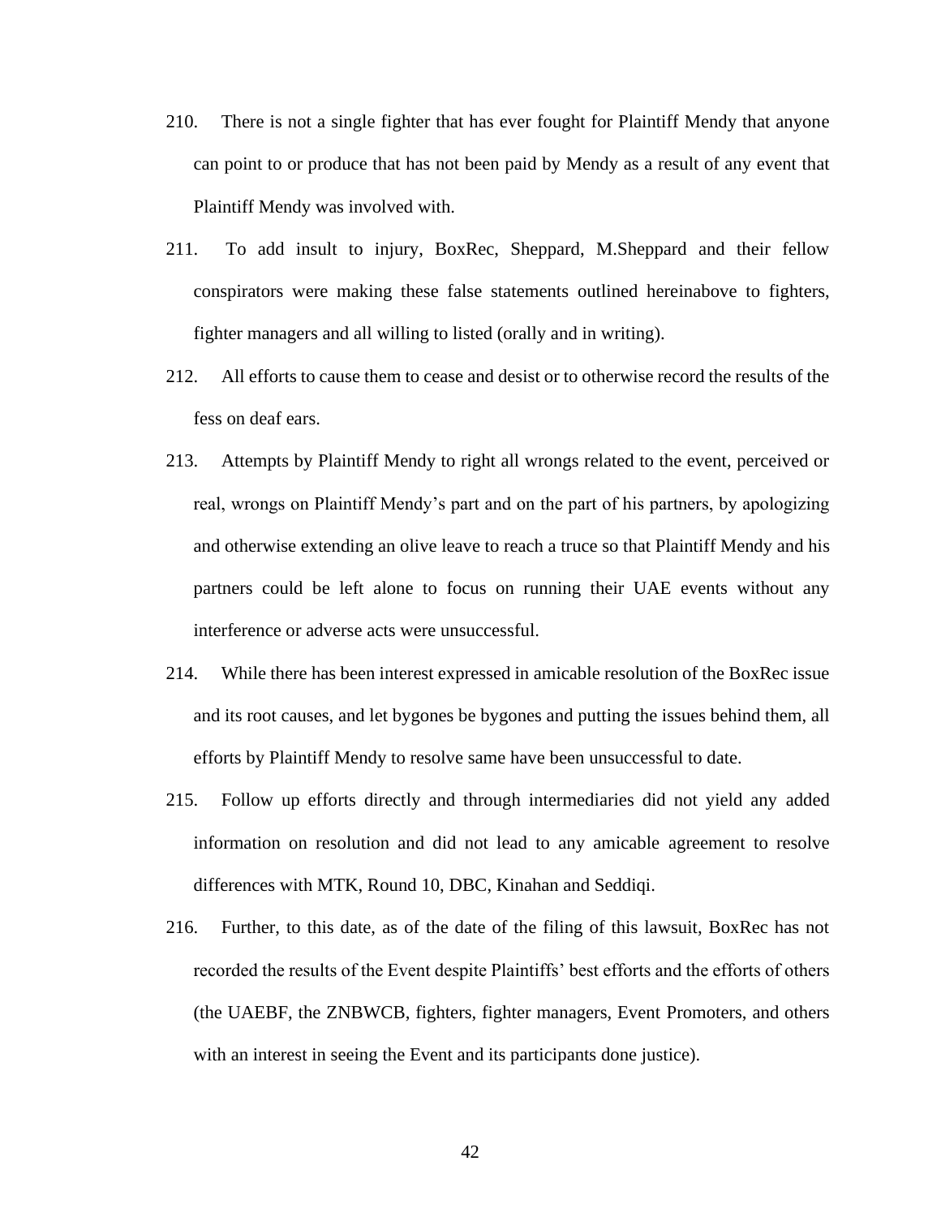210. There is not a single fighter that has ever fought for Plaintiff Mendy that anyone can point to or produce that has not been paid by Mendy as a result of any event that Plaintiff Mendy was involved with.

211. To add insult to injury, BoxRec, Sheppard, M.Sheppard and their fellow conspirators were making these false statements outlined hereinabove to fighters, fighter managers and all willing to listed (orally and in writing).

212. All efforts to cause them to cease and desist or to otherwise record the results of the fess on deaf ears.

213. Attempts by Plaintiff Mendy to right all wrongs related to the event, perceived or real, wrongs on Plaintiff Mendy's part and on the part of his partners, by apologizing and otherwise extending an olive leave to reach a truce so that Plaintiff Mendy and his partners could be left alone to focus on running their UAE events without any interference or adverse acts were unsuccessful.

214. While there has been interest expressed in amicable resolution of the BoxRec issue and its root causes, and let bygones be bygones and putting the issues behind them, all efforts by Plaintiff Mendy to resolve same have been unsuccessful to date.

215. Follow up efforts directly and through intermediaries did not yield any added information on resolution and did not lead to any amicable agreement to resolve differences with MTK, Round 10, DBC, Kinahan and Seddiqi.

216. Further, to this date, as of the date of the filing of this lawsuit, BoxRec has not recorded the results of the Event despite Plaintiffs' best efforts and the efforts of others (the UAEBF, the ZNBWCB, fighters, fighter managers, Event Promoters, and others with an interest in seeing the Event and its participants done justice).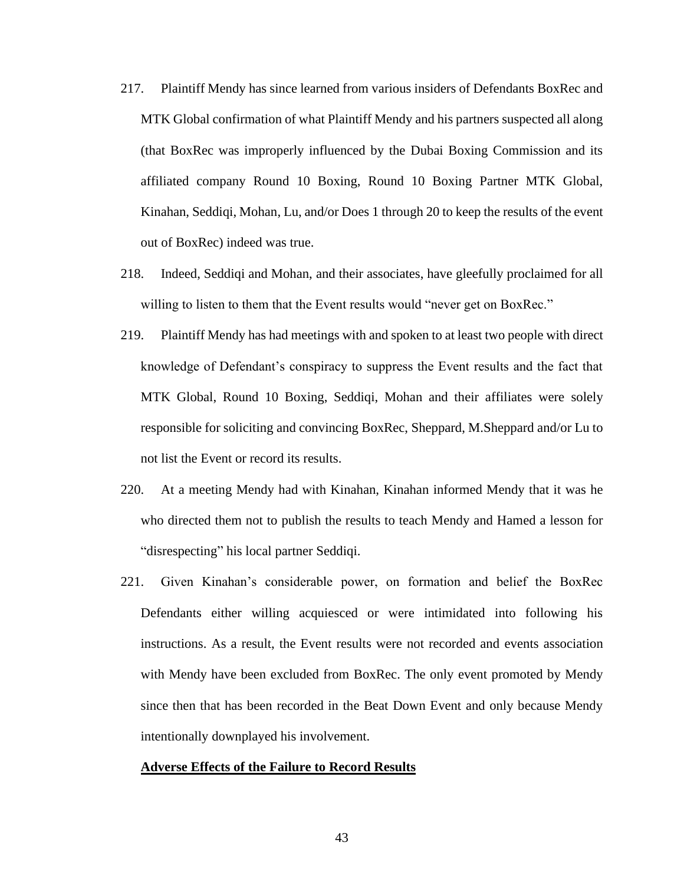217. Plaintiff Mendy has since learned from various insiders of Defendants BoxRec and MTK Global confirmation of what Plaintiff Mendy and his partners suspected all along (that BoxRec was improperly influenced by the Dubai Boxing Commission and its affiliated company Round 10 Boxing, Round 10 Boxing Partner MTK Global, Kinahan, Seddiqi, Mohan, Lu, and/or Does 1 through 20 to keep the results of the event out of BoxRec) indeed was true.

218. Indeed, Seddiqi and Mohan, and their associates, have gleefully proclaimed for all willing to listen to them that the Event results would "never get on BoxRec."

219. Plaintiff Mendy has had meetings with and spoken to at least two people with direct knowledge of Defendant's conspiracy to suppress the Event results and the fact that MTK Global, Round 10 Boxing, Seddiqi, Mohan and their affiliates were solely responsible for soliciting and convincing BoxRec, Sheppard, M.Sheppard and/or Lu to not list the Event or record its results.

220. At a meeting Mendy had with Kinahan, Kinahan informed Mendy that it was he who directed them not to publish the results to teach Mendy and Hamed a lesson for "disrespecting" his local partner Seddiqi.

221. Given Kinahan's considerable power, on formation and belief the BoxRec Defendants either willing acquiesced or were intimidated into following his instructions. As a result, the Event results were not recorded and events association with Mendy have been excluded from BoxRec. The only event promoted by Mendy since then that has been recorded in the Beat Down Event and only because Mendy intentionally downplayed his involvement.

**Adverse Effects of the Failure to Record Results**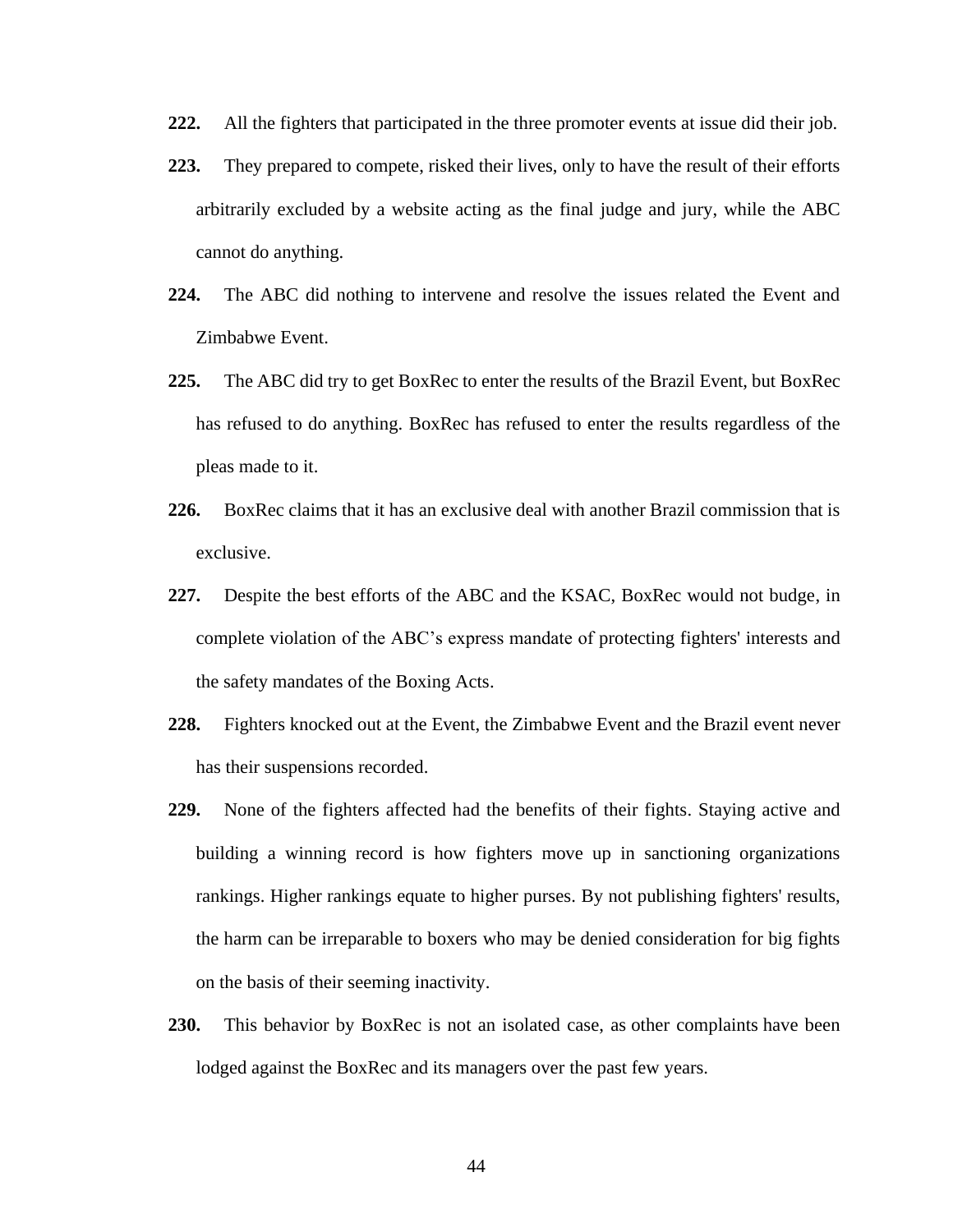**222.** All the fighters that participated in the three promoter events at issue did their job.

**223.** They prepared to compete, risked their lives, only to have the result of their efforts arbitrarily excluded by a website acting as the final judge and jury, while the ABC cannot do anything.

**224.** The ABC did nothing to intervene and resolve the issues related the Event and Zimbabwe Event.

**225.** The ABC did try to get BoxRec to enter the results of the Brazil Event, but BoxRec has refused to do anything. BoxRec has refused to enter the results regardless of the pleas made to it.

**226.** BoxRec claims that it has an exclusive deal with another Brazil commission that is exclusive.

**227.** Despite the best efforts of the ABC and the KSAC, BoxRec would not budge, in complete violation of the ABC's express mandate of protecting fighters' interests and the safety mandates of the Boxing Acts.

**228.** Fighters knocked out at the Event, the Zimbabwe Event and the Brazil event never has their suspensions recorded.

**229.** None of the fighters affected had the benefits of their fights. Staying active and building a winning record is how fighters move up in sanctioning organizations rankings. Higher rankings equate to higher purses. By not publishing fighters' results, the harm can be irreparable to boxers who may be denied consideration for big fights on the basis of their seeming inactivity.

**230.** This behavior by BoxRec is not an isolated case, as other complaints have been lodged against the BoxRec and its managers over the past few years.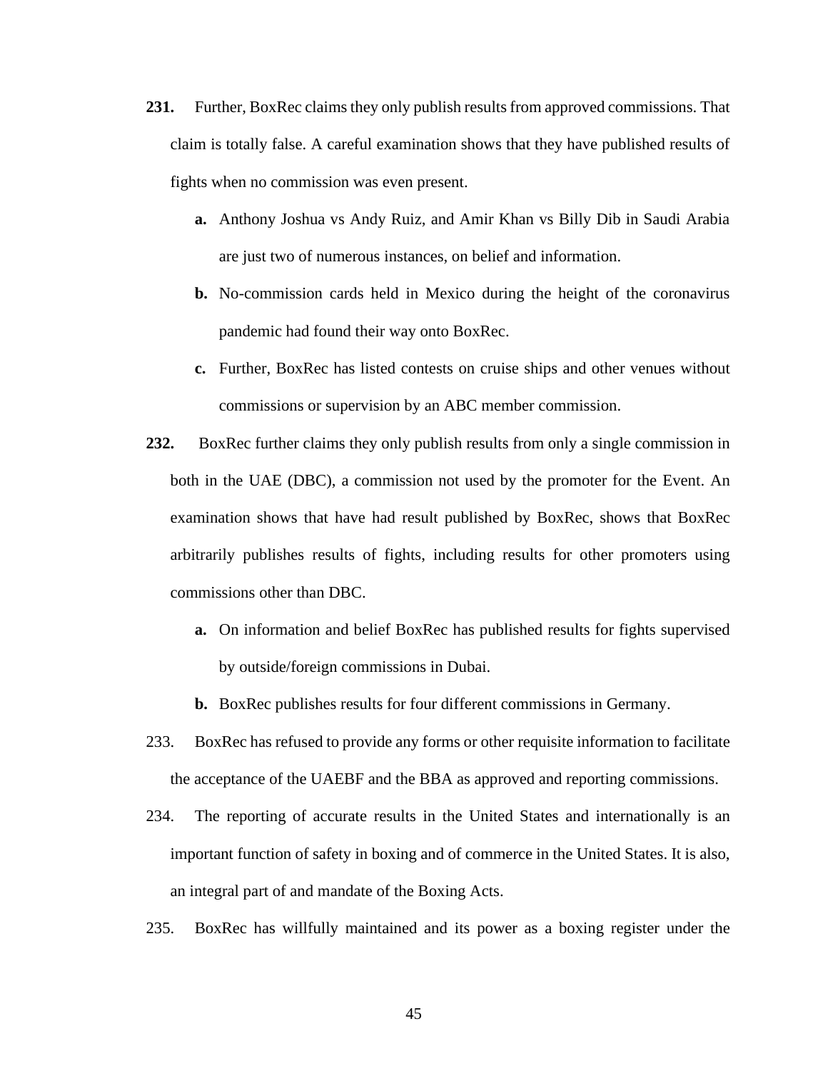**231.** Further, BoxRec claims they only publish results from approved commissions. That claim is totally false. A careful examination shows that they have published results of fights when no commission was even present.

**a.** Anthony Joshua vs Andy Ruiz, and Amir Khan vs Billy Dib in Saudi Arabia are just two of numerous instances, on belief and information.

**b.** No-commission cards held in Mexico during the height of the coronavirus pandemic had found their way onto BoxRec.

**c.** Further, BoxRec has listed contests on cruise ships and other venues without commissions or supervision by an ABC member commission.

**232.** BoxRec further claims they only publish results from only a single commission in both in the UAE (DBC), a commission not used by the promoter for the Event. An examination shows that have had result published by BoxRec, shows that BoxRec arbitrarily publishes results of fights, including results for other promoters using commissions other than DBC.

**a.** On information and belief BoxRec has published results for fights supervised by outside/foreign commissions in Dubai.

**b.** BoxRec publishes results for four different commissions in Germany.

233. BoxRec has refused to provide any forms or other requisite information to facilitate the acceptance of the UAEBF and the BBA as approved and reporting commissions.

234. The reporting of accurate results in the United States and internationally is an important function of safety in boxing and of commerce in the United States. It is also, an integral part of and mandate of the Boxing Acts.

235. BoxRec has willfully maintained and its power as a boxing register under the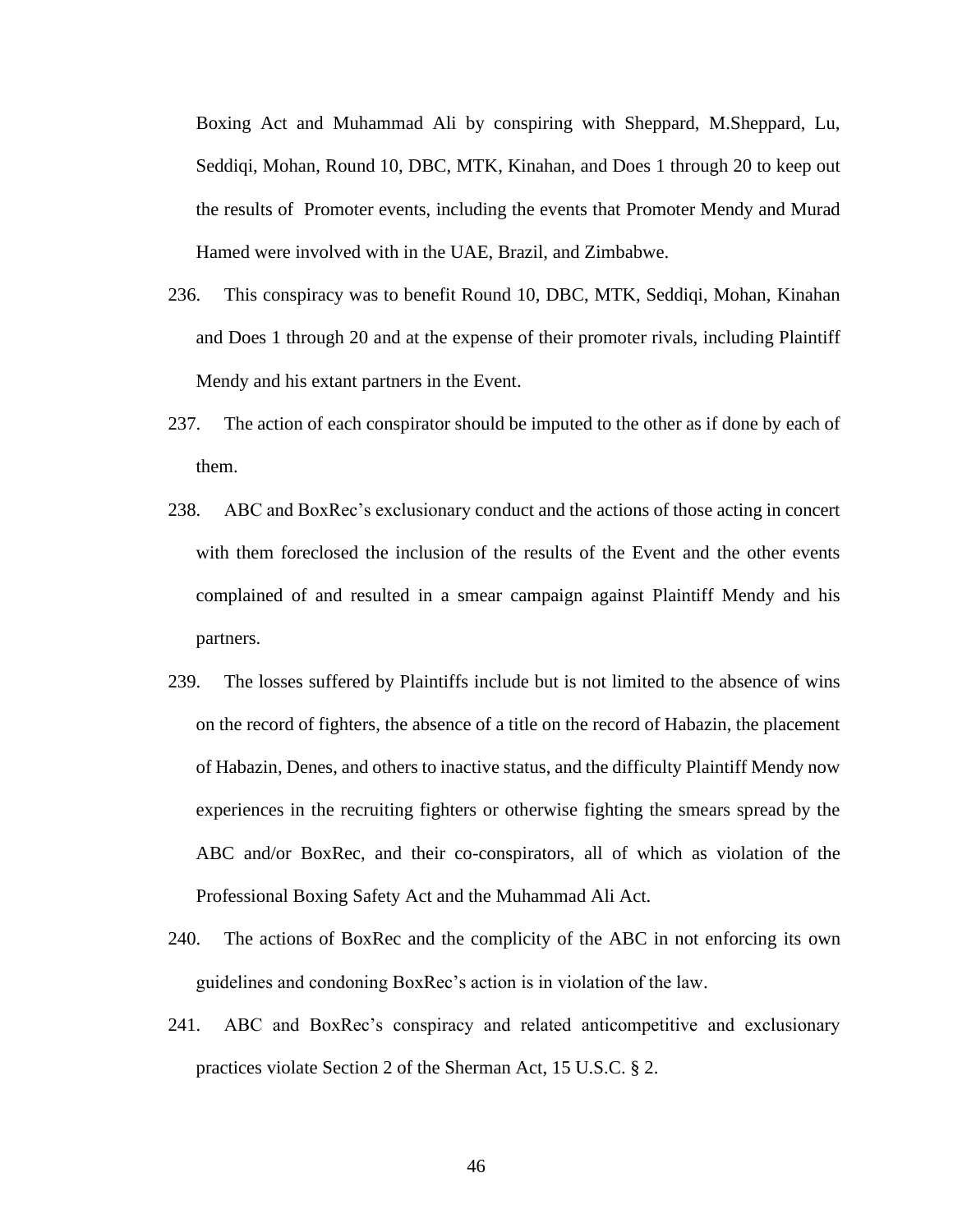Boxing Act and Muhammad Ali by conspiring with Sheppard, M.Sheppard, Lu, Seddiqi, Mohan, Round 10, DBC, MTK, Kinahan, and Does 1 through 20 to keep out the results of  Promoter events, including the events that Promoter Mendy and Murad Hamed were involved with in the UAE, Brazil, and Zimbabwe.

236. This conspiracy was to benefit Round 10, DBC, MTK, Seddiqi, Mohan, Kinahan and Does 1 through 20 and at the expense of their promoter rivals, including Plaintiff Mendy and his extant partners in the Event.

237. The action of each conspirator should be imputed to the other as if done by each of them.

238. ABC and BoxRec's exclusionary conduct and the actions of those acting in concert with them foreclosed the inclusion of the results of the Event and the other events complained of and resulted in a smear campaign against Plaintiff Mendy and his partners.

239. The losses suffered by Plaintiffs include but is not limited to the absence of wins on the record of fighters, the absence of a title on the record of Habazin, the placement of Habazin, Denes, and others to inactive status, and the difficulty Plaintiff Mendy now experiences in the recruiting fighters or otherwise fighting the smears spread by the ABC and/or BoxRec, and their co-conspirators, all of which as violation of the Professional Boxing Safety Act and the Muhammad Ali Act.

240. The actions of BoxRec and the complicity of the ABC in not enforcing its own guidelines and condoning BoxRec's action is in violation of the law.

241. ABC and BoxRec's conspiracy and related anticompetitive and exclusionary practices violate Section 2 of the Sherman Act, 15 U.S.C. § 2.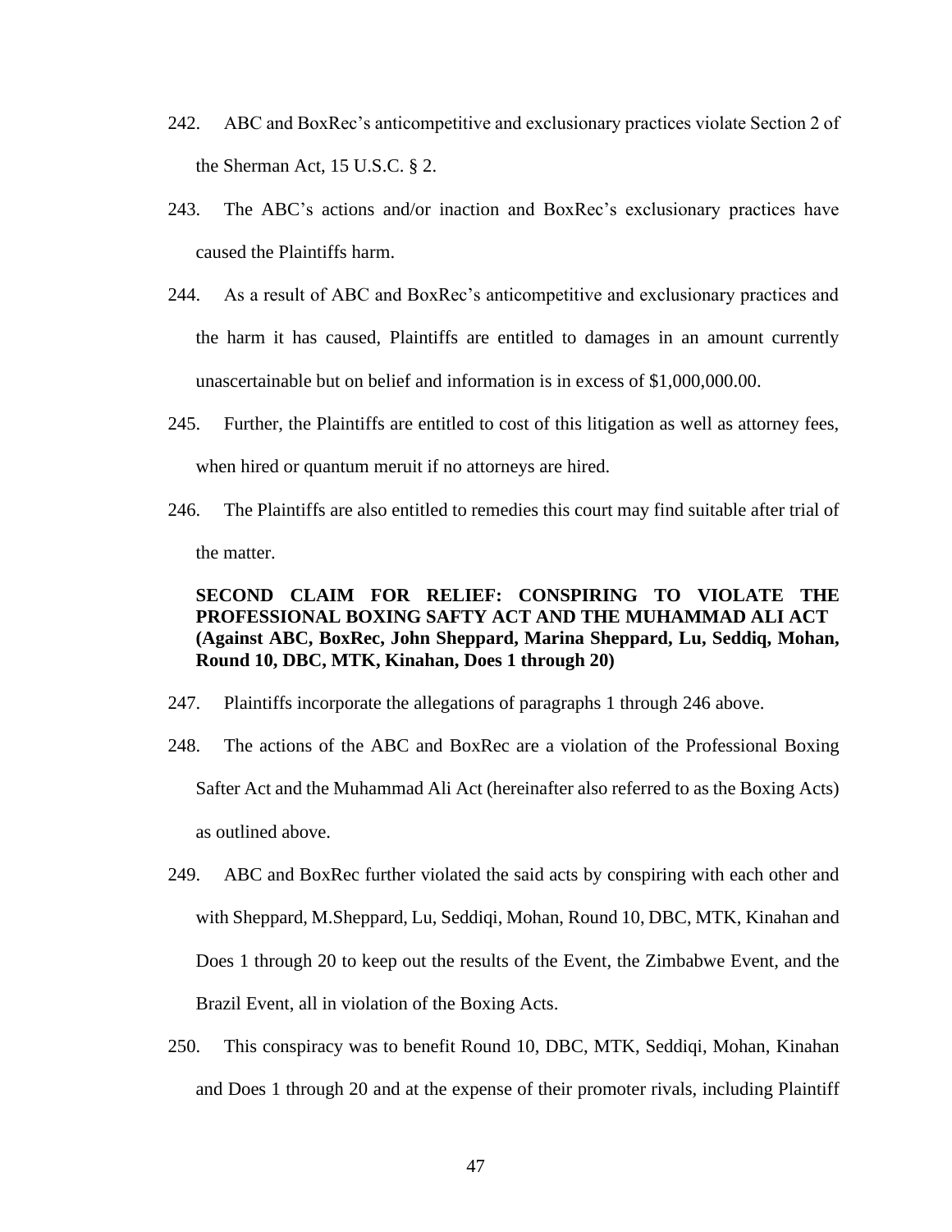242. ABC and BoxRec's anticompetitive and exclusionary practices violate Section 2 of the Sherman Act, 15 U.S.C. § 2.

243. The ABC's actions and/or inaction and BoxRec's exclusionary practices have caused the Plaintiffs harm.

244. As a result of ABC and BoxRec's anticompetitive and exclusionary practices and the harm it has caused, Plaintiffs are entitled to damages in an amount currently unascertainable but on belief and information is in excess of $1,000,000.00.

245. Further, the Plaintiffs are entitled to cost of this litigation as well as attorney fees, when hired or quantum meruit if no attorneys are hired.

246. The Plaintiffs are also entitled to remedies this court may find suitable after trial of the matter.

**SECOND CLAIM FOR RELIEF: CONSPIRING TO VIOLATE THE PROFESSIONAL BOXING SAFTY ACT AND THE MUHAMMAD ALI ACT (Against ABC, BoxRec, John Sheppard, Marina Sheppard, Lu, Seddiq, Mohan, Round 10, DBC, MTK, Kinahan, Does 1 through 20)**

247. Plaintiffs incorporate the allegations of paragraphs 1 through 246 above.

248. The actions of the ABC and BoxRec are a violation of the Professional Boxing Safter Act and the Muhammad Ali Act (hereinafter also referred to as the Boxing Acts) as outlined above.

249. ABC and BoxRec further violated the said acts by conspiring with each other and with Sheppard, M.Sheppard, Lu, Seddiqi, Mohan, Round 10, DBC, MTK, Kinahan and Does 1 through 20 to keep out the results of the Event, the Zimbabwe Event, and the Brazil Event, all in violation of the Boxing Acts.

250. This conspiracy was to benefit Round 10, DBC, MTK, Seddiqi, Mohan, Kinahan and Does 1 through 20 and at the expense of their promoter rivals, including Plaintiff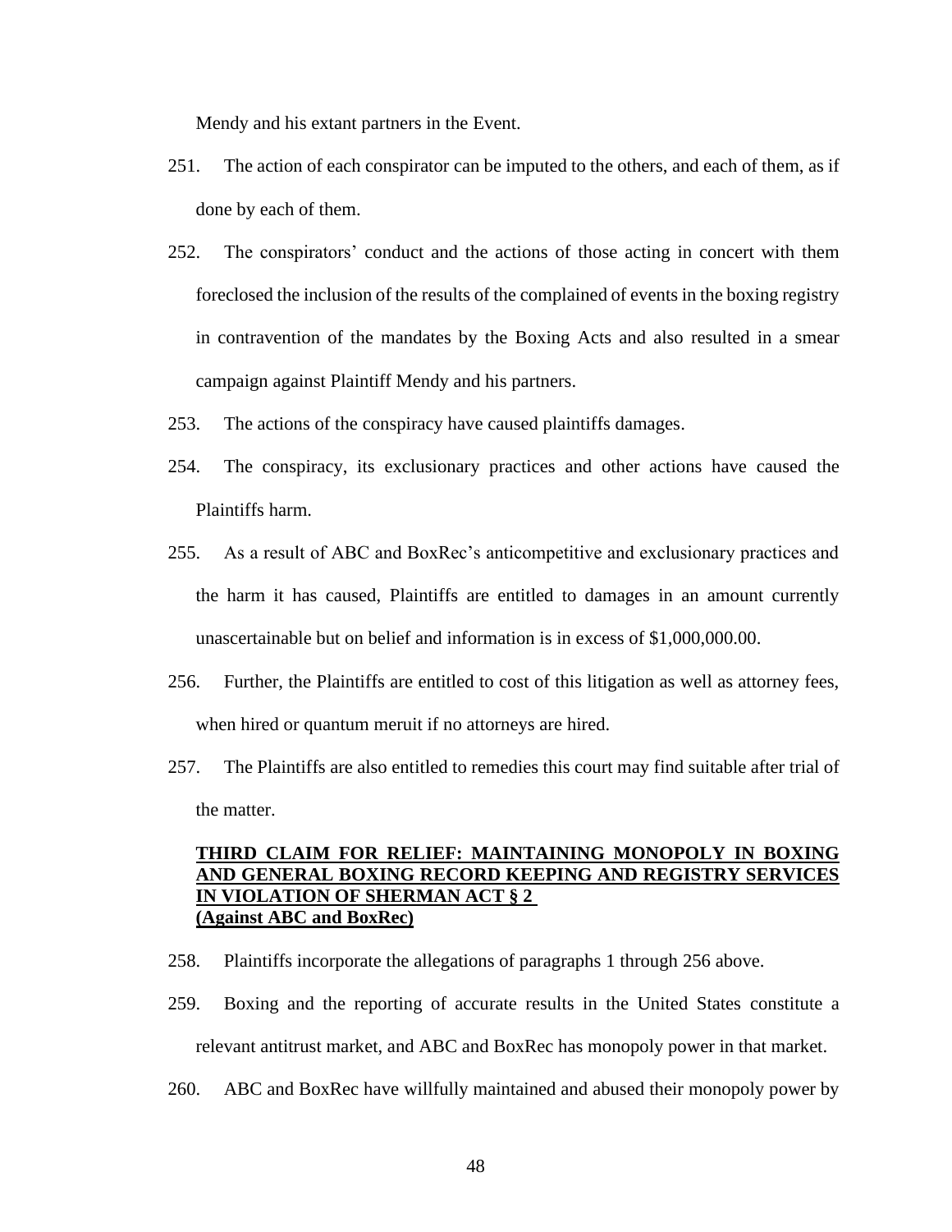Mendy and his extant partners in the Event.

251. The action of each conspirator can be imputed to the others, and each of them, as if done by each of them.

252. The conspirators' conduct and the actions of those acting in concert with them foreclosed the inclusion of the results of the complained of events in the boxing registry in contravention of the mandates by the Boxing Acts and also resulted in a smear campaign against Plaintiff Mendy and his partners.

253. The actions of the conspiracy have caused plaintiffs damages.

254. The conspiracy, its exclusionary practices and other actions have caused the Plaintiffs harm.

255. As a result of ABC and BoxRec's anticompetitive and exclusionary practices and the harm it has caused, Plaintiffs are entitled to damages in an amount currently unascertainable but on belief and information is in excess of $1,000,000.00.

256. Further, the Plaintiffs are entitled to cost of this litigation as well as attorney fees, when hired or quantum meruit if no attorneys are hired.

257. The Plaintiffs are also entitled to remedies this court may find suitable after trial of the matter.

**THIRD CLAIM FOR RELIEF: MAINTAINING MONOPOLY IN BOXING AND GENERAL BOXING RECORD KEEPING AND REGISTRY SERVICES IN VIOLATION OF SHERMAN ACT § 2**
**(Against ABC and BoxRec)**

258. Plaintiffs incorporate the allegations of paragraphs 1 through 256 above.

259. Boxing and the reporting of accurate results in the United States constitute a relevant antitrust market, and ABC and BoxRec has monopoly power in that market.

260. ABC and BoxRec have willfully maintained and abused their monopoly power by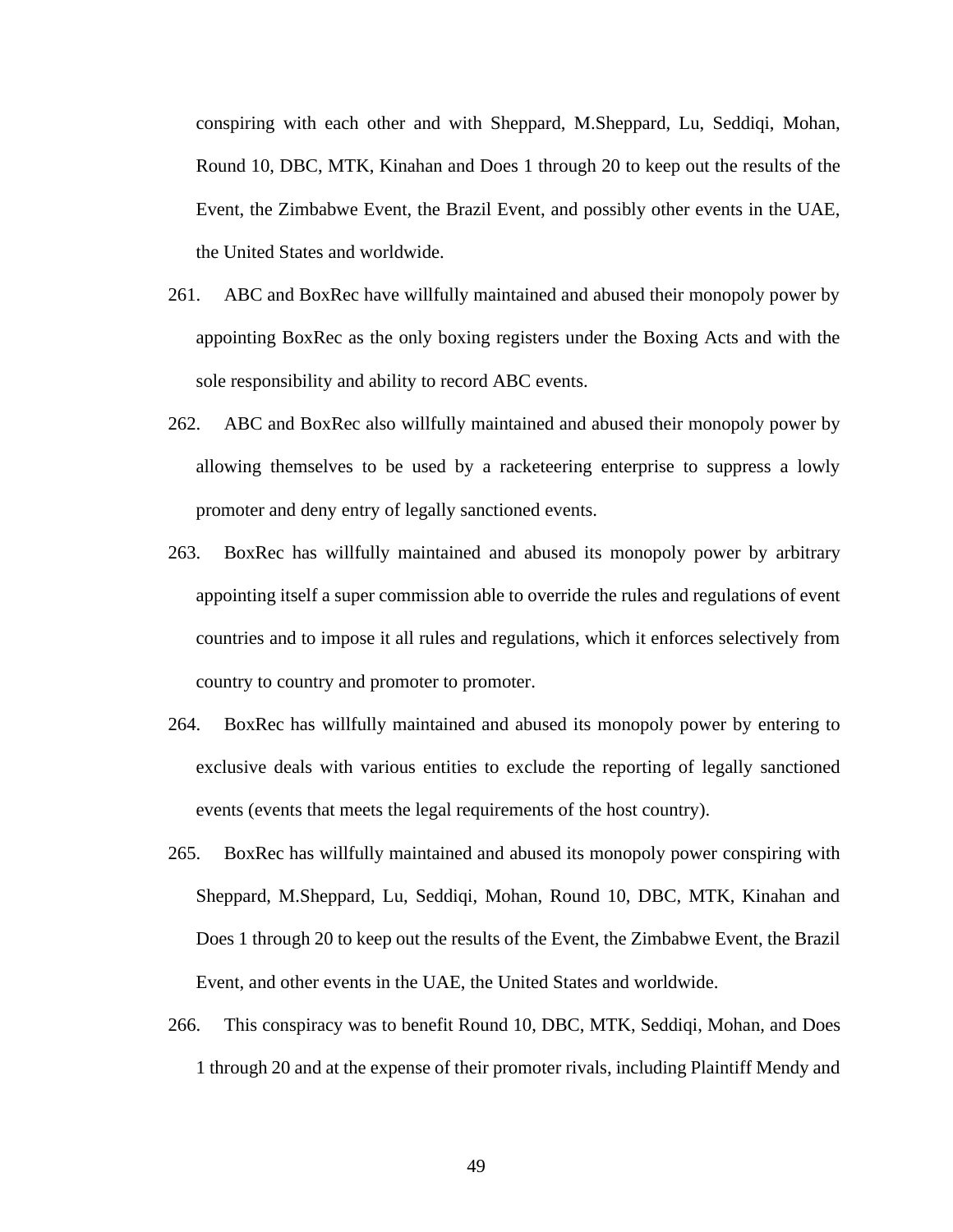conspiring with each other and with Sheppard, M.Sheppard, Lu, Seddiqi, Mohan, Round 10, DBC, MTK, Kinahan and Does 1 through 20 to keep out the results of the Event, the Zimbabwe Event, the Brazil Event, and possibly other events in the UAE, the United States and worldwide.

261. ABC and BoxRec have willfully maintained and abused their monopoly power by appointing BoxRec as the only boxing registers under the Boxing Acts and with the sole responsibility and ability to record ABC events.

262. ABC and BoxRec also willfully maintained and abused their monopoly power by allowing themselves to be used by a racketeering enterprise to suppress a lowly promoter and deny entry of legally sanctioned events.

263. BoxRec has willfully maintained and abused its monopoly power by arbitrary appointing itself a super commission able to override the rules and regulations of event countries and to impose it all rules and regulations, which it enforces selectively from country to country and promoter to promoter.

264. BoxRec has willfully maintained and abused its monopoly power by entering to exclusive deals with various entities to exclude the reporting of legally sanctioned events (events that meets the legal requirements of the host country).

265. BoxRec has willfully maintained and abused its monopoly power conspiring with Sheppard, M.Sheppard, Lu, Seddiqi, Mohan, Round 10, DBC, MTK, Kinahan and Does 1 through 20 to keep out the results of the Event, the Zimbabwe Event, the Brazil Event, and other events in the UAE, the United States and worldwide.

266. This conspiracy was to benefit Round 10, DBC, MTK, Seddiqi, Mohan, and Does 1 through 20 and at the expense of their promoter rivals, including Plaintiff Mendy and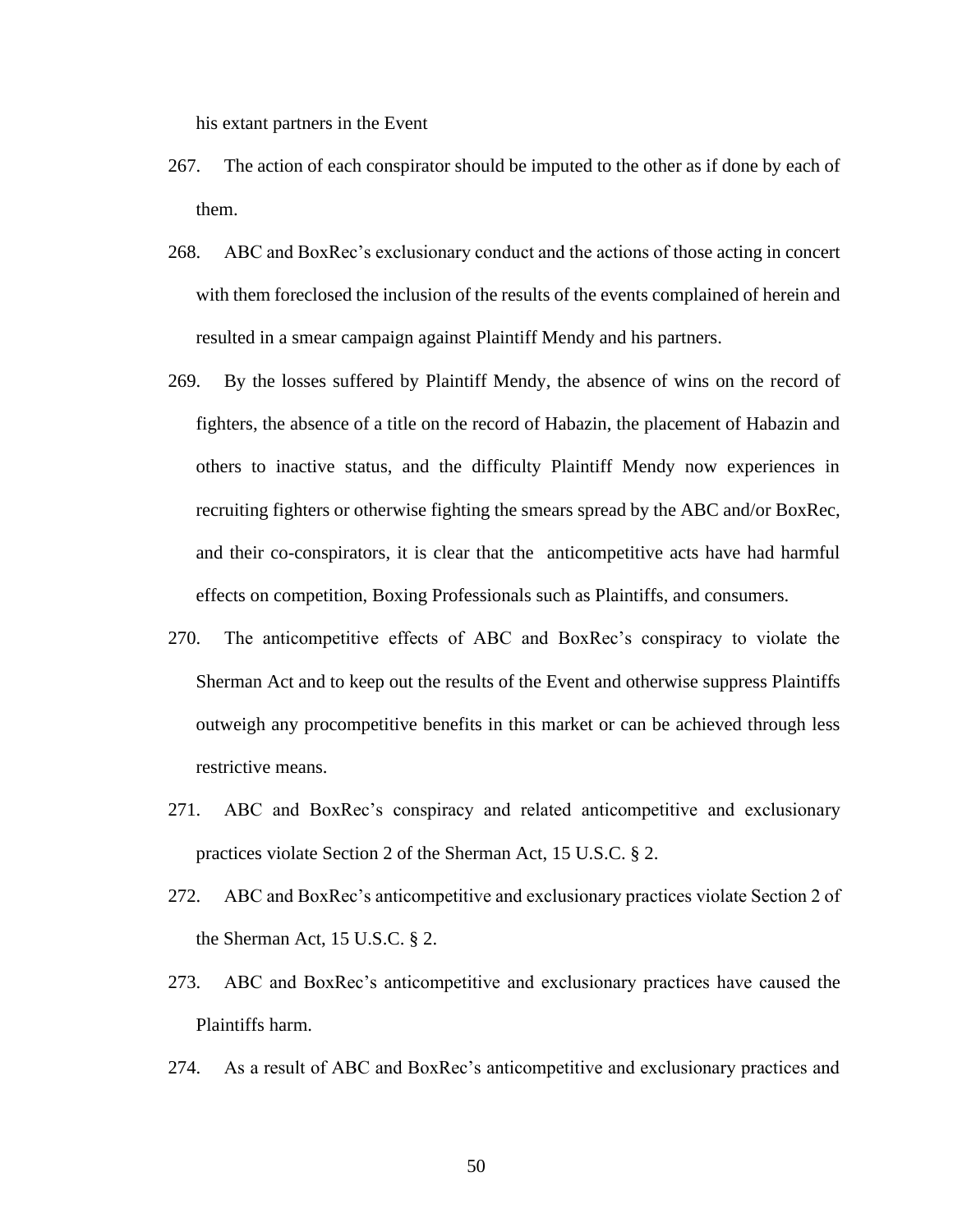his extant partners in the Event

267. The action of each conspirator should be imputed to the other as if done by each of them.

268. ABC and BoxRec's exclusionary conduct and the actions of those acting in concert with them foreclosed the inclusion of the results of the events complained of herein and resulted in a smear campaign against Plaintiff Mendy and his partners.

269. By the losses suffered by Plaintiff Mendy, the absence of wins on the record of fighters, the absence of a title on the record of Habazin, the placement of Habazin and others to inactive status, and the difficulty Plaintiff Mendy now experiences in recruiting fighters or otherwise fighting the smears spread by the ABC and/or BoxRec, and their co-conspirators, it is clear that the anticompetitive acts have had harmful effects on competition, Boxing Professionals such as Plaintiffs, and consumers.

270. The anticompetitive effects of ABC and BoxRec's conspiracy to violate the Sherman Act and to keep out the results of the Event and otherwise suppress Plaintiffs outweigh any procompetitive benefits in this market or can be achieved through less restrictive means.

271. ABC and BoxRec's conspiracy and related anticompetitive and exclusionary practices violate Section 2 of the Sherman Act, 15 U.S.C. § 2.

272. ABC and BoxRec's anticompetitive and exclusionary practices violate Section 2 of the Sherman Act, 15 U.S.C. § 2.

273. ABC and BoxRec's anticompetitive and exclusionary practices have caused the Plaintiffs harm.

274. As a result of ABC and BoxRec's anticompetitive and exclusionary practices and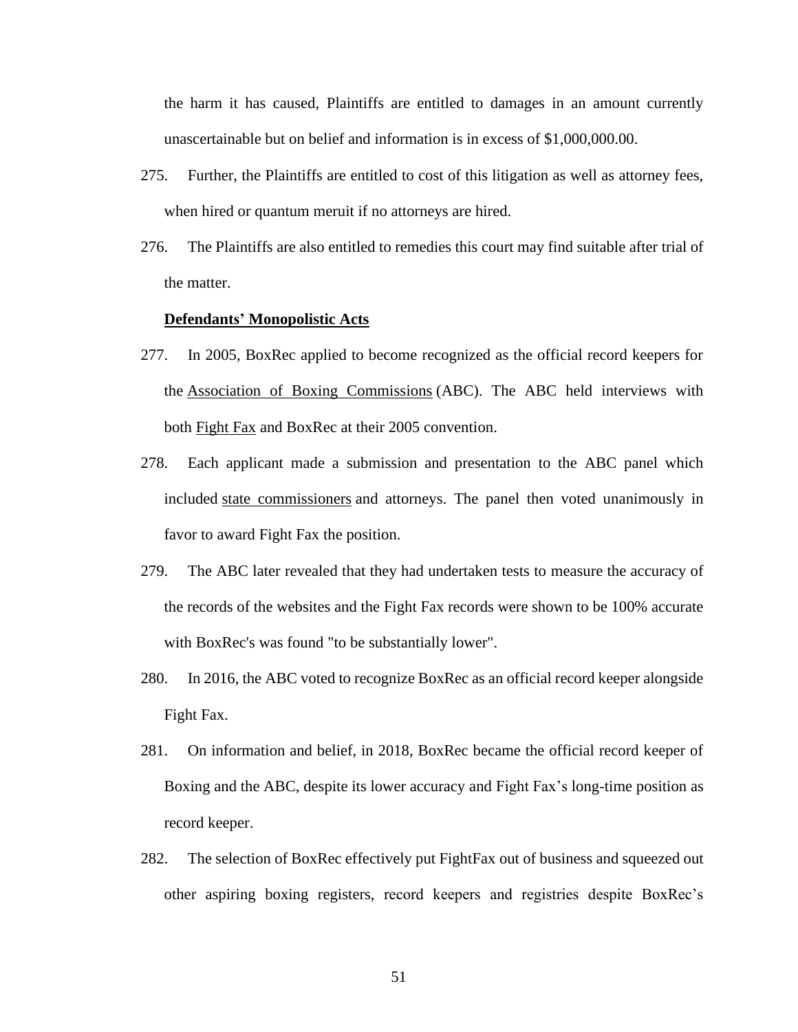the harm it has caused, Plaintiffs are entitled to damages in an amount currently unascertainable but on belief and information is in excess of $1,000,000.00.

275. Further, the Plaintiffs are entitled to cost of this litigation as well as attorney fees, when hired or quantum meruit if no attorneys are hired.

276. The Plaintiffs are also entitled to remedies this court may find suitable after trial of the matter.

**<u>Defendants' Monopolistic Acts</u>**

277. In 2005, BoxRec applied to become recognized as the official record keepers for the Association of Boxing Commissions (ABC). The ABC held interviews with both Fight Fax and BoxRec at their 2005 convention.

278. Each applicant made a submission and presentation to the ABC panel which included state commissioners and attorneys. The panel then voted unanimously in favor to award Fight Fax the position.

279. The ABC later revealed that they had undertaken tests to measure the accuracy of the records of the websites and the Fight Fax records were shown to be 100% accurate with BoxRec's was found "to be substantially lower".

280. In 2016, the ABC voted to recognize BoxRec as an official record keeper alongside Fight Fax.

281. On information and belief, in 2018, BoxRec became the official record keeper of Boxing and the ABC, despite its lower accuracy and Fight Fax's long-time position as record keeper.

282. The selection of BoxRec effectively put FightFax out of business and squeezed out other aspiring boxing registers, record keepers and registries despite BoxRec's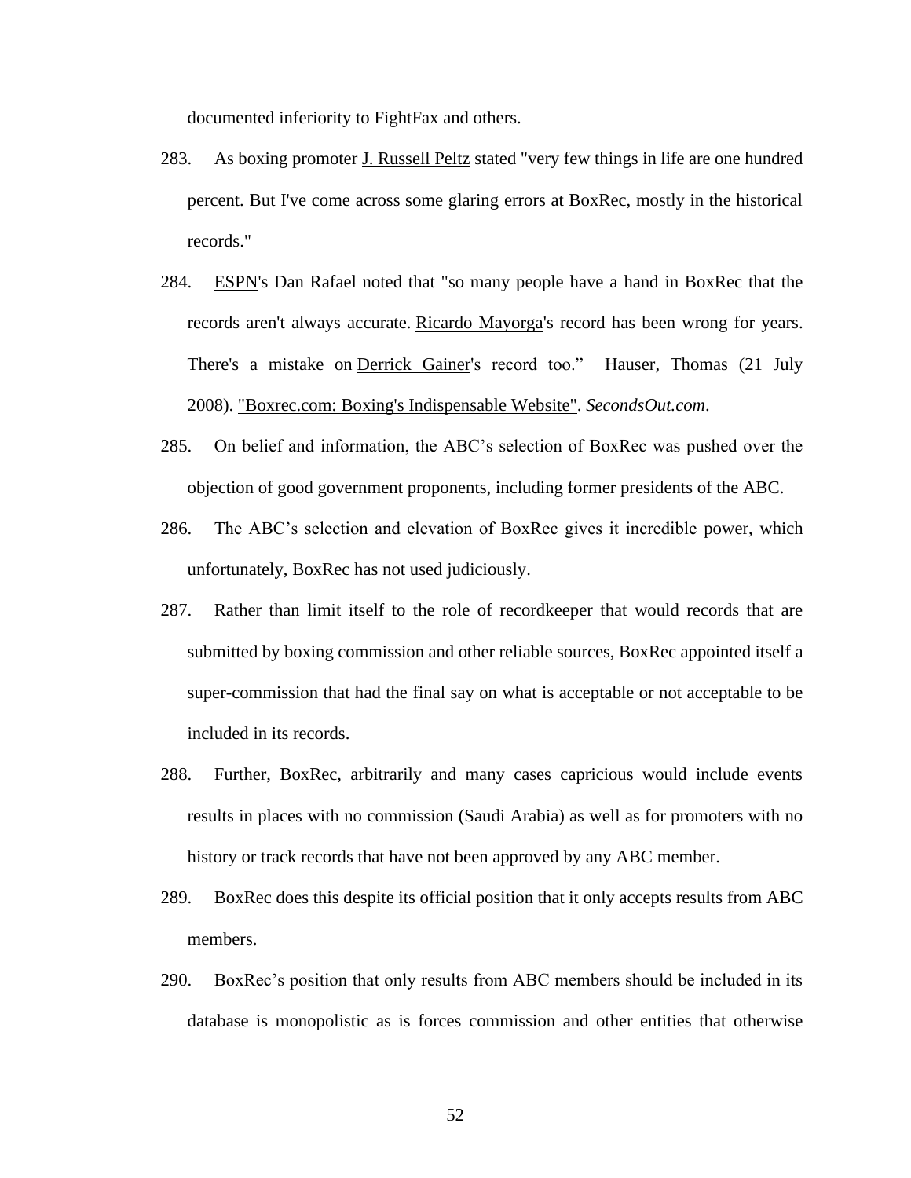documented inferiority to FightFax and others.

283. As boxing promoter J. Russell Peltz stated "very few things in life are one hundred percent. But I've come across some glaring errors at BoxRec, mostly in the historical records."

284. ESPN's Dan Rafael noted that "so many people have a hand in BoxRec that the records aren't always accurate. Ricardo Mayorga's record has been wrong for years. There's a mistake on Derrick Gainer's record too." Hauser, Thomas (21 July 2008). "Boxrec.com: Boxing's Indispensable Website". *SecondsOut.com*.

285. On belief and information, the ABC's selection of BoxRec was pushed over the objection of good government proponents, including former presidents of the ABC.

286. The ABC's selection and elevation of BoxRec gives it incredible power, which unfortunately, BoxRec has not used judiciously.

287. Rather than limit itself to the role of recordkeeper that would records that are submitted by boxing commission and other reliable sources, BoxRec appointed itself a super-commission that had the final say on what is acceptable or not acceptable to be included in its records.

288. Further, BoxRec, arbitrarily and many cases capricious would include events results in places with no commission (Saudi Arabia) as well as for promoters with no history or track records that have not been approved by any ABC member.

289. BoxRec does this despite its official position that it only accepts results from ABC members.

290. BoxRec's position that only results from ABC members should be included in its database is monopolistic as is forces commission and other entities that otherwise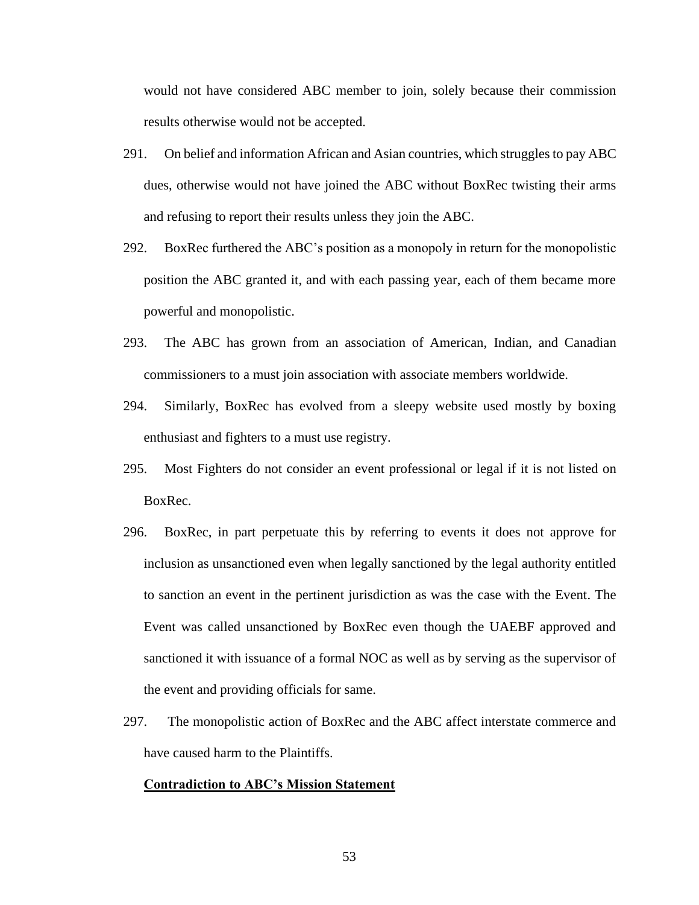would not have considered ABC member to join, solely because their commission results otherwise would not be accepted.

291. On belief and information African and Asian countries, which struggles to pay ABC dues, otherwise would not have joined the ABC without BoxRec twisting their arms and refusing to report their results unless they join the ABC.

292. BoxRec furthered the ABC's position as a monopoly in return for the monopolistic position the ABC granted it, and with each passing year, each of them became more powerful and monopolistic.

293. The ABC has grown from an association of American, Indian, and Canadian commissioners to a must join association with associate members worldwide.

294. Similarly, BoxRec has evolved from a sleepy website used mostly by boxing enthusiast and fighters to a must use registry.

295. Most Fighters do not consider an event professional or legal if it is not listed on BoxRec.

296. BoxRec, in part perpetuate this by referring to events it does not approve for inclusion as unsanctioned even when legally sanctioned by the legal authority entitled to sanction an event in the pertinent jurisdiction as was the case with the Event. The Event was called unsanctioned by BoxRec even though the UAEBF approved and sanctioned it with issuance of a formal NOC as well as by serving as the supervisor of the event and providing officials for same.

297. The monopolistic action of BoxRec and the ABC affect interstate commerce and have caused harm to the Plaintiffs.

**<u>Contradiction to ABC's Mission Statement</u>**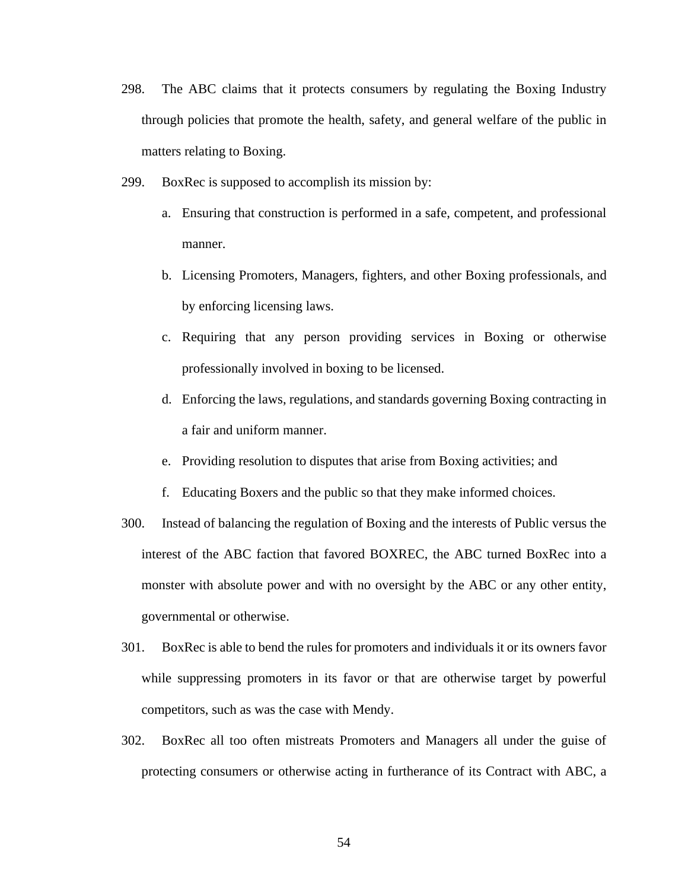298. The ABC claims that it protects consumers by regulating the Boxing Industry through policies that promote the health, safety, and general welfare of the public in matters relating to Boxing.

299. BoxRec is supposed to accomplish its mission by:

   a. Ensuring that construction is performed in a safe, competent, and professional manner.

   b. Licensing Promoters, Managers, fighters, and other Boxing professionals, and by enforcing licensing laws.

   c. Requiring that any person providing services in Boxing or otherwise professionally involved in boxing to be licensed.

   d. Enforcing the laws, regulations, and standards governing Boxing contracting in a fair and uniform manner.

   e. Providing resolution to disputes that arise from Boxing activities; and

   f. Educating Boxers and the public so that they make informed choices.

300. Instead of balancing the regulation of Boxing and the interests of Public versus the interest of the ABC faction that favored BOXREC, the ABC turned BoxRec into a monster with absolute power and with no oversight by the ABC or any other entity, governmental or otherwise.

301. BoxRec is able to bend the rules for promoters and individuals it or its owners favor while suppressing promoters in its favor or that are otherwise target by powerful competitors, such as was the case with Mendy.

302. BoxRec all too often mistreats Promoters and Managers all under the guise of protecting consumers or otherwise acting in furtherance of its Contract with ABC, a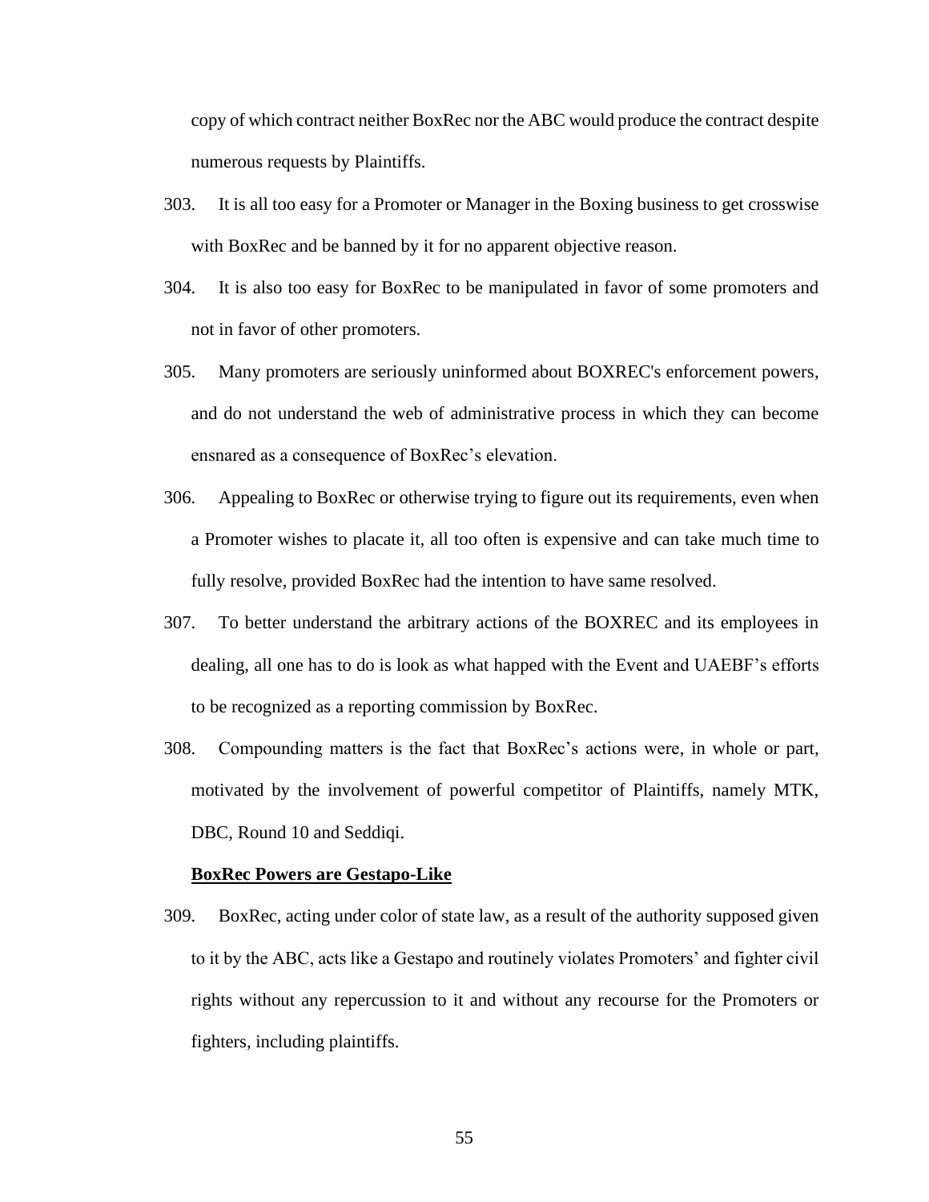copy of which contract neither BoxRec nor the ABC would produce the contract despite numerous requests by Plaintiffs.

303. It is all too easy for a Promoter or Manager in the Boxing business to get crosswise with BoxRec and be banned by it for no apparent objective reason.

304. It is also too easy for BoxRec to be manipulated in favor of some promoters and not in favor of other promoters.

305. Many promoters are seriously uninformed about BOXREC's enforcement powers, and do not understand the web of administrative process in which they can become ensnared as a consequence of BoxRec's elevation.

306. Appealing to BoxRec or otherwise trying to figure out its requirements, even when a Promoter wishes to placate it, all too often is expensive and can take much time to fully resolve, provided BoxRec had the intention to have same resolved.

307. To better understand the arbitrary actions of the BOXREC and its employees in dealing, all one has to do is look as what happed with the Event and UAEBF's efforts to be recognized as a reporting commission by BoxRec.

308. Compounding matters is the fact that BoxRec's actions were, in whole or part, motivated by the involvement of powerful competitor of Plaintiffs, namely MTK, DBC, Round 10 and Seddiqi.

**<u>BoxRec Powers are Gestapo-Like</u>**

309. BoxRec, acting under color of state law, as a result of the authority supposed given to it by the ABC, acts like a Gestapo and routinely violates Promoters' and fighter civil rights without any repercussion to it and without any recourse for the Promoters or fighters, including plaintiffs.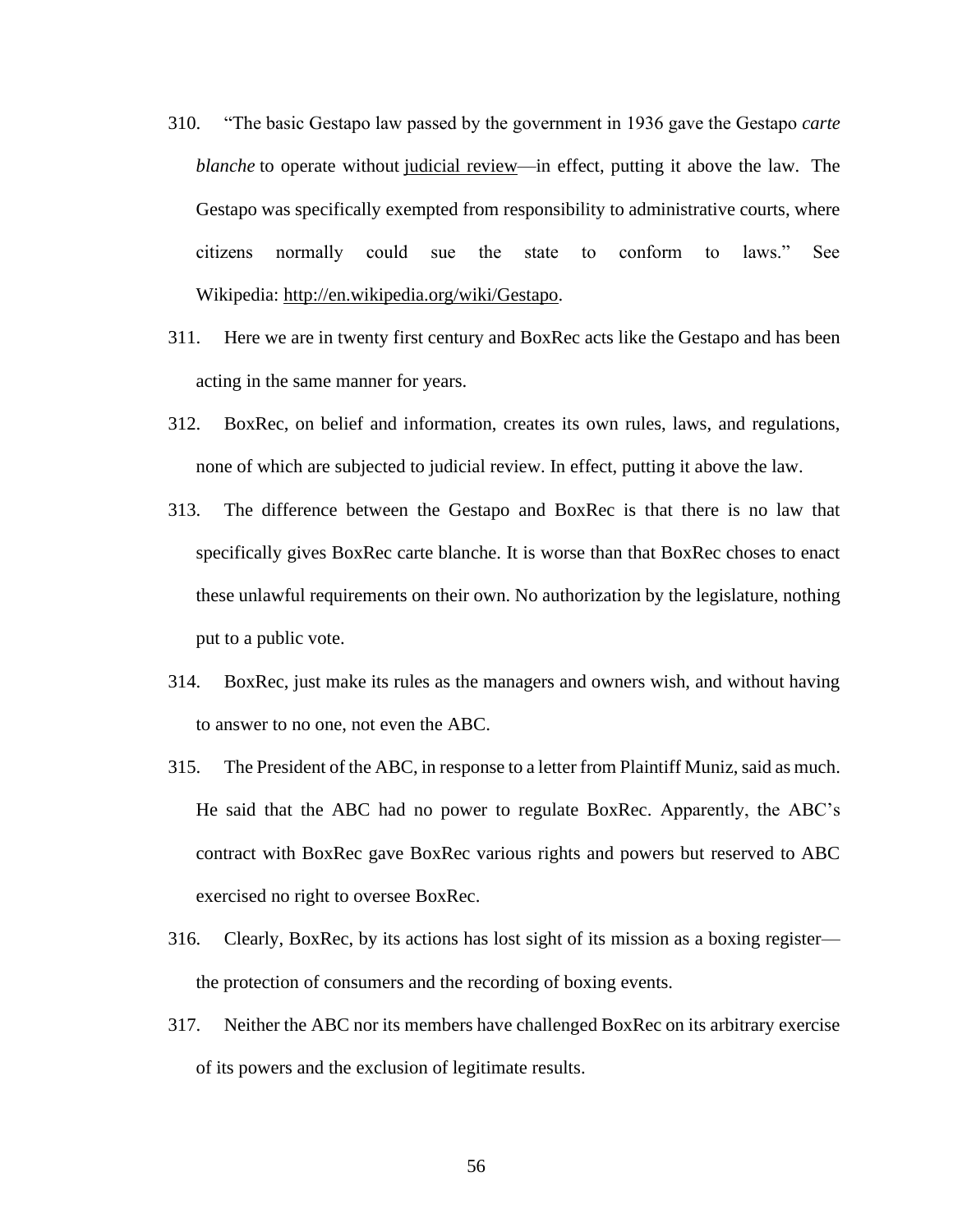310. "The basic Gestapo law passed by the government in 1936 gave the Gestapo *carte blanche* to operate without judicial review—in effect, putting it above the law. The Gestapo was specifically exempted from responsibility to administrative courts, where citizens normally could sue the state to conform to laws." See Wikipedia: http://en.wikipedia.org/wiki/Gestapo.

311. Here we are in twenty first century and BoxRec acts like the Gestapo and has been acting in the same manner for years.

312. BoxRec, on belief and information, creates its own rules, laws, and regulations, none of which are subjected to judicial review. In effect, putting it above the law.

313. The difference between the Gestapo and BoxRec is that there is no law that specifically gives BoxRec carte blanche. It is worse than that BoxRec choses to enact these unlawful requirements on their own. No authorization by the legislature, nothing put to a public vote.

314. BoxRec, just make its rules as the managers and owners wish, and without having to answer to no one, not even the ABC.

315. The President of the ABC, in response to a letter from Plaintiff Muniz, said as much. He said that the ABC had no power to regulate BoxRec. Apparently, the ABC's contract with BoxRec gave BoxRec various rights and powers but reserved to ABC exercised no right to oversee BoxRec.

316. Clearly, BoxRec, by its actions has lost sight of its mission as a boxing register—the protection of consumers and the recording of boxing events.

317. Neither the ABC nor its members have challenged BoxRec on its arbitrary exercise of its powers and the exclusion of legitimate results.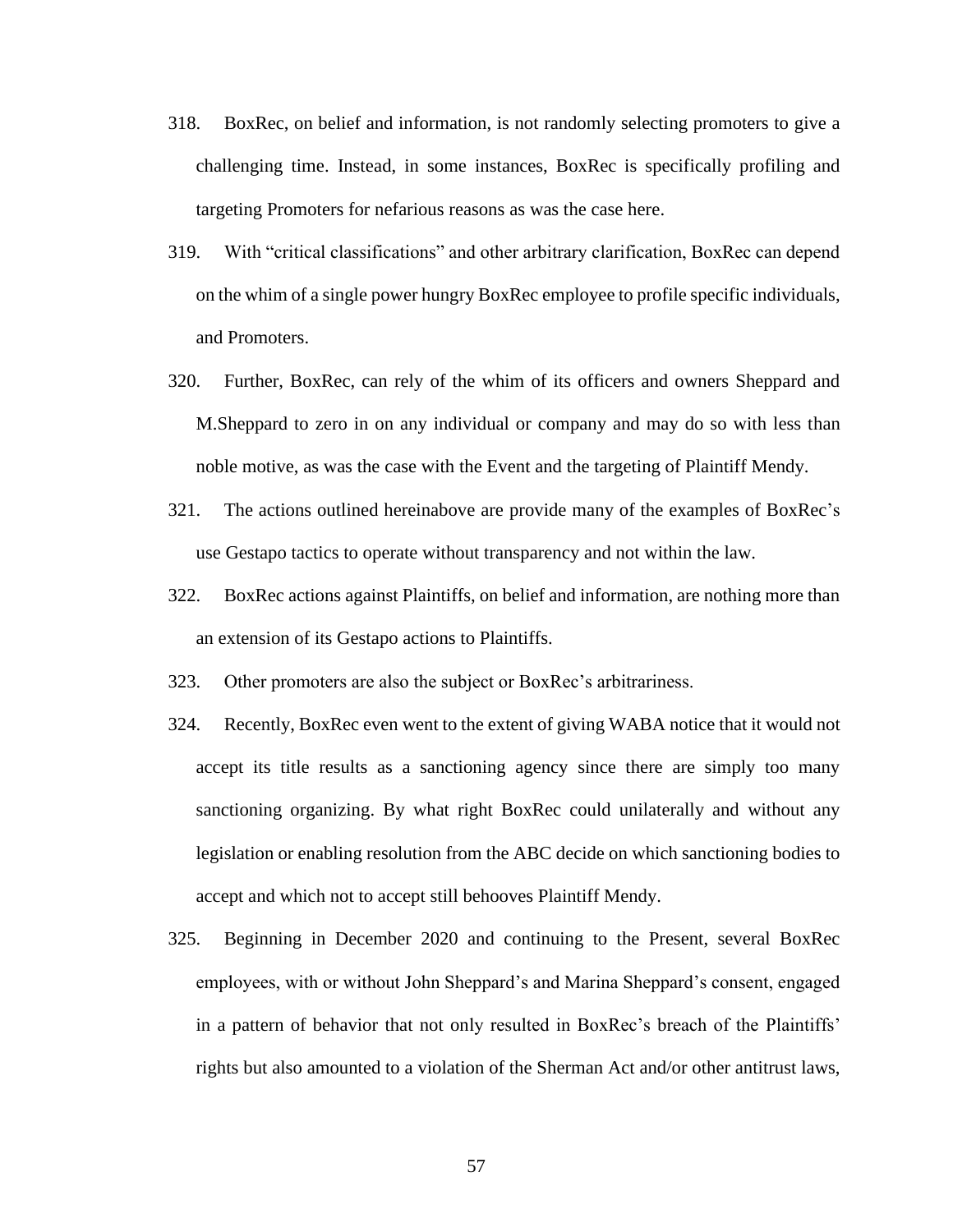318. BoxRec, on belief and information, is not randomly selecting promoters to give a challenging time. Instead, in some instances, BoxRec is specifically profiling and targeting Promoters for nefarious reasons as was the case here.

319. With "critical classifications" and other arbitrary clarification, BoxRec can depend on the whim of a single power hungry BoxRec employee to profile specific individuals, and Promoters.

320. Further, BoxRec, can rely of the whim of its officers and owners Sheppard and M.Sheppard to zero in on any individual or company and may do so with less than noble motive, as was the case with the Event and the targeting of Plaintiff Mendy.

321. The actions outlined hereinabove are provide many of the examples of BoxRec's use Gestapo tactics to operate without transparency and not within the law.

322. BoxRec actions against Plaintiffs, on belief and information, are nothing more than an extension of its Gestapo actions to Plaintiffs.

323. Other promoters are also the subject or BoxRec's arbitrariness.

324. Recently, BoxRec even went to the extent of giving WABA notice that it would not accept its title results as a sanctioning agency since there are simply too many sanctioning organizing. By what right BoxRec could unilaterally and without any legislation or enabling resolution from the ABC decide on which sanctioning bodies to accept and which not to accept still behooves Plaintiff Mendy.

325. Beginning in December 2020 and continuing to the Present, several BoxRec employees, with or without John Sheppard's and Marina Sheppard's consent, engaged in a pattern of behavior that not only resulted in BoxRec's breach of the Plaintiffs' rights but also amounted to a violation of the Sherman Act and/or other antitrust laws,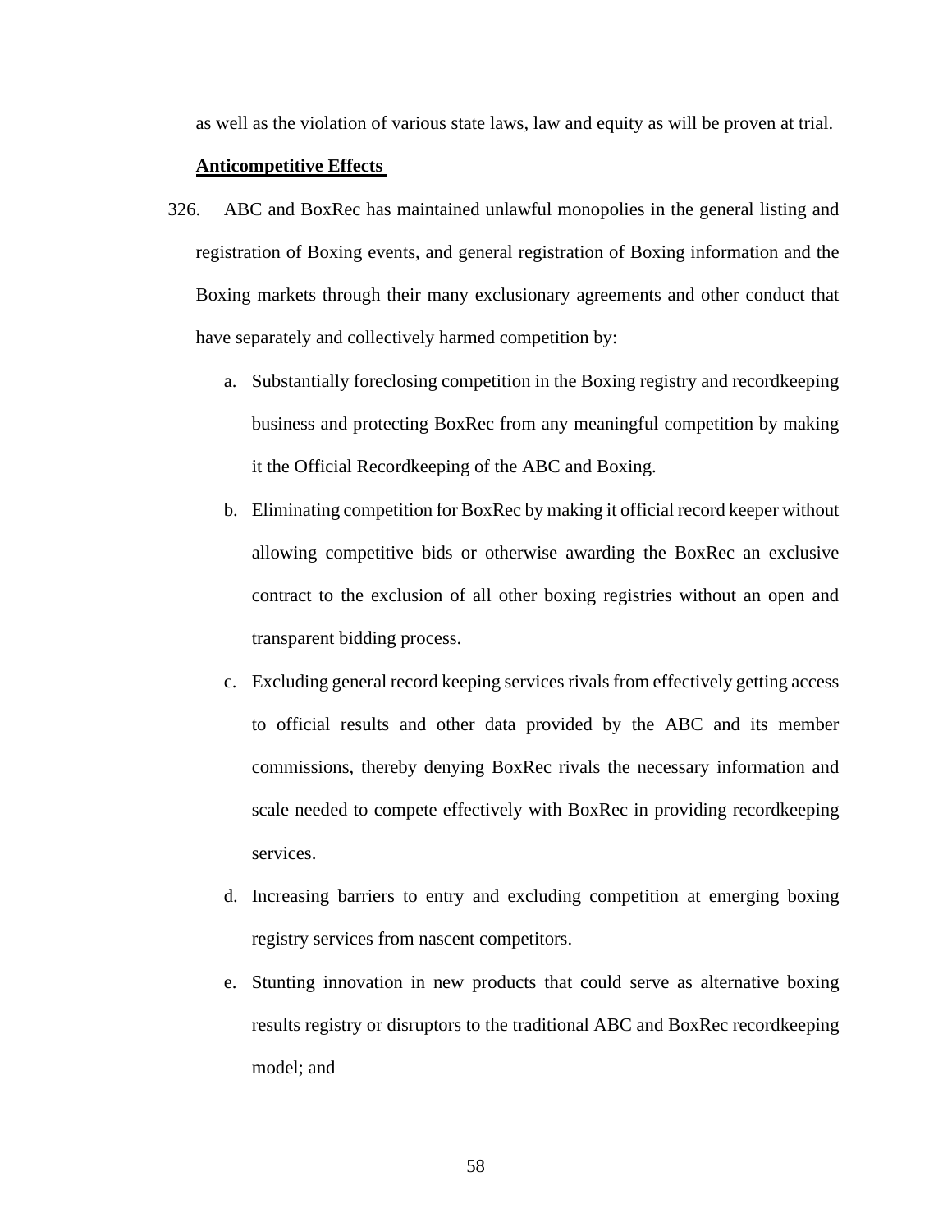as well as the violation of various state laws, law and equity as will be proven at trial.

**Anticompetitive Effects**

326. ABC and BoxRec has maintained unlawful monopolies in the general listing and registration of Boxing events, and general registration of Boxing information and the Boxing markets through their many exclusionary agreements and other conduct that have separately and collectively harmed competition by:

   a. Substantially foreclosing competition in the Boxing registry and recordkeeping business and protecting BoxRec from any meaningful competition by making it the Official Recordkeeping of the ABC and Boxing.

   b. Eliminating competition for BoxRec by making it official record keeper without allowing competitive bids or otherwise awarding the BoxRec an exclusive contract to the exclusion of all other boxing registries without an open and transparent bidding process.

   c. Excluding general record keeping services rivals from effectively getting access to official results and other data provided by the ABC and its member commissions, thereby denying BoxRec rivals the necessary information and scale needed to compete effectively with BoxRec in providing recordkeeping services.

   d. Increasing barriers to entry and excluding competition at emerging boxing registry services from nascent competitors.

   e. Stunting innovation in new products that could serve as alternative boxing results registry or disruptors to the traditional ABC and BoxRec recordkeeping model; and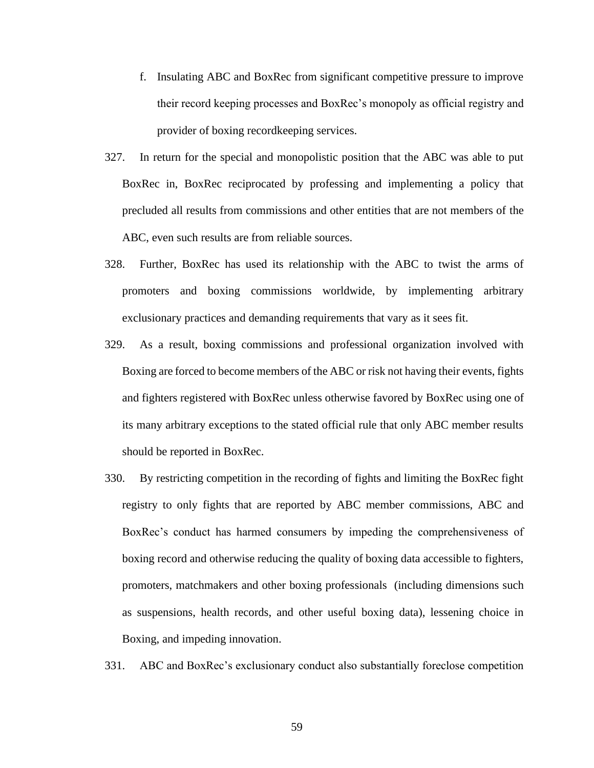f. Insulating ABC and BoxRec from significant competitive pressure to improve their record keeping processes and BoxRec's monopoly as official registry and provider of boxing recordkeeping services.

327. In return for the special and monopolistic position that the ABC was able to put BoxRec in, BoxRec reciprocated by professing and implementing a policy that precluded all results from commissions and other entities that are not members of the ABC, even such results are from reliable sources.

328. Further, BoxRec has used its relationship with the ABC to twist the arms of promoters and boxing commissions worldwide, by implementing arbitrary exclusionary practices and demanding requirements that vary as it sees fit.

329. As a result, boxing commissions and professional organization involved with Boxing are forced to become members of the ABC or risk not having their events, fights and fighters registered with BoxRec unless otherwise favored by BoxRec using one of its many arbitrary exceptions to the stated official rule that only ABC member results should be reported in BoxRec.

330. By restricting competition in the recording of fights and limiting the BoxRec fight registry to only fights that are reported by ABC member commissions, ABC and BoxRec's conduct has harmed consumers by impeding the comprehensiveness of boxing record and otherwise reducing the quality of boxing data accessible to fighters, promoters, matchmakers and other boxing professionals (including dimensions such as suspensions, health records, and other useful boxing data), lessening choice in Boxing, and impeding innovation.

331. ABC and BoxRec's exclusionary conduct also substantially foreclose competition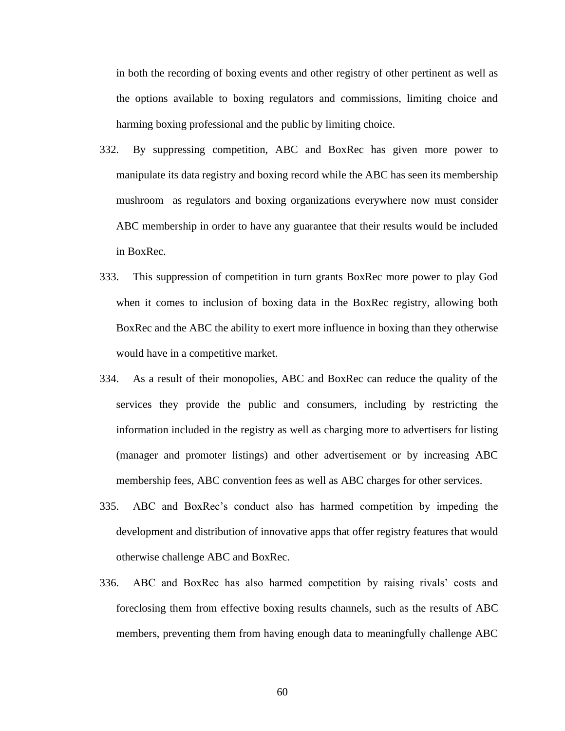in both the recording of boxing events and other registry of other pertinent as well as the options available to boxing regulators and commissions, limiting choice and harming boxing professional and the public by limiting choice.

332. By suppressing competition, ABC and BoxRec has given more power to manipulate its data registry and boxing record while the ABC has seen its membership mushroom as regulators and boxing organizations everywhere now must consider ABC membership in order to have any guarantee that their results would be included in BoxRec.

333. This suppression of competition in turn grants BoxRec more power to play God when it comes to inclusion of boxing data in the BoxRec registry, allowing both BoxRec and the ABC the ability to exert more influence in boxing than they otherwise would have in a competitive market.

334. As a result of their monopolies, ABC and BoxRec can reduce the quality of the services they provide the public and consumers, including by restricting the information included in the registry as well as charging more to advertisers for listing (manager and promoter listings) and other advertisement or by increasing ABC membership fees, ABC convention fees as well as ABC charges for other services.

335. ABC and BoxRec's conduct also has harmed competition by impeding the development and distribution of innovative apps that offer registry features that would otherwise challenge ABC and BoxRec.

336. ABC and BoxRec has also harmed competition by raising rivals' costs and foreclosing them from effective boxing results channels, such as the results of ABC members, preventing them from having enough data to meaningfully challenge ABC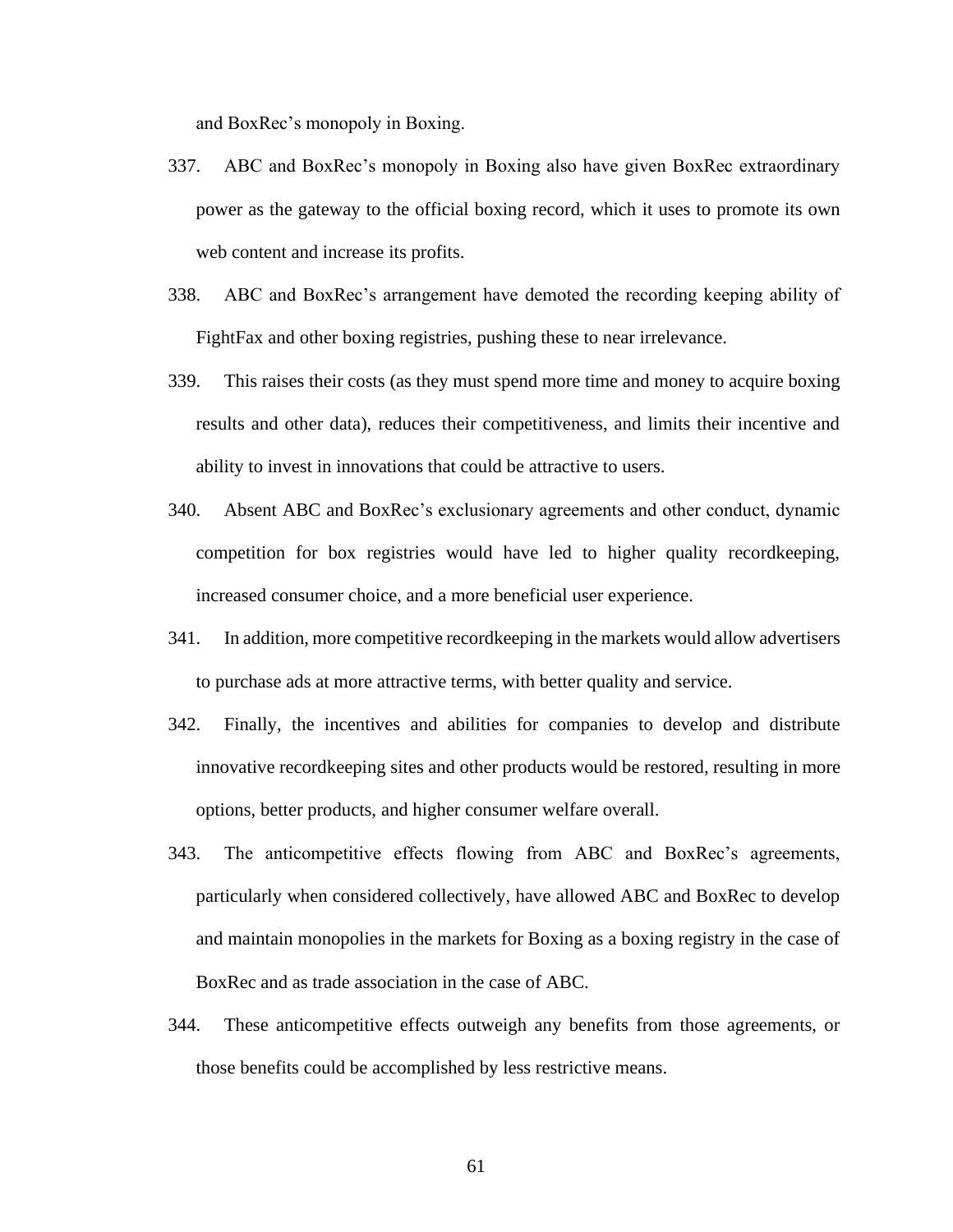and BoxRec's monopoly in Boxing.

337. ABC and BoxRec's monopoly in Boxing also have given BoxRec extraordinary power as the gateway to the official boxing record, which it uses to promote its own web content and increase its profits.

338. ABC and BoxRec's arrangement have demoted the recording keeping ability of FightFax and other boxing registries, pushing these to near irrelevance.

339. This raises their costs (as they must spend more time and money to acquire boxing results and other data), reduces their competitiveness, and limits their incentive and ability to invest in innovations that could be attractive to users.

340. Absent ABC and BoxRec's exclusionary agreements and other conduct, dynamic competition for box registries would have led to higher quality recordkeeping, increased consumer choice, and a more beneficial user experience.

341. In addition, more competitive recordkeeping in the markets would allow advertisers to purchase ads at more attractive terms, with better quality and service.

342. Finally, the incentives and abilities for companies to develop and distribute innovative recordkeeping sites and other products would be restored, resulting in more options, better products, and higher consumer welfare overall.

343. The anticompetitive effects flowing from ABC and BoxRec's agreements, particularly when considered collectively, have allowed ABC and BoxRec to develop and maintain monopolies in the markets for Boxing as a boxing registry in the case of BoxRec and as trade association in the case of ABC.

344. These anticompetitive effects outweigh any benefits from those agreements, or those benefits could be accomplished by less restrictive means.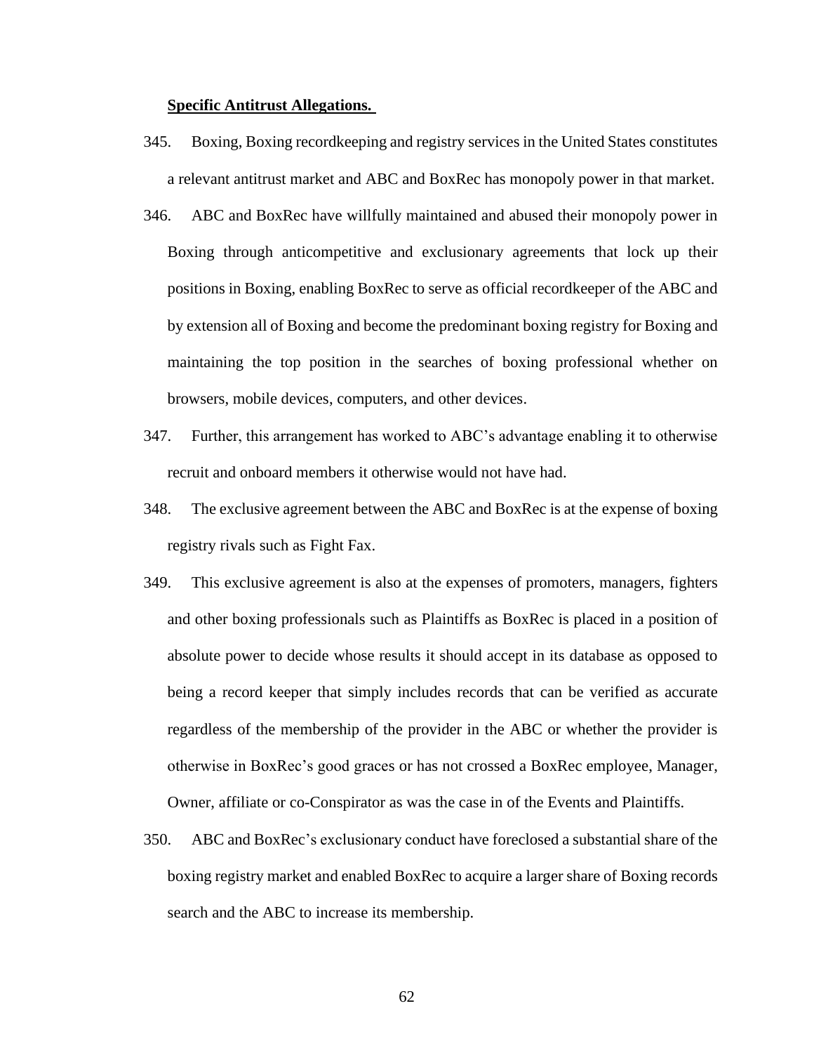**Specific Antitrust Allegations.**

345. Boxing, Boxing recordkeeping and registry services in the United States constitutes a relevant antitrust market and ABC and BoxRec has monopoly power in that market.

346. ABC and BoxRec have willfully maintained and abused their monopoly power in Boxing through anticompetitive and exclusionary agreements that lock up their positions in Boxing, enabling BoxRec to serve as official recordkeeper of the ABC and by extension all of Boxing and become the predominant boxing registry for Boxing and maintaining the top position in the searches of boxing professional whether on browsers, mobile devices, computers, and other devices.

347. Further, this arrangement has worked to ABC's advantage enabling it to otherwise recruit and onboard members it otherwise would not have had.

348. The exclusive agreement between the ABC and BoxRec is at the expense of boxing registry rivals such as Fight Fax.

349. This exclusive agreement is also at the expenses of promoters, managers, fighters and other boxing professionals such as Plaintiffs as BoxRec is placed in a position of absolute power to decide whose results it should accept in its database as opposed to being a record keeper that simply includes records that can be verified as accurate regardless of the membership of the provider in the ABC or whether the provider is otherwise in BoxRec's good graces or has not crossed a BoxRec employee, Manager, Owner, affiliate or co-Conspirator as was the case in of the Events and Plaintiffs.

350. ABC and BoxRec's exclusionary conduct have foreclosed a substantial share of the boxing registry market and enabled BoxRec to acquire a larger share of Boxing records search and the ABC to increase its membership.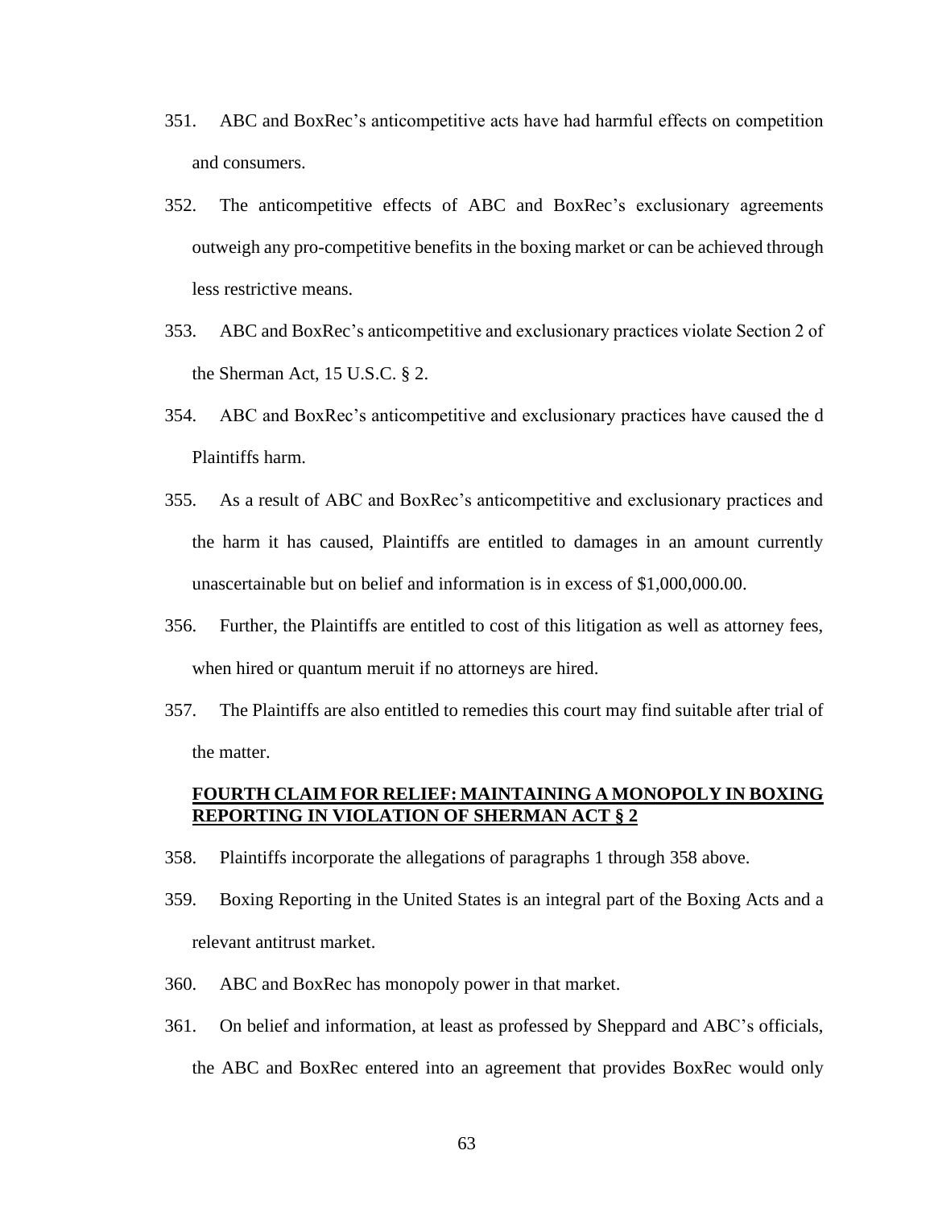351. ABC and BoxRec's anticompetitive acts have had harmful effects on competition and consumers.

352. The anticompetitive effects of ABC and BoxRec's exclusionary agreements outweigh any pro-competitive benefits in the boxing market or can be achieved through less restrictive means.

353. ABC and BoxRec's anticompetitive and exclusionary practices violate Section 2 of the Sherman Act, 15 U.S.C. § 2.

354. ABC and BoxRec's anticompetitive and exclusionary practices have caused the d Plaintiffs harm.

355. As a result of ABC and BoxRec's anticompetitive and exclusionary practices and the harm it has caused, Plaintiffs are entitled to damages in an amount currently unascertainable but on belief and information is in excess of $1,000,000.00.

356. Further, the Plaintiffs are entitled to cost of this litigation as well as attorney fees, when hired or quantum meruit if no attorneys are hired.

357. The Plaintiffs are also entitled to remedies this court may find suitable after trial of the matter.

## **<u>FOURTH CLAIM FOR RELIEF: MAINTAINING A MONOPOLY IN BOXING REPORTING IN VIOLATION OF SHERMAN ACT § 2</u>**

358. Plaintiffs incorporate the allegations of paragraphs 1 through 358 above.

359. Boxing Reporting in the United States is an integral part of the Boxing Acts and a relevant antitrust market.

360. ABC and BoxRec has monopoly power in that market.

361. On belief and information, at least as professed by Sheppard and ABC's officials, the ABC and BoxRec entered into an agreement that provides BoxRec would only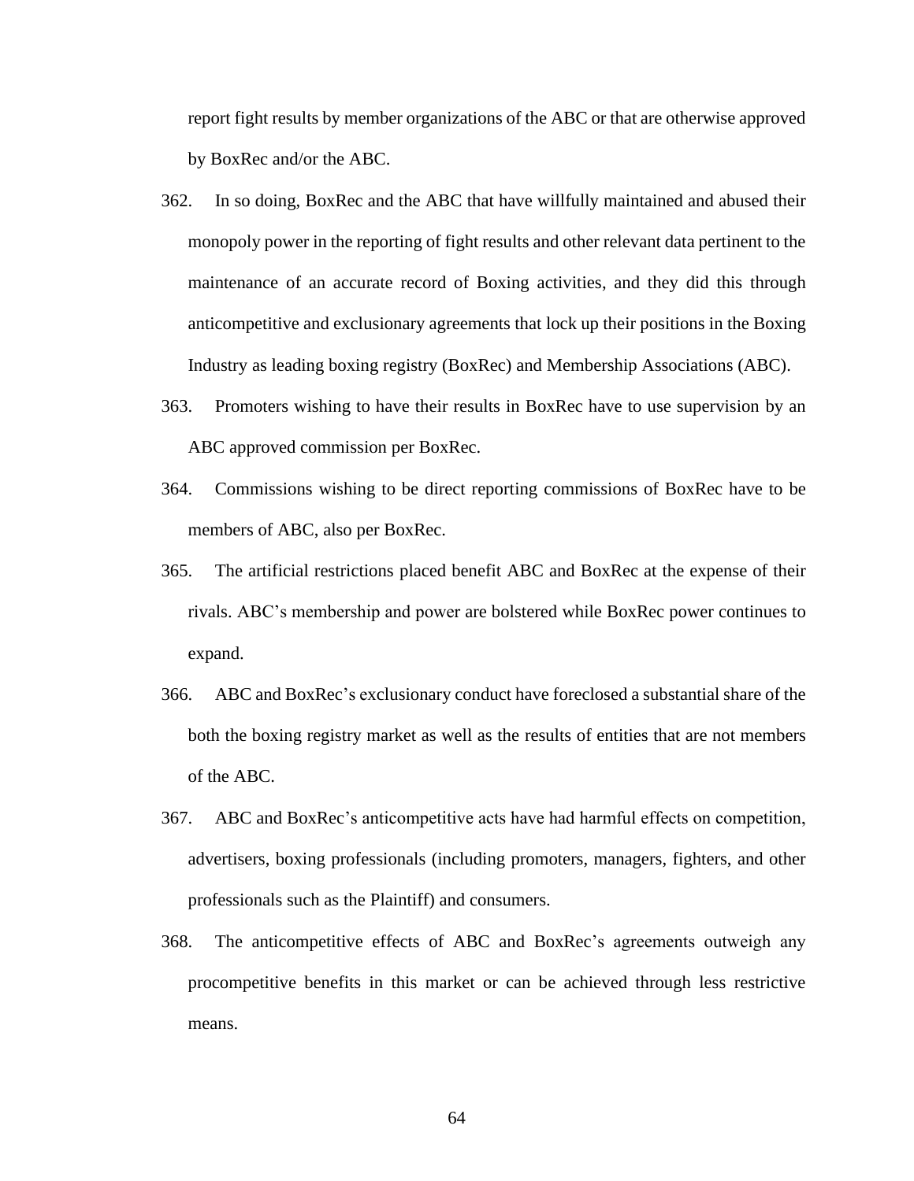report fight results by member organizations of the ABC or that are otherwise approved by BoxRec and/or the ABC.

362. In so doing, BoxRec and the ABC that have willfully maintained and abused their monopoly power in the reporting of fight results and other relevant data pertinent to the maintenance of an accurate record of Boxing activities, and they did this through anticompetitive and exclusionary agreements that lock up their positions in the Boxing Industry as leading boxing registry (BoxRec) and Membership Associations (ABC).

363. Promoters wishing to have their results in BoxRec have to use supervision by an ABC approved commission per BoxRec.

364. Commissions wishing to be direct reporting commissions of BoxRec have to be members of ABC, also per BoxRec.

365. The artificial restrictions placed benefit ABC and BoxRec at the expense of their rivals. ABC's membership and power are bolstered while BoxRec power continues to expand.

366. ABC and BoxRec's exclusionary conduct have foreclosed a substantial share of the both the boxing registry market as well as the results of entities that are not members of the ABC.

367. ABC and BoxRec's anticompetitive acts have had harmful effects on competition, advertisers, boxing professionals (including promoters, managers, fighters, and other professionals such as the Plaintiff) and consumers.

368. The anticompetitive effects of ABC and BoxRec's agreements outweigh any procompetitive benefits in this market or can be achieved through less restrictive means.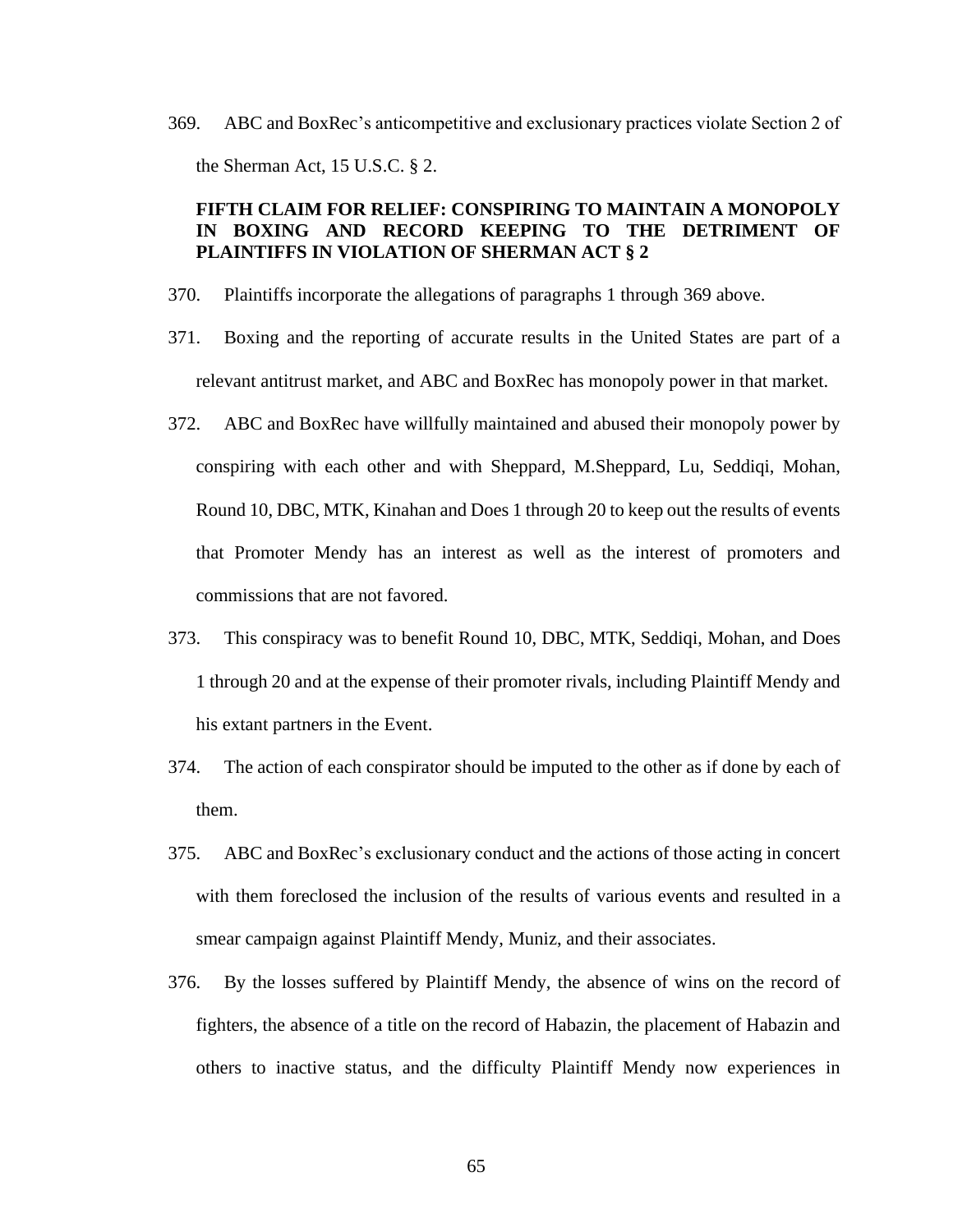369. ABC and BoxRec's anticompetitive and exclusionary practices violate Section 2 of the Sherman Act, 15 U.S.C. § 2.

**FIFTH CLAIM FOR RELIEF: CONSPIRING TO MAINTAIN A MONOPOLY IN BOXING AND RECORD KEEPING TO THE DETRIMENT OF PLAINTIFFS IN VIOLATION OF SHERMAN ACT § 2**

370. Plaintiffs incorporate the allegations of paragraphs 1 through 369 above.

371. Boxing and the reporting of accurate results in the United States are part of a relevant antitrust market, and ABC and BoxRec has monopoly power in that market.

372. ABC and BoxRec have willfully maintained and abused their monopoly power by conspiring with each other and with Sheppard, M.Sheppard, Lu, Seddiqi, Mohan, Round 10, DBC, MTK, Kinahan and Does 1 through 20 to keep out the results of events that Promoter Mendy has an interest as well as the interest of promoters and commissions that are not favored.

373. This conspiracy was to benefit Round 10, DBC, MTK, Seddiqi, Mohan, and Does 1 through 20 and at the expense of their promoter rivals, including Plaintiff Mendy and his extant partners in the Event.

374. The action of each conspirator should be imputed to the other as if done by each of them.

375. ABC and BoxRec's exclusionary conduct and the actions of those acting in concert with them foreclosed the inclusion of the results of various events and resulted in a smear campaign against Plaintiff Mendy, Muniz, and their associates.

376. By the losses suffered by Plaintiff Mendy, the absence of wins on the record of fighters, the absence of a title on the record of Habazin, the placement of Habazin and others to inactive status, and the difficulty Plaintiff Mendy now experiences in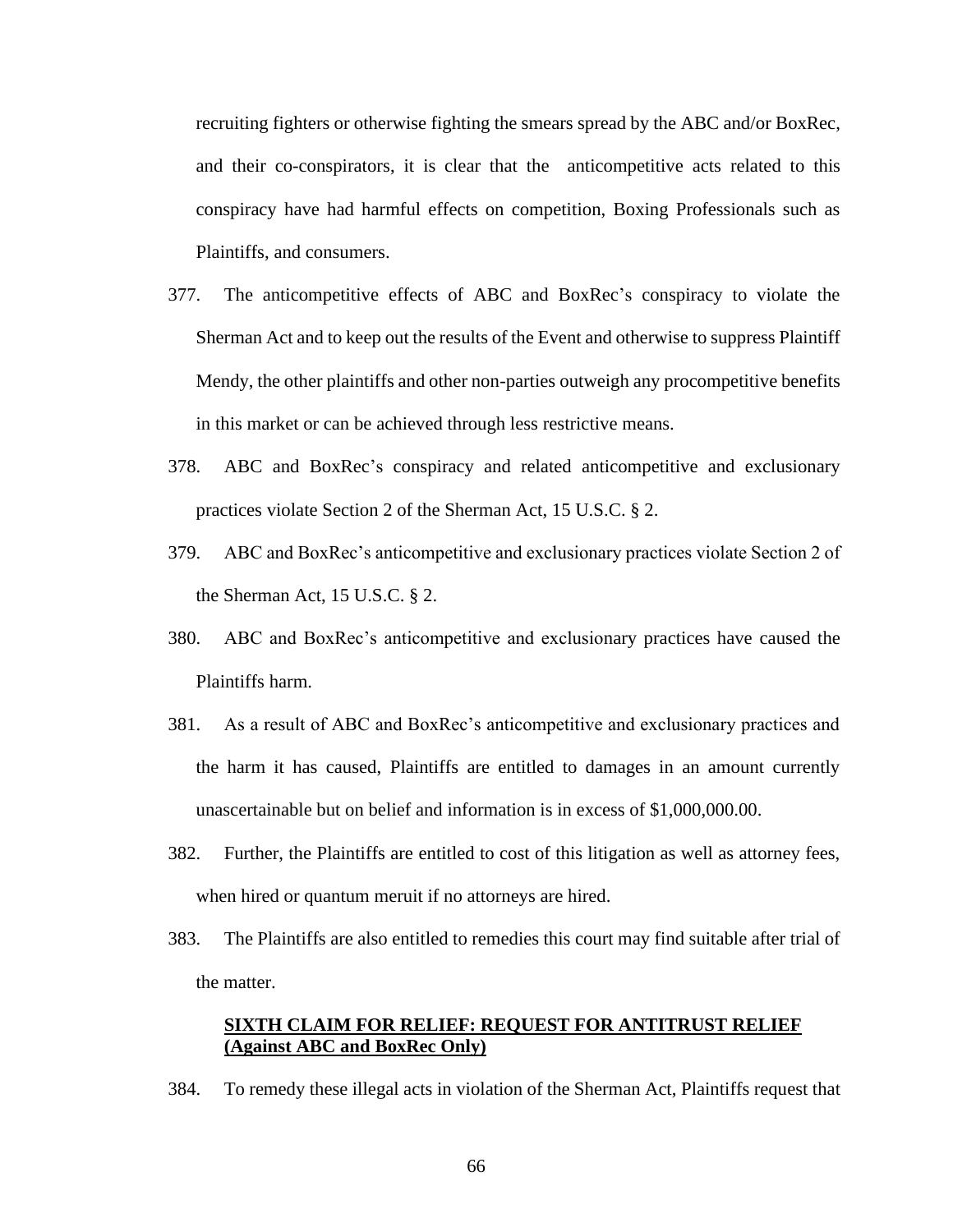recruiting fighters or otherwise fighting the smears spread by the ABC and/or BoxRec, and their co-conspirators, it is clear that the anticompetitive acts related to this conspiracy have had harmful effects on competition, Boxing Professionals such as Plaintiffs, and consumers.

377. The anticompetitive effects of ABC and BoxRec's conspiracy to violate the Sherman Act and to keep out the results of the Event and otherwise to suppress Plaintiff Mendy, the other plaintiffs and other non-parties outweigh any procompetitive benefits in this market or can be achieved through less restrictive means.

378. ABC and BoxRec's conspiracy and related anticompetitive and exclusionary practices violate Section 2 of the Sherman Act, 15 U.S.C. § 2.

379. ABC and BoxRec's anticompetitive and exclusionary practices violate Section 2 of the Sherman Act, 15 U.S.C. § 2.

380. ABC and BoxRec's anticompetitive and exclusionary practices have caused the Plaintiffs harm.

381. As a result of ABC and BoxRec's anticompetitive and exclusionary practices and the harm it has caused, Plaintiffs are entitled to damages in an amount currently unascertainable but on belief and information is in excess of $1,000,000.00.

382. Further, the Plaintiffs are entitled to cost of this litigation as well as attorney fees, when hired or quantum meruit if no attorneys are hired.

383. The Plaintiffs are also entitled to remedies this court may find suitable after trial of the matter.

**SIXTH CLAIM FOR RELIEF: REQUEST FOR ANTITRUST RELIEF (Against ABC and BoxRec Only)**

384. To remedy these illegal acts in violation of the Sherman Act, Plaintiffs request that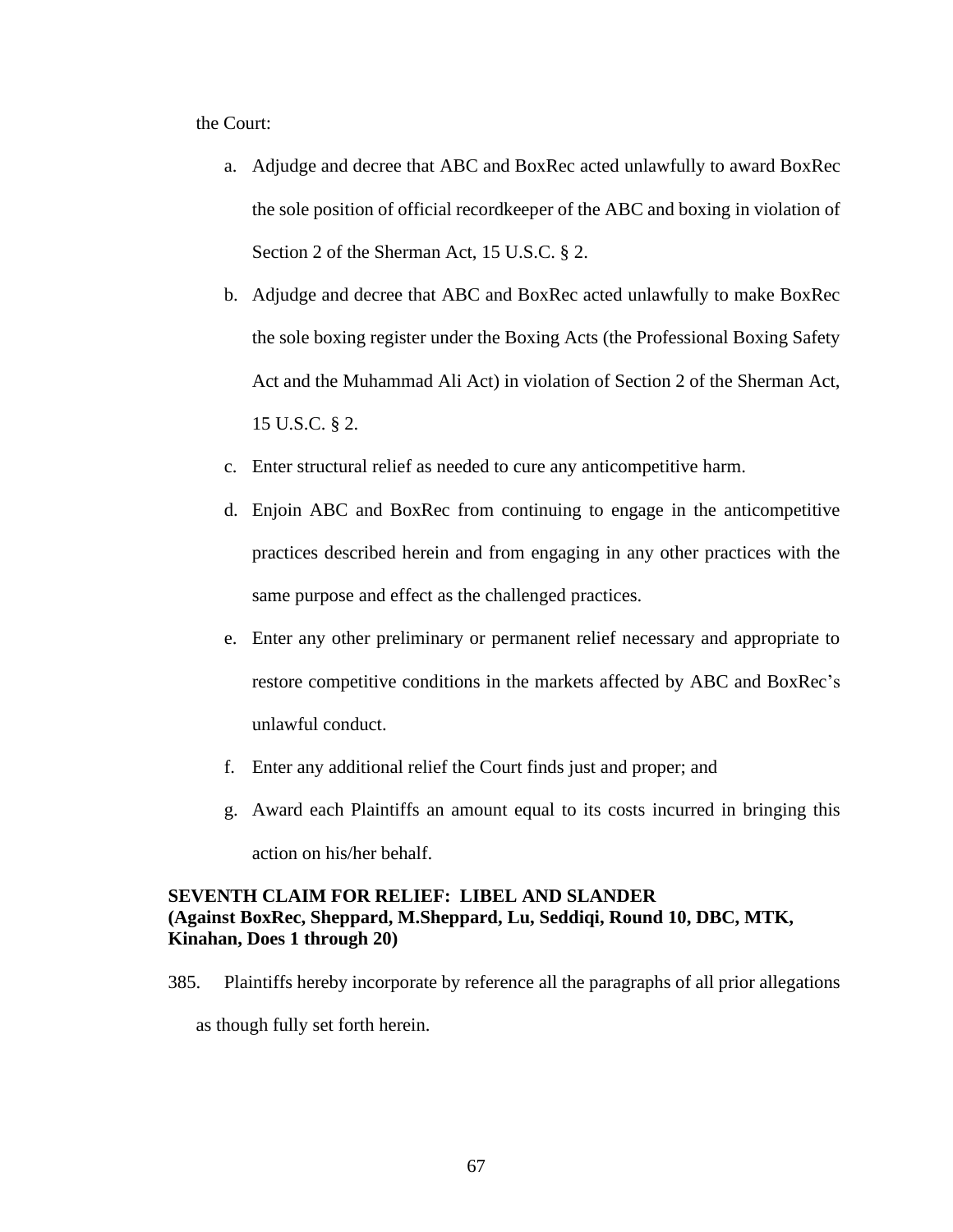the Court:

a. Adjudge and decree that ABC and BoxRec acted unlawfully to award BoxRec the sole position of official recordkeeper of the ABC and boxing in violation of Section 2 of the Sherman Act, 15 U.S.C. § 2.

b. Adjudge and decree that ABC and BoxRec acted unlawfully to make BoxRec the sole boxing register under the Boxing Acts (the Professional Boxing Safety Act and the Muhammad Ali Act) in violation of Section 2 of the Sherman Act, 15 U.S.C. § 2.

c. Enter structural relief as needed to cure any anticompetitive harm.

d. Enjoin ABC and BoxRec from continuing to engage in the anticompetitive practices described herein and from engaging in any other practices with the same purpose and effect as the challenged practices.

e. Enter any other preliminary or permanent relief necessary and appropriate to restore competitive conditions in the markets affected by ABC and BoxRec's unlawful conduct.

f. Enter any additional relief the Court finds just and proper; and

g. Award each Plaintiffs an amount equal to its costs incurred in bringing this action on his/her behalf.

**SEVENTH CLAIM FOR RELIEF: LIBEL AND SLANDER**
**(Against BoxRec, Sheppard, M.Sheppard, Lu, Seddiqi, Round 10, DBC, MTK, Kinahan, Does 1 through 20)**

385. Plaintiffs hereby incorporate by reference all the paragraphs of all prior allegations as though fully set forth herein.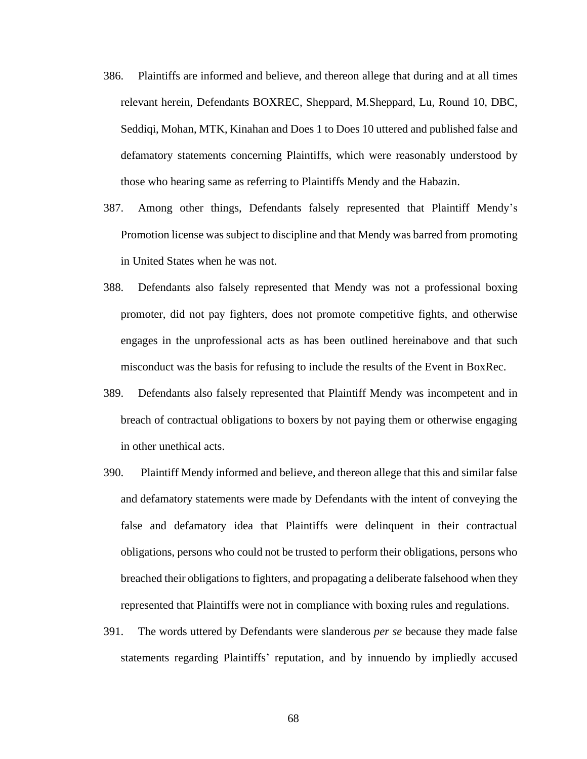386. Plaintiffs are informed and believe, and thereon allege that during and at all times relevant herein, Defendants BOXREC, Sheppard, M.Sheppard, Lu, Round 10, DBC, Seddiqi, Mohan, MTK, Kinahan and Does 1 to Does 10 uttered and published false and defamatory statements concerning Plaintiffs, which were reasonably understood by those who hearing same as referring to Plaintiffs Mendy and the Habazin.

387. Among other things, Defendants falsely represented that Plaintiff Mendy's Promotion license was subject to discipline and that Mendy was barred from promoting in United States when he was not.

388. Defendants also falsely represented that Mendy was not a professional boxing promoter, did not pay fighters, does not promote competitive fights, and otherwise engages in the unprofessional acts as has been outlined hereinabove and that such misconduct was the basis for refusing to include the results of the Event in BoxRec.

389. Defendants also falsely represented that Plaintiff Mendy was incompetent and in breach of contractual obligations to boxers by not paying them or otherwise engaging in other unethical acts.

390. Plaintiff Mendy informed and believe, and thereon allege that this and similar false and defamatory statements were made by Defendants with the intent of conveying the false and defamatory idea that Plaintiffs were delinquent in their contractual obligations, persons who could not be trusted to perform their obligations, persons who breached their obligations to fighters, and propagating a deliberate falsehood when they represented that Plaintiffs were not in compliance with boxing rules and regulations.

391. The words uttered by Defendants were slanderous *per se* because they made false statements regarding Plaintiffs' reputation, and by innuendo by impliedly accused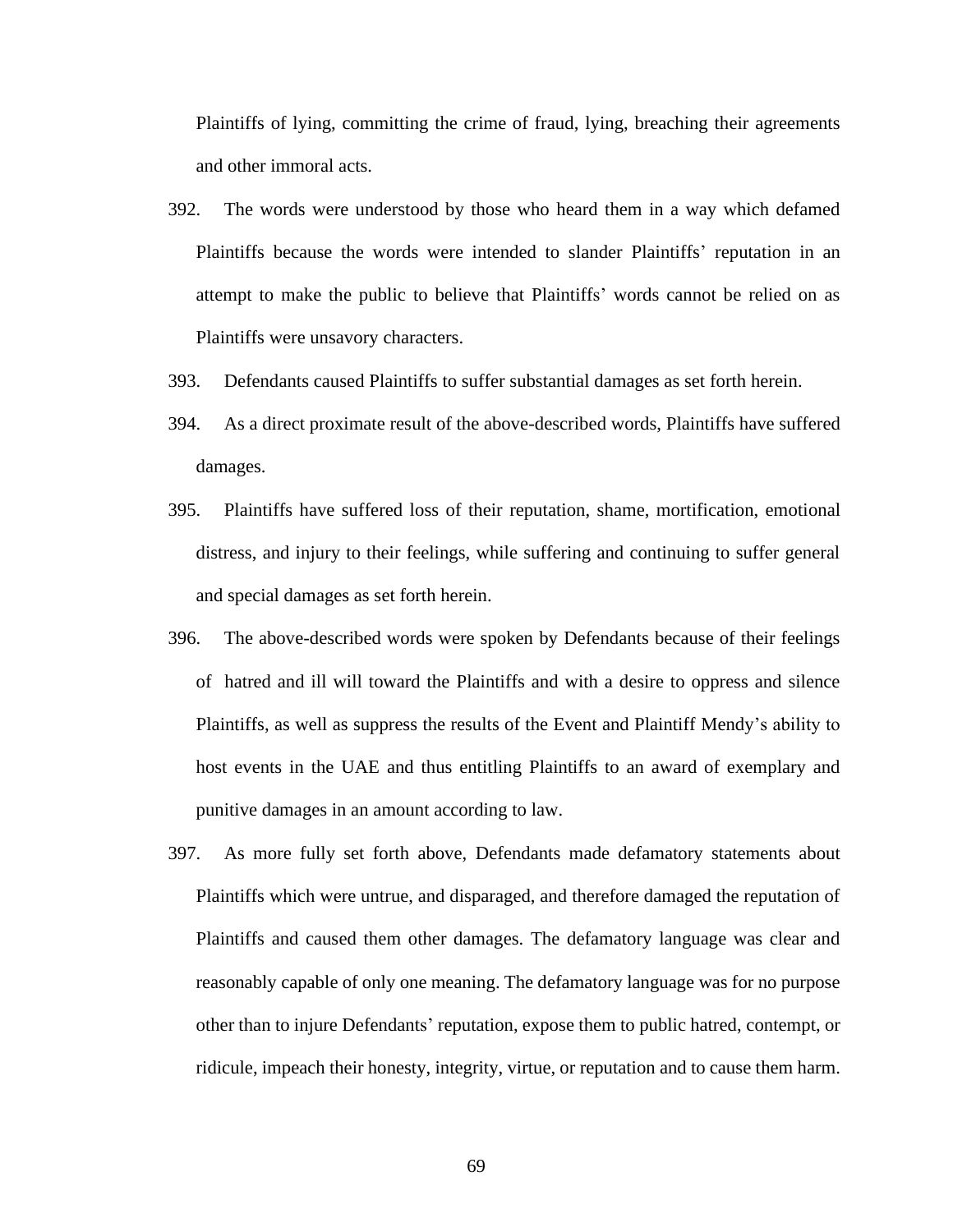Plaintiffs of lying, committing the crime of fraud, lying, breaching their agreements and other immoral acts.

392. The words were understood by those who heard them in a way which defamed Plaintiffs because the words were intended to slander Plaintiffs' reputation in an attempt to make the public to believe that Plaintiffs' words cannot be relied on as Plaintiffs were unsavory characters.

393. Defendants caused Plaintiffs to suffer substantial damages as set forth herein.

394. As a direct proximate result of the above-described words, Plaintiffs have suffered damages.

395. Plaintiffs have suffered loss of their reputation, shame, mortification, emotional distress, and injury to their feelings, while suffering and continuing to suffer general and special damages as set forth herein.

396. The above-described words were spoken by Defendants because of their feelings of hatred and ill will toward the Plaintiffs and with a desire to oppress and silence Plaintiffs, as well as suppress the results of the Event and Plaintiff Mendy's ability to host events in the UAE and thus entitling Plaintiffs to an award of exemplary and punitive damages in an amount according to law.

397. As more fully set forth above, Defendants made defamatory statements about Plaintiffs which were untrue, and disparaged, and therefore damaged the reputation of Plaintiffs and caused them other damages. The defamatory language was clear and reasonably capable of only one meaning. The defamatory language was for no purpose other than to injure Defendants' reputation, expose them to public hatred, contempt, or ridicule, impeach their honesty, integrity, virtue, or reputation and to cause them harm.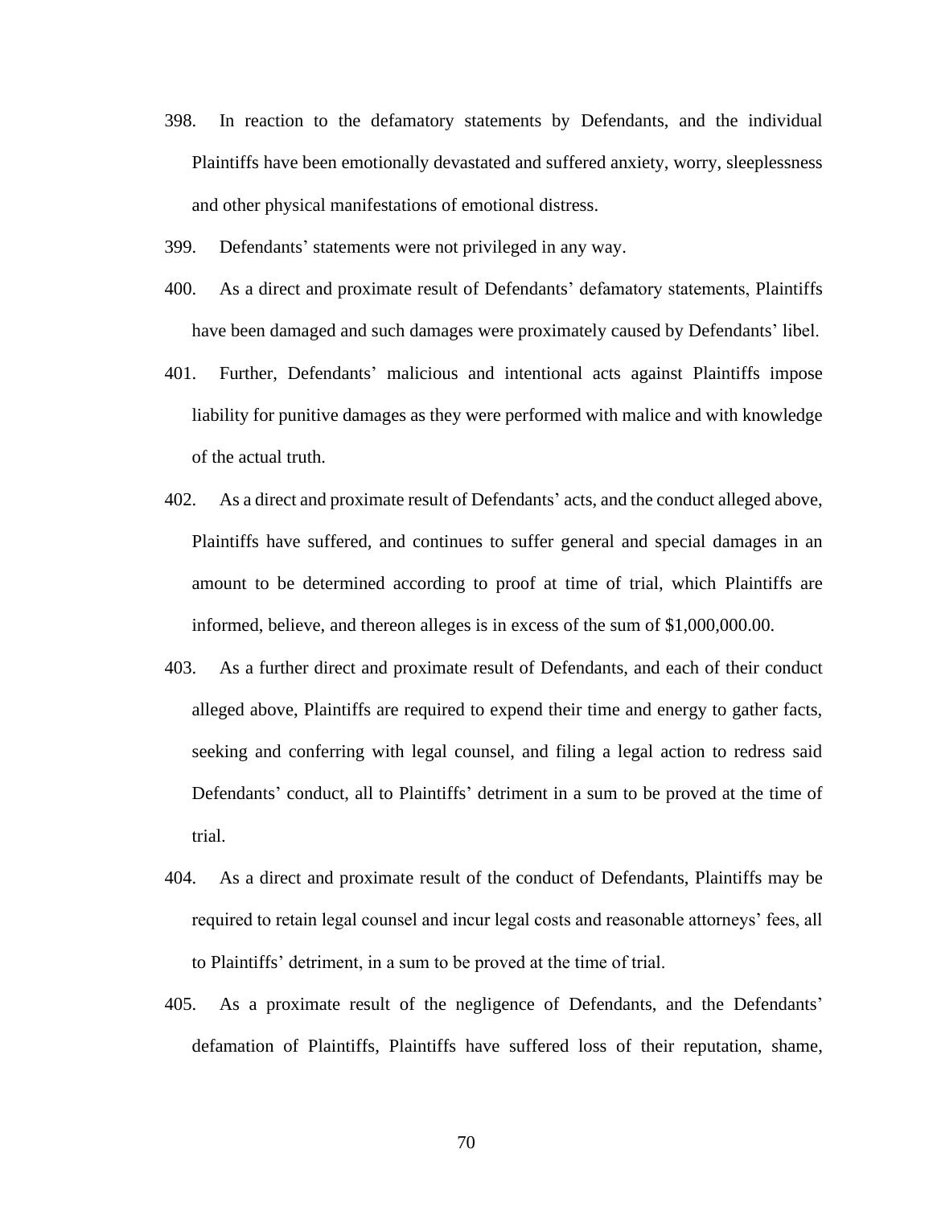398. In reaction to the defamatory statements by Defendants, and the individual Plaintiffs have been emotionally devastated and suffered anxiety, worry, sleeplessness and other physical manifestations of emotional distress.

399. Defendants' statements were not privileged in any way.

400. As a direct and proximate result of Defendants' defamatory statements, Plaintiffs have been damaged and such damages were proximately caused by Defendants' libel.

401. Further, Defendants' malicious and intentional acts against Plaintiffs impose liability for punitive damages as they were performed with malice and with knowledge of the actual truth.

402. As a direct and proximate result of Defendants' acts, and the conduct alleged above, Plaintiffs have suffered, and continues to suffer general and special damages in an amount to be determined according to proof at time of trial, which Plaintiffs are informed, believe, and thereon alleges is in excess of the sum of $1,000,000.00.

403. As a further direct and proximate result of Defendants, and each of their conduct alleged above, Plaintiffs are required to expend their time and energy to gather facts, seeking and conferring with legal counsel, and filing a legal action to redress said Defendants' conduct, all to Plaintiffs' detriment in a sum to be proved at the time of trial.

404. As a direct and proximate result of the conduct of Defendants, Plaintiffs may be required to retain legal counsel and incur legal costs and reasonable attorneys' fees, all to Plaintiffs' detriment, in a sum to be proved at the time of trial.

405. As a proximate result of the negligence of Defendants, and the Defendants' defamation of Plaintiffs, Plaintiffs have suffered loss of their reputation, shame,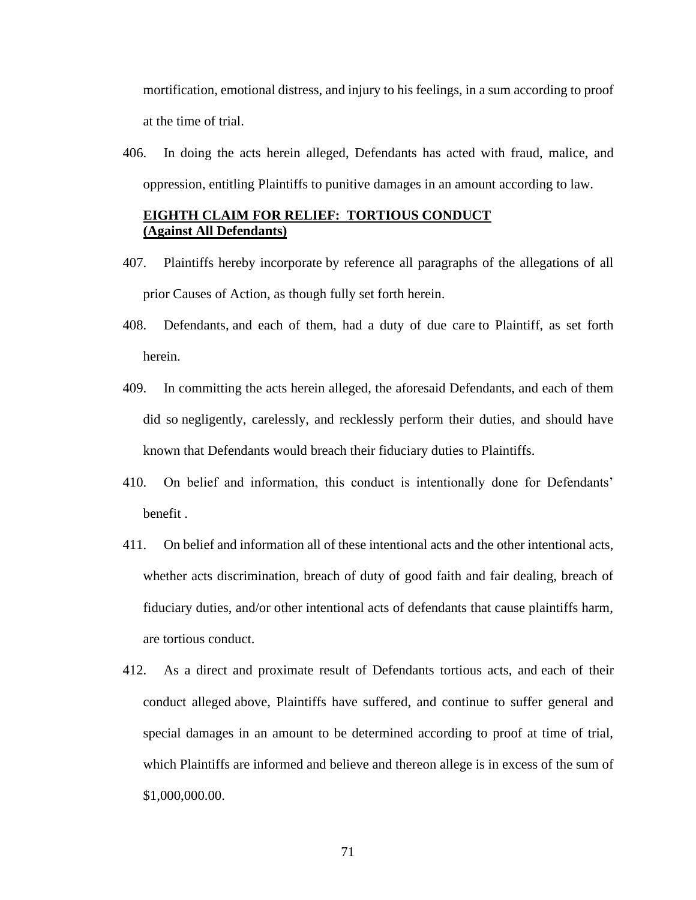mortification, emotional distress, and injury to his feelings, in a sum according to proof at the time of trial.

406. In doing the acts herein alleged, Defendants has acted with fraud, malice, and oppression, entitling Plaintiffs to punitive damages in an amount according to law.

**EIGHTH CLAIM FOR RELIEF: TORTIOUS CONDUCT**
**(Against All Defendants)**

407. Plaintiffs hereby incorporate by reference all paragraphs of the allegations of all prior Causes of Action, as though fully set forth herein.

408. Defendants, and each of them, had a duty of due care to Plaintiff, as set forth herein.

409. In committing the acts herein alleged, the aforesaid Defendants, and each of them did so negligently, carelessly, and recklessly perform their duties, and should have known that Defendants would breach their fiduciary duties to Plaintiffs.

410. On belief and information, this conduct is intentionally done for Defendants' benefit .

411. On belief and information all of these intentional acts and the other intentional acts, whether acts discrimination, breach of duty of good faith and fair dealing, breach of fiduciary duties, and/or other intentional acts of defendants that cause plaintiffs harm, are tortious conduct.

412. As a direct and proximate result of Defendants tortious acts, and each of their conduct alleged above, Plaintiffs have suffered, and continue to suffer general and special damages in an amount to be determined according to proof at time of trial, which Plaintiffs are informed and believe and thereon allege is in excess of the sum of $1,000,000.00.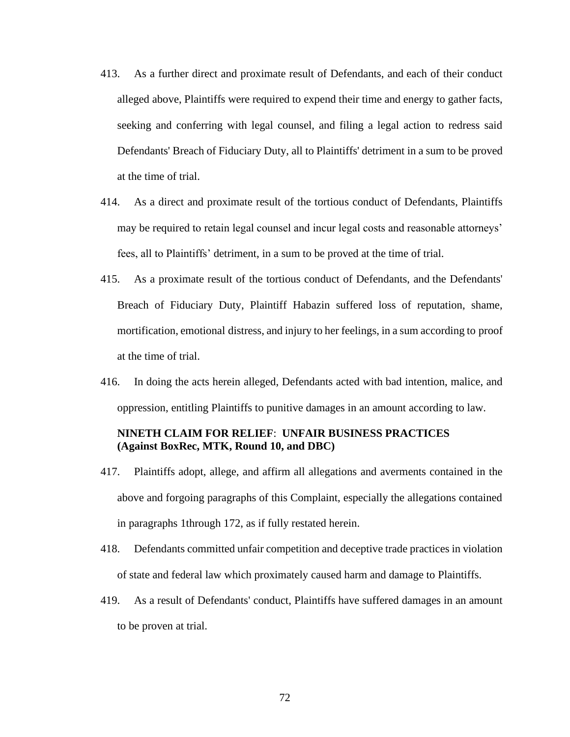413. As a further direct and proximate result of Defendants, and each of their conduct alleged above, Plaintiffs were required to expend their time and energy to gather facts, seeking and conferring with legal counsel, and filing a legal action to redress said Defendants' Breach of Fiduciary Duty, all to Plaintiffs' detriment in a sum to be proved at the time of trial.

414. As a direct and proximate result of the tortious conduct of Defendants, Plaintiffs may be required to retain legal counsel and incur legal costs and reasonable attorneys' fees, all to Plaintiffs' detriment, in a sum to be proved at the time of trial.

415. As a proximate result of the tortious conduct of Defendants, and the Defendants' Breach of Fiduciary Duty, Plaintiff Habazin suffered loss of reputation, shame, mortification, emotional distress, and injury to her feelings, in a sum according to proof at the time of trial.

416. In doing the acts herein alleged, Defendants acted with bad intention, malice, and oppression, entitling Plaintiffs to punitive damages in an amount according to law.

**NINETH CLAIM FOR RELIEF**: **UNFAIR BUSINESS PRACTICES (Against BoxRec, MTK, Round 10, and DBC)**

417. Plaintiffs adopt, allege, and affirm all allegations and averments contained in the above and forgoing paragraphs of this Complaint, especially the allegations contained in paragraphs 1through 172, as if fully restated herein.

418. Defendants committed unfair competition and deceptive trade practices in violation of state and federal law which proximately caused harm and damage to Plaintiffs.

419. As a result of Defendants' conduct, Plaintiffs have suffered damages in an amount to be proven at trial.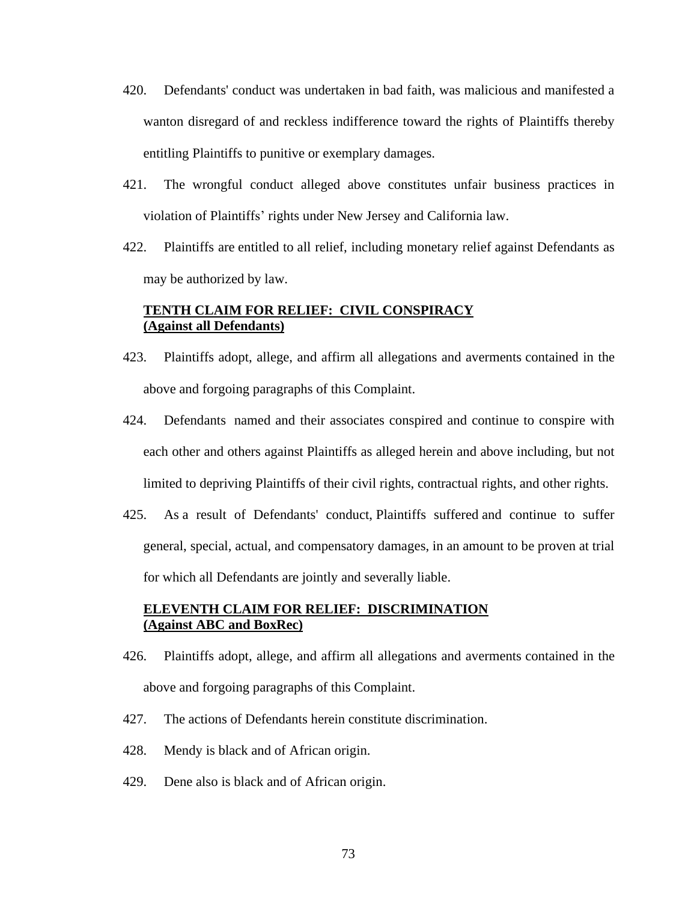420. Defendants' conduct was undertaken in bad faith, was malicious and manifested a wanton disregard of and reckless indifference toward the rights of Plaintiffs thereby entitling Plaintiffs to punitive or exemplary damages.

421. The wrongful conduct alleged above constitutes unfair business practices in violation of Plaintiffs' rights under New Jersey and California law.

422. Plaintiffs are entitled to all relief, including monetary relief against Defendants as may be authorized by law.

**<u>TENTH CLAIM FOR RELIEF: CIVIL CONSPIRACY</u>**
**<u>(Against all Defendants)</u>**

423. Plaintiffs adopt, allege, and affirm all allegations and averments contained in the above and forgoing paragraphs of this Complaint.

424. Defendants named and their associates conspired and continue to conspire with each other and others against Plaintiffs as alleged herein and above including, but not limited to depriving Plaintiffs of their civil rights, contractual rights, and other rights.

425. As a result of Defendants' conduct, Plaintiffs suffered and continue to suffer general, special, actual, and compensatory damages, in an amount to be proven at trial for which all Defendants are jointly and severally liable.

**<u>ELEVENTH CLAIM FOR RELIEF: DISCRIMINATION</u>**
**<u>(Against ABC and BoxRec)</u>**

426. Plaintiffs adopt, allege, and affirm all allegations and averments contained in the above and forgoing paragraphs of this Complaint.

427. The actions of Defendants herein constitute discrimination.

428. Mendy is black and of African origin.

429. Dene also is black and of African origin.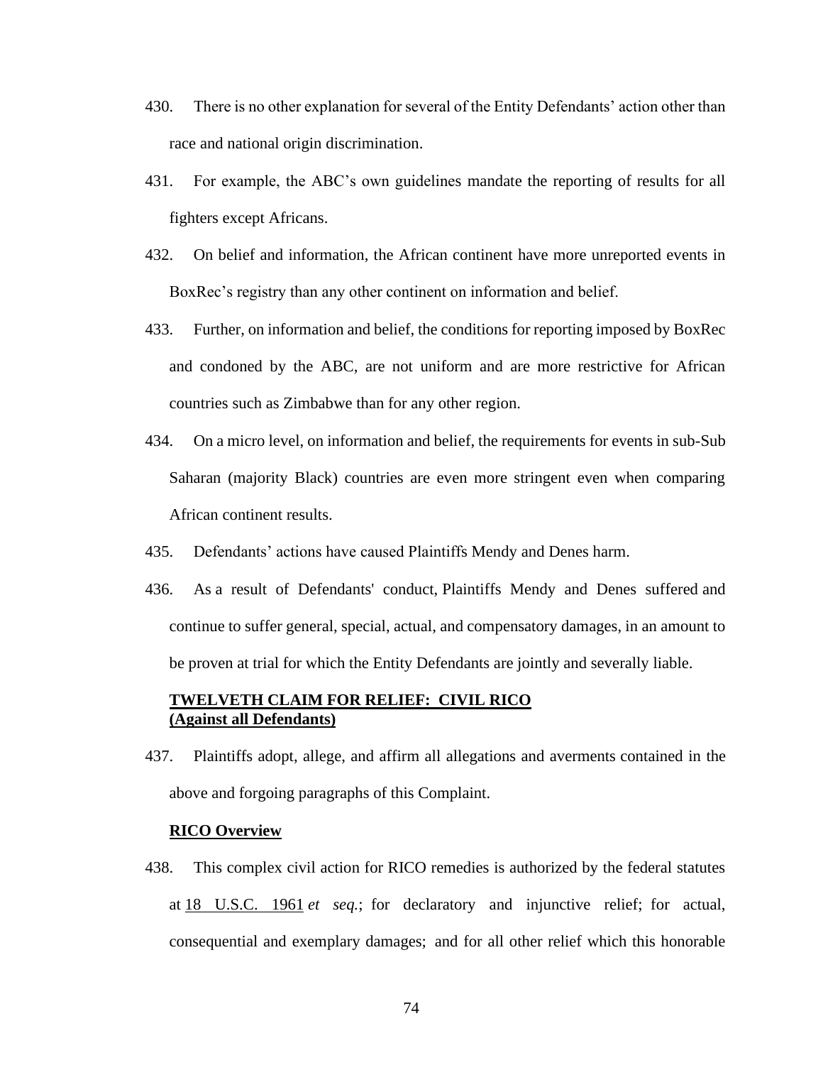430. There is no other explanation for several of the Entity Defendants' action other than race and national origin discrimination.

431. For example, the ABC's own guidelines mandate the reporting of results for all fighters except Africans.

432. On belief and information, the African continent have more unreported events in BoxRec's registry than any other continent on information and belief.

433. Further, on information and belief, the conditions for reporting imposed by BoxRec and condoned by the ABC, are not uniform and are more restrictive for African countries such as Zimbabwe than for any other region.

434. On a micro level, on information and belief, the requirements for events in sub-Sub Saharan (majority Black) countries are even more stringent even when comparing African continent results.

435. Defendants' actions have caused Plaintiffs Mendy and Denes harm.

436. As a result of Defendants' conduct, Plaintiffs Mendy and Denes suffered and continue to suffer general, special, actual, and compensatory damages, in an amount to be proven at trial for which the Entity Defendants are jointly and severally liable.

**TWELVETH CLAIM FOR RELIEF: CIVIL RICO**
**(Against all Defendants)**

437. Plaintiffs adopt, allege, and affirm all allegations and averments contained in the above and forgoing paragraphs of this Complaint.

**RICO Overview**

438. This complex civil action for RICO remedies is authorized by the federal statutes at 18 U.S.C. 1961 *et seq.*; for declaratory and injunctive relief; for actual, consequential and exemplary damages; and for all other relief which this honorable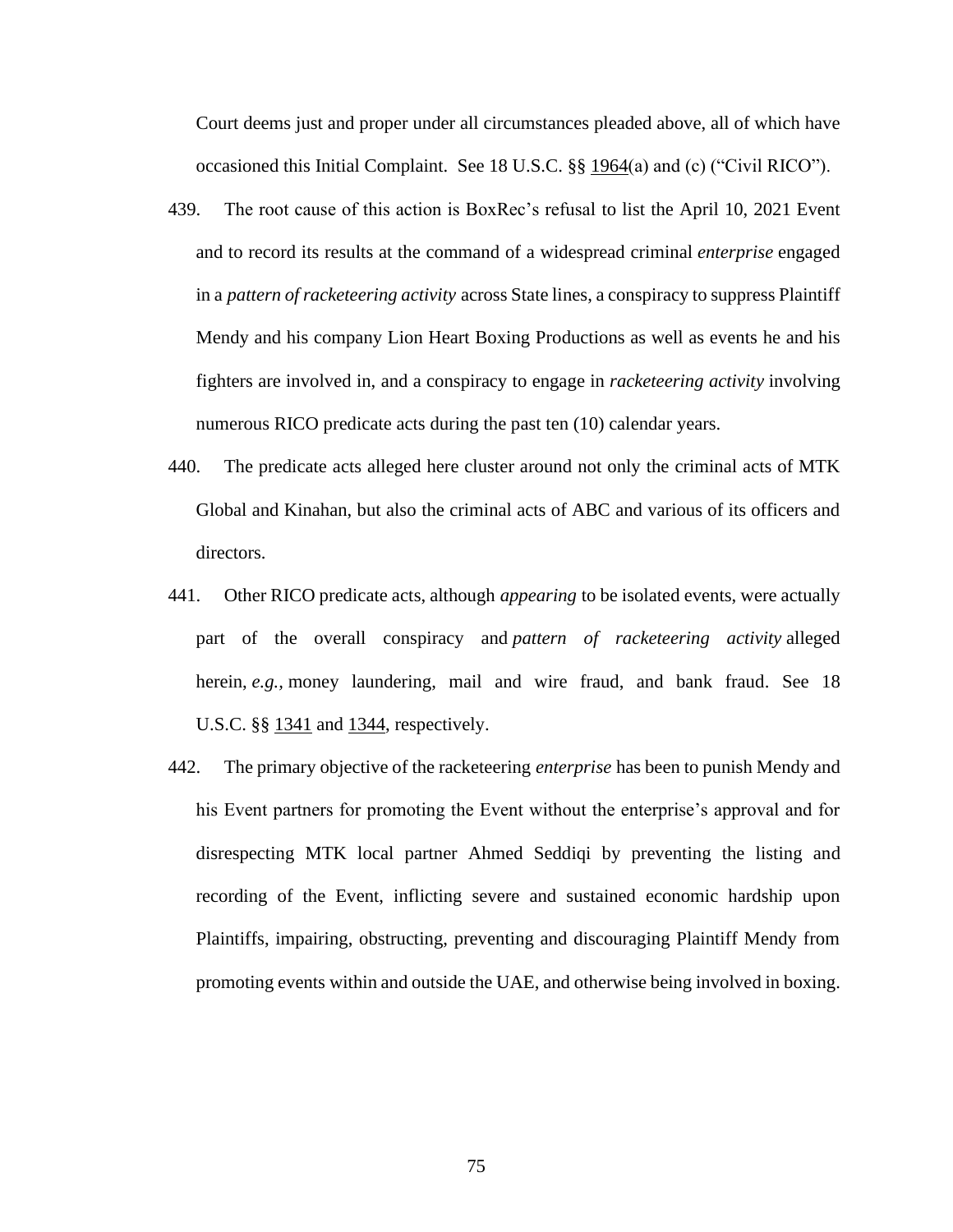Court deems just and proper under all circumstances pleaded above, all of which have occasioned this Initial Complaint. See 18 U.S.C. §§ 1964(a) and (c) ("Civil RICO").

439. The root cause of this action is BoxRec's refusal to list the April 10, 2021 Event and to record its results at the command of a widespread criminal *enterprise* engaged in a *pattern of racketeering activity* across State lines, a conspiracy to suppress Plaintiff Mendy and his company Lion Heart Boxing Productions as well as events he and his fighters are involved in, and a conspiracy to engage in *racketeering activity* involving numerous RICO predicate acts during the past ten (10) calendar years.

440. The predicate acts alleged here cluster around not only the criminal acts of MTK Global and Kinahan, but also the criminal acts of ABC and various of its officers and directors.

441. Other RICO predicate acts, although *appearing* to be isolated events, were actually part of the overall conspiracy and *pattern of racketeering activity* alleged herein, *e.g.*, money laundering, mail and wire fraud, and bank fraud. See 18 U.S.C. §§ 1341 and 1344, respectively.

442. The primary objective of the racketeering *enterprise* has been to punish Mendy and his Event partners for promoting the Event without the enterprise's approval and for disrespecting MTK local partner Ahmed Seddiqi by preventing the listing and recording of the Event, inflicting severe and sustained economic hardship upon Plaintiffs, impairing, obstructing, preventing and discouraging Plaintiff Mendy from promoting events within and outside the UAE, and otherwise being involved in boxing.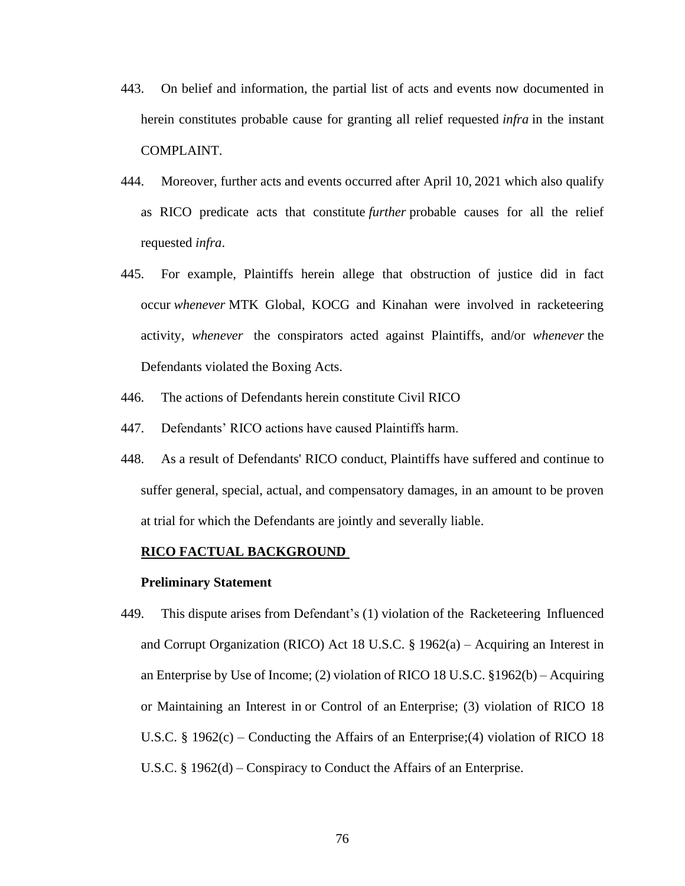443. On belief and information, the partial list of acts and events now documented in herein constitutes probable cause for granting all relief requested *infra* in the instant COMPLAINT.

444. Moreover, further acts and events occurred after April 10, 2021 which also qualify as RICO predicate acts that constitute *further* probable causes for all the relief requested *infra*.

445. For example, Plaintiffs herein allege that obstruction of justice did in fact occur *whenever* MTK Global, KOCG and Kinahan were involved in racketeering activity, *whenever* the conspirators acted against Plaintiffs, and/or *whenever* the Defendants violated the Boxing Acts.

446. The actions of Defendants herein constitute Civil RICO

447. Defendants' RICO actions have caused Plaintiffs harm.

448. As a result of Defendants' RICO conduct, Plaintiffs have suffered and continue to suffer general, special, actual, and compensatory damages, in an amount to be proven at trial for which the Defendants are jointly and severally liable.

## <u>RICO FACTUAL BACKGROUND</u>

### Preliminary Statement

449. This dispute arises from Defendant's (1) violation of the Racketeering Influenced and Corrupt Organization (RICO) Act 18 U.S.C. § 1962(a) – Acquiring an Interest in an Enterprise by Use of Income; (2) violation of RICO 18 U.S.C. §1962(b) – Acquiring or Maintaining an Interest in or Control of an Enterprise; (3) violation of RICO 18 U.S.C. § 1962(c) – Conducting the Affairs of an Enterprise;(4) violation of RICO 18 U.S.C. § 1962(d) – Conspiracy to Conduct the Affairs of an Enterprise.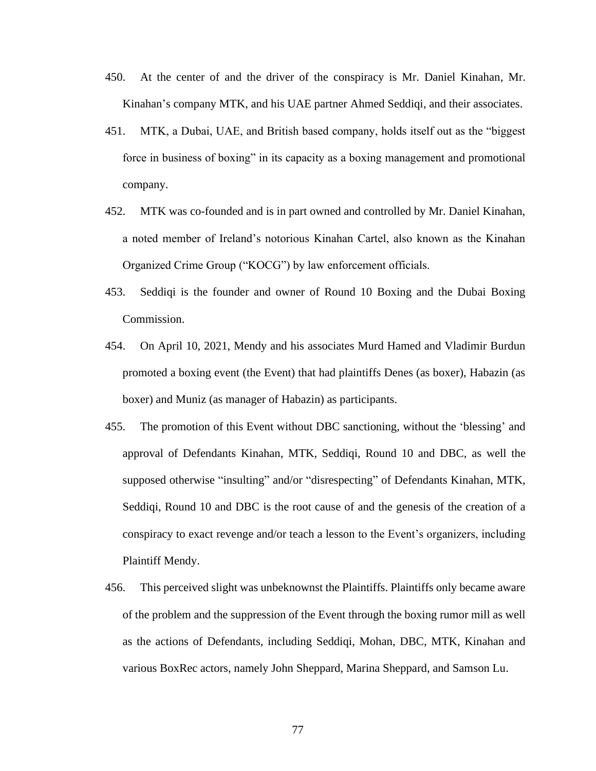450. At the center of and the driver of the conspiracy is Mr. Daniel Kinahan, Mr. Kinahan's company MTK, and his UAE partner Ahmed Seddiqi, and their associates.

451. MTK, a Dubai, UAE, and British based company, holds itself out as the "biggest force in business of boxing" in its capacity as a boxing management and promotional company.

452. MTK was co-founded and is in part owned and controlled by Mr. Daniel Kinahan, a noted member of Ireland's notorious Kinahan Cartel, also known as the Kinahan Organized Crime Group ("KOCG") by law enforcement officials.

453. Seddiqi is the founder and owner of Round 10 Boxing and the Dubai Boxing Commission.

454. On April 10, 2021, Mendy and his associates Murd Hamed and Vladimir Burdun promoted a boxing event (the Event) that had plaintiffs Denes (as boxer), Habazin (as boxer) and Muniz (as manager of Habazin) as participants.

455. The promotion of this Event without DBC sanctioning, without the 'blessing' and approval of Defendants Kinahan, MTK, Seddiqi, Round 10 and DBC, as well the supposed otherwise "insulting" and/or "disrespecting" of Defendants Kinahan, MTK, Seddiqi, Round 10 and DBC is the root cause of and the genesis of the creation of a conspiracy to exact revenge and/or teach a lesson to the Event's organizers, including Plaintiff Mendy.

456. This perceived slight was unbeknownst the Plaintiffs. Plaintiffs only became aware of the problem and the suppression of the Event through the boxing rumor mill as well as the actions of Defendants, including Seddiqi, Mohan, DBC, MTK, Kinahan and various BoxRec actors, namely John Sheppard, Marina Sheppard, and Samson Lu.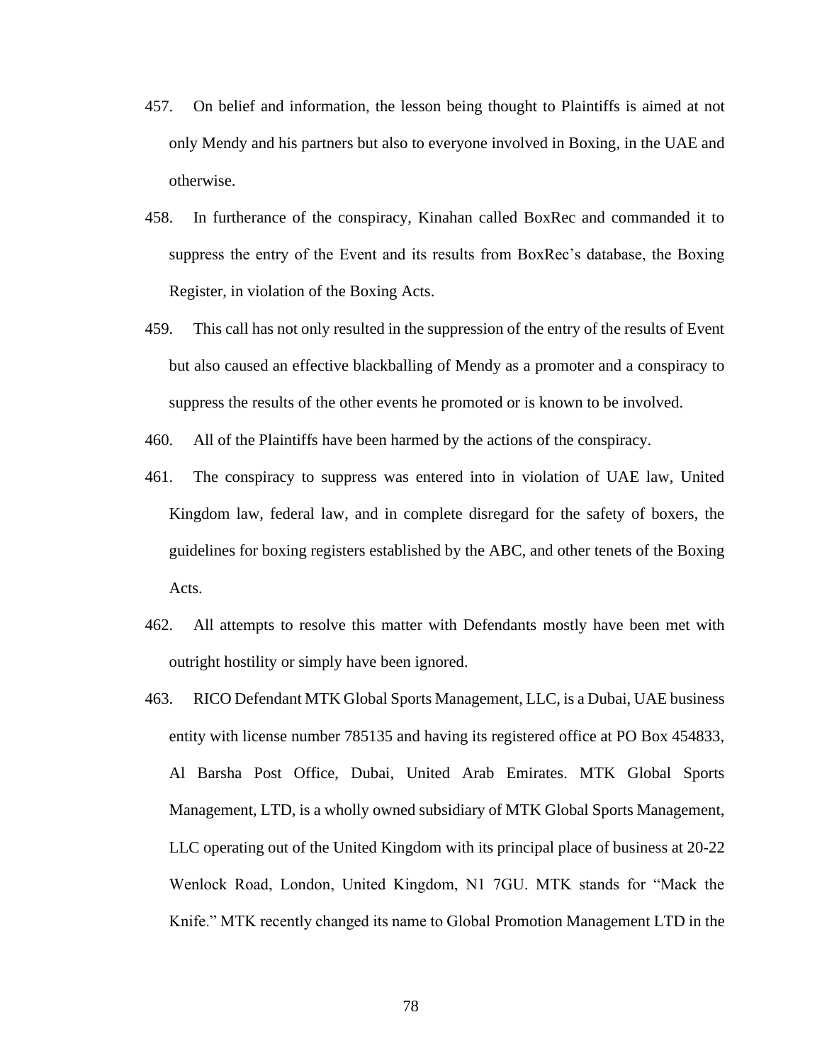457. On belief and information, the lesson being thought to Plaintiffs is aimed at not only Mendy and his partners but also to everyone involved in Boxing, in the UAE and otherwise.

458. In furtherance of the conspiracy, Kinahan called BoxRec and commanded it to suppress the entry of the Event and its results from BoxRec's database, the Boxing Register, in violation of the Boxing Acts.

459. This call has not only resulted in the suppression of the entry of the results of Event but also caused an effective blackballing of Mendy as a promoter and a conspiracy to suppress the results of the other events he promoted or is known to be involved.

460. All of the Plaintiffs have been harmed by the actions of the conspiracy.

461. The conspiracy to suppress was entered into in violation of UAE law, United Kingdom law, federal law, and in complete disregard for the safety of boxers, the guidelines for boxing registers established by the ABC, and other tenets of the Boxing Acts.

462. All attempts to resolve this matter with Defendants mostly have been met with outright hostility or simply have been ignored.

463. RICO Defendant MTK Global Sports Management, LLC, is a Dubai, UAE business entity with license number 785135 and having its registered office at PO Box 454833, Al Barsha Post Office, Dubai, United Arab Emirates. MTK Global Sports Management, LTD, is a wholly owned subsidiary of MTK Global Sports Management, LLC operating out of the United Kingdom with its principal place of business at 20-22 Wenlock Road, London, United Kingdom, N1 7GU. MTK stands for "Mack the Knife." MTK recently changed its name to Global Promotion Management LTD in the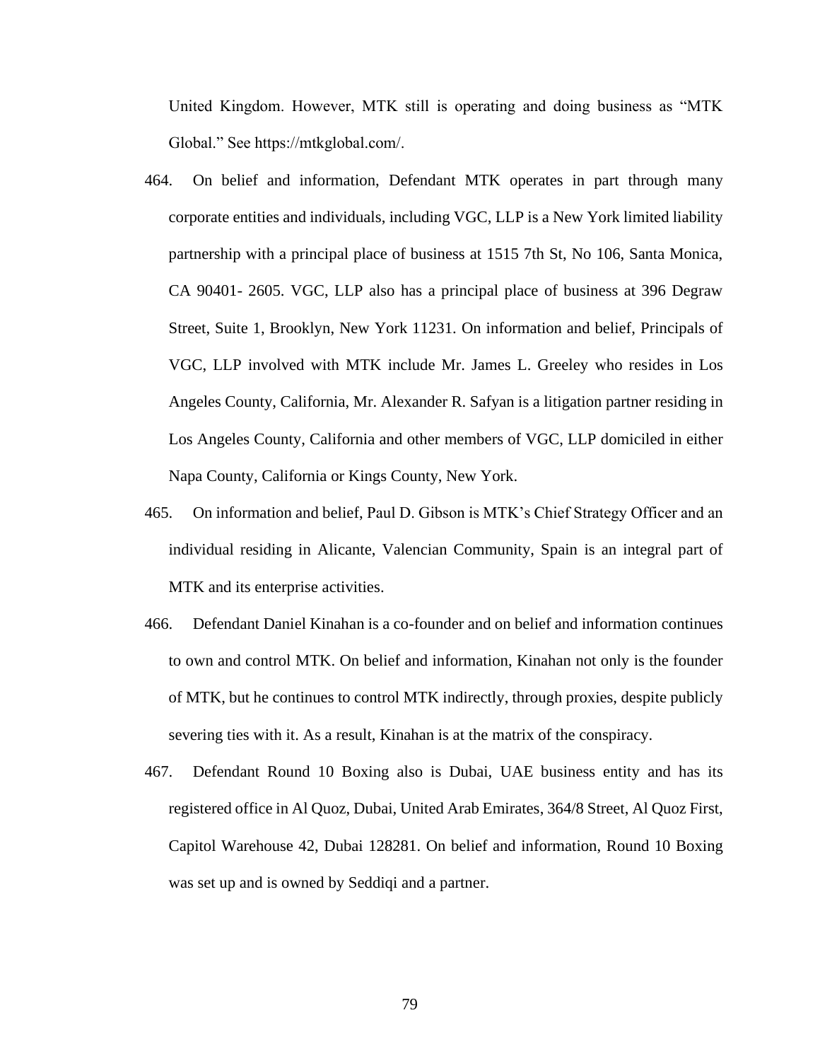United Kingdom. However, MTK still is operating and doing business as "MTK Global." See https://mtkglobal.com/.

464. On belief and information, Defendant MTK operates in part through many corporate entities and individuals, including VGC, LLP is a New York limited liability partnership with a principal place of business at 1515 7th St, No 106, Santa Monica, CA 90401- 2605. VGC, LLP also has a principal place of business at 396 Degraw Street, Suite 1, Brooklyn, New York 11231. On information and belief, Principals of VGC, LLP involved with MTK include Mr. James L. Greeley who resides in Los Angeles County, California, Mr. Alexander R. Safyan is a litigation partner residing in Los Angeles County, California and other members of VGC, LLP domiciled in either Napa County, California or Kings County, New York.

465. On information and belief, Paul D. Gibson is MTK's Chief Strategy Officer and an individual residing in Alicante, Valencian Community, Spain is an integral part of MTK and its enterprise activities.

466. Defendant Daniel Kinahan is a co-founder and on belief and information continues to own and control MTK. On belief and information, Kinahan not only is the founder of MTK, but he continues to control MTK indirectly, through proxies, despite publicly severing ties with it. As a result, Kinahan is at the matrix of the conspiracy.

467. Defendant Round 10 Boxing also is Dubai, UAE business entity and has its registered office in Al Quoz, Dubai, United Arab Emirates, 364/8 Street, Al Quoz First, Capitol Warehouse 42, Dubai 128281. On belief and information, Round 10 Boxing was set up and is owned by Seddiqi and a partner.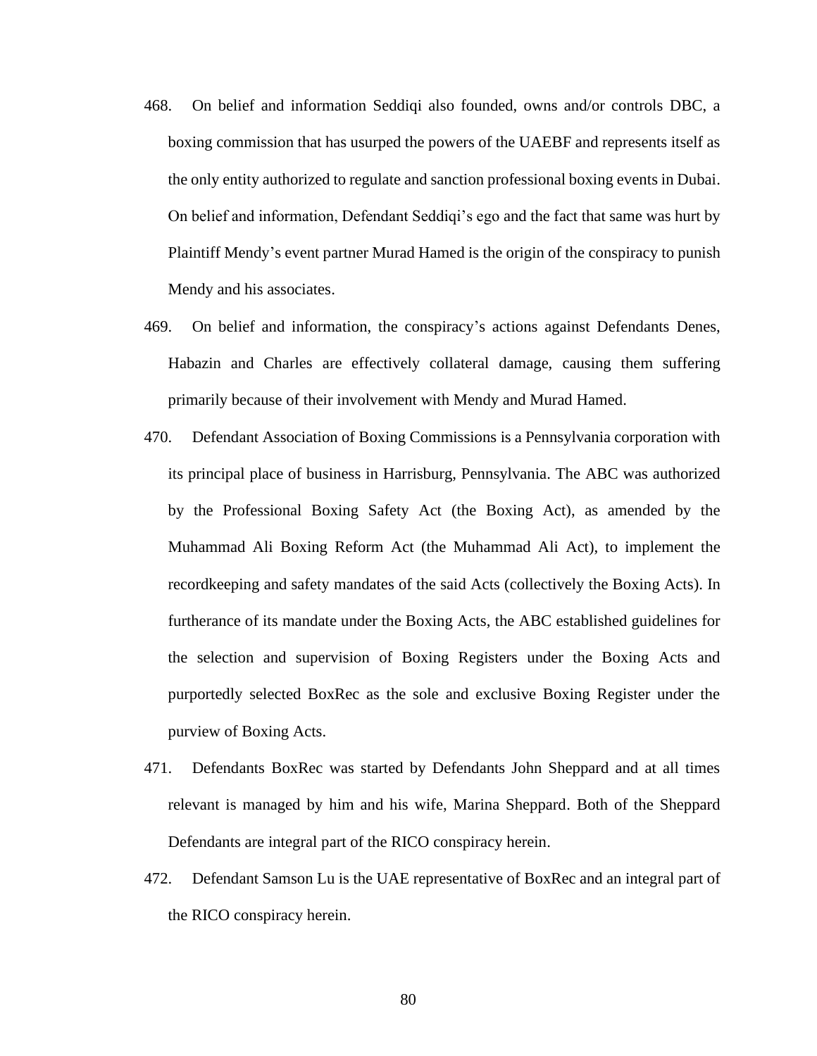468. On belief and information Seddiqi also founded, owns and/or controls DBC, a boxing commission that has usurped the powers of the UAEBF and represents itself as the only entity authorized to regulate and sanction professional boxing events in Dubai. On belief and information, Defendant Seddiqi's ego and the fact that same was hurt by Plaintiff Mendy's event partner Murad Hamed is the origin of the conspiracy to punish Mendy and his associates.

469. On belief and information, the conspiracy's actions against Defendants Denes, Habazin and Charles are effectively collateral damage, causing them suffering primarily because of their involvement with Mendy and Murad Hamed.

470. Defendant Association of Boxing Commissions is a Pennsylvania corporation with its principal place of business in Harrisburg, Pennsylvania. The ABC was authorized by the Professional Boxing Safety Act (the Boxing Act), as amended by the Muhammad Ali Boxing Reform Act (the Muhammad Ali Act), to implement the recordkeeping and safety mandates of the said Acts (collectively the Boxing Acts). In furtherance of its mandate under the Boxing Acts, the ABC established guidelines for the selection and supervision of Boxing Registers under the Boxing Acts and purportedly selected BoxRec as the sole and exclusive Boxing Register under the purview of Boxing Acts.

471. Defendants BoxRec was started by Defendants John Sheppard and at all times relevant is managed by him and his wife, Marina Sheppard. Both of the Sheppard Defendants are integral part of the RICO conspiracy herein.

472. Defendant Samson Lu is the UAE representative of BoxRec and an integral part of the RICO conspiracy herein.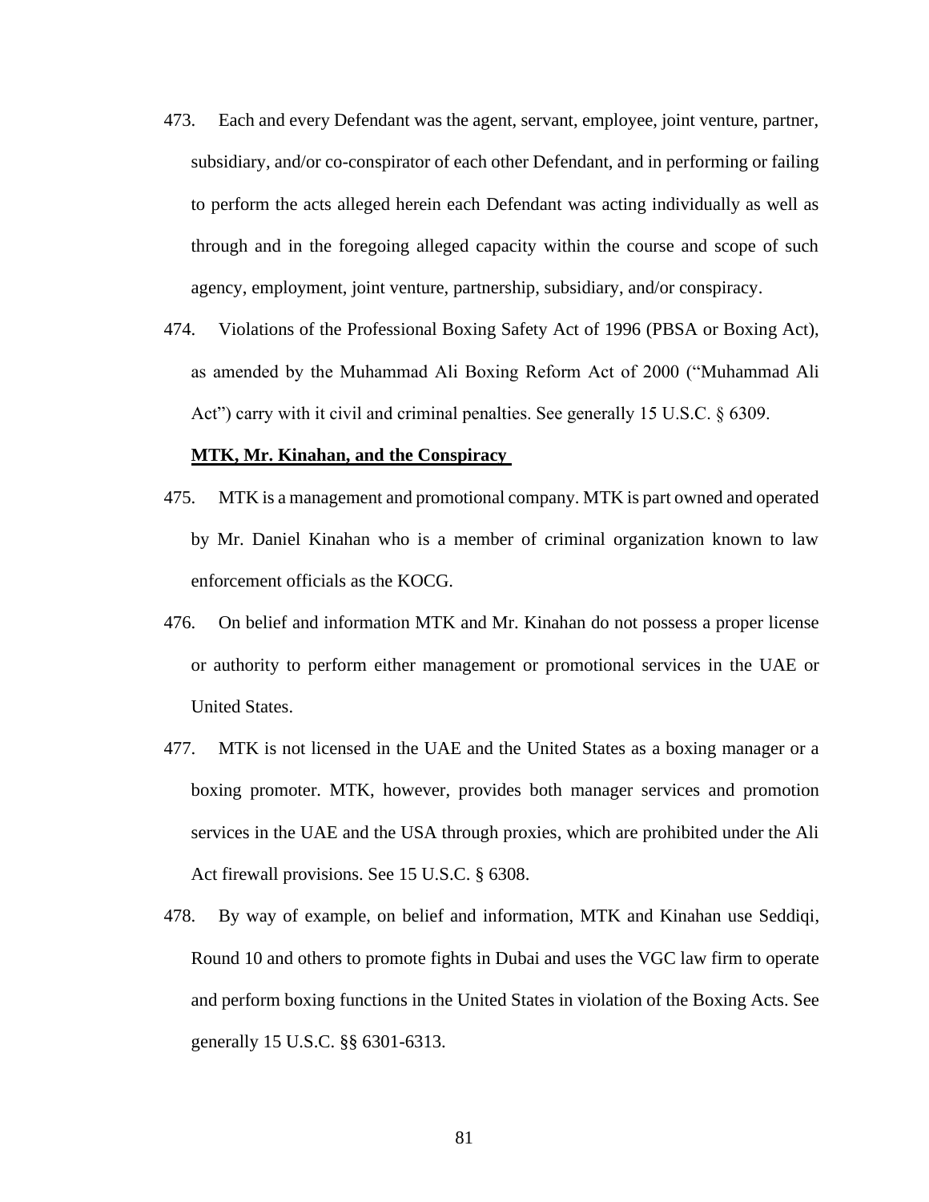473. Each and every Defendant was the agent, servant, employee, joint venture, partner, subsidiary, and/or co-conspirator of each other Defendant, and in performing or failing to perform the acts alleged herein each Defendant was acting individually as well as through and in the foregoing alleged capacity within the course and scope of such agency, employment, joint venture, partnership, subsidiary, and/or conspiracy.

474. Violations of the Professional Boxing Safety Act of 1996 (PBSA or Boxing Act), as amended by the Muhammad Ali Boxing Reform Act of 2000 ("Muhammad Ali Act") carry with it civil and criminal penalties. See generally 15 U.S.C. § 6309.

**MTK, Mr. Kinahan, and the Conspiracy**

475. MTK is a management and promotional company. MTK is part owned and operated by Mr. Daniel Kinahan who is a member of criminal organization known to law enforcement officials as the KOCG.

476. On belief and information MTK and Mr. Kinahan do not possess a proper license or authority to perform either management or promotional services in the UAE or United States.

477. MTK is not licensed in the UAE and the United States as a boxing manager or a boxing promoter. MTK, however, provides both manager services and promotion services in the UAE and the USA through proxies, which are prohibited under the Ali Act firewall provisions. See 15 U.S.C. § 6308.

478. By way of example, on belief and information, MTK and Kinahan use Seddiqi, Round 10 and others to promote fights in Dubai and uses the VGC law firm to operate and perform boxing functions in the United States in violation of the Boxing Acts. See generally 15 U.S.C. §§ 6301-6313.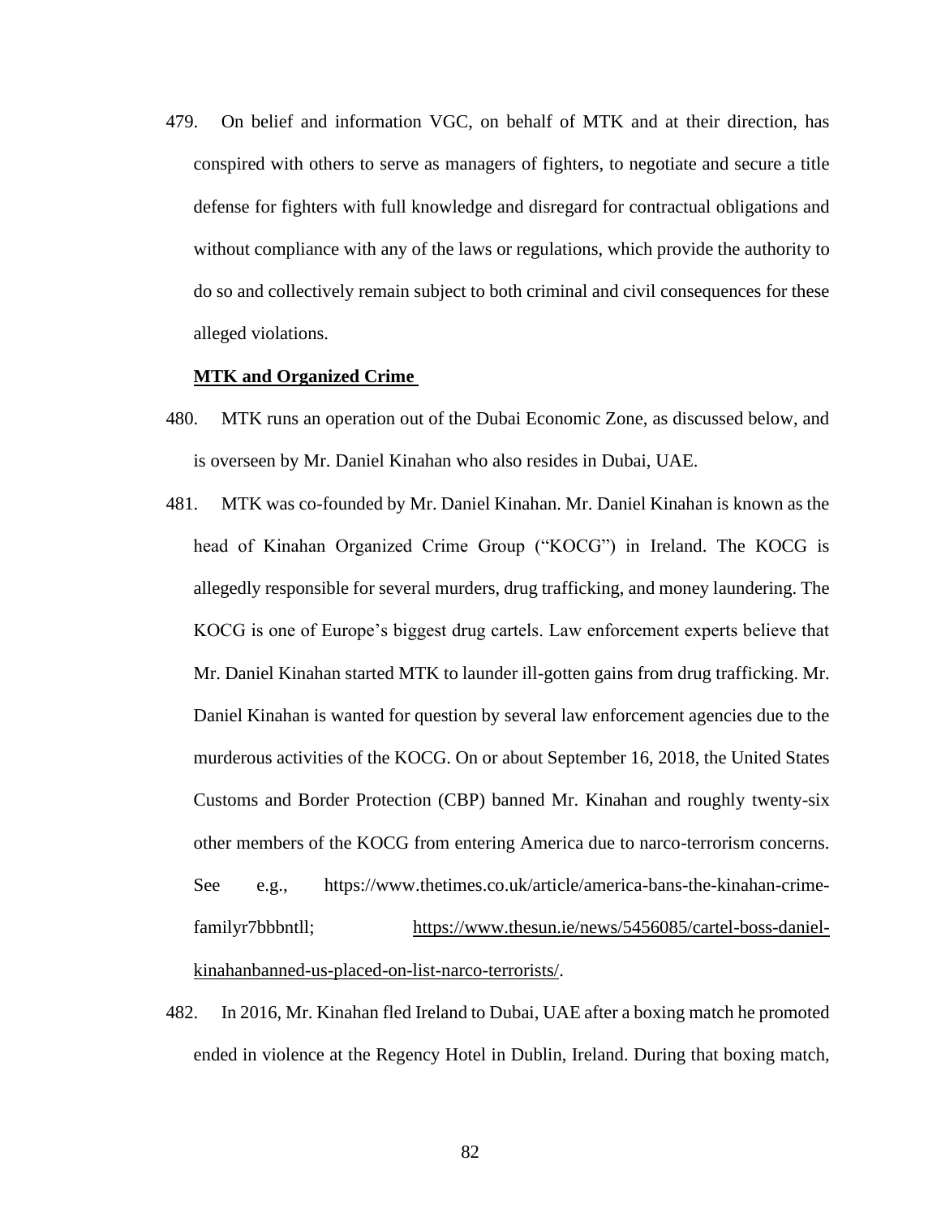479. On belief and information VGC, on behalf of MTK and at their direction, has conspired with others to serve as managers of fighters, to negotiate and secure a title defense for fighters with full knowledge and disregard for contractual obligations and without compliance with any of the laws or regulations, which provide the authority to do so and collectively remain subject to both criminal and civil consequences for these alleged violations.

**MTK and Organized Crime**

480. MTK runs an operation out of the Dubai Economic Zone, as discussed below, and is overseen by Mr. Daniel Kinahan who also resides in Dubai, UAE.

481. MTK was co-founded by Mr. Daniel Kinahan. Mr. Daniel Kinahan is known as the head of Kinahan Organized Crime Group ("KOCG") in Ireland. The KOCG is allegedly responsible for several murders, drug trafficking, and money laundering. The KOCG is one of Europe's biggest drug cartels. Law enforcement experts believe that Mr. Daniel Kinahan started MTK to launder ill-gotten gains from drug trafficking. Mr. Daniel Kinahan is wanted for question by several law enforcement agencies due to the murderous activities of the KOCG. On or about September 16, 2018, the United States Customs and Border Protection (CBP) banned Mr. Kinahan and roughly twenty-six other members of the KOCG from entering America due to narco-terrorism concerns. See e.g., https://www.thetimes.co.uk/article/america-bans-the-kinahan-crime-familyr7bbbntll; https://www.thesun.ie/news/5456085/cartel-boss-daniel-kinahanbanned-us-placed-on-list-narco-terrorists/.

482. In 2016, Mr. Kinahan fled Ireland to Dubai, UAE after a boxing match he promoted ended in violence at the Regency Hotel in Dublin, Ireland. During that boxing match,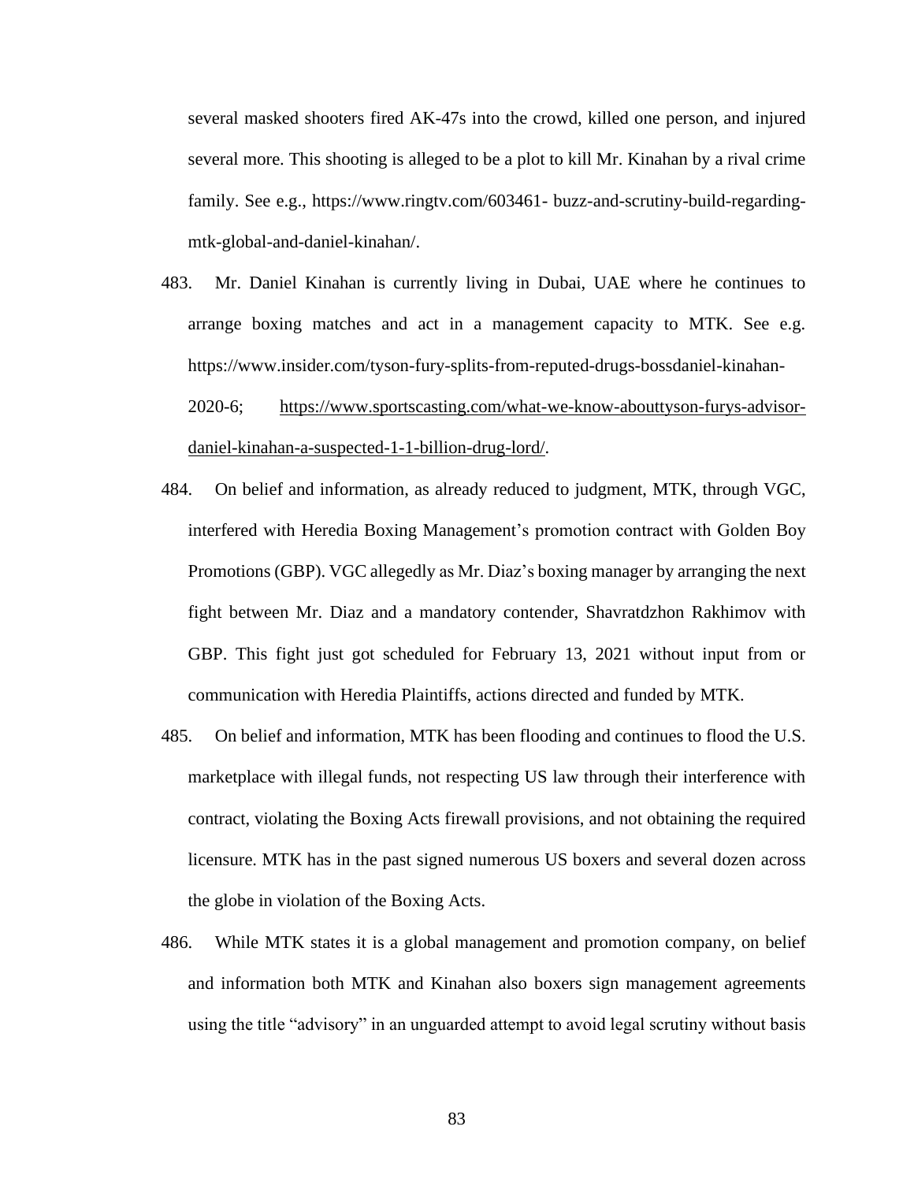several masked shooters fired AK-47s into the crowd, killed one person, and injured several more. This shooting is alleged to be a plot to kill Mr. Kinahan by a rival crime family. See e.g., https://www.ringtv.com/603461- buzz-and-scrutiny-build-regarding-mtk-global-and-daniel-kinahan/.

483. Mr. Daniel Kinahan is currently living in Dubai, UAE where he continues to arrange boxing matches and act in a management capacity to MTK. See e.g. https://www.insider.com/tyson-fury-splits-from-reputed-drugs-bossdaniel-kinahan-2020-6; https://www.sportscasting.com/what-we-know-abouttyson-furys-advisor-daniel-kinahan-a-suspected-1-1-billion-drug-lord/.

484. On belief and information, as already reduced to judgment, MTK, through VGC, interfered with Heredia Boxing Management's promotion contract with Golden Boy Promotions (GBP). VGC allegedly as Mr. Diaz's boxing manager by arranging the next fight between Mr. Diaz and a mandatory contender, Shavratdzhon Rakhimov with GBP. This fight just got scheduled for February 13, 2021 without input from or communication with Heredia Plaintiffs, actions directed and funded by MTK.

485. On belief and information, MTK has been flooding and continues to flood the U.S. marketplace with illegal funds, not respecting US law through their interference with contract, violating the Boxing Acts firewall provisions, and not obtaining the required licensure. MTK has in the past signed numerous US boxers and several dozen across the globe in violation of the Boxing Acts.

486. While MTK states it is a global management and promotion company, on belief and information both MTK and Kinahan also boxers sign management agreements using the title "advisory" in an unguarded attempt to avoid legal scrutiny without basis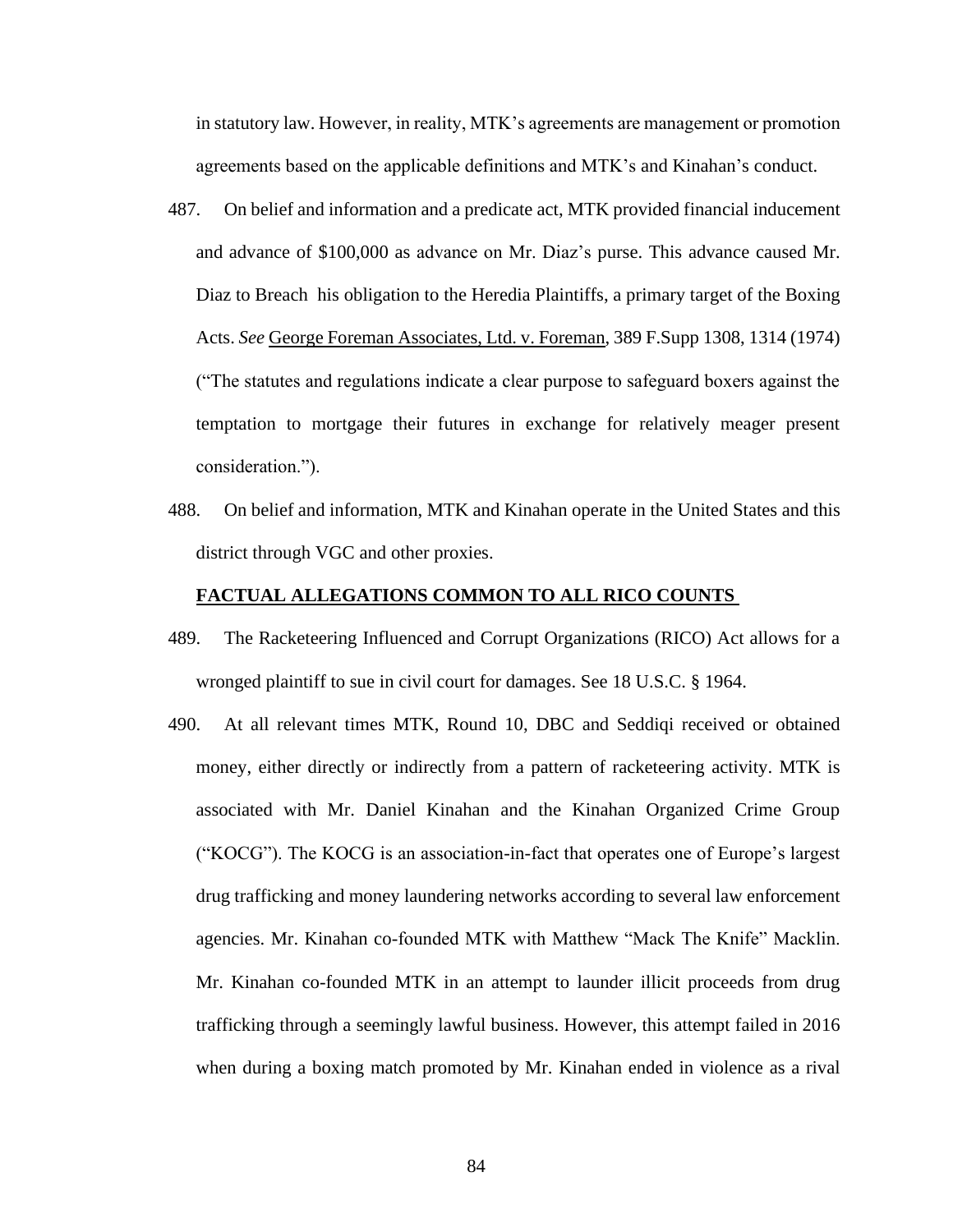in statutory law. However, in reality, MTK's agreements are management or promotion agreements based on the applicable definitions and MTK's and Kinahan's conduct.

487. On belief and information and a predicate act, MTK provided financial inducement and advance of $100,000 as advance on Mr. Diaz's purse. This advance caused Mr. Diaz to Breach his obligation to the Heredia Plaintiffs, a primary target of the Boxing Acts. *See* George Foreman Associates, Ltd. v. Foreman, 389 F.Supp 1308, 1314 (1974) ("The statutes and regulations indicate a clear purpose to safeguard boxers against the temptation to mortgage their futures in exchange for relatively meager present consideration.").

488. On belief and information, MTK and Kinahan operate in the United States and this district through VGC and other proxies.

**FACTUAL ALLEGATIONS COMMON TO ALL RICO COUNTS**

489. The Racketeering Influenced and Corrupt Organizations (RICO) Act allows for a wronged plaintiff to sue in civil court for damages. See 18 U.S.C. § 1964.

490. At all relevant times MTK, Round 10, DBC and Seddiqi received or obtained money, either directly or indirectly from a pattern of racketeering activity. MTK is associated with Mr. Daniel Kinahan and the Kinahan Organized Crime Group ("KOCG"). The KOCG is an association-in-fact that operates one of Europe's largest drug trafficking and money laundering networks according to several law enforcement agencies. Mr. Kinahan co-founded MTK with Matthew "Mack The Knife" Macklin. Mr. Kinahan co-founded MTK in an attempt to launder illicit proceeds from drug trafficking through a seemingly lawful business. However, this attempt failed in 2016 when during a boxing match promoted by Mr. Kinahan ended in violence as a rival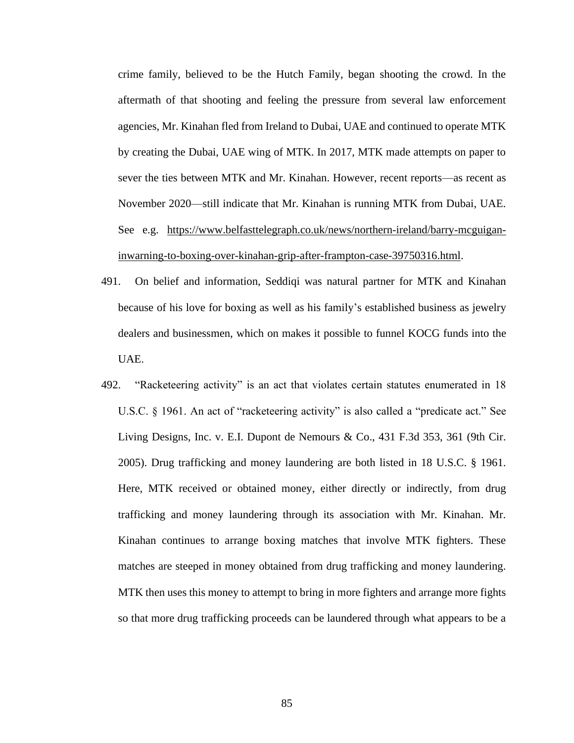crime family, believed to be the Hutch Family, began shooting the crowd. In the aftermath of that shooting and feeling the pressure from several law enforcement agencies, Mr. Kinahan fled from Ireland to Dubai, UAE and continued to operate MTK by creating the Dubai, UAE wing of MTK. In 2017, MTK made attempts on paper to sever the ties between MTK and Mr. Kinahan. However, recent reports—as recent as November 2020—still indicate that Mr. Kinahan is running MTK from Dubai, UAE. See e.g. https://www.belfasttelegraph.co.uk/news/northern-ireland/barry-mcguigan-inwarning-to-boxing-over-kinahan-grip-after-frampton-case-39750316.html.

491. On belief and information, Seddiqi was natural partner for MTK and Kinahan because of his love for boxing as well as his family's established business as jewelry dealers and businessmen, which on makes it possible to funnel KOCG funds into the UAE.

492. "Racketeering activity" is an act that violates certain statutes enumerated in 18 U.S.C. § 1961. An act of "racketeering activity" is also called a "predicate act." See Living Designs, Inc. v. E.I. Dupont de Nemours & Co., 431 F.3d 353, 361 (9th Cir. 2005). Drug trafficking and money laundering are both listed in 18 U.S.C. § 1961. Here, MTK received or obtained money, either directly or indirectly, from drug trafficking and money laundering through its association with Mr. Kinahan. Mr. Kinahan continues to arrange boxing matches that involve MTK fighters. These matches are steeped in money obtained from drug trafficking and money laundering. MTK then uses this money to attempt to bring in more fighters and arrange more fights so that more drug trafficking proceeds can be laundered through what appears to be a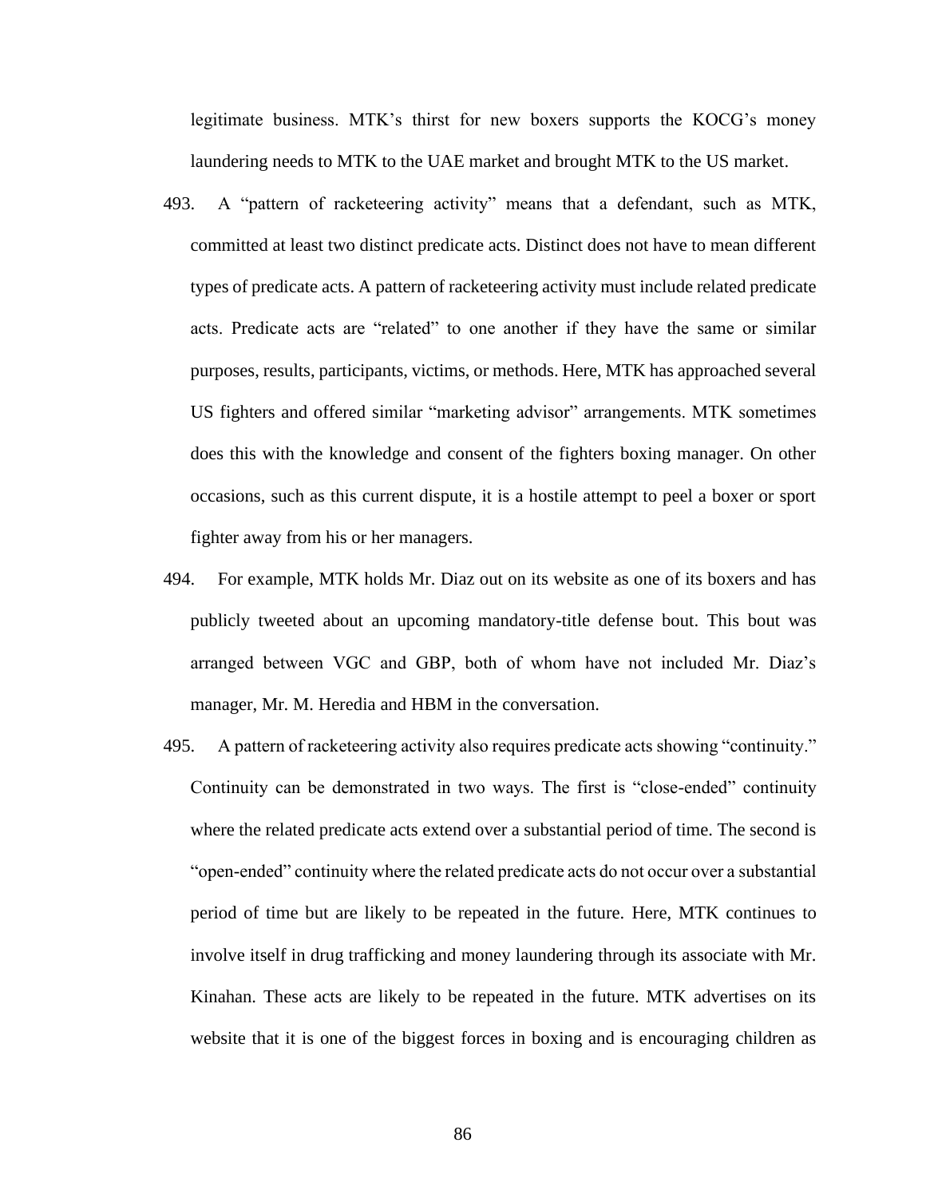legitimate business. MTK's thirst for new boxers supports the KOCG's money laundering needs to MTK to the UAE market and brought MTK to the US market.

493. A "pattern of racketeering activity" means that a defendant, such as MTK, committed at least two distinct predicate acts. Distinct does not have to mean different types of predicate acts. A pattern of racketeering activity must include related predicate acts. Predicate acts are "related" to one another if they have the same or similar purposes, results, participants, victims, or methods. Here, MTK has approached several US fighters and offered similar "marketing advisor" arrangements. MTK sometimes does this with the knowledge and consent of the fighters boxing manager. On other occasions, such as this current dispute, it is a hostile attempt to peel a boxer or sport fighter away from his or her managers.

494. For example, MTK holds Mr. Diaz out on its website as one of its boxers and has publicly tweeted about an upcoming mandatory-title defense bout. This bout was arranged between VGC and GBP, both of whom have not included Mr. Diaz's manager, Mr. M. Heredia and HBM in the conversation.

495. A pattern of racketeering activity also requires predicate acts showing "continuity." Continuity can be demonstrated in two ways. The first is "close-ended" continuity where the related predicate acts extend over a substantial period of time. The second is "open-ended" continuity where the related predicate acts do not occur over a substantial period of time but are likely to be repeated in the future. Here, MTK continues to involve itself in drug trafficking and money laundering through its associate with Mr. Kinahan. These acts are likely to be repeated in the future. MTK advertises on its website that it is one of the biggest forces in boxing and is encouraging children as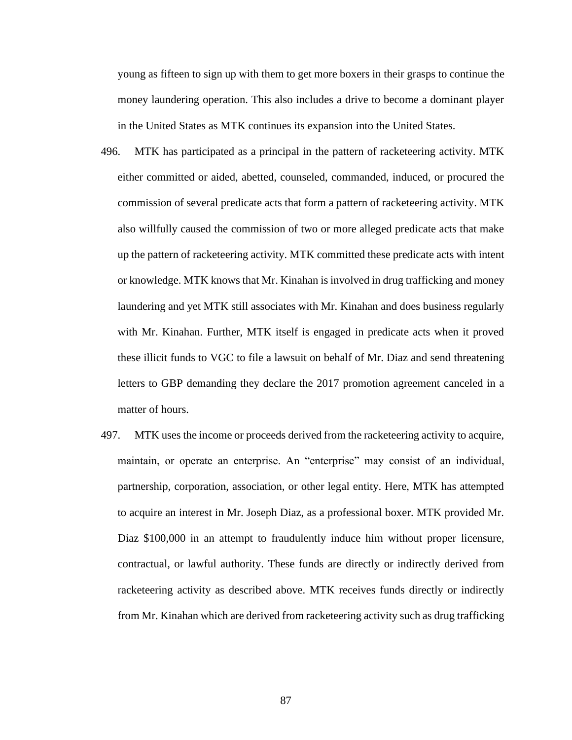young as fifteen to sign up with them to get more boxers in their grasps to continue the money laundering operation. This also includes a drive to become a dominant player in the United States as MTK continues its expansion into the United States.

496. MTK has participated as a principal in the pattern of racketeering activity. MTK either committed or aided, abetted, counseled, commanded, induced, or procured the commission of several predicate acts that form a pattern of racketeering activity. MTK also willfully caused the commission of two or more alleged predicate acts that make up the pattern of racketeering activity. MTK committed these predicate acts with intent or knowledge. MTK knows that Mr. Kinahan is involved in drug trafficking and money laundering and yet MTK still associates with Mr. Kinahan and does business regularly with Mr. Kinahan. Further, MTK itself is engaged in predicate acts when it proved these illicit funds to VGC to file a lawsuit on behalf of Mr. Diaz and send threatening letters to GBP demanding they declare the 2017 promotion agreement canceled in a matter of hours.

497. MTK uses the income or proceeds derived from the racketeering activity to acquire, maintain, or operate an enterprise. An "enterprise" may consist of an individual, partnership, corporation, association, or other legal entity. Here, MTK has attempted to acquire an interest in Mr. Joseph Diaz, as a professional boxer. MTK provided Mr. Diaz $100,000 in an attempt to fraudulently induce him without proper licensure, contractual, or lawful authority. These funds are directly or indirectly derived from racketeering activity as described above. MTK receives funds directly or indirectly from Mr. Kinahan which are derived from racketeering activity such as drug trafficking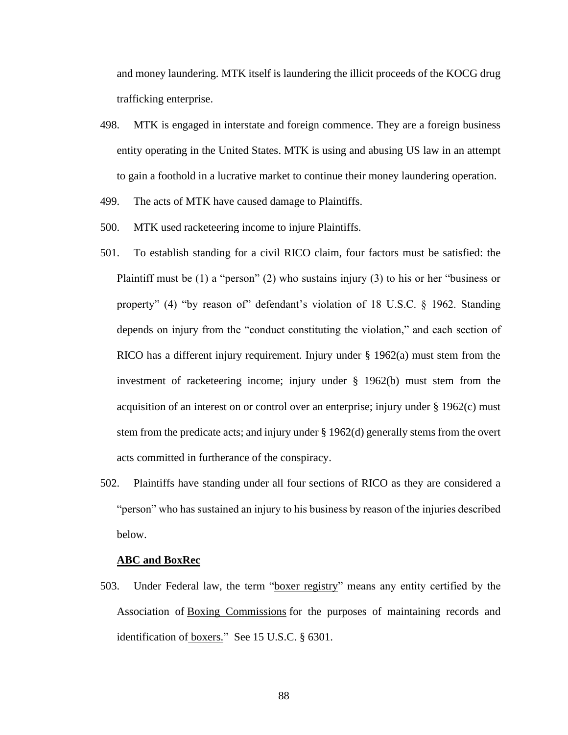and money laundering. MTK itself is laundering the illicit proceeds of the KOCG drug trafficking enterprise.

498. MTK is engaged in interstate and foreign commence. They are a foreign business entity operating in the United States. MTK is using and abusing US law in an attempt to gain a foothold in a lucrative market to continue their money laundering operation.

499. The acts of MTK have caused damage to Plaintiffs.

500. MTK used racketeering income to injure Plaintiffs.

501. To establish standing for a civil RICO claim, four factors must be satisfied: the Plaintiff must be (1) a "person" (2) who sustains injury (3) to his or her "business or property" (4) "by reason of" defendant's violation of 18 U.S.C. § 1962. Standing depends on injury from the "conduct constituting the violation," and each section of RICO has a different injury requirement. Injury under § 1962(a) must stem from the investment of racketeering income; injury under § 1962(b) must stem from the acquisition of an interest on or control over an enterprise; injury under § 1962(c) must stem from the predicate acts; and injury under § 1962(d) generally stems from the overt acts committed in furtherance of the conspiracy.

502. Plaintiffs have standing under all four sections of RICO as they are considered a "person" who has sustained an injury to his business by reason of the injuries described below.

**ABC and BoxRec**

503. Under Federal law, the term "boxer registry" means any entity certified by the Association of Boxing Commissions for the purposes of maintaining records and identification of boxers." See 15 U.S.C. § 6301.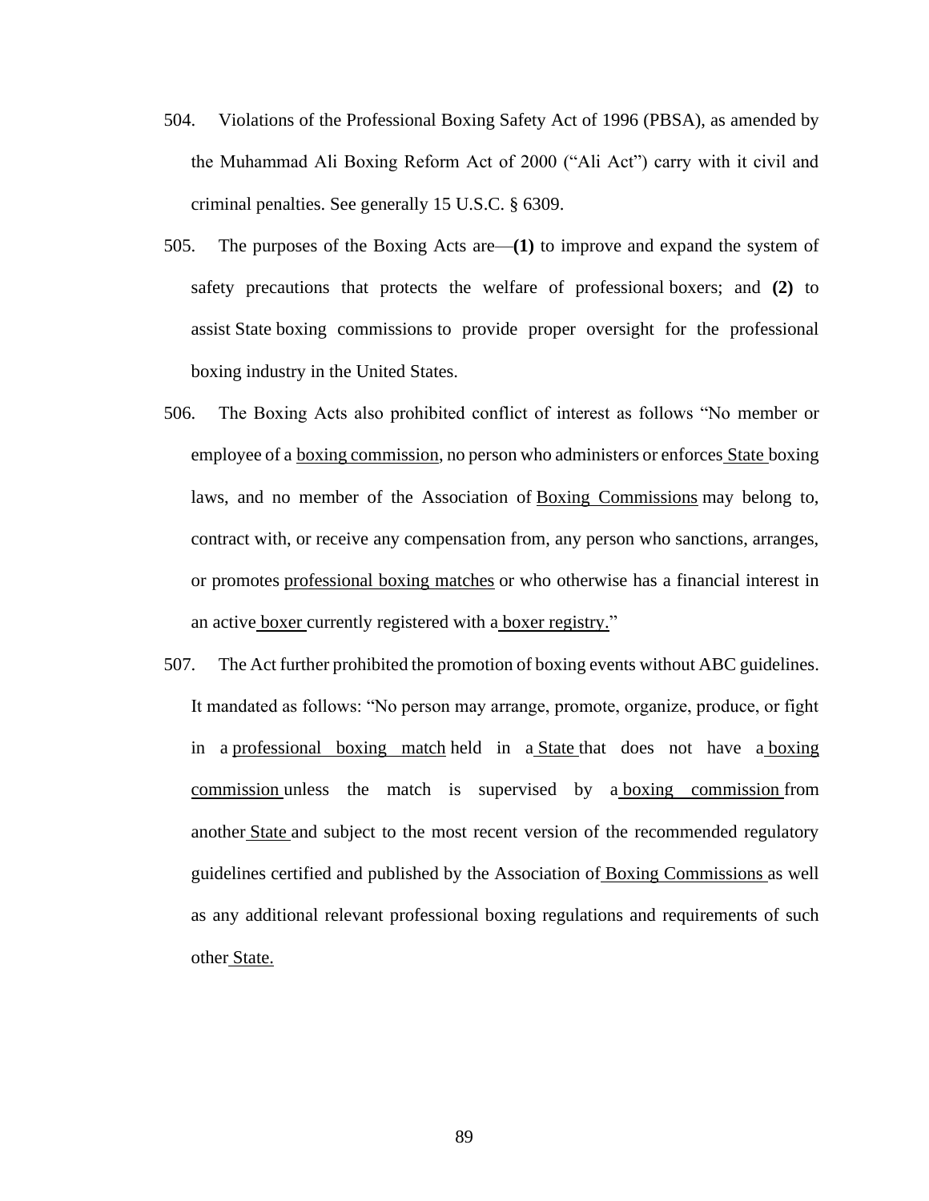504. Violations of the Professional Boxing Safety Act of 1996 (PBSA), as amended by the Muhammad Ali Boxing Reform Act of 2000 ("Ali Act") carry with it civil and criminal penalties. See generally 15 U.S.C. § 6309.

505. The purposes of the Boxing Acts are—**(1)** to improve and expand the system of safety precautions that protects the welfare of professional boxers; and **(2)** to assist State boxing commissions to provide proper oversight for the professional boxing industry in the United States.

506. The Boxing Acts also prohibited conflict of interest as follows "No member or employee of a boxing commission, no person who administers or enforces State boxing laws, and no member of the Association of Boxing Commissions may belong to, contract with, or receive any compensation from, any person who sanctions, arranges, or promotes professional boxing matches or who otherwise has a financial interest in an active boxer currently registered with a boxer registry."

507. The Act further prohibited the promotion of boxing events without ABC guidelines. It mandated as follows: "No person may arrange, promote, organize, produce, or fight in a professional boxing match held in a State that does not have a boxing commission unless the match is supervised by a boxing commission from another State and subject to the most recent version of the recommended regulatory guidelines certified and published by the Association of Boxing Commissions as well as any additional relevant professional boxing regulations and requirements of such other State.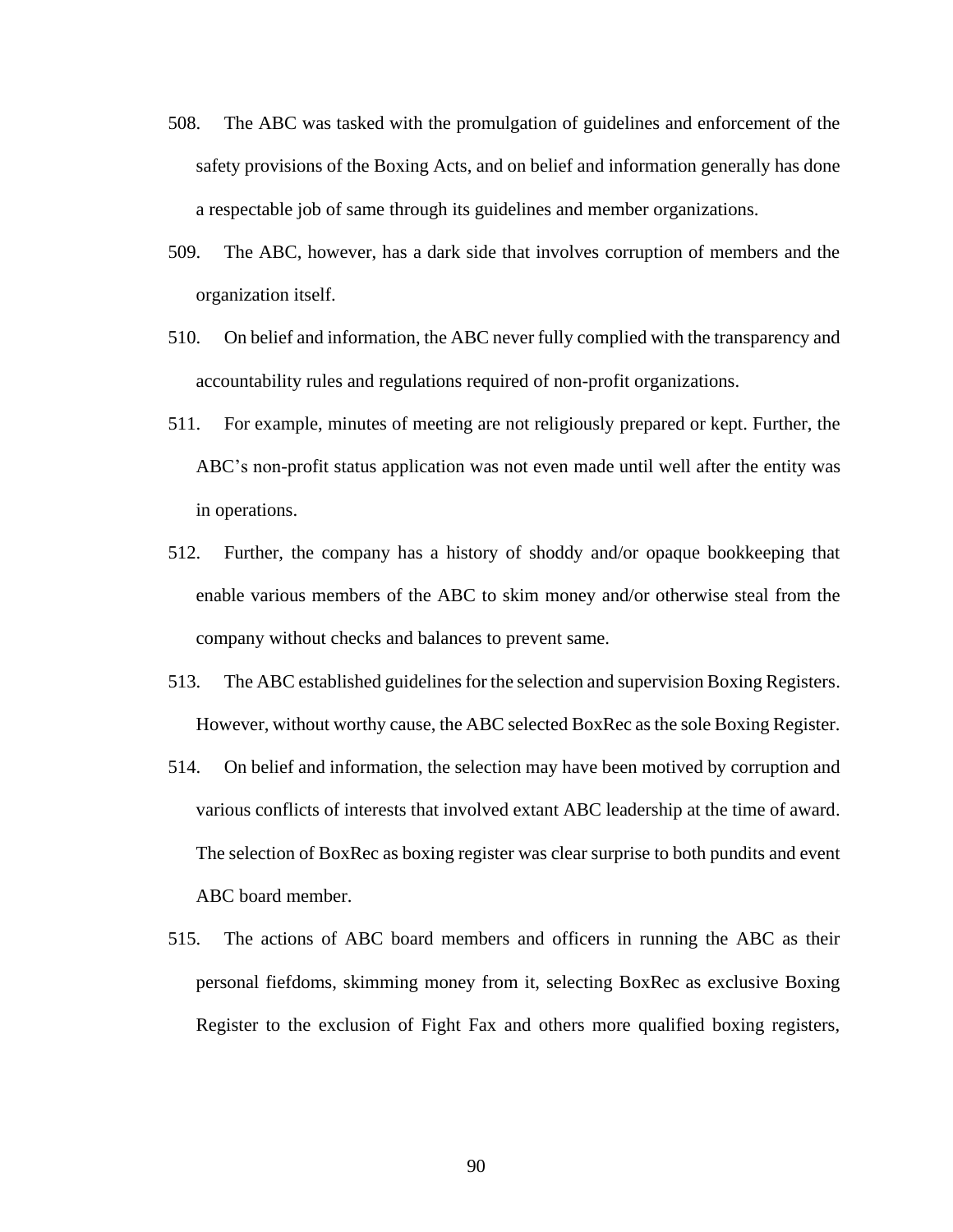508. The ABC was tasked with the promulgation of guidelines and enforcement of the safety provisions of the Boxing Acts, and on belief and information generally has done a respectable job of same through its guidelines and member organizations.

509. The ABC, however, has a dark side that involves corruption of members and the organization itself.

510. On belief and information, the ABC never fully complied with the transparency and accountability rules and regulations required of non-profit organizations.

511. For example, minutes of meeting are not religiously prepared or kept. Further, the ABC's non-profit status application was not even made until well after the entity was in operations.

512. Further, the company has a history of shoddy and/or opaque bookkeeping that enable various members of the ABC to skim money and/or otherwise steal from the company without checks and balances to prevent same.

513. The ABC established guidelines for the selection and supervision Boxing Registers. However, without worthy cause, the ABC selected BoxRec as the sole Boxing Register.

514. On belief and information, the selection may have been motived by corruption and various conflicts of interests that involved extant ABC leadership at the time of award. The selection of BoxRec as boxing register was clear surprise to both pundits and event ABC board member.

515. The actions of ABC board members and officers in running the ABC as their personal fiefdoms, skimming money from it, selecting BoxRec as exclusive Boxing Register to the exclusion of Fight Fax and others more qualified boxing registers,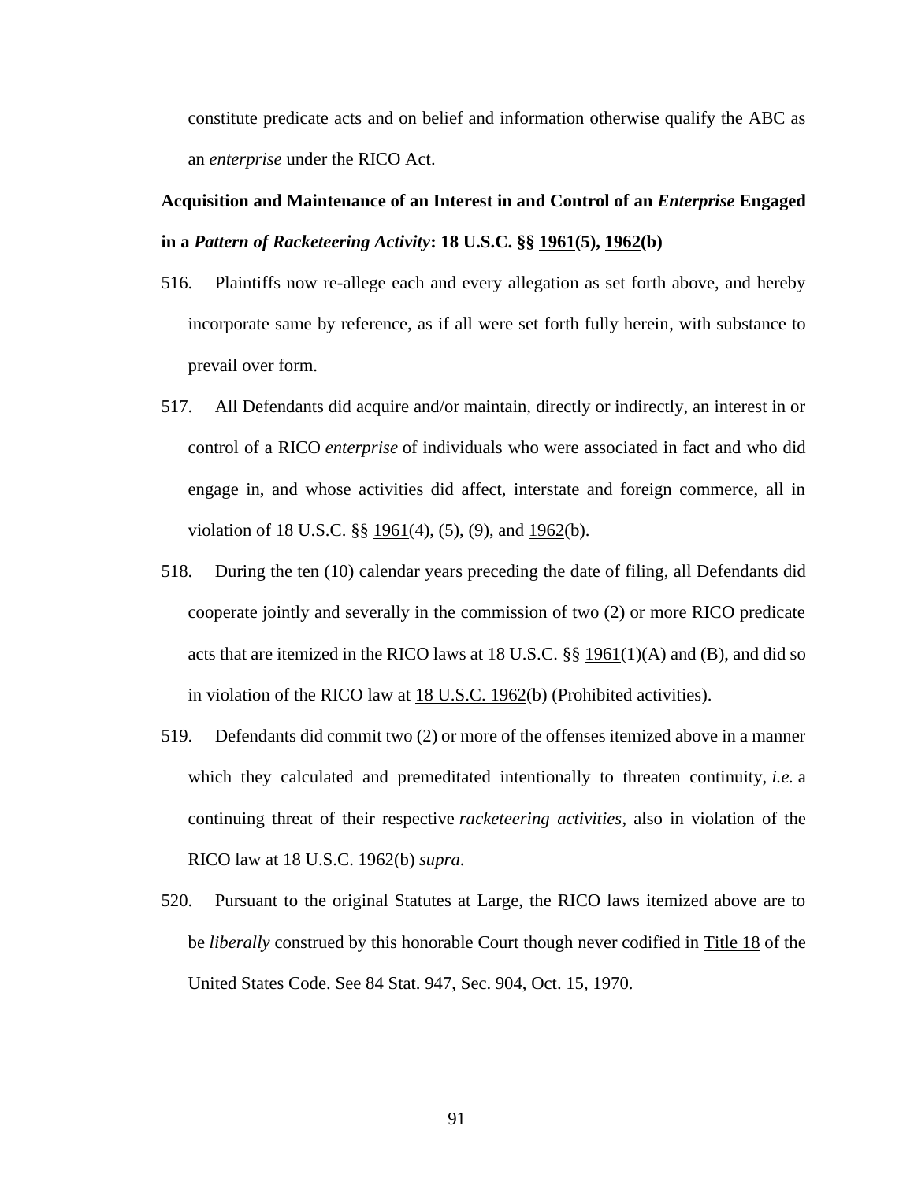constitute predicate acts and on belief and information otherwise qualify the ABC as an *enterprise* under the RICO Act.

**Acquisition and Maintenance of an Interest in and Control of an *Enterprise* Engaged in a *Pattern of Racketeering Activity*: 18 U.S.C. §§ 1961(5), 1962(b)**

516. Plaintiffs now re-allege each and every allegation as set forth above, and hereby incorporate same by reference, as if all were set forth fully herein, with substance to prevail over form.

517. All Defendants did acquire and/or maintain, directly or indirectly, an interest in or control of a RICO *enterprise* of individuals who were associated in fact and who did engage in, and whose activities did affect, interstate and foreign commerce, all in violation of 18 U.S.C. §§ 1961(4), (5), (9), and 1962(b).

518. During the ten (10) calendar years preceding the date of filing, all Defendants did cooperate jointly and severally in the commission of two (2) or more RICO predicate acts that are itemized in the RICO laws at 18 U.S.C. §§ 1961(1)(A) and (B), and did so in violation of the RICO law at 18 U.S.C. 1962(b) (Prohibited activities).

519. Defendants did commit two (2) or more of the offenses itemized above in a manner which they calculated and premeditated intentionally to threaten continuity, *i.e.* a continuing threat of their respective *racketeering activities*, also in violation of the RICO law at 18 U.S.C. 1962(b) *supra*.

520. Pursuant to the original Statutes at Large, the RICO laws itemized above are to be *liberally* construed by this honorable Court though never codified in Title 18 of the United States Code. See 84 Stat. 947, Sec. 904, Oct. 15, 1970.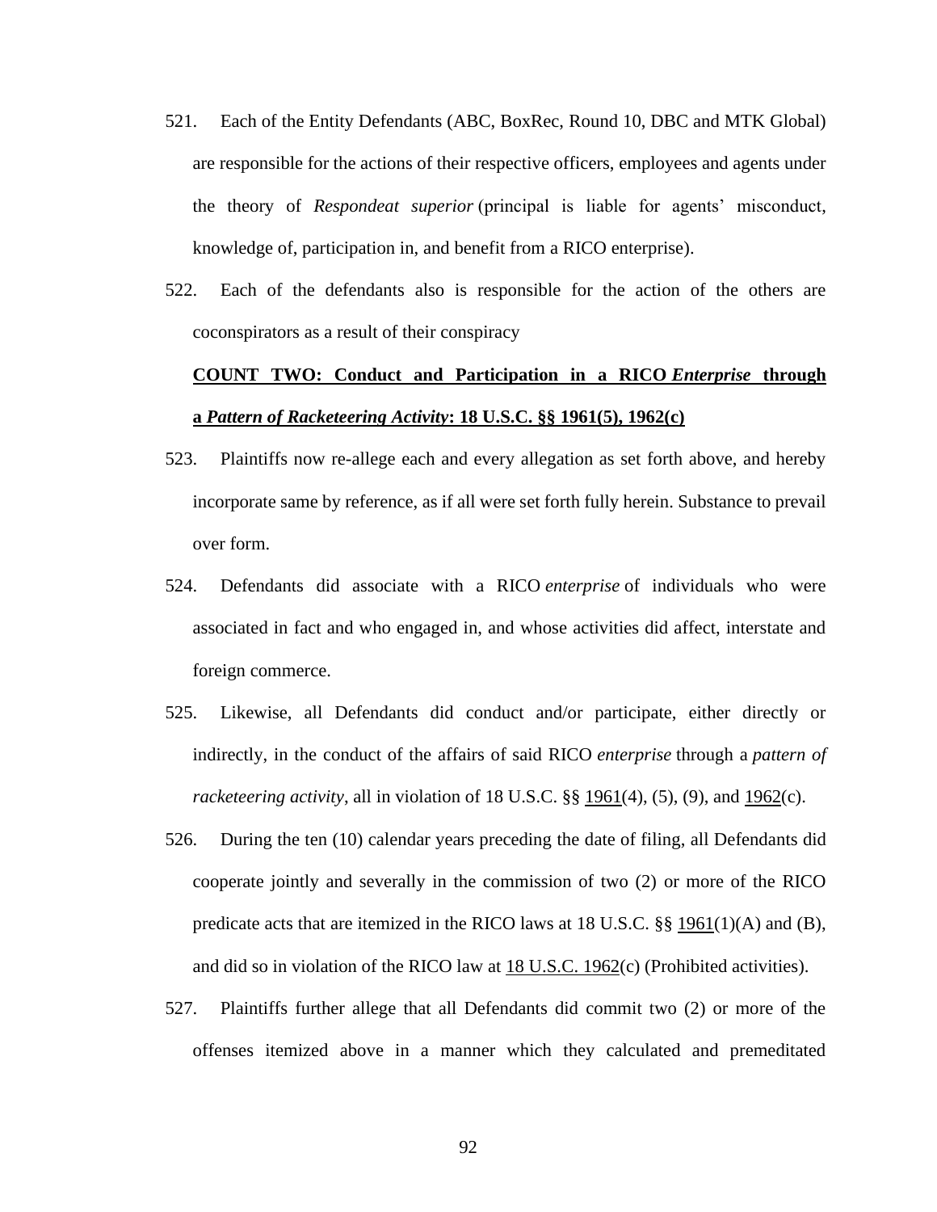521. Each of the Entity Defendants (ABC, BoxRec, Round 10, DBC and MTK Global) are responsible for the actions of their respective officers, employees and agents under the theory of *Respondeat superior* (principal is liable for agents' misconduct, knowledge of, participation in, and benefit from a RICO enterprise).

522. Each of the defendants also is responsible for the action of the others are coconspirators as a result of their conspiracy

**COUNT TWO: Conduct and Participation in a RICO *Enterprise* through a *Pattern of Racketeering Activity*: 18 U.S.C. §§ 1961(5), 1962(c)**

523. Plaintiffs now re-allege each and every allegation as set forth above, and hereby incorporate same by reference, as if all were set forth fully herein. Substance to prevail over form.

524. Defendants did associate with a RICO *enterprise* of individuals who were associated in fact and who engaged in, and whose activities did affect, interstate and foreign commerce.

525. Likewise, all Defendants did conduct and/or participate, either directly or indirectly, in the conduct of the affairs of said RICO *enterprise* through a *pattern of racketeering activity*, all in violation of 18 U.S.C. §§ 1961(4), (5), (9), and 1962(c).

526. During the ten (10) calendar years preceding the date of filing, all Defendants did cooperate jointly and severally in the commission of two (2) or more of the RICO predicate acts that are itemized in the RICO laws at 18 U.S.C. §§ 1961(1)(A) and (B), and did so in violation of the RICO law at 18 U.S.C. 1962(c) (Prohibited activities).

527. Plaintiffs further allege that all Defendants did commit two (2) or more of the offenses itemized above in a manner which they calculated and premeditated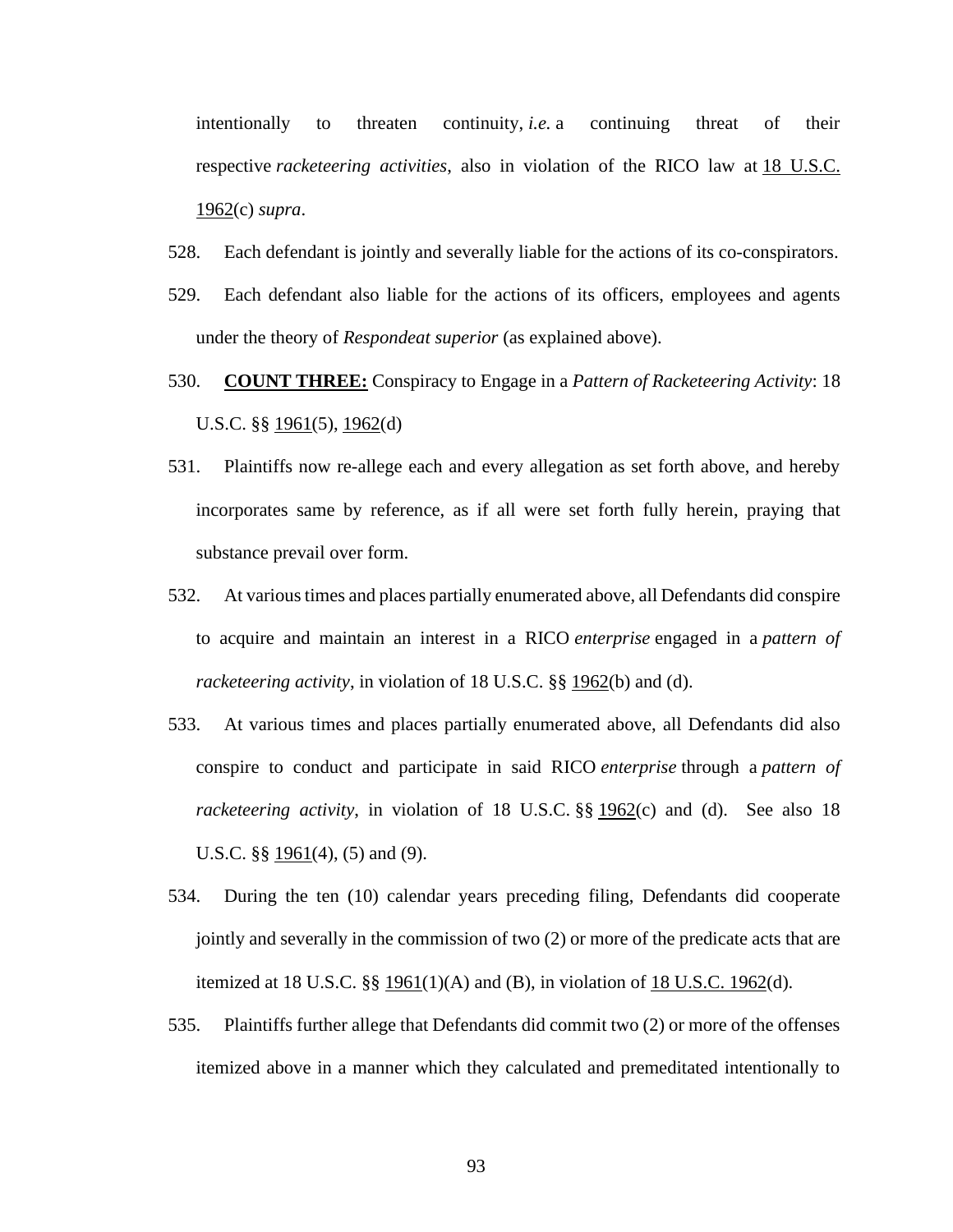intentionally to threaten continuity, *i.e.* a continuing threat of their respective *racketeering activities*, also in violation of the RICO law at 18 U.S.C. 1962(c) *supra*.

528. Each defendant is jointly and severally liable for the actions of its co-conspirators.

529. Each defendant also liable for the actions of its officers, employees and agents under the theory of *Respondeat superior* (as explained above).

530. **COUNT THREE:** Conspiracy to Engage in a *Pattern of Racketeering Activity*: 18 U.S.C. §§ 1961(5), 1962(d)

531. Plaintiffs now re-allege each and every allegation as set forth above, and hereby incorporates same by reference, as if all were set forth fully herein, praying that substance prevail over form.

532. At various times and places partially enumerated above, all Defendants did conspire to acquire and maintain an interest in a RICO *enterprise* engaged in a *pattern of racketeering activity*, in violation of 18 U.S.C. §§ 1962(b) and (d).

533. At various times and places partially enumerated above, all Defendants did also conspire to conduct and participate in said RICO *enterprise* through a *pattern of racketeering activity*, in violation of 18 U.S.C. §§ 1962(c) and (d). See also 18 U.S.C. §§ 1961(4), (5) and (9).

534. During the ten (10) calendar years preceding filing, Defendants did cooperate jointly and severally in the commission of two (2) or more of the predicate acts that are itemized at 18 U.S.C. §§ 1961(1)(A) and (B), in violation of 18 U.S.C. 1962(d).

535. Plaintiffs further allege that Defendants did commit two (2) or more of the offenses itemized above in a manner which they calculated and premeditated intentionally to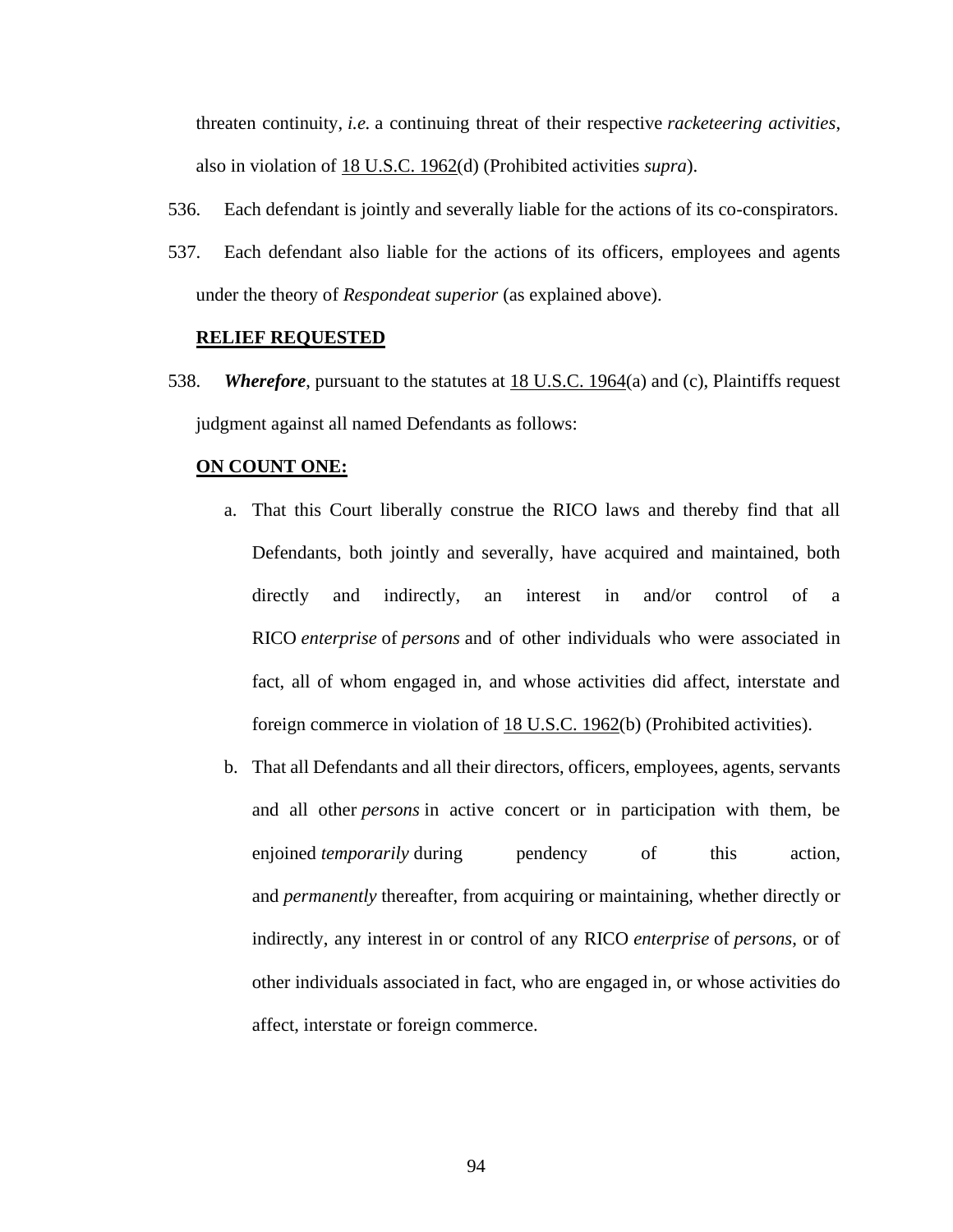threaten continuity, *i.e.* a continuing threat of their respective *racketeering activities*, also in violation of 18 U.S.C. 1962(d) (Prohibited activities *supra*).

536. Each defendant is jointly and severally liable for the actions of its co-conspirators.

537. Each defendant also liable for the actions of its officers, employees and agents under the theory of *Respondeat superior* (as explained above).

**RELIEF REQUESTED**

538. ***Wherefore***, pursuant to the statutes at 18 U.S.C. 1964(a) and (c), Plaintiffs request judgment against all named Defendants as follows:

**ON COUNT ONE:**

a. That this Court liberally construe the RICO laws and thereby find that all Defendants, both jointly and severally, have acquired and maintained, both directly and indirectly, an interest in and/or control of a RICO *enterprise* of *persons* and of other individuals who were associated in fact, all of whom engaged in, and whose activities did affect, interstate and foreign commerce in violation of 18 U.S.C. 1962(b) (Prohibited activities).

b. That all Defendants and all their directors, officers, employees, agents, servants and all other *persons* in active concert or in participation with them, be enjoined *temporarily* during pendency of this action, and *permanently* thereafter, from acquiring or maintaining, whether directly or indirectly, any interest in or control of any RICO *enterprise* of *persons*, or of other individuals associated in fact, who are engaged in, or whose activities do affect, interstate or foreign commerce.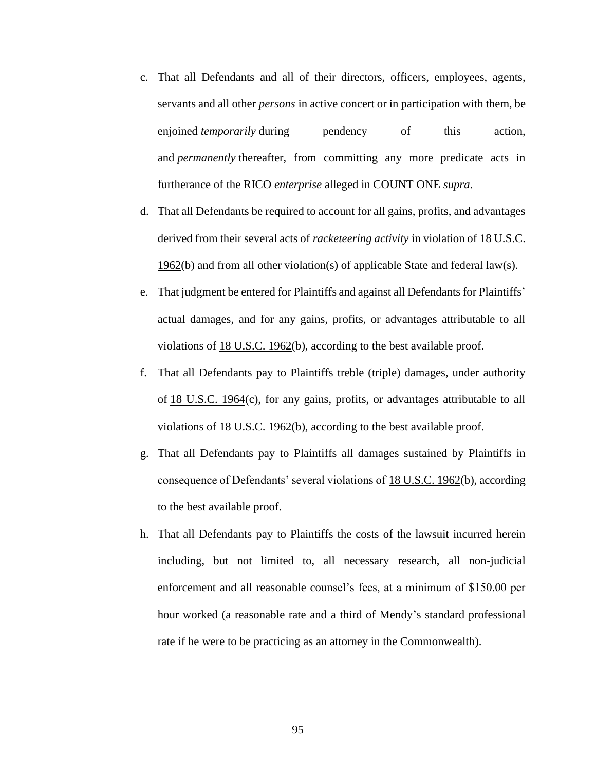c. That all Defendants and all of their directors, officers, employees, agents, servants and all other *persons* in active concert or in participation with them, be enjoined *temporarily* during pendency of this action, and *permanently* thereafter, from committing any more predicate acts in furtherance of the RICO *enterprise* alleged in COUNT ONE *supra*.

d. That all Defendants be required to account for all gains, profits, and advantages derived from their several acts of *racketeering activity* in violation of 18 U.S.C. 1962(b) and from all other violation(s) of applicable State and federal law(s).

e. That judgment be entered for Plaintiffs and against all Defendants for Plaintiffs' actual damages, and for any gains, profits, or advantages attributable to all violations of 18 U.S.C. 1962(b), according to the best available proof.

f. That all Defendants pay to Plaintiffs treble (triple) damages, under authority of 18 U.S.C. 1964(c), for any gains, profits, or advantages attributable to all violations of 18 U.S.C. 1962(b), according to the best available proof.

g. That all Defendants pay to Plaintiffs all damages sustained by Plaintiffs in consequence of Defendants' several violations of 18 U.S.C. 1962(b), according to the best available proof.

h. That all Defendants pay to Plaintiffs the costs of the lawsuit incurred herein including, but not limited to, all necessary research, all non-judicial enforcement and all reasonable counsel's fees, at a minimum of $150.00 per hour worked (a reasonable rate and a third of Mendy's standard professional rate if he were to be practicing as an attorney in the Commonwealth).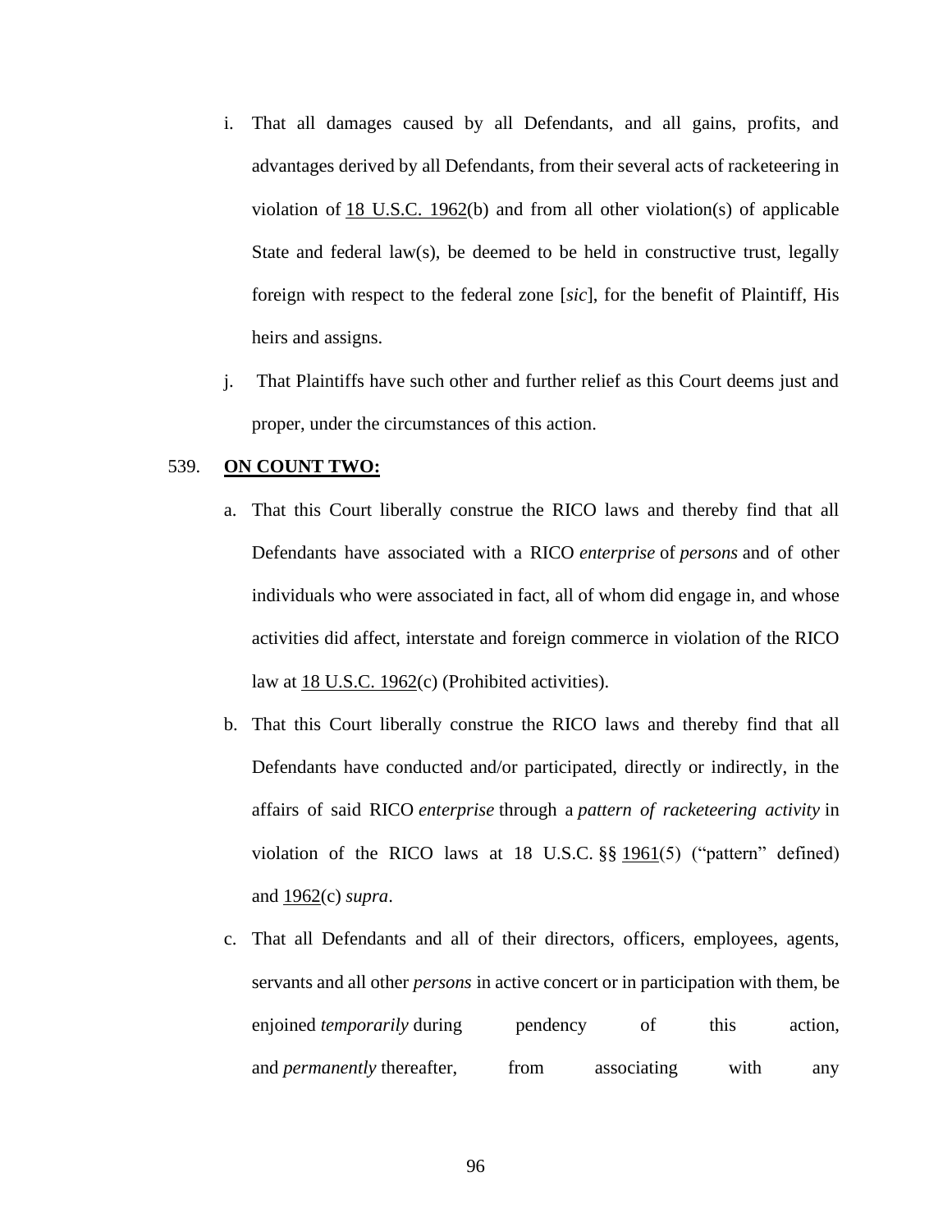i. That all damages caused by all Defendants, and all gains, profits, and advantages derived by all Defendants, from their several acts of racketeering in violation of 18 U.S.C. 1962(b) and from all other violation(s) of applicable State and federal law(s), be deemed to be held in constructive trust, legally foreign with respect to the federal zone [*sic*], for the benefit of Plaintiff, His heirs and assigns.

j. That Plaintiffs have such other and further relief as this Court deems just and proper, under the circumstances of this action.

539. **ON COUNT TWO:**

a. That this Court liberally construe the RICO laws and thereby find that all Defendants have associated with a RICO *enterprise* of *persons* and of other individuals who were associated in fact, all of whom did engage in, and whose activities did affect, interstate and foreign commerce in violation of the RICO law at 18 U.S.C. 1962(c) (Prohibited activities).

b. That this Court liberally construe the RICO laws and thereby find that all Defendants have conducted and/or participated, directly or indirectly, in the affairs of said RICO *enterprise* through a *pattern of racketeering activity* in violation of the RICO laws at 18 U.S.C. §§ 1961(5) ("pattern" defined) and 1962(c) *supra*.

c. That all Defendants and all of their directors, officers, employees, agents, servants and all other *persons* in active concert or in participation with them, be enjoined *temporarily* during pendency of this action, and *permanently* thereafter, from associating with any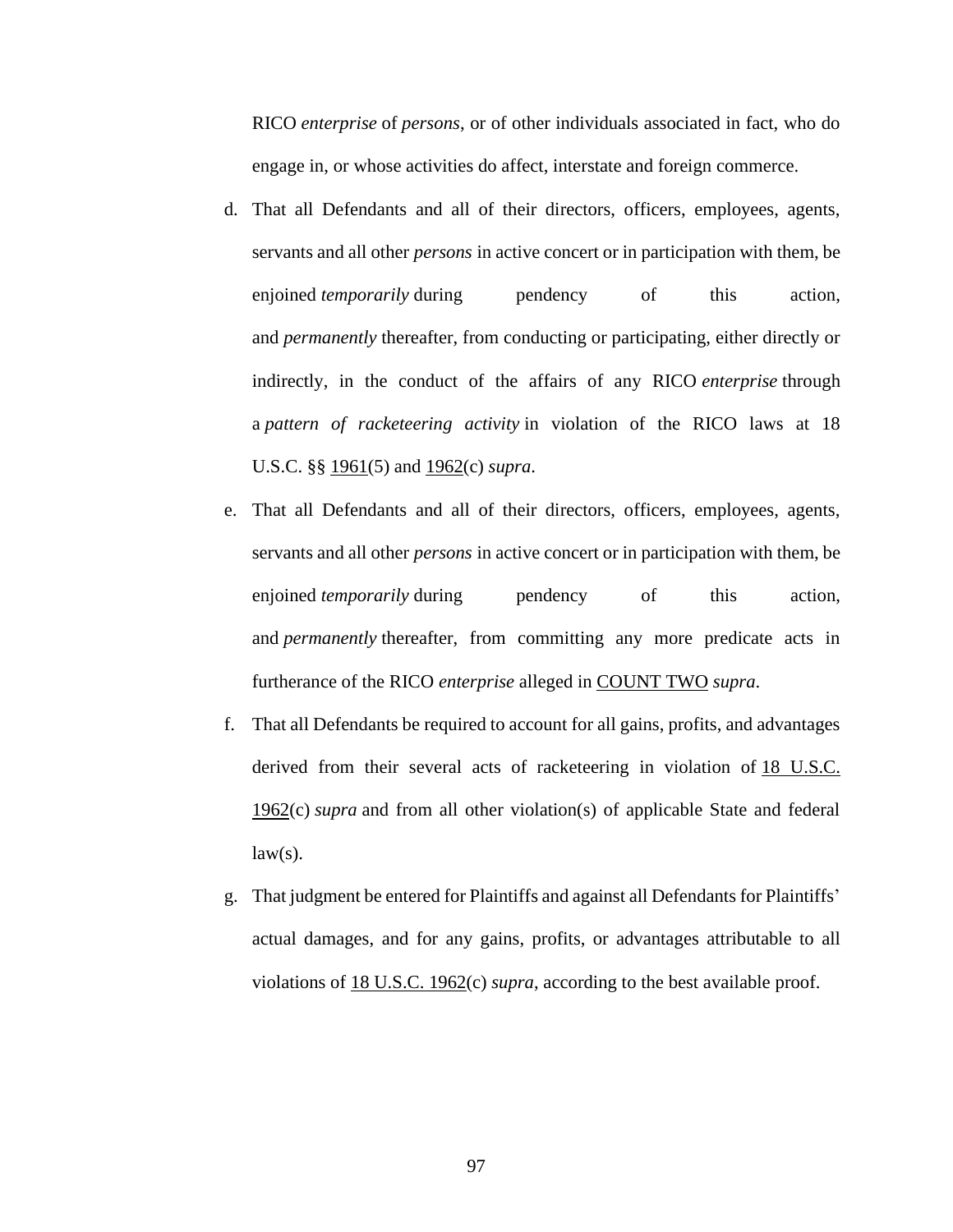RICO *enterprise* of *persons*, or of other individuals associated in fact, who do engage in, or whose activities do affect, interstate and foreign commerce.

d. That all Defendants and all of their directors, officers, employees, agents, servants and all other *persons* in active concert or in participation with them, be enjoined *temporarily* during pendency of this action, and *permanently* thereafter, from conducting or participating, either directly or indirectly, in the conduct of the affairs of any RICO *enterprise* through a *pattern of racketeering activity* in violation of the RICO laws at 18 U.S.C. §§ 1961(5) and 1962(c) *supra*.

e. That all Defendants and all of their directors, officers, employees, agents, servants and all other *persons* in active concert or in participation with them, be enjoined *temporarily* during pendency of this action, and *permanently* thereafter, from committing any more predicate acts in furtherance of the RICO *enterprise* alleged in COUNT TWO *supra*.

f. That all Defendants be required to account for all gains, profits, and advantages derived from their several acts of racketeering in violation of 18 U.S.C. 1962(c) *supra* and from all other violation(s) of applicable State and federal law(s).

g. That judgment be entered for Plaintiffs and against all Defendants for Plaintiffs' actual damages, and for any gains, profits, or advantages attributable to all violations of 18 U.S.C. 1962(c) *supra*, according to the best available proof.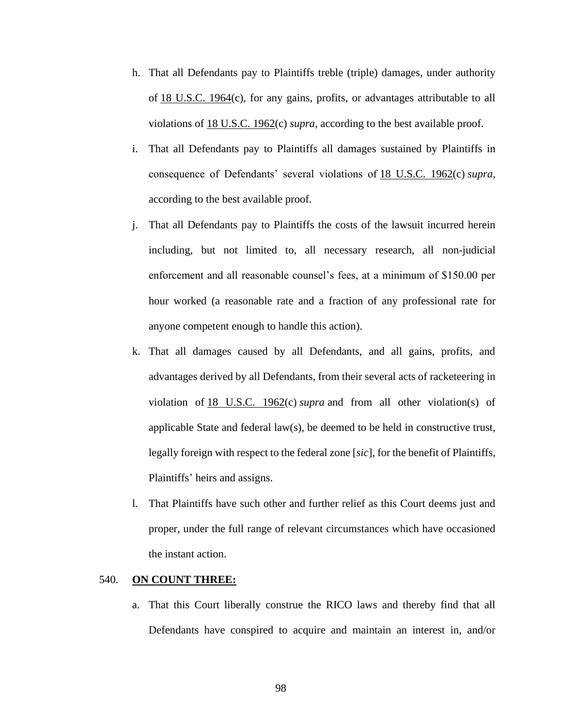h. That all Defendants pay to Plaintiffs treble (triple) damages, under authority of 18 U.S.C. 1964(c), for any gains, profits, or advantages attributable to all violations of 18 U.S.C. 1962(c) *supra*, according to the best available proof.

i. That all Defendants pay to Plaintiffs all damages sustained by Plaintiffs in consequence of Defendants' several violations of 18 U.S.C. 1962(c) *supra*, according to the best available proof.

j. That all Defendants pay to Plaintiffs the costs of the lawsuit incurred herein including, but not limited to, all necessary research, all non-judicial enforcement and all reasonable counsel's fees, at a minimum of $150.00 per hour worked (a reasonable rate and a fraction of any professional rate for anyone competent enough to handle this action).

k. That all damages caused by all Defendants, and all gains, profits, and advantages derived by all Defendants, from their several acts of racketeering in violation of 18 U.S.C. 1962(c) *supra* and from all other violation(s) of applicable State and federal law(s), be deemed to be held in constructive trust, legally foreign with respect to the federal zone [*sic*], for the benefit of Plaintiffs, Plaintiffs' heirs and assigns.

l. That Plaintiffs have such other and further relief as this Court deems just and proper, under the full range of relevant circumstances which have occasioned the instant action.

540. **ON COUNT THREE:**

a. That this Court liberally construe the RICO laws and thereby find that all Defendants have conspired to acquire and maintain an interest in, and/or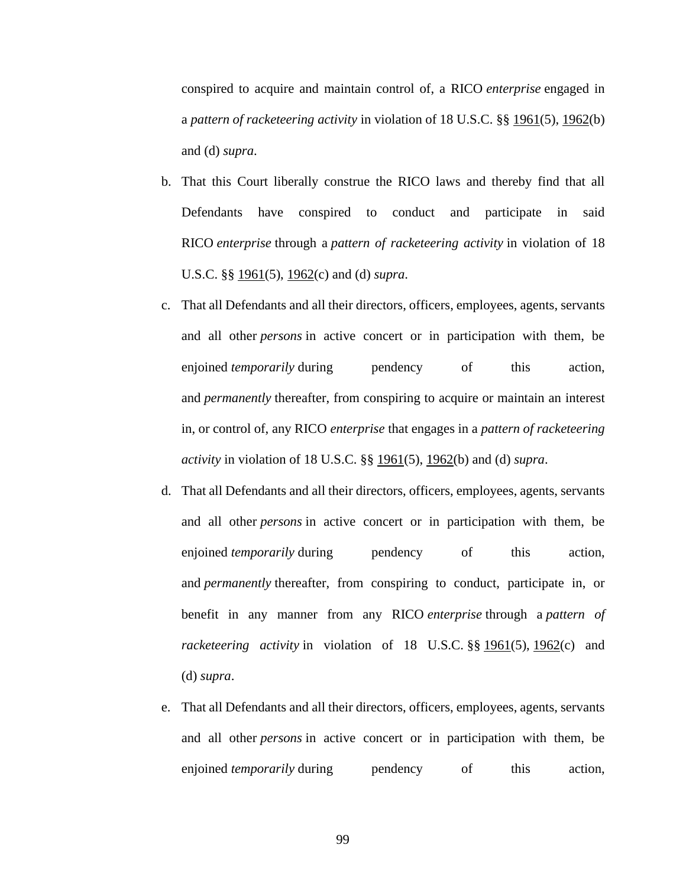conspired to acquire and maintain control of, a RICO *enterprise* engaged in a *pattern of racketeering activity* in violation of 18 U.S.C. §§ 1961(5), 1962(b) and (d) *supra*.

b. That this Court liberally construe the RICO laws and thereby find that all Defendants have conspired to conduct and participate in said RICO *enterprise* through a *pattern of racketeering activity* in violation of 18 U.S.C. §§ 1961(5), 1962(c) and (d) *supra*.

c. That all Defendants and all their directors, officers, employees, agents, servants and all other *persons* in active concert or in participation with them, be enjoined *temporarily* during pendency of this action, and *permanently* thereafter, from conspiring to acquire or maintain an interest in, or control of, any RICO *enterprise* that engages in a *pattern of racketeering activity* in violation of 18 U.S.C. §§ 1961(5), 1962(b) and (d) *supra*.

d. That all Defendants and all their directors, officers, employees, agents, servants and all other *persons* in active concert or in participation with them, be enjoined *temporarily* during pendency of this action, and *permanently* thereafter, from conspiring to conduct, participate in, or benefit in any manner from any RICO *enterprise* through a *pattern of racketeering activity* in violation of 18 U.S.C. §§ 1961(5), 1962(c) and (d) *supra*.

e. That all Defendants and all their directors, officers, employees, agents, servants and all other *persons* in active concert or in participation with them, be enjoined *temporarily* during pendency of this action,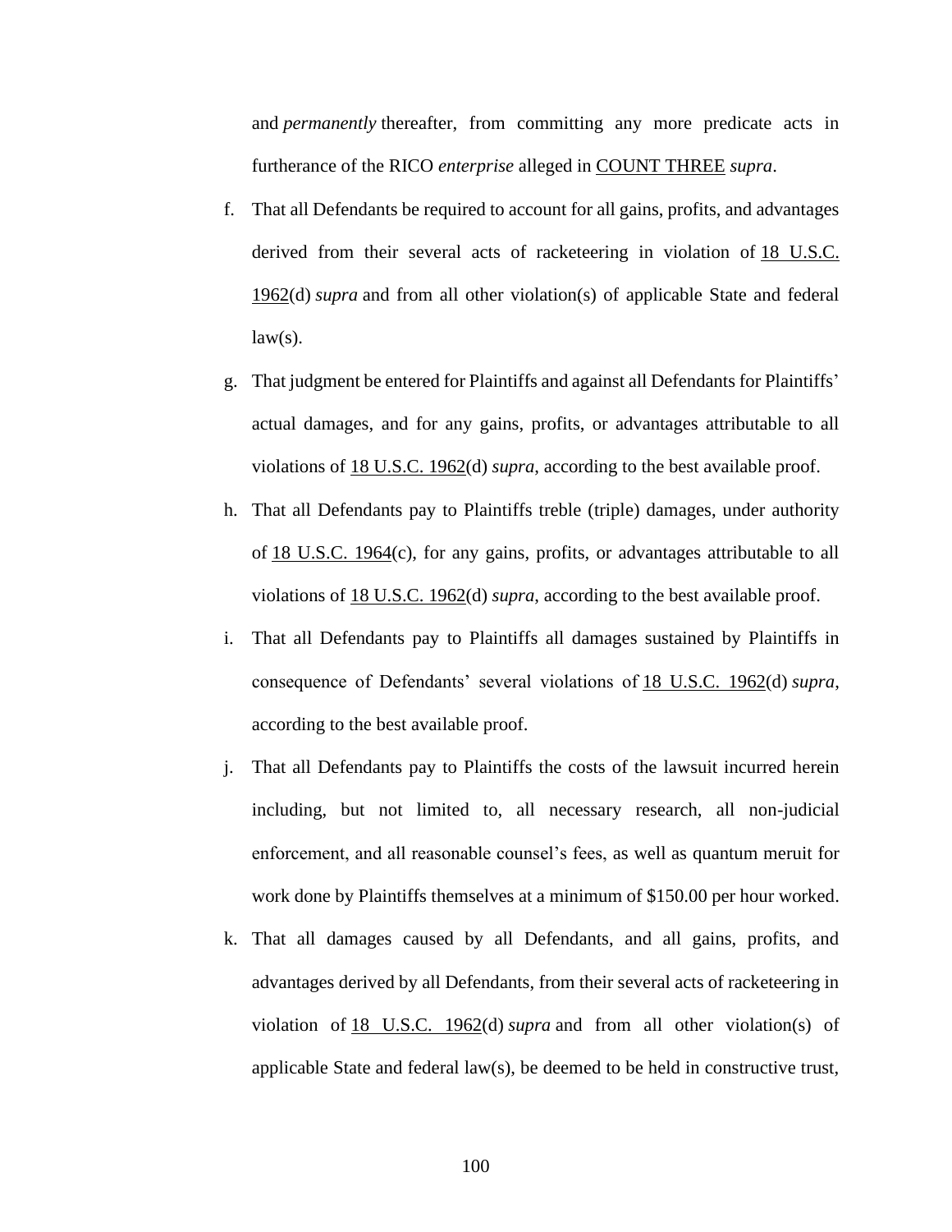and *permanently* thereafter, from committing any more predicate acts in furtherance of the RICO *enterprise* alleged in COUNT THREE *supra*.

f. That all Defendants be required to account for all gains, profits, and advantages derived from their several acts of racketeering in violation of 18 U.S.C. 1962(d) *supra* and from all other violation(s) of applicable State and federal law(s).

g. That judgment be entered for Plaintiffs and against all Defendants for Plaintiffs' actual damages, and for any gains, profits, or advantages attributable to all violations of 18 U.S.C. 1962(d) *supra*, according to the best available proof.

h. That all Defendants pay to Plaintiffs treble (triple) damages, under authority of 18 U.S.C. 1964(c), for any gains, profits, or advantages attributable to all violations of 18 U.S.C. 1962(d) *supra*, according to the best available proof.

i. That all Defendants pay to Plaintiffs all damages sustained by Plaintiffs in consequence of Defendants' several violations of 18 U.S.C. 1962(d) *supra*, according to the best available proof.

j. That all Defendants pay to Plaintiffs the costs of the lawsuit incurred herein including, but not limited to, all necessary research, all non-judicial enforcement, and all reasonable counsel's fees, as well as quantum meruit for work done by Plaintiffs themselves at a minimum of $150.00 per hour worked.

k. That all damages caused by all Defendants, and all gains, profits, and advantages derived by all Defendants, from their several acts of racketeering in violation of 18 U.S.C. 1962(d) *supra* and from all other violation(s) of applicable State and federal law(s), be deemed to be held in constructive trust,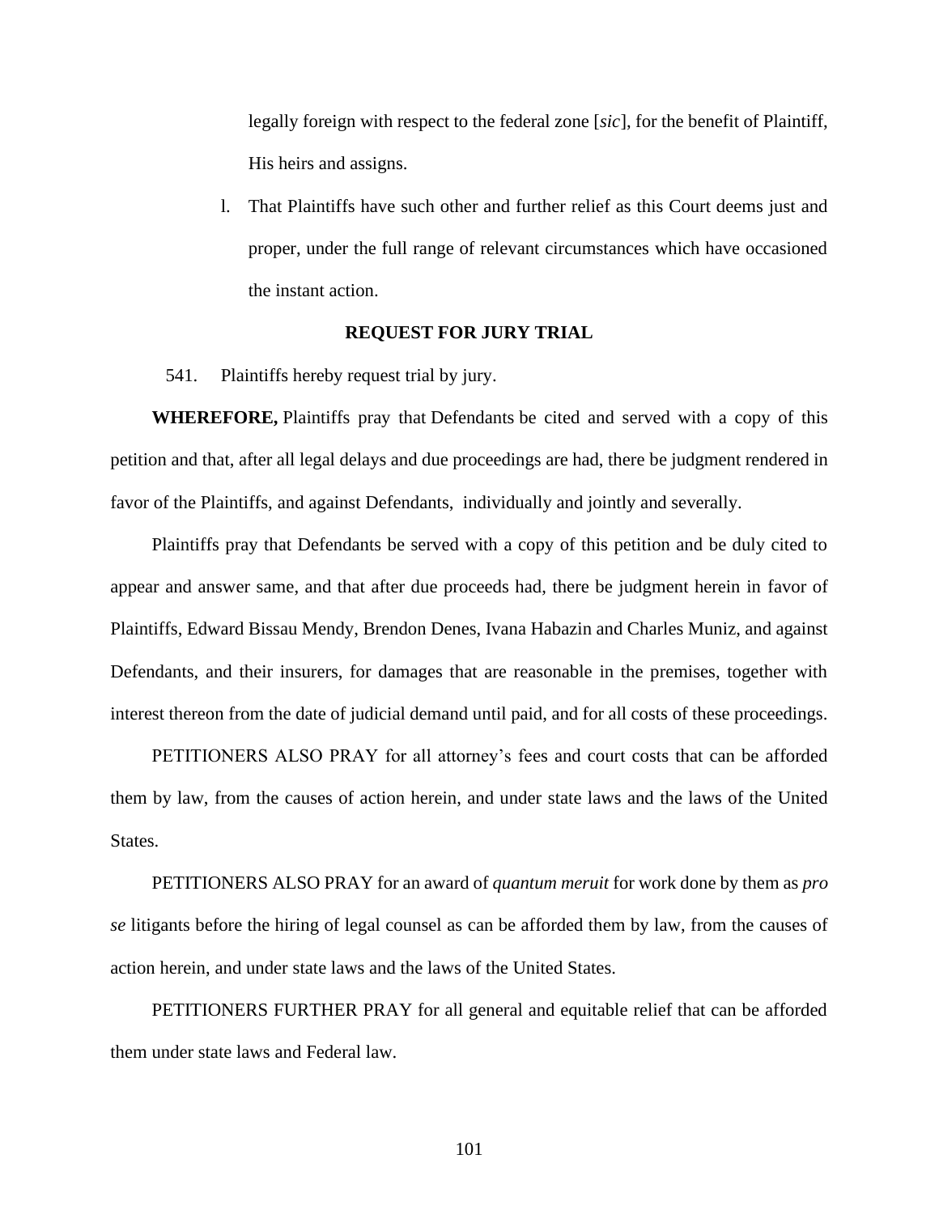legally foreign with respect to the federal zone [*sic*], for the benefit of Plaintiff, His heirs and assigns.

l. That Plaintiffs have such other and further relief as this Court deems just and proper, under the full range of relevant circumstances which have occasioned the instant action.

**REQUEST FOR JURY TRIAL**

541. Plaintiffs hereby request trial by jury.

**WHEREFORE,** Plaintiffs pray that Defendants be cited and served with a copy of this petition and that, after all legal delays and due proceedings are had, there be judgment rendered in favor of the Plaintiffs, and against Defendants, individually and jointly and severally.

Plaintiffs pray that Defendants be served with a copy of this petition and be duly cited to appear and answer same, and that after due proceeds had, there be judgment herein in favor of Plaintiffs, Edward Bissau Mendy, Brendon Denes, Ivana Habazin and Charles Muniz, and against Defendants, and their insurers, for damages that are reasonable in the premises, together with interest thereon from the date of judicial demand until paid, and for all costs of these proceedings.

PETITIONERS ALSO PRAY for all attorney's fees and court costs that can be afforded them by law, from the causes of action herein, and under state laws and the laws of the United States.

PETITIONERS ALSO PRAY for an award of *quantum meruit* for work done by them as *pro se* litigants before the hiring of legal counsel as can be afforded them by law, from the causes of action herein, and under state laws and the laws of the United States.

PETITIONERS FURTHER PRAY for all general and equitable relief that can be afforded them under state laws and Federal law.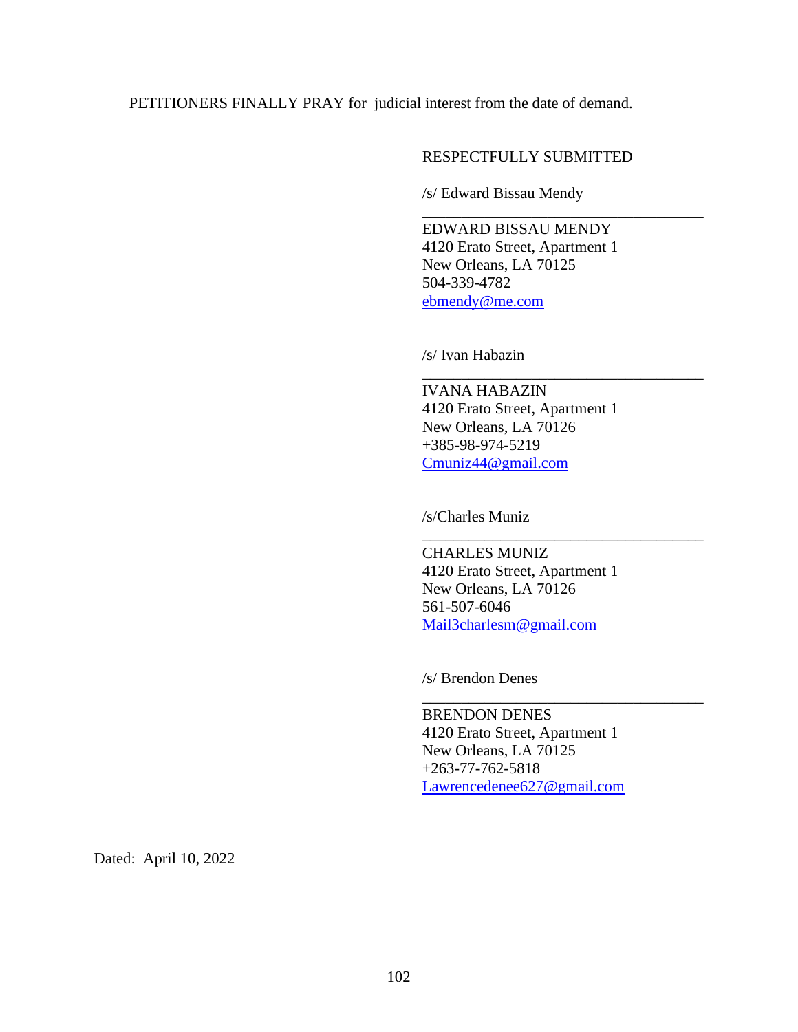PETITIONERS FINALLY PRAY for judicial interest from the date of demand.

RESPECTFULLY SUBMITTED

/s/ Edward Bissau Mendy

______________________________________

EDWARD BISSAU MENDY
4120 Erato Street, Apartment 1
New Orleans, LA 70125
504-339-4782
ebmendy@me.com

/s/ Ivan Habazin

______________________________________

IVANA HABAZIN
4120 Erato Street, Apartment 1
New Orleans, LA 70126
+385-98-974-5219
Cmuniz44@gmail.com

/s/Charles Muniz

______________________________________

CHARLES MUNIZ
4120 Erato Street, Apartment 1
New Orleans, LA 70126
561-507-6046
Mail3charlesm@gmail.com

/s/ Brendon Denes

______________________________________

BRENDON DENES
4120 Erato Street, Apartment 1
New Orleans, LA 70125
+263-77-762-5818
Lawrencedenee627@gmail.com

Dated: April 10, 2022